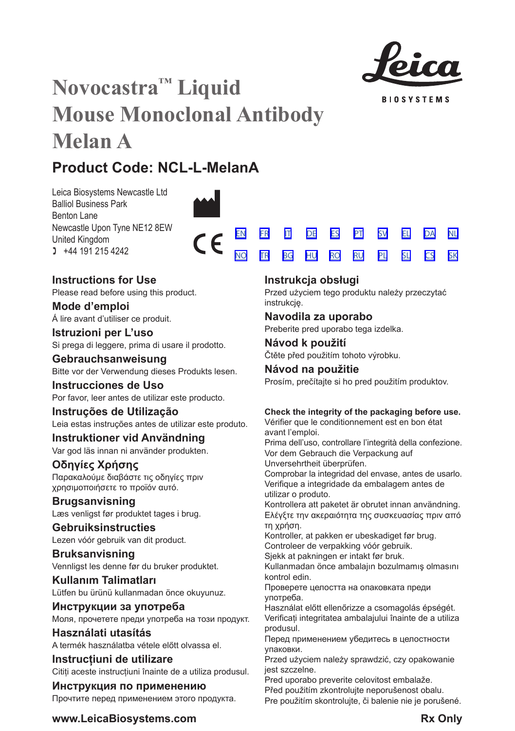# Novocastra™ Liquid Mouse Monoclonal Antibody Melan A

Leica BIOSYSTEMS

## Product Code: NCL-L-MelanA

Leica Biosystems Newcastle Ltd
Balliol Business Park
Benton Lane
Newcastle Upon Tyne NE12 8EW
United Kingdom
☏ +44 191 215 4242

CE

EN FR IT DE ES PT SV EL DA NL
NO TR BG HU RO RU PL SL CS SK

### Instructions for Use
Please read before using this product.

### Mode d'emploi
Á lire avant d'utiliser ce produit.

### Istruzioni per L'uso
Si prega di leggere, prima di usare il prodotto.

### Gebrauchsanweisung
Bitte vor der Verwendung dieses Produkts lesen.

### Instrucciones de Uso
Por favor, leer antes de utilizar este producto.

### Instruções de Utilização
Leia estas instruções antes de utilizar este produto.

### Instruktioner vid Användning
Var god läs innan ni använder produkten.

### Οδηγίες Χρήσης
Παρακαλούμε διαβάστε τις οδηγίες πριν χρησιμοποιήσετε το προϊόν αυτό.

### Brugsanvisning
Læs venligst før produktet tages i brug.

### Gebruiksinstructies
Lezen vóór gebruik van dit product.

### Bruksanvisning
Vennligst les denne før du bruker produktet.

### Kullanım Talimatları
Lütfen bu ürünü kullanmadan önce okuyunuz.

### Инструкции за употреба
Моля, прочетете преди употреба на този продукт.

### Használati utasítás
A termék használatba vétele előtt olvassa el.

### Instrucțiuni de utilizare
Citiți aceste instrucțiuni înainte de a utiliza produsul.

### Инструкция по применению
Прочтите перед применением этого продукта.

### Instrukcja obsługi
Przed użyciem tego produktu należy przeczytać instrukcję.

### Navodila za uporabo
Preberite pred uporabo tega izdelka.

### Návod k použití
Čtěte před použitím tohoto výrobku.

### Návod na použitie
Prosím, prečítajte si ho pred použitím produktov.

**Check the integrity of the packaging before use.**
Vérifier que le conditionnement est en bon état avant l'emploi.
Prima dell'uso, controllare l'integrità della confezione.
Vor dem Gebrauch die Verpackung auf Unversehrtheit überprüfen.
Comprobar la integridad del envase, antes de usarlo.
Verifique a integridade da embalagem antes de utilizar o produto.
Kontrollera att paketet är obrutet innan användning.
Ελέγξτε την ακεραιότητα της συσκευασίας πριν από τη χρήση.
Kontroller, at pakken er ubeskadiget før brug.
Controleer de verpakking vóór gebruik.
Sjekk at pakningen er intakt før bruk.
Kullanmadan önce ambalajın bozulmamış olmasını kontrol edin.
Проверете целостта на опаковката преди употреба.
Használat előtt ellenőrizze a csomagolás épségét.
Verificați integritatea ambalajului înainte de a utiliza produsul.
Перед применением убедитесь в целостности упаковки.
Przed użyciem należy sprawdzić, czy opakowanie jest szczelne.
Pred uporabo preverite celovitost embalaže.
Před použitím zkontrolujte neporušenost obalu.
Pre použitím skontrolujte, či balenie nie je porušené.

**www.LeicaBiosystems.com** **Rx Only**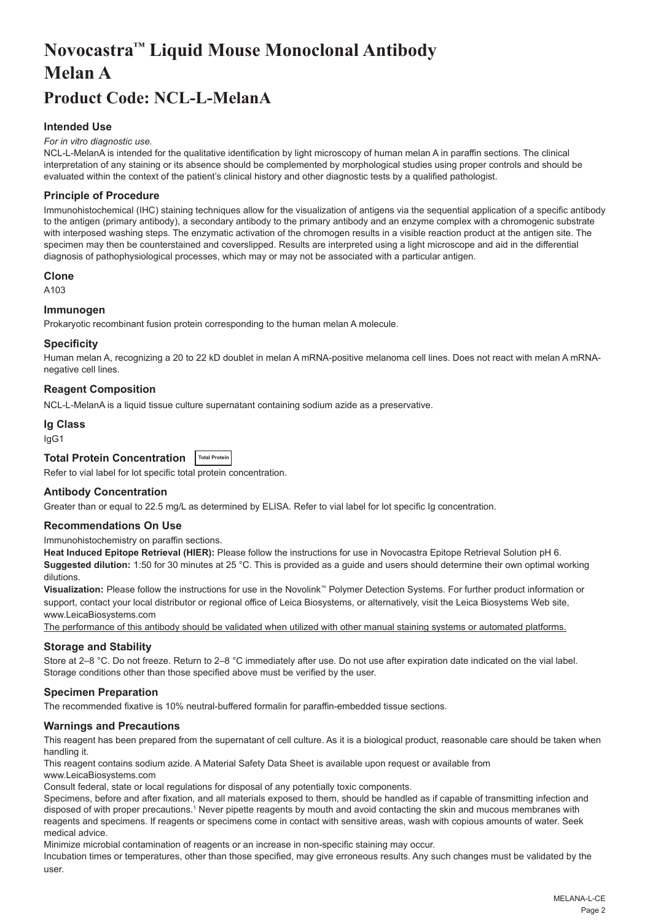# Novocastra™ Liquid Mouse Monoclonal Antibody Melan A

# Product Code: NCL-L-MelanA

### Intended Use

*For in vitro diagnostic use.*

NCL-L-MelanA is intended for the qualitative identification by light microscopy of human melan A in paraffin sections. The clinical interpretation of any staining or its absence should be complemented by morphological studies using proper controls and should be evaluated within the context of the patient's clinical history and other diagnostic tests by a qualified pathologist.

### Principle of Procedure

Immunohistochemical (IHC) staining techniques allow for the visualization of antigens via the sequential application of a specific antibody to the antigen (primary antibody), a secondary antibody to the primary antibody and an enzyme complex with a chromogenic substrate with interposed washing steps. The enzymatic activation of the chromogen results in a visible reaction product at the antigen site. The specimen may then be counterstained and coverslipped. Results are interpreted using a light microscope and aid in the differential diagnosis of pathophysiological processes, which may or may not be associated with a particular antigen.

### Clone

A103

### Immunogen

Prokaryotic recombinant fusion protein corresponding to the human melan A molecule.

### Specificity

Human melan A, recognizing a 20 to 22 kD doublet in melan A mRNA-positive melanoma cell lines. Does not react with melan A mRNA-negative cell lines.

### Reagent Composition

NCL-L-MelanA is a liquid tissue culture supernatant containing sodium azide as a preservative.

### Ig Class

IgG1

### Total Protein Concentration [Total Protein]

Refer to vial label for lot specific total protein concentration.

### Antibody Concentration

Greater than or equal to 22.5 mg/L as determined by ELISA. Refer to vial label for lot specific Ig concentration.

### Recommendations On Use

Immunohistochemistry on paraffin sections.

**Heat Induced Epitope Retrieval (HIER):** Please follow the instructions for use in Novocastra Epitope Retrieval Solution pH 6.

**Suggested dilution:** 1:50 for 30 minutes at 25 °C. This is provided as a guide and users should determine their own optimal working dilutions.

**Visualization:** Please follow the instructions for use in the Novolink™ Polymer Detection Systems. For further product information or support, contact your local distributor or regional office of Leica Biosystems, or alternatively, visit the Leica Biosystems Web site, www.LeicaBiosystems.com

<u>The performance of this antibody should be validated when utilized with other manual staining systems or automated platforms.</u>

### Storage and Stability

Store at 2–8 °C. Do not freeze. Return to 2–8 °C immediately after use. Do not use after expiration date indicated on the vial label. Storage conditions other than those specified above must be verified by the user.

### Specimen Preparation

The recommended fixative is 10% neutral-buffered formalin for paraffin-embedded tissue sections.

### Warnings and Precautions

This reagent has been prepared from the supernatant of cell culture. As it is a biological product, reasonable care should be taken when handling it.

This reagent contains sodium azide. A Material Safety Data Sheet is available upon request or available from www.LeicaBiosystems.com

Consult federal, state or local regulations for disposal of any potentially toxic components.

Specimens, before and after fixation, and all materials exposed to them, should be handled as if capable of transmitting infection and disposed of with proper precautions.[1] Never pipette reagents by mouth and avoid contacting the skin and mucous membranes with reagents and specimens. If reagents or specimens come in contact with sensitive areas, wash with copious amounts of water. Seek medical advice.

Minimize microbial contamination of reagents or an increase in non-specific staining may occur.

Incubation times or temperatures, other than those specified, may give erroneous results. Any such changes must be validated by the user.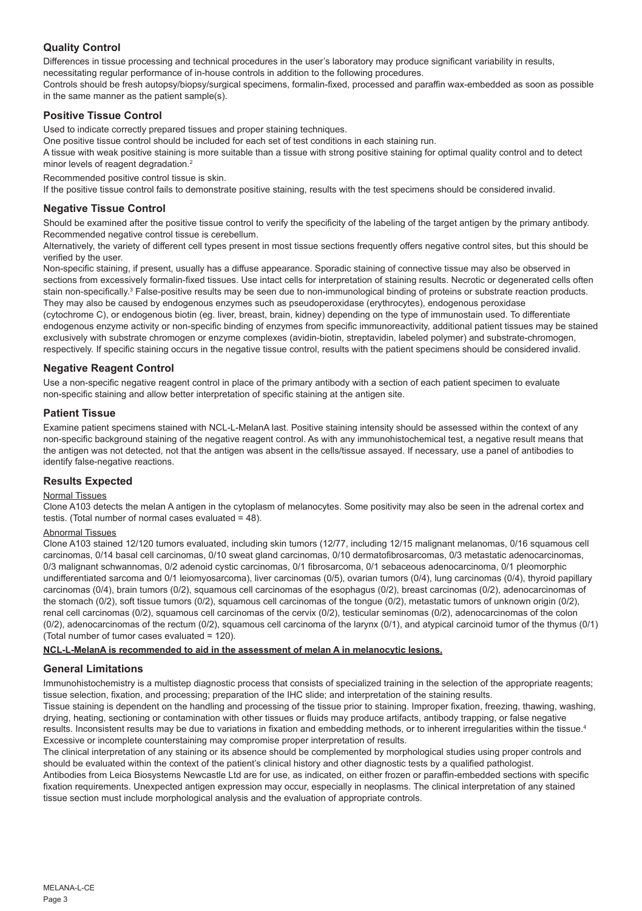## Quality Control

Differences in tissue processing and technical procedures in the user's laboratory may produce significant variability in results, necessitating regular performance of in-house controls in addition to the following procedures.

Controls should be fresh autopsy/biopsy/surgical specimens, formalin-fixed, processed and paraffin wax-embedded as soon as possible in the same manner as the patient sample(s).

## Positive Tissue Control

Used to indicate correctly prepared tissues and proper staining techniques.

One positive tissue control should be included for each set of test conditions in each staining run.

A tissue with weak positive staining is more suitable than a tissue with strong positive staining for optimal quality control and to detect minor levels of reagent degradation.[2]

Recommended positive control tissue is skin.

If the positive tissue control fails to demonstrate positive staining, results with the test specimens should be considered invalid.

## Negative Tissue Control

Should be examined after the positive tissue control to verify the specificity of the labeling of the target antigen by the primary antibody.

Recommended negative control tissue is cerebellum.

Alternatively, the variety of different cell types present in most tissue sections frequently offers negative control sites, but this should be verified by the user.

Non-specific staining, if present, usually has a diffuse appearance. Sporadic staining of connective tissue may also be observed in sections from excessively formalin-fixed tissues. Use intact cells for interpretation of staining results. Necrotic or degenerated cells often stain non-specifically.[3] False-positive results may be seen due to non-immunological binding of proteins or substrate reaction products. They may also be caused by endogenous enzymes such as pseudoperoxidase (erythrocytes), endogenous peroxidase (cytochrome C), or endogenous biotin (eg. liver, breast, brain, kidney) depending on the type of immunostain used. To differentiate endogenous enzyme activity or non-specific binding of enzymes from specific immunoreactivity, additional patient tissues may be stained exclusively with substrate chromogen or enzyme complexes (avidin-biotin, streptavidin, labeled polymer) and substrate-chromogen, respectively. If specific staining occurs in the negative tissue control, results with the patient specimens should be considered invalid.

## Negative Reagent Control

Use a non-specific negative reagent control in place of the primary antibody with a section of each patient specimen to evaluate non-specific staining and allow better interpretation of specific staining at the antigen site.

## Patient Tissue

Examine patient specimens stained with NCL-L-MelanA last. Positive staining intensity should be assessed within the context of any non-specific background staining of the negative reagent control. As with any immunohistochemical test, a negative result means that the antigen was not detected, not that the antigen was absent in the cells/tissue assayed. If necessary, use a panel of antibodies to identify false-negative reactions.

## Results Expected

Normal Tissues

Clone A103 detects the melan A antigen in the cytoplasm of melanocytes. Some positivity may also be seen in the adrenal cortex and testis. (Total number of normal cases evaluated = 48).

Abnormal Tissues

Clone A103 stained 12/120 tumors evaluated, including skin tumors (12/77, including 12/15 malignant melanomas, 0/16 squamous cell carcinomas, 0/14 basal cell carcinomas, 0/10 sweat gland carcinomas, 0/10 dermatofibrosarcomas, 0/3 metastatic adenocarcinomas, 0/3 malignant schwannomas, 0/2 adenoid cystic carcinomas, 0/1 fibrosarcoma, 0/1 sebaceous adenocarcinoma, 0/1 pleomorphic undifferentiated sarcoma and 0/1 leiomyosarcoma), liver carcinomas (0/5), ovarian tumors (0/4), lung carcinomas (0/4), thyroid papillary carcinomas (0/4), brain tumors (0/2), squamous cell carcinomas of the esophagus (0/2), breast carcinomas (0/2), adenocarcinomas of the stomach (0/2), soft tissue tumors (0/2), squamous cell carcinomas of the tongue (0/2), metastatic tumors of unknown origin (0/2), renal cell carcinomas (0/2), squamous cell carcinomas of the cervix (0/2), testicular seminomas (0/2), adenocarcinomas of the colon (0/2), adenocarcinomas of the rectum (0/2), squamous cell carcinoma of the larynx (0/1), and atypical carcinoid tumor of the thymus (0/1) (Total number of tumor cases evaluated = 120).

**NCL-L-MelanA is recommended to aid in the assessment of melan A in melanocytic lesions.**

## General Limitations

Immunohistochemistry is a multistep diagnostic process that consists of specialized training in the selection of the appropriate reagents; tissue selection, fixation, and processing; preparation of the IHC slide; and interpretation of the staining results.

Tissue staining is dependent on the handling and processing of the tissue prior to staining. Improper fixation, freezing, thawing, washing, drying, heating, sectioning or contamination with other tissues or fluids may produce artifacts, antibody trapping, or false negative results. Inconsistent results may be due to variations in fixation and embedding methods, or to inherent irregularities within the tissue.[4]

Excessive or incomplete counterstaining may compromise proper interpretation of results.

The clinical interpretation of any staining or its absence should be complemented by morphological studies using proper controls and should be evaluated within the context of the patient's clinical history and other diagnostic tests by a qualified pathologist.

Antibodies from Leica Biosystems Newcastle Ltd are for use, as indicated, on either frozen or paraffin-embedded sections with specific fixation requirements. Unexpected antigen expression may occur, especially in neoplasms. The clinical interpretation of any stained tissue section must include morphological analysis and the evaluation of appropriate controls.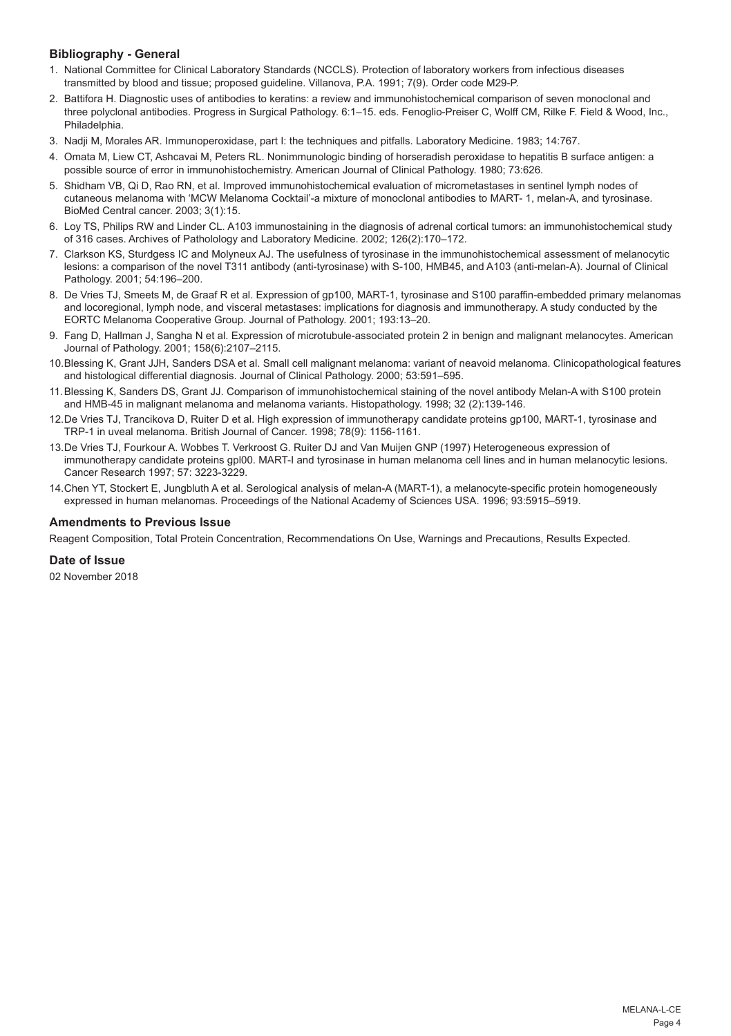### Bibliography - General

1. National Committee for Clinical Laboratory Standards (NCCLS). Protection of laboratory workers from infectious diseases transmitted by blood and tissue; proposed guideline. Villanova, P.A. 1991; 7(9). Order code M29-P.
2. Battifora H. Diagnostic uses of antibodies to keratins: a review and immunohistochemical comparison of seven monoclonal and three polyclonal antibodies. Progress in Surgical Pathology. 6:1–15. eds. Fenoglio-Preiser C, Wolff CM, Rilke F. Field & Wood, Inc., Philadelphia.
3. Nadji M, Morales AR. Immunoperoxidase, part I: the techniques and pitfalls. Laboratory Medicine. 1983; 14:767.
4. Omata M, Liew CT, Ashcavai M, Peters RL. Nonimmunologic binding of horseradish peroxidase to hepatitis B surface antigen: a possible source of error in immunohistochemistry. American Journal of Clinical Pathology. 1980; 73:626.
5. Shidham VB, Qi D, Rao RN, et al. Improved immunohistochemical evaluation of micrometastases in sentinel lymph nodes of cutaneous melanoma with 'MCW Melanoma Cocktail'-a mixture of monoclonal antibodies to MART- 1, melan-A, and tyrosinase. BioMed Central cancer. 2003; 3(1):15.
6. Loy TS, Philips RW and Linder CL. A103 immunostaining in the diagnosis of adrenal cortical tumors: an immunohistochemical study of 316 cases. Archives of Patholology and Laboratory Medicine. 2002; 126(2):170–172.
7. Clarkson KS, Sturdgess IC and Molyneux AJ. The usefulness of tyrosinase in the immunohistochemical assessment of melanocytic lesions: a comparison of the novel T311 antibody (anti-tyrosinase) with S-100, HMB45, and A103 (anti-melan-A). Journal of Clinical Pathology. 2001; 54:196–200.
8. De Vries TJ, Smeets M, de Graaf R et al. Expression of gp100, MART-1, tyrosinase and S100 paraffin-embedded primary melanomas and locoregional, lymph node, and visceral metastases: implications for diagnosis and immunotherapy. A study conducted by the EORTC Melanoma Cooperative Group. Journal of Pathology. 2001; 193:13–20.
9. Fang D, Hallman J, Sangha N et al. Expression of microtubule-associated protein 2 in benign and malignant melanocytes. American Journal of Pathology. 2001; 158(6):2107–2115.
10. Blessing K, Grant JJH, Sanders DSA et al. Small cell malignant melanoma: variant of neavoid melanoma. Clinicopathological features and histological differential diagnosis. Journal of Clinical Pathology. 2000; 53:591–595.
11. Blessing K, Sanders DS, Grant JJ. Comparison of immunohistochemical staining of the novel antibody Melan-A with S100 protein and HMB-45 in malignant melanoma and melanoma variants. Histopathology. 1998; 32 (2):139-146.
12. De Vries TJ, Trancikova D, Ruiter D et al. High expression of immunotherapy candidate proteins gp100, MART-1, tyrosinase and TRP-1 in uveal melanoma. British Journal of Cancer. 1998; 78(9): 1156-1161.
13. De Vries TJ, Fourkour A. Wobbes T. Verkroost G. Ruiter DJ and Van Muijen GNP (1997) Heterogeneous expression of immunotherapy candidate proteins gpl00. MART-l and tyrosinase in human melanoma cell lines and in human melanocytic lesions. Cancer Research 1997; 57: 3223-3229.
14. Chen YT, Stockert E, Jungbluth A et al. Serological analysis of melan-A (MART-1), a melanocyte-specific protein homogeneously expressed in human melanomas. Proceedings of the National Academy of Sciences USA. 1996; 93:5915–5919.

### Amendments to Previous Issue

Reagent Composition, Total Protein Concentration, Recommendations On Use, Warnings and Precautions, Results Expected.

### Date of Issue

02 November 2018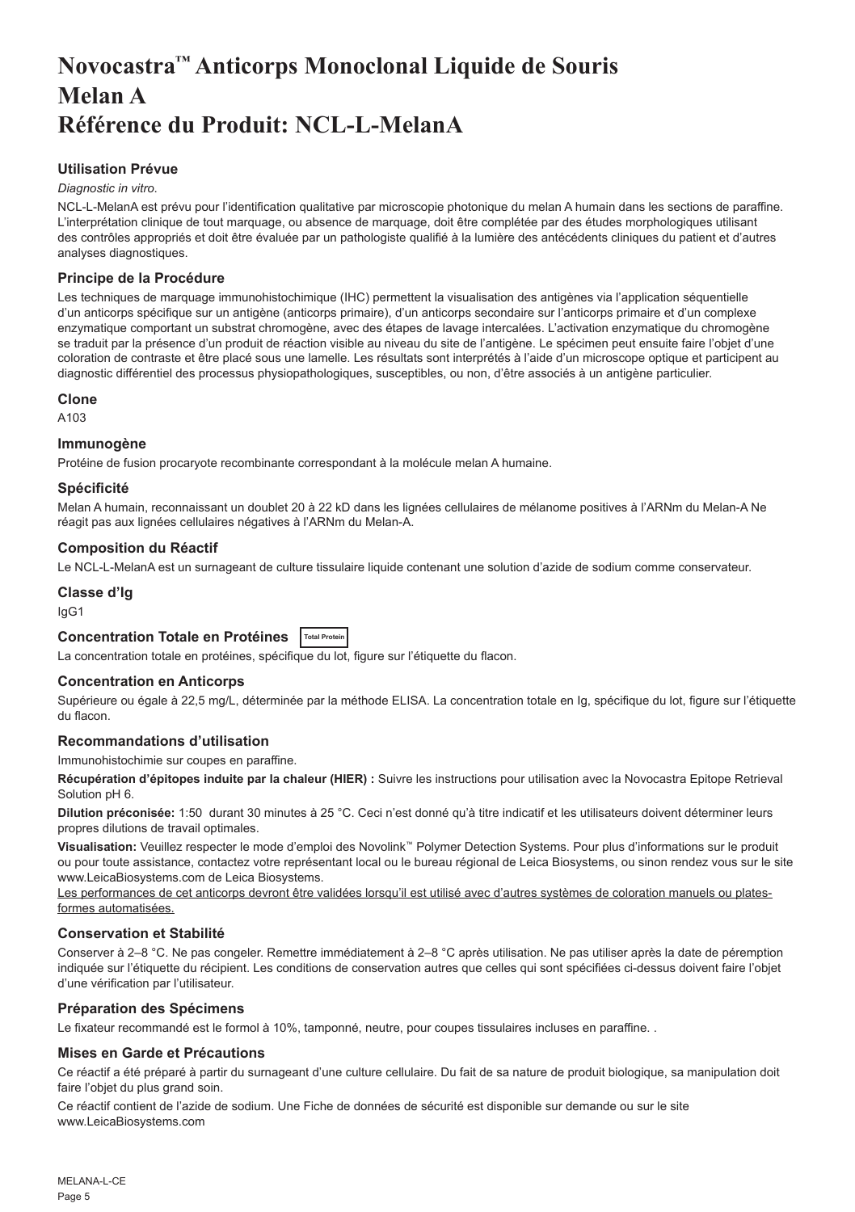# Novocastra™ Anticorps Monoclonal Liquide de Souris Melan A Référence du Produit: NCL-L-MelanA

### Utilisation Prévue

*Diagnostic in vitro*.

NCL-L-MelanA est prévu pour l'identification qualitative par microscopie photonique du melan A humain dans les sections de paraffine. L'interprétation clinique de tout marquage, ou absence de marquage, doit être complétée par des études morphologiques utilisant des contrôles appropriés et doit être évaluée par un pathologiste qualifié à la lumière des antécédents cliniques du patient et d'autres analyses diagnostiques.

### Principe de la Procédure

Les techniques de marquage immunohistochimique (IHC) permettent la visualisation des antigènes via l'application séquentielle d'un anticorps spécifique sur un antigène (anticorps primaire), d'un anticorps secondaire sur l'anticorps primaire et d'un complexe enzymatique comportant un substrat chromogène, avec des étapes de lavage intercalées. L'activation enzymatique du chromogène se traduit par la présence d'un produit de réaction visible au niveau du site de l'antigène. Le spécimen peut ensuite faire l'objet d'une coloration de contraste et être placé sous une lamelle. Les résultats sont interprétés à l'aide d'un microscope optique et participent au diagnostic différentiel des processus physiopathologiques, susceptibles, ou non, d'être associés à un antigène particulier.

### Clone

A103

### Immunogène

Protéine de fusion procaryote recombinante correspondant à la molécule melan A humaine.

### Spécificité

Melan A humain, reconnaissant un doublet 20 à 22 kD dans les lignées cellulaires de mélanome positives à l'ARNm du Melan-A Ne réagit pas aux lignées cellulaires négatives à l'ARNm du Melan-A.

### Composition du Réactif

Le NCL-L-MelanA est un surnageant de culture tissulaire liquide contenant une solution d'azide de sodium comme conservateur.

### Classe d'Ig

IgG1

### Concentration Totale en Protéines

Total Protein

La concentration totale en protéines, spécifique du lot, figure sur l'étiquette du flacon.

### Concentration en Anticorps

Supérieure ou égale à 22,5 mg/L, déterminée par la méthode ELISA. La concentration totale en Ig, spécifique du lot, figure sur l'étiquette du flacon.

### Recommandations d'utilisation

Immunohistochimie sur coupes en paraffine.

**Récupération d'épitopes induite par la chaleur (HIER) :** Suivre les instructions pour utilisation avec la Novocastra Epitope Retrieval Solution pH 6.

**Dilution préconisée:** 1:50 durant 30 minutes à 25 °C. Ceci n'est donné qu'à titre indicatif et les utilisateurs doivent déterminer leurs propres dilutions de travail optimales.

**Visualisation:** Veuillez respecter le mode d'emploi des Novolink™ Polymer Detection Systems. Pour plus d'informations sur le produit ou pour toute assistance, contactez votre représentant local ou le bureau régional de Leica Biosystems, ou sinon rendez vous sur le site www.LeicaBiosystems.com de Leica Biosystems.

Les performances de cet anticorps devront être validées lorsqu'il est utilisé avec d'autres systèmes de coloration manuels ou plates-formes automatisées.

### Conservation et Stabilité

Conserver à 2–8 °C. Ne pas congeler. Remettre immédiatement à 2–8 °C après utilisation. Ne pas utiliser après la date de péremption indiquée sur l'étiquette du récipient. Les conditions de conservation autres que celles qui sont spécifiées ci-dessus doivent faire l'objet d'une vérification par l'utilisateur.

### Préparation des Spécimens

Le fixateur recommandé est le formol à 10%, tamponné, neutre, pour coupes tissulaires incluses en paraffine. .

### Mises en Garde et Précautions

Ce réactif a été préparé à partir du surnageant d'une culture cellulaire. Du fait de sa nature de produit biologique, sa manipulation doit faire l'objet du plus grand soin.

Ce réactif contient de l'azide de sodium. Une Fiche de données de sécurité est disponible sur demande ou sur le site www.LeicaBiosystems.com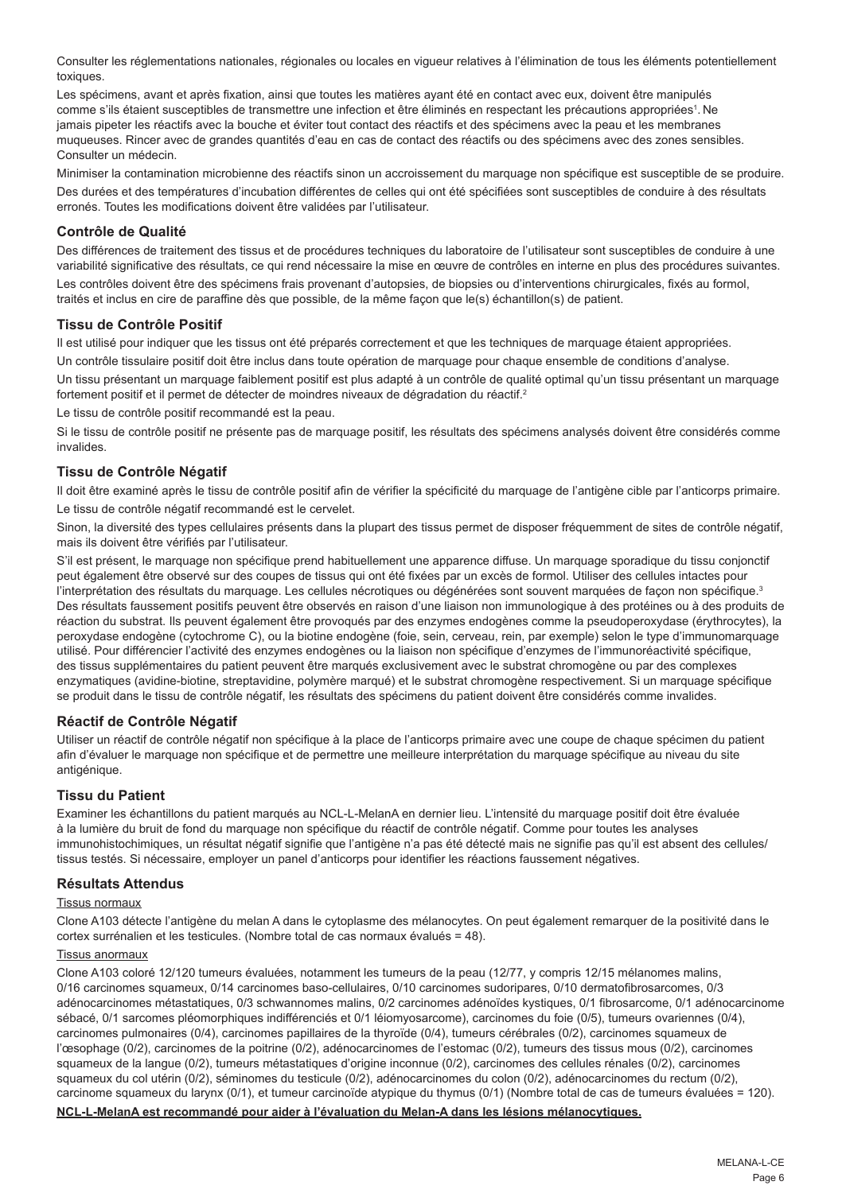Consulter les réglementations nationales, régionales ou locales en vigueur relatives à l'élimination de tous les éléments potentiellement toxiques.

Les spécimens, avant et après fixation, ainsi que toutes les matières ayant été en contact avec eux, doivent être manipulés comme s'ils étaient susceptibles de transmettre une infection et être éliminés en respectant les précautions appropriées[1]. Ne jamais pipeter les réactifs avec la bouche et éviter tout contact des réactifs et des spécimens avec la peau et les membranes muqueuses. Rincer avec de grandes quantités d'eau en cas de contact des réactifs ou des spécimens avec des zones sensibles. Consulter un médecin.

Minimiser la contamination microbienne des réactifs sinon un accroissement du marquage non spécifique est susceptible de se produire.

Des durées et des températures d'incubation différentes de celles qui ont été spécifiées sont susceptibles de conduire à des résultats erronés. Toutes les modifications doivent être validées par l'utilisateur.

## Contrôle de Qualité

Des différences de traitement des tissus et de procédures techniques du laboratoire de l'utilisateur sont susceptibles de conduire à une variabilité significative des résultats, ce qui rend nécessaire la mise en œuvre de contrôles en interne en plus des procédures suivantes.

Les contrôles doivent être des spécimens frais provenant d'autopsies, de biopsies ou d'interventions chirurgicales, fixés au formol, traités et inclus en cire de paraffine dès que possible, de la même façon que le(s) échantillon(s) de patient.

## Tissu de Contrôle Positif

Il est utilisé pour indiquer que les tissus ont été préparés correctement et que les techniques de marquage étaient appropriées.

Un contrôle tissulaire positif doit être inclus dans toute opération de marquage pour chaque ensemble de conditions d'analyse.

Un tissu présentant un marquage faiblement positif est plus adapté à un contrôle de qualité optimal qu'un tissu présentant un marquage fortement positif et il permet de détecter de moindres niveaux de dégradation du réactif.[2]

Le tissu de contrôle positif recommandé est la peau.

Si le tissu de contrôle positif ne présente pas de marquage positif, les résultats des spécimens analysés doivent être considérés comme invalides.

## Tissu de Contrôle Négatif

Il doit être examiné après le tissu de contrôle positif afin de vérifier la spécificité du marquage de l'antigène cible par l'anticorps primaire.

Le tissu de contrôle négatif recommandé est le cervelet.

Sinon, la diversité des types cellulaires présents dans la plupart des tissus permet de disposer fréquemment de sites de contrôle négatif, mais ils doivent être vérifiés par l'utilisateur.

S'il est présent, le marquage non spécifique prend habituellement une apparence diffuse. Un marquage sporadique du tissu conjonctif peut également être observé sur des coupes de tissus qui ont été fixées par un excès de formol. Utiliser des cellules intactes pour l'interprétation des résultats du marquage. Les cellules nécrotiques ou dégénérées sont souvent marquées de façon non spécifique.[3] Des résultats faussement positifs peuvent être observés en raison d'une liaison non immunologique à des protéines ou à des produits de réaction du substrat. Ils peuvent également être provoqués par des enzymes endogènes comme la pseudoperoxydase (érythrocytes), la peroxydase endogène (cytochrome C), ou la biotine endogène (foie, sein, cerveau, rein, par exemple) selon le type d'immunomarquage utilisé. Pour différencier l'activité des enzymes endogènes ou la liaison non spécifique d'enzymes de l'immunoréactivité spécifique, des tissus supplémentaires du patient peuvent être marqués exclusivement avec le substrat chromogène ou par des complexes enzymatiques (avidine-biotine, streptavidine, polymère marqué) et le substrat chromogène respectivement. Si un marquage spécifique se produit dans le tissu de contrôle négatif, les résultats des spécimens du patient doivent être considérés comme invalides.

## Réactif de Contrôle Négatif

Utiliser un réactif de contrôle négatif non spécifique à la place de l'anticorps primaire avec une coupe de chaque spécimen du patient afin d'évaluer le marquage non spécifique et de permettre une meilleure interprétation du marquage spécifique au niveau du site antigénique.

## Tissu du Patient

Examiner les échantillons du patient marqués au NCL-L-MelanA en dernier lieu. L'intensité du marquage positif doit être évaluée à la lumière du bruit de fond du marquage non spécifique du réactif de contrôle négatif. Comme pour toutes les analyses immunohistochimiques, un résultat négatif signifie que l'antigène n'a pas été détecté mais ne signifie pas qu'il est absent des cellules/ tissus testés. Si nécessaire, employer un panel d'anticorps pour identifier les réactions faussement négatives.

## Résultats Attendus

Tissus normaux

Clone A103 détecte l'antigène du melan A dans le cytoplasme des mélanocytes. On peut également remarquer de la positivité dans le cortex surrénalien et les testicules. (Nombre total de cas normaux évalués = 48).

Tissus anormaux

Clone A103 coloré 12/120 tumeurs évaluées, notamment les tumeurs de la peau (12/77, y compris 12/15 mélanomes malins, 0/16 carcinomes squameux, 0/14 carcinomes baso-cellulaires, 0/10 carcinomes sudoripares, 0/10 dermatofibrosarcomes, 0/3 adénocarcinomes métastatiques, 0/3 schwannomes malins, 0/2 carcinomes adénoïdes kystiques, 0/1 fibrosarcome, 0/1 adénocarcinome sébacé, 0/1 sarcomes pléomorphiques indifférenciés et 0/1 léiomyosarcome), carcinomes du foie (0/5), tumeurs ovariennes (0/4), carcinomes pulmonaires (0/4), carcinomes papillaires de la thyroïde (0/4), tumeurs cérébrales (0/2), carcinomes squameux de l'œsophage (0/2), carcinomes de la poitrine (0/2), adénocarcinomes de l'estomac (0/2), tumeurs des tissus mous (0/2), carcinomes squameux de la langue (0/2), tumeurs métastatiques d'origine inconnue (0/2), carcinomes des cellules rénales (0/2), carcinomes squameux du col utérin (0/2), séminomes du testicule (0/2), adénocarcinomes du colon (0/2), adénocarcinomes du rectum (0/2), carcinome squameux du larynx (0/1), et tumeur carcinoïde atypique du thymus (0/1) (Nombre total de cas de tumeurs évaluées = 120).

**NCL-L-MelanA est recommandé pour aider à l'évaluation du Melan-A dans les lésions mélanocytiques.**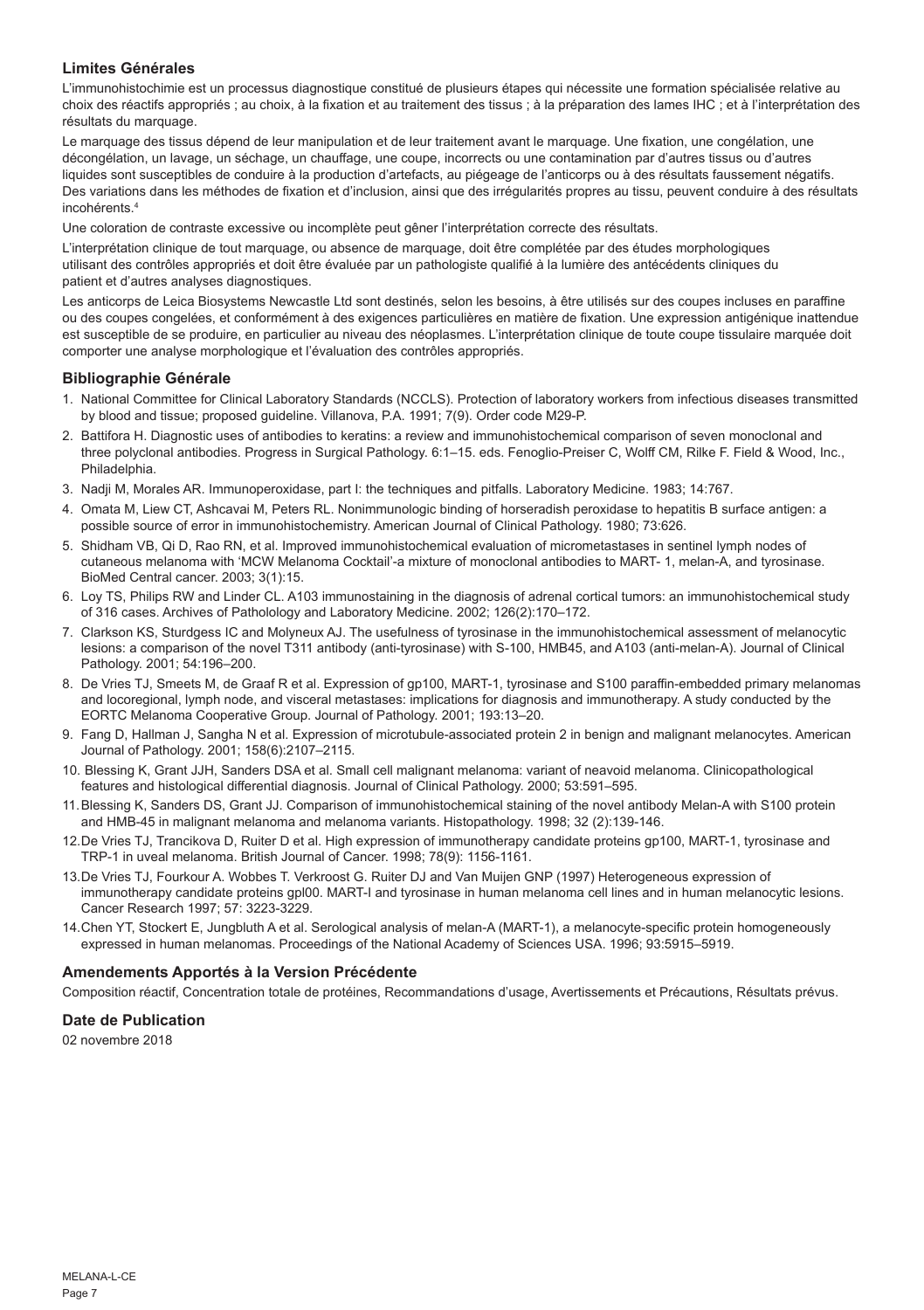### Limites Générales

L'immunohistochimie est un processus diagnostique constitué de plusieurs étapes qui nécessite une formation spécialisée relative au choix des réactifs appropriés ; au choix, à la fixation et au traitement des tissus ; à la préparation des lames IHC ; et à l'interprétation des résultats du marquage.

Le marquage des tissus dépend de leur manipulation et de leur traitement avant le marquage. Une fixation, une congélation, une décongélation, un lavage, un séchage, un chauffage, une coupe, incorrects ou une contamination par d'autres tissus ou d'autres liquides sont susceptibles de conduire à la production d'artefacts, au piégeage de l'anticorps ou à des résultats faussement négatifs. Des variations dans les méthodes de fixation et d'inclusion, ainsi que des irrégularités propres au tissu, peuvent conduire à des résultats incohérents.[4]

Une coloration de contraste excessive ou incomplète peut gêner l'interprétation correcte des résultats.

L'interprétation clinique de tout marquage, ou absence de marquage, doit être complétée par des études morphologiques utilisant des contrôles appropriés et doit être évaluée par un pathologiste qualifié à la lumière des antécédents cliniques du patient et d'autres analyses diagnostiques.

Les anticorps de Leica Biosystems Newcastle Ltd sont destinés, selon les besoins, à être utilisés sur des coupes incluses en paraffine ou des coupes congelées, et conformément à des exigences particulières en matière de fixation. Une expression antigénique inattendue est susceptible de se produire, en particulier au niveau des néoplasmes. L'interprétation clinique de toute coupe tissulaire marquée doit comporter une analyse morphologique et l'évaluation des contrôles appropriés.

### Bibliographie Générale

1. National Committee for Clinical Laboratory Standards (NCCLS). Protection of laboratory workers from infectious diseases transmitted by blood and tissue; proposed guideline. Villanova, P.A. 1991; 7(9). Order code M29-P.
2. Battifora H. Diagnostic uses of antibodies to keratins: a review and immunohistochemical comparison of seven monoclonal and three polyclonal antibodies. Progress in Surgical Pathology. 6:1–15. eds. Fenoglio-Preiser C, Wolff CM, Rilke F. Field & Wood, Inc., Philadelphia.
3. Nadji M, Morales AR. Immunoperoxidase, part I: the techniques and pitfalls. Laboratory Medicine. 1983; 14:767.
4. Omata M, Liew CT, Ashcavai M, Peters RL. Nonimmunologic binding of horseradish peroxidase to hepatitis B surface antigen: a possible source of error in immunohistochemistry. American Journal of Clinical Pathology. 1980; 73:626.
5. Shidham VB, Qi D, Rao RN, et al. Improved immunohistochemical evaluation of micrometastases in sentinel lymph nodes of cutaneous melanoma with 'MCW Melanoma Cocktail'-a mixture of monoclonal antibodies to MART- 1, melan-A, and tyrosinase. BioMed Central cancer. 2003; 3(1):15.
6. Loy TS, Philips RW and Linder CL. A103 immunostaining in the diagnosis of adrenal cortical tumors: an immunohistochemical study of 316 cases. Archives of Patholology and Laboratory Medicine. 2002; 126(2):170–172.
7. Clarkson KS, Sturdgess IC and Molyneux AJ. The usefulness of tyrosinase in the immunohistochemical assessment of melanocytic lesions: a comparison of the novel T311 antibody (anti-tyrosinase) with S-100, HMB45, and A103 (anti-melan-A). Journal of Clinical Pathology. 2001; 54:196–200.
8. De Vries TJ, Smeets M, de Graaf R et al. Expression of gp100, MART-1, tyrosinase and S100 paraffin-embedded primary melanomas and locoregional, lymph node, and visceral metastases: implications for diagnosis and immunotherapy. A study conducted by the EORTC Melanoma Cooperative Group. Journal of Pathology. 2001; 193:13–20.
9. Fang D, Hallman J, Sangha N et al. Expression of microtubule-associated protein 2 in benign and malignant melanocytes. American Journal of Pathology. 2001; 158(6):2107–2115.
10. Blessing K, Grant JJH, Sanders DSA et al. Small cell malignant melanoma: variant of neavoid melanoma. Clinicopathological features and histological differential diagnosis. Journal of Clinical Pathology. 2000; 53:591–595.
11. Blessing K, Sanders DS, Grant JJ. Comparison of immunohistochemical staining of the novel antibody Melan-A with S100 protein and HMB-45 in malignant melanoma and melanoma variants. Histopathology. 1998; 32 (2):139-146.
12. De Vries TJ, Trancikova D, Ruiter D et al. High expression of immunotherapy candidate proteins gp100, MART-1, tyrosinase and TRP-1 in uveal melanoma. British Journal of Cancer. 1998; 78(9): 1156-1161.
13. De Vries TJ, Fourkour A. Wobbes T. Verkroost G. Ruiter DJ and Van Muijen GNP (1997) Heterogeneous expression of immunotherapy candidate proteins gpl00. MART-l and tyrosinase in human melanoma cell lines and in human melanocytic lesions. Cancer Research 1997; 57: 3223-3229.
14. Chen YT, Stockert E, Jungbluth A et al. Serological analysis of melan-A (MART-1), a melanocyte-specific protein homogeneously expressed in human melanomas. Proceedings of the National Academy of Sciences USA. 1996; 93:5915–5919.

### Amendements Apportés à la Version Précédente

Composition réactif, Concentration totale de protéines, Recommandations d'usage, Avertissements et Précautions, Résultats prévus.

### Date de Publication

02 novembre 2018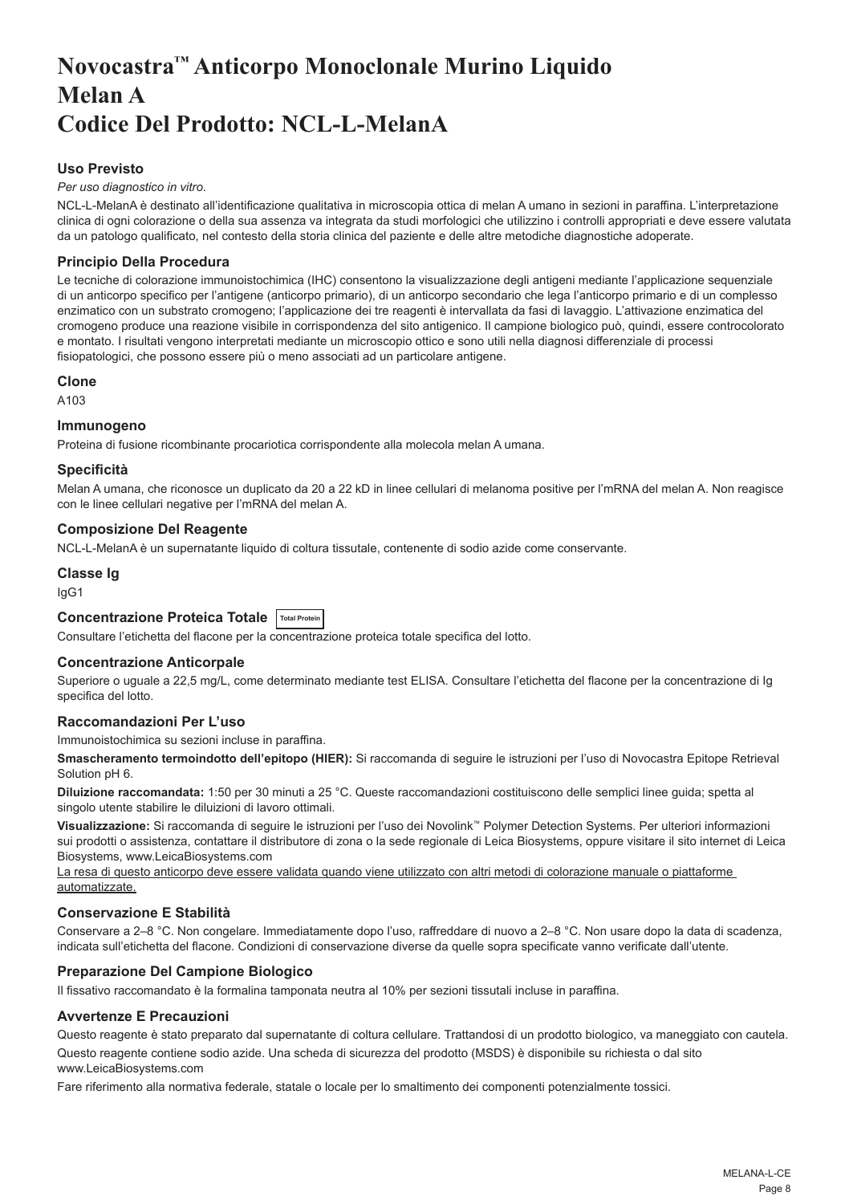# Novocastra™ Anticorpo Monoclonale Murino Liquido Melan A Codice Del Prodotto: NCL-L-MelanA

## Uso Previsto

*Per uso diagnostico in vitro*.

NCL-L-MelanA è destinato all'identificazione qualitativa in microscopia ottica di melan A umano in sezioni in paraffina. L'interpretazione clinica di ogni colorazione o della sua assenza va integrata da studi morfologici che utilizzino i controlli appropriati e deve essere valutata da un patologo qualificato, nel contesto della storia clinica del paziente e delle altre metodiche diagnostiche adoperate.

## Principio Della Procedura

Le tecniche di colorazione immunoistochimica (IHC) consentono la visualizzazione degli antigeni mediante l'applicazione sequenziale di un anticorpo specifico per l'antigene (anticorpo primario), di un anticorpo secondario che lega l'anticorpo primario e di un complesso enzimatico con un substrato cromogeno; l'applicazione dei tre reagenti è intervallata da fasi di lavaggio. L'attivazione enzimatica del cromogeno produce una reazione visibile in corrispondenza del sito antigenico. Il campione biologico può, quindi, essere controcolorato e montato. I risultati vengono interpretati mediante un microscopio ottico e sono utili nella diagnosi differenziale di processi fisiopatologici, che possono essere più o meno associati ad un particolare antigene.

## Clone

A103

## Immunogeno

Proteina di fusione ricombinante procariotica corrispondente alla molecola melan A umana.

## Specificità

Melan A umana, che riconosce un duplicato da 20 a 22 kD in linee cellulari di melanoma positive per l'mRNA del melan A. Non reagisce con le linee cellulari negative per l'mRNA del melan A.

## Composizione Del Reagente

NCL-L-MelanA è un supernatante liquido di coltura tissutale, contenente di sodio azide come conservante.

## Classe Ig

IgG1

## Concentrazione Proteica Totale Total Protein

Consultare l'etichetta del flacone per la concentrazione proteica totale specifica del lotto.

## Concentrazione Anticorpale

Superiore o uguale a 22,5 mg/L, come determinato mediante test ELISA. Consultare l'etichetta del flacone per la concentrazione di Ig specifica del lotto.

## Raccomandazioni Per L'uso

Immunoistochimica su sezioni incluse in paraffina.

**Smascheramento termoindotto dell'epitopo (HIER):** Si raccomanda di seguire le istruzioni per l'uso di Novocastra Epitope Retrieval Solution pH 6.

**Diluizione raccomandata:** 1:50 per 30 minuti a 25 °C. Queste raccomandazioni costituiscono delle semplici linee guida; spetta al singolo utente stabilire le diluizioni di lavoro ottimali.

**Visualizzazione:** Si raccomanda di seguire le istruzioni per l'uso dei Novolink™ Polymer Detection Systems. Per ulteriori informazioni sui prodotti o assistenza, contattare il distributore di zona o la sede regionale di Leica Biosystems, oppure visitare il sito internet di Leica Biosystems, www.LeicaBiosystems.com

La resa di questo anticorpo deve essere validata quando viene utilizzato con altri metodi di colorazione manuale o piattaforme automatizzate.

## Conservazione E Stabilità

Conservare a 2–8 °C. Non congelare. Immediatamente dopo l'uso, raffreddare di nuovo a 2–8 °C. Non usare dopo la data di scadenza, indicata sull'etichetta del flacone. Condizioni di conservazione diverse da quelle sopra specificate vanno verificate dall'utente.

## Preparazione Del Campione Biologico

Il fissativo raccomandato è la formalina tamponata neutra al 10% per sezioni tissutali incluse in paraffina.

## Avvertenze E Precauzioni

Questo reagente è stato preparato dal supernatante di coltura cellulare. Trattandosi di un prodotto biologico, va maneggiato con cautela.

Questo reagente contiene sodio azide. Una scheda di sicurezza del prodotto (MSDS) è disponibile su richiesta o dal sito www.LeicaBiosystems.com

Fare riferimento alla normativa federale, statale o locale per lo smaltimento dei componenti potenzialmente tossici.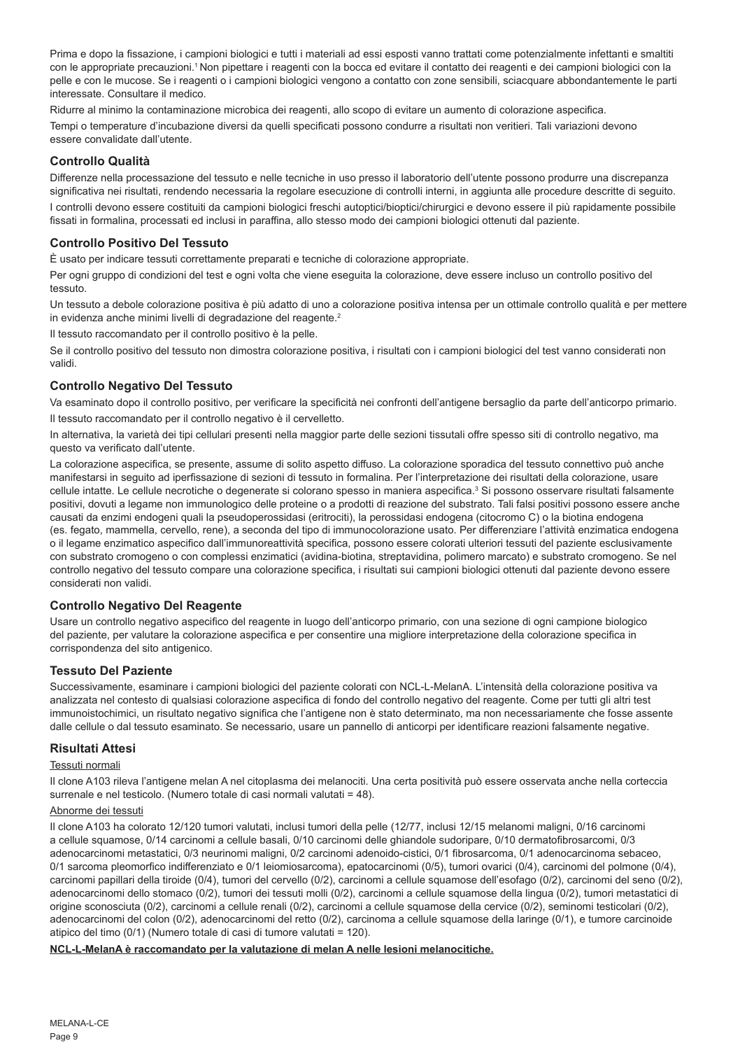Prima e dopo la fissazione, i campioni biologici e tutti i materiali ad essi esposti vanno trattati come potenzialmente infettanti e smaltiti con le appropriate precauzioni.[1] Non pipettare i reagenti con la bocca ed evitare il contatto dei reagenti e dei campioni biologici con la pelle e con le mucose. Se i reagenti o i campioni biologici vengono a contatto con zone sensibili, sciacquare abbondantemente le parti interessate. Consultare il medico.

Ridurre al minimo la contaminazione microbica dei reagenti, allo scopo di evitare un aumento di colorazione aspecifica.

Tempi o temperature d'incubazione diversi da quelli specificati possono condurre a risultati non veritieri. Tali variazioni devono essere convalidate dall'utente.

## Controllo Qualità

Differenze nella processazione del tessuto e nelle tecniche in uso presso il laboratorio dell'utente possono produrre una discrepanza significativa nei risultati, rendendo necessaria la regolare esecuzione di controlli interni, in aggiunta alle procedure descritte di seguito.

I controlli devono essere costituiti da campioni biologici freschi autoptici/bioptici/chirurgici e devono essere il più rapidamente possibile fissati in formalina, processati ed inclusi in paraffina, allo stesso modo dei campioni biologici ottenuti dal paziente.

## Controllo Positivo Del Tessuto

È usato per indicare tessuti correttamente preparati e tecniche di colorazione appropriate.

Per ogni gruppo di condizioni del test e ogni volta che viene eseguita la colorazione, deve essere incluso un controllo positivo del tessuto.

Un tessuto a debole colorazione positiva è più adatto di uno a colorazione positiva intensa per un ottimale controllo qualità e per mettere in evidenza anche minimi livelli di degradazione del reagente.[2]

Il tessuto raccomandato per il controllo positivo è la pelle.

Se il controllo positivo del tessuto non dimostra colorazione positiva, i risultati con i campioni biologici del test vanno considerati non validi.

## Controllo Negativo Del Tessuto

Va esaminato dopo il controllo positivo, per verificare la specificità nei confronti dell'antigene bersaglio da parte dell'anticorpo primario.

Il tessuto raccomandato per il controllo negativo è il cervelletto.

In alternativa, la varietà dei tipi cellulari presenti nella maggior parte delle sezioni tissutali offre spesso siti di controllo negativo, ma questo va verificato dall'utente.

La colorazione aspecifica, se presente, assume di solito aspetto diffuso. La colorazione sporadica del tessuto connettivo può anche manifestarsi in seguito ad iperfissazione di sezioni di tessuto in formalina. Per l'interpretazione dei risultati della colorazione, usare cellule intatte. Le cellule necrotiche o degenerate si colorano spesso in maniera aspecifica.[3] Si possono osservare risultati falsamente positivi, dovuti a legame non immunologico delle proteine o a prodotti di reazione del substrato. Tali falsi positivi possono essere anche causati da enzimi endogeni quali la pseudoperossidasi (eritrociti), la perossidasi endogena (citocromo C) o la biotina endogena (es. fegato, mammella, cervello, rene), a seconda del tipo di immunocolorazione usato. Per differenziare l'attività enzimatica endogena o il legame enzimatico aspecifico dall'immunoreattività specifica, possono essere colorati ulteriori tessuti del paziente esclusivamente con substrato cromogeno o con complessi enzimatici (avidina-biotina, streptavidina, polimero marcato) e substrato cromogeno. Se nel controllo negativo del tessuto compare una colorazione specifica, i risultati sui campioni biologici ottenuti dal paziente devono essere considerati non validi.

## Controllo Negativo Del Reagente

Usare un controllo negativo aspecifico del reagente in luogo dell'anticorpo primario, con una sezione di ogni campione biologico del paziente, per valutare la colorazione aspecifica e per consentire una migliore interpretazione della colorazione specifica in corrispondenza del sito antigenico.

## Tessuto Del Paziente

Successivamente, esaminare i campioni biologici del paziente colorati con NCL-L-MelanA. L'intensità della colorazione positiva va analizzata nel contesto di qualsiasi colorazione aspecifica di fondo del controllo negativo del reagente. Come per tutti gli altri test immunoistochimici, un risultato negativo significa che l'antigene non è stato determinato, ma non necessariamente che fosse assente dalle cellule o dal tessuto esaminato. Se necessario, usare un pannello di anticorpi per identificare reazioni falsamente negative.

## Risultati Attesi

Tessuti normali

Il clone A103 rileva l'antigene melan A nel citoplasma dei melanociti. Una certa positività può essere osservata anche nella corteccia surrenale e nel testicolo. (Numero totale di casi normali valutati = 48).

Abnorme dei tessuti

Il clone A103 ha colorato 12/120 tumori valutati, inclusi tumori della pelle (12/77, inclusi 12/15 melanomi maligni, 0/16 carcinomi a cellule squamose, 0/14 carcinomi a cellule basali, 0/10 carcinomi delle ghiandole sudoripare, 0/10 dermatofibrosarcomi, 0/3 adenocarcinomi metastatici, 0/3 neurinomi maligni, 0/2 carcinomi adenoido-cistici, 0/1 fibrosarcoma, 0/1 adenocarcinoma sebaceo, 0/1 sarcoma pleomorfico indifferenziato e 0/1 leiomiosarcoma), epatocarcinomi (0/5), tumori ovarici (0/4), carcinomi del polmone (0/4), carcinomi papillari della tiroide (0/4), tumori del cervello (0/2), carcinomi a cellule squamose dell'esofago (0/2), carcinomi del seno (0/2), adenocarcinomi dello stomaco (0/2), tumori dei tessuti molli (0/2), carcinomi a cellule squamose della lingua (0/2), tumori metastatici di origine sconosciuta (0/2), carcinomi a cellule renali (0/2), carcinomi a cellule squamose della cervice (0/2), seminomi testicolari (0/2), adenocarcinomi del colon (0/2), adenocarcinomi del retto (0/2), carcinoma a cellule squamose della laringe (0/1), e tumore carcinoide atipico del timo (0/1) (Numero totale di casi di tumore valutati = 120).

**NCL-L-MelanA è raccomandato per la valutazione di melan A nelle lesioni melanocitiche.**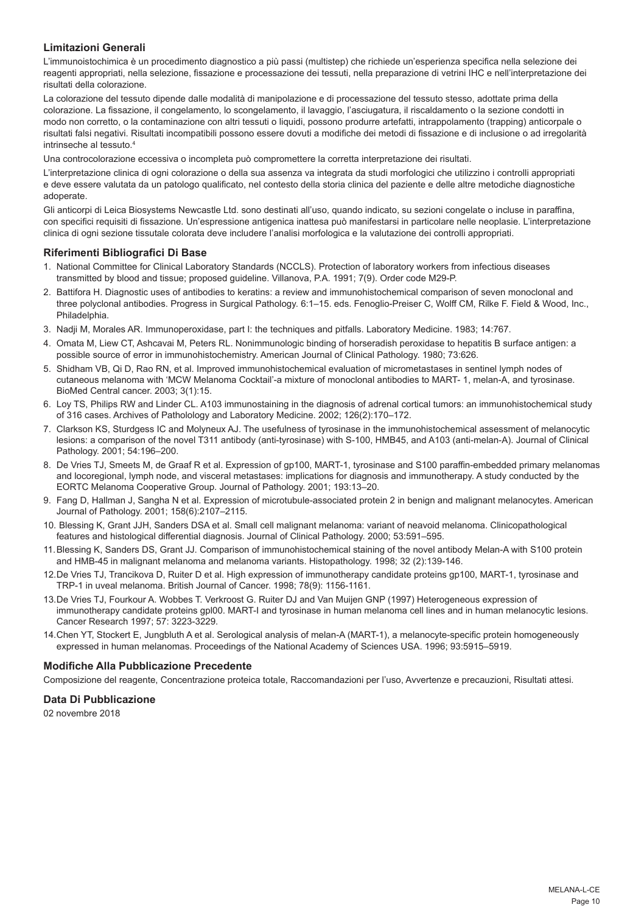## Limitazioni Generali

L'immunoistochimica è un procedimento diagnostico a più passi (multistep) che richiede un'esperienza specifica nella selezione dei reagenti appropriati, nella selezione, fissazione e processazione dei tessuti, nella preparazione di vetrini IHC e nell'interpretazione dei risultati della colorazione.

La colorazione del tessuto dipende dalle modalità di manipolazione e di processazione del tessuto stesso, adottate prima della colorazione. La fissazione, il congelamento, lo scongelamento, il lavaggio, l'asciugatura, il riscaldamento o la sezione condotti in modo non corretto, o la contaminazione con altri tessuti o liquidi, possono produrre artefatti, intrappolamento (trapping) anticorpale o risultati falsi negativi. Risultati incompatibili possono essere dovuti a modifiche dei metodi di fissazione e di inclusione o ad irregolarità intrinseche al tessuto.[4]

Una controcolorazione eccessiva o incompleta può compromettere la corretta interpretazione dei risultati.

L'interpretazione clinica di ogni colorazione o della sua assenza va integrata da studi morfologici che utilizzino i controlli appropriati e deve essere valutata da un patologo qualificato, nel contesto della storia clinica del paziente e delle altre metodiche diagnostiche adoperate.

Gli anticorpi di Leica Biosystems Newcastle Ltd. sono destinati all'uso, quando indicato, su sezioni congelate o incluse in paraffina, con specifici requisiti di fissazione. Un'espressione antigenica inattesa può manifestarsi in particolare nelle neoplasie. L'interpretazione clinica di ogni sezione tissutale colorata deve includere l'analisi morfologica e la valutazione dei controlli appropriati.

## Riferimenti Bibliografici Di Base

1. National Committee for Clinical Laboratory Standards (NCCLS). Protection of laboratory workers from infectious diseases transmitted by blood and tissue; proposed guideline. Villanova, P.A. 1991; 7(9). Order code M29-P.
2. Battifora H. Diagnostic uses of antibodies to keratins: a review and immunohistochemical comparison of seven monoclonal and three polyclonal antibodies. Progress in Surgical Pathology. 6:1–15. eds. Fenoglio-Preiser C, Wolff CM, Rilke F. Field & Wood, Inc., Philadelphia.
3. Nadji M, Morales AR. Immunoperoxidase, part I: the techniques and pitfalls. Laboratory Medicine. 1983; 14:767.
4. Omata M, Liew CT, Ashcavai M, Peters RL. Nonimmunologic binding of horseradish peroxidase to hepatitis B surface antigen: a possible source of error in immunohistochemistry. American Journal of Clinical Pathology. 1980; 73:626.
5. Shidham VB, Qi D, Rao RN, et al. Improved immunohistochemical evaluation of micrometastases in sentinel lymph nodes of cutaneous melanoma with 'MCW Melanoma Cocktail'-a mixture of monoclonal antibodies to MART- 1, melan-A, and tyrosinase. BioMed Central cancer. 2003; 3(1):15.
6. Loy TS, Philips RW and Linder CL. A103 immunostaining in the diagnosis of adrenal cortical tumors: an immunohistochemical study of 316 cases. Archives of Patholology and Laboratory Medicine. 2002; 126(2):170–172.
7. Clarkson KS, Sturdgess IC and Molyneux AJ. The usefulness of tyrosinase in the immunohistochemical assessment of melanocytic lesions: a comparison of the novel T311 antibody (anti-tyrosinase) with S-100, HMB45, and A103 (anti-melan-A). Journal of Clinical Pathology. 2001; 54:196–200.
8. De Vries TJ, Smeets M, de Graaf R et al. Expression of gp100, MART-1, tyrosinase and S100 paraffin-embedded primary melanomas and locoregional, lymph node, and visceral metastases: implications for diagnosis and immunotherapy. A study conducted by the EORTC Melanoma Cooperative Group. Journal of Pathology. 2001; 193:13–20.
9. Fang D, Hallman J, Sangha N et al. Expression of microtubule-associated protein 2 in benign and malignant melanocytes. American Journal of Pathology. 2001; 158(6):2107–2115.
10. Blessing K, Grant JJH, Sanders DSA et al. Small cell malignant melanoma: variant of neavoid melanoma. Clinicopathological features and histological differential diagnosis. Journal of Clinical Pathology. 2000; 53:591–595.
11. Blessing K, Sanders DS, Grant JJ. Comparison of immunohistochemical staining of the novel antibody Melan-A with S100 protein and HMB-45 in malignant melanoma and melanoma variants. Histopathology. 1998; 32 (2):139-146.
12. De Vries TJ, Trancikova D, Ruiter D et al. High expression of immunotherapy candidate proteins gp100, MART-1, tyrosinase and TRP-1 in uveal melanoma. British Journal of Cancer. 1998; 78(9): 1156-1161.
13. De Vries TJ, Fourkour A. Wobbes T. Verkroost G. Ruiter DJ and Van Muijen GNP (1997) Heterogeneous expression of immunotherapy candidate proteins gpl00. MART-I and tyrosinase in human melanoma cell lines and in human melanocytic lesions. Cancer Research 1997; 57: 3223-3229.
14. Chen YT, Stockert E, Jungbluth A et al. Serological analysis of melan-A (MART-1), a melanocyte-specific protein homogeneously expressed in human melanomas. Proceedings of the National Academy of Sciences USA. 1996; 93:5915–5919.

## Modifiche Alla Pubblicazione Precedente

Composizione del reagente, Concentrazione proteica totale, Raccomandazioni per l'uso, Avvertenze e precauzioni, Risultati attesi.

## Data Di Pubblicazione

02 novembre 2018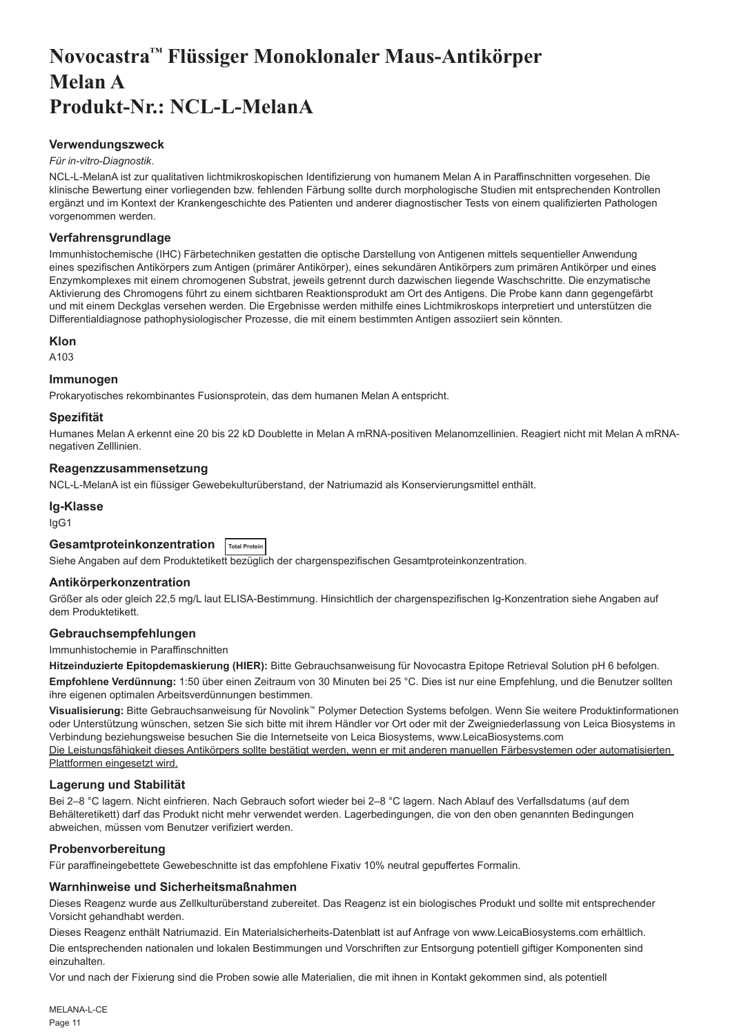# Novocastra™ Flüssiger Monoklonaler Maus-Antikörper Melan A Produkt-Nr.: NCL-L-MelanA

## Verwendungszweck

*Für in-vitro-Diagnostik*.

NCL-L-MelanA ist zur qualitativen lichtmikroskopischen Identifizierung von humanem Melan A in Paraffinschnitten vorgesehen. Die klinische Bewertung einer vorliegenden bzw. fehlenden Färbung sollte durch morphologische Studien mit entsprechenden Kontrollen ergänzt und im Kontext der Krankengeschichte des Patienten und anderer diagnostischer Tests von einem qualifizierten Pathologen vorgenommen werden.

## Verfahrensgrundlage

Immunhistochemische (IHC) Färbetechniken gestatten die optische Darstellung von Antigenen mittels sequentieller Anwendung eines spezifischen Antikörpers zum Antigen (primärer Antikörper), eines sekundären Antikörpers zum primären Antikörper und eines Enzymkomplexes mit einem chromogenen Substrat, jeweils getrennt durch dazwischen liegende Waschschritte. Die enzymatische Aktivierung des Chromogens führt zu einem sichtbaren Reaktionsprodukt am Ort des Antigens. Die Probe kann dann gegengefärbt und mit einem Deckglas versehen werden. Die Ergebnisse werden mithilfe eines Lichtmikroskops interpretiert und unterstützen die Differentialdiagnose pathophysiologischer Prozesse, die mit einem bestimmten Antigen assoziiert sein könnten.

## Klon

A103

## Immunogen

Prokaryotisches rekombinantes Fusionsprotein, das dem humanen Melan A entspricht.

## Spezifität

Humanes Melan A erkennt eine 20 bis 22 kD Doublette in Melan A mRNA-positiven Melanomzellinien. Reagiert nicht mit Melan A mRNA-negativen Zelllinien.

## Reagenzzusammensetzung

NCL-L-MelanA ist ein flüssiger Gewebekulturüberstand, der Natriumazid als Konservierungsmittel enthält.

## Ig-Klasse

IgG1

## Gesamtproteinkonzentration Total Protein

Siehe Angaben auf dem Produktetikett bezüglich der chargenspezifischen Gesamtproteinkonzentration.

## Antikörperkonzentration

Größer als oder gleich 22,5 mg/L laut ELISA-Bestimmung. Hinsichtlich der chargenspezifischen Ig-Konzentration siehe Angaben auf dem Produktetikett.

## Gebrauchsempfehlungen

Immunhistochemie in Paraffinschnitten

**Hitzeinduzierte Epitopdemaskierung (HIER):** Bitte Gebrauchsanweisung für Novocastra Epitope Retrieval Solution pH 6 befolgen.

**Empfohlene Verdünnung:** 1:50 über einen Zeitraum von 30 Minuten bei 25 °C. Dies ist nur eine Empfehlung, und die Benutzer sollten ihre eigenen optimalen Arbeitsverdünnungen bestimmen.

**Visualisierung:** Bitte Gebrauchsanweisung für Novolink™ Polymer Detection Systems befolgen. Wenn Sie weitere Produktinformationen oder Unterstützung wünschen, setzen Sie sich bitte mit ihrem Händler vor Ort oder mit der Zweigniederlassung von Leica Biosystems in Verbindung beziehungsweise besuchen Sie die Internetseite von Leica Biosystems, www.LeicaBiosystems.com

Die Leistungsfähigkeit dieses Antikörpers sollte bestätigt werden, wenn er mit anderen manuellen Färbesystemen oder automatisierten Plattformen eingesetzt wird.

## Lagerung und Stabilität

Bei 2–8 °C lagern. Nicht einfrieren. Nach Gebrauch sofort wieder bei 2–8 °C lagern. Nach Ablauf des Verfallsdatums (auf dem Behälteretikett) darf das Produkt nicht mehr verwendet werden. Lagerbedingungen, die von den oben genannten Bedingungen abweichen, müssen vom Benutzer verifiziert werden.

## Probenvorbereitung

Für paraffineingebettete Gewebeschnitte ist das empfohlene Fixativ 10% neutral gepuffertes Formalin.

## Warnhinweise und Sicherheitsmaßnahmen

Dieses Reagenz wurde aus Zellkulturüberstand zubereitet. Das Reagenz ist ein biologisches Produkt und sollte mit entsprechender Vorsicht gehandhabt werden.

Dieses Reagenz enthält Natriumazid. Ein Materialsicherheits-Datenblatt ist auf Anfrage von www.LeicaBiosystems.com erhältlich.

Die entsprechenden nationalen und lokalen Bestimmungen und Vorschriften zur Entsorgung potentiell giftiger Komponenten sind einzuhalten.

Vor und nach der Fixierung sind die Proben sowie alle Materialien, die mit ihnen in Kontakt gekommen sind, als potentiell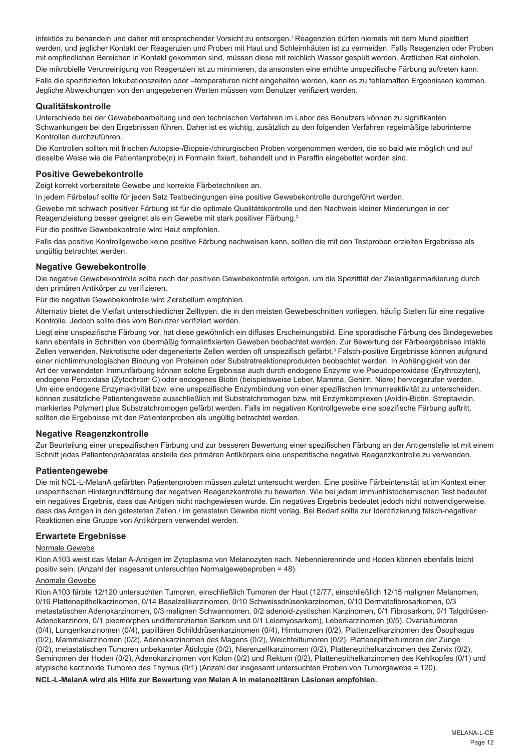infektiös zu behandeln und daher mit entsprechender Vorsicht zu entsorgen.[1] Reagenzien dürfen niemals mit dem Mund pipettiert werden, und jeglicher Kontakt der Reagenzien und Proben mit Haut und Schleimhäuten ist zu vermeiden. Falls Reagenzien oder Proben mit empfindlichen Bereichen in Kontakt gekommen sind, müssen diese mit reichlich Wasser gespült werden. Ärztlichen Rat einholen.

Die mikrobielle Verunreinigung von Reagenzien ist zu minimieren, da ansonsten eine erhöhte unspezifische Färbung auftreten kann.

Falls die spezifizierten Inkubationszeiten oder –temperaturen nicht eingehalten werden, kann es zu fehlerhaften Ergebnissen kommen. Jegliche Abweichungen von den angegebenen Werten müssen vom Benutzer verifiziert werden.

## Qualitätskontrolle

Unterschiede bei der Gewebebearbeitung und den technischen Verfahren im Labor des Benutzers können zu signifikanten Schwankungen bei den Ergebnissen führen. Daher ist es wichtig, zusätzlich zu den folgenden Verfahren regelmäßige laborinterne Kontrollen durchzuführen.

Die Kontrollen sollten mit frischen Autopsie-/Biopsie-/chirurgischen Proben vorgenommen werden, die so bald wie möglich und auf dieselbe Weise wie die Patientenprobe(n) in Formalin fixiert, behandelt und in Paraffin eingebettet worden sind.

## Positive Gewebekontrolle

Zeigt korrekt vorbereitete Gewebe und korrekte Färbetechniken an.

In jedem Färbelauf sollte für jeden Satz Testbedingungen eine positive Gewebekontrolle durchgeführt werden.

Gewebe mit schwach positiver Färbung ist für die optimale Qualitätskontrolle und den Nachweis kleiner Minderungen in der Reagenzleistung besser geeignet als ein Gewebe mit stark positiver Färbung.[2]

Für die positive Gewebekontrolle wird Haut empfohlen.

Falls das positive Kontrollgewebe keine positive Färbung nachweisen kann, sollten die mit den Testproben erzielten Ergebnisse als ungültig betrachtet werden.

## Negative Gewebekontrolle

Die negative Gewebekontrolle sollte nach der positiven Gewebekontrolle erfolgen, um die Spezifität der Zielantigenmarkierung durch den primären Antikörper zu verifizieren.

Für die negative Gewebekontrolle wird Zerebellum empfohlen.

Alternativ bietet die Vielfalt unterschiedlicher Zelltypen, die in den meisten Gewebeschnitten vorliegen, häufig Stellen für eine negative Kontrolle. Jedoch sollte dies vom Benutzer verifiziert werden.

Liegt eine unspezifische Färbung vor, hat diese gewöhnlich ein diffuses Erscheinungsbild. Eine sporadische Färbung des Bindegewebes kann ebenfalls in Schnitten von übermäßig formalinfixierten Geweben beobachtet werden. Zur Bewertung der Färbeergebnisse intakte Zellen verwenden. Nekrotische oder degenerierte Zellen werden oft unspezifisch gefärbt.[3] Falsch-positive Ergebnisse können aufgrund einer nichtimmunologischen Bindung von Proteinen oder Substratreaktionsprodukten beobachtet werden. In Abhängigkeit von der Art der verwendeten Immunfärbung können solche Ergebnisse auch durch endogene Enzyme wie Pseudoperoxidase (Erythrozyten), endogene Peroxidase (Zytochrom C) oder endogenes Biotin (beispielsweise Leber, Mamma, Gehirn, Niere) hervorgerufen werden. Um eine endogene Enzymaktivität bzw. eine unspezifische Enzymbindung von einer spezifischen Immunreaktivität zu unterscheiden, können zusätzliche Patientengewebe ausschließlich mit Substratchromogen bzw. mit Enzymkomplexen (Avidin-Biotin, Streptavidin, markiertes Polymer) plus Substratchromogen gefärbt werden. Falls im negativen Kontrollgewebe eine spezifische Färbung auftritt, sollten die Ergebnisse mit den Patientenproben als ungültig betrachtet werden.

## Negative Reagenzkontrolle

Zur Beurteilung einer unspezifischen Färbung und zur besseren Bewertung einer spezifischen Färbung an der Antigenstelle ist mit einem Schnitt jedes Patientenpräparates anstelle des primären Antikörpers eine unspezifische negative Reagenzkontrolle zu verwenden.

## Patientengewebe

Die mit NCL-L-MelanA gefärbten Patientenproben müssen zuletzt untersucht werden. Eine positive Färbeintensität ist im Kontext einer unspezifischen Hintergrundfärbung der negativen Reagenzkontrolle zu bewerten. Wie bei jedem immunhistochemischen Test bedeutet ein negatives Ergebnis, dass das Antigen nicht nachgewiesen wurde. Ein negatives Ergebnis bedeutet jedoch nicht notwendigerweise, dass das Antigen in den getesteten Zellen / im getesteten Gewebe nicht vorlag. Bei Bedarf sollte zur Identifizierung falsch-negativer Reaktionen eine Gruppe von Antikörpern verwendet werden.

## Erwartete Ergebnisse

Normale Gewebe

Klon A103 weist das Melan A-Antigen im Zytoplasma von Melanozyten nach. Nebennierenrinde und Hoden können ebenfalls leicht positiv sein. (Anzahl der insgesamt untersuchten Normalgewebeproben = 48).

Anomale Gewebe

Klon A103 färbte 12/120 untersuchten Tumoren, einschließlich Tumoren der Haut (12/77, einschließlich 12/15 malignen Melanomen, 0/16 Plattenepithelkarzinomen, 0/14 Basalzellkarzinomen, 0/10 Schweissdrüsenkarzinomen, 0/10 Dermatofibrosarkomen, 0/3 metastatischen Adenokarzinomen, 0/3 malignen Schwannomen, 0/2 adenoid-zystischen Karzinomen, 0/1 Fibrosarkom, 0/1 Talgdrüsen-Adenokarzinom, 0/1 pleomorphen undifferenzierten Sarkom und 0/1 Leiomyosarkom), Leberkarzinomen (0/5), Ovarialtumoren (0/4), Lungenkarzinomen (0/4), papillären Schilddrüsenkarzinomen (0/4), Hirntumoren (0/2), Plattenzellkarzinomen des Ösophagus (0/2), Mammakarzinomen (0/2), Adenokarzinomen des Magens (0/2), Weichteiltumoren (0/2), Plattenepitheltumoren der Zunge (0/2), metastatischen Tumoren unbekannter Ätiologie (0/2), Nierenzellkarzinomen (0/2), Plattenepithelkarzinomen des Zervix (0/2), Seminomen der Hoden (0/2), Adenokarzinomen von Kolon (0/2) und Rektum (0/2), Plattenepithelkarzinomen des Kehlkopfes (0/1) und atypische karzinoide Tumoren des Thymus (0/1) (Anzahl der insgesamt untersuchten Proben von Tumorgewebe = 120).

**NCL-L-MelanA wird als Hilfe zur Bewertung von Melan A in melanozitären Läsionen empfohlen.**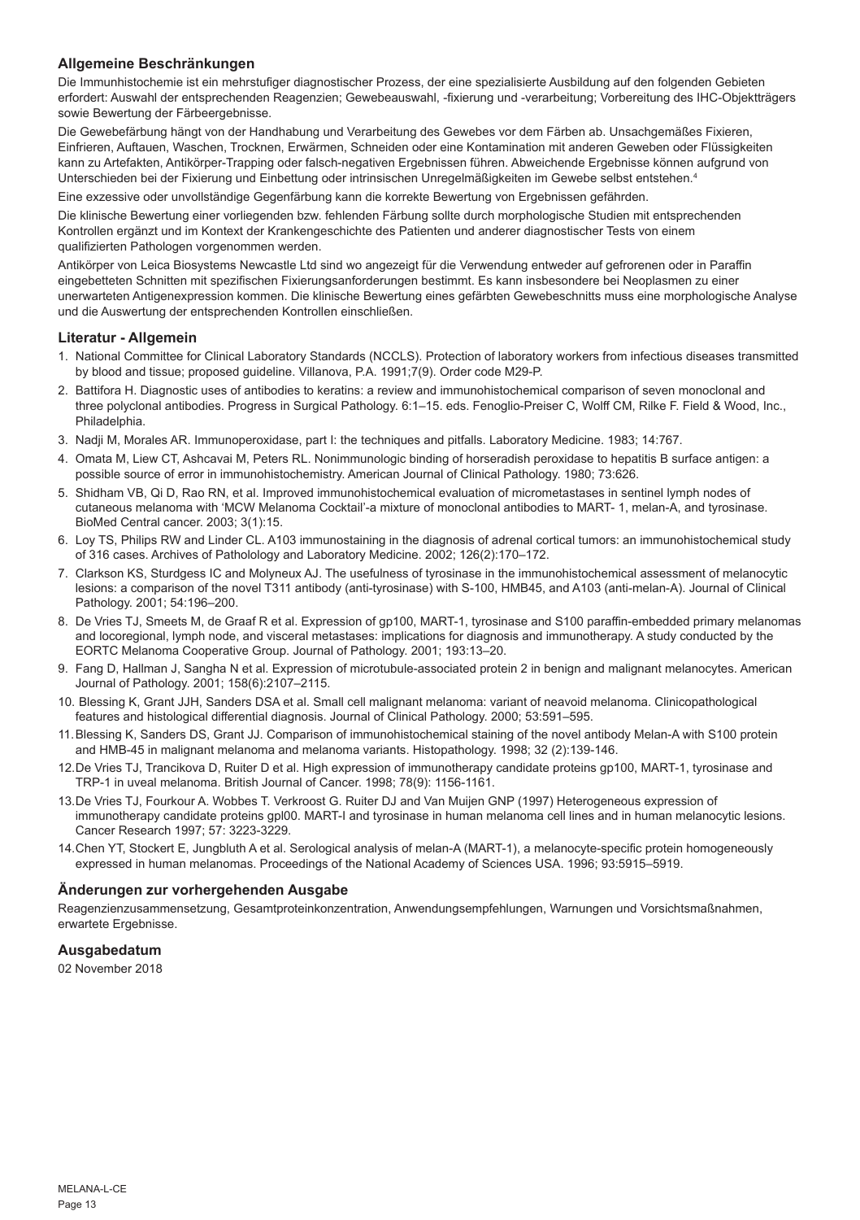## Allgemeine Beschränkungen

Die Immunhistochemie ist ein mehrstufiger diagnostischer Prozess, der eine spezialisierte Ausbildung auf den folgenden Gebieten erfordert: Auswahl der entsprechenden Reagenzien; Gewebeauswahl, -fixierung und -verarbeitung; Vorbereitung des IHC-Objektträgers sowie Bewertung der Färbeergebnisse.

Die Gewebefärbung hängt von der Handhabung und Verarbeitung des Gewebes vor dem Färben ab. Unsachgemäßes Fixieren, Einfrieren, Auftauen, Waschen, Trocknen, Erwärmen, Schneiden oder eine Kontamination mit anderen Geweben oder Flüssigkeiten kann zu Artefakten, Antikörper-Trapping oder falsch-negativen Ergebnissen führen. Abweichende Ergebnisse können aufgrund von Unterschieden bei der Fixierung und Einbettung oder intrinsischen Unregelmäßigkeiten im Gewebe selbst entstehen.[4]

Eine exzessive oder unvollständige Gegenfärbung kann die korrekte Bewertung von Ergebnissen gefährden.

Die klinische Bewertung einer vorliegenden bzw. fehlenden Färbung sollte durch morphologische Studien mit entsprechenden Kontrollen ergänzt und im Kontext der Krankengeschichte des Patienten und anderer diagnostischer Tests von einem qualifizierten Pathologen vorgenommen werden.

Antikörper von Leica Biosystems Newcastle Ltd sind wo angezeigt für die Verwendung entweder auf gefrorenen oder in Paraffin eingebetteten Schnitten mit spezifischen Fixierungsanforderungen bestimmt. Es kann insbesondere bei Neoplasmen zu einer unerwarteten Antigenexpression kommen. Die klinische Bewertung eines gefärbten Gewebeschnitts muss eine morphologische Analyse und die Auswertung der entsprechenden Kontrollen einschließen.

## Literatur - Allgemein

1. National Committee for Clinical Laboratory Standards (NCCLS). Protection of laboratory workers from infectious diseases transmitted by blood and tissue; proposed guideline. Villanova, P.A. 1991;7(9). Order code M29-P.
2. Battifora H. Diagnostic uses of antibodies to keratins: a review and immunohistochemical comparison of seven monoclonal and three polyclonal antibodies. Progress in Surgical Pathology. 6:1–15. eds. Fenoglio-Preiser C, Wolff CM, Rilke F. Field & Wood, Inc., Philadelphia.
3. Nadji M, Morales AR. Immunoperoxidase, part I: the techniques and pitfalls. Laboratory Medicine. 1983; 14:767.
4. Omata M, Liew CT, Ashcavai M, Peters RL. Nonimmunologic binding of horseradish peroxidase to hepatitis B surface antigen: a possible source of error in immunohistochemistry. American Journal of Clinical Pathology. 1980; 73:626.
5. Shidham VB, Qi D, Rao RN, et al. Improved immunohistochemical evaluation of micrometastases in sentinel lymph nodes of cutaneous melanoma with 'MCW Melanoma Cocktail'-a mixture of monoclonal antibodies to MART- 1, melan-A, and tyrosinase. BioMed Central cancer. 2003; 3(1):15.
6. Loy TS, Philips RW and Linder CL. A103 immunostaining in the diagnosis of adrenal cortical tumors: an immunohistochemical study of 316 cases. Archives of Patholology and Laboratory Medicine. 2002; 126(2):170–172.
7. Clarkson KS, Sturdgess IC and Molyneux AJ. The usefulness of tyrosinase in the immunohistochemical assessment of melanocytic lesions: a comparison of the novel T311 antibody (anti-tyrosinase) with S-100, HMB45, and A103 (anti-melan-A). Journal of Clinical Pathology. 2001; 54:196–200.
8. De Vries TJ, Smeets M, de Graaf R et al. Expression of gp100, MART-1, tyrosinase and S100 paraffin-embedded primary melanomas and locoregional, lymph node, and visceral metastases: implications for diagnosis and immunotherapy. A study conducted by the EORTC Melanoma Cooperative Group. Journal of Pathology. 2001; 193:13–20.
9. Fang D, Hallman J, Sangha N et al. Expression of microtubule-associated protein 2 in benign and malignant melanocytes. American Journal of Pathology. 2001; 158(6):2107–2115.
10. Blessing K, Grant JJH, Sanders DSA et al. Small cell malignant melanoma: variant of neavoid melanoma. Clinicopathological features and histological differential diagnosis. Journal of Clinical Pathology. 2000; 53:591–595.
11. Blessing K, Sanders DS, Grant JJ. Comparison of immunohistochemical staining of the novel antibody Melan-A with S100 protein and HMB-45 in malignant melanoma and melanoma variants. Histopathology. 1998; 32 (2):139-146.
12. De Vries TJ, Trancikova D, Ruiter D et al. High expression of immunotherapy candidate proteins gp100, MART-1, tyrosinase and TRP-1 in uveal melanoma. British Journal of Cancer. 1998; 78(9): 1156-1161.
13. De Vries TJ, Fourkour A. Wobbes T. Verkroost G. Ruiter DJ and Van Muijen GNP (1997) Heterogeneous expression of immunotherapy candidate proteins gpl00. MART-l and tyrosinase in human melanoma cell lines and in human melanocytic lesions. Cancer Research 1997; 57: 3223-3229.
14. Chen YT, Stockert E, Jungbluth A et al. Serological analysis of melan-A (MART-1), a melanocyte-specific protein homogeneously expressed in human melanomas. Proceedings of the National Academy of Sciences USA. 1996; 93:5915–5919.

## Änderungen zur vorhergehenden Ausgabe

Reagenzienzusammensetzung, Gesamtproteinkonzentration, Anwendungsempfehlungen, Warnungen und Vorsichtsmaßnahmen, erwartete Ergebnisse.

## Ausgabedatum

02 November 2018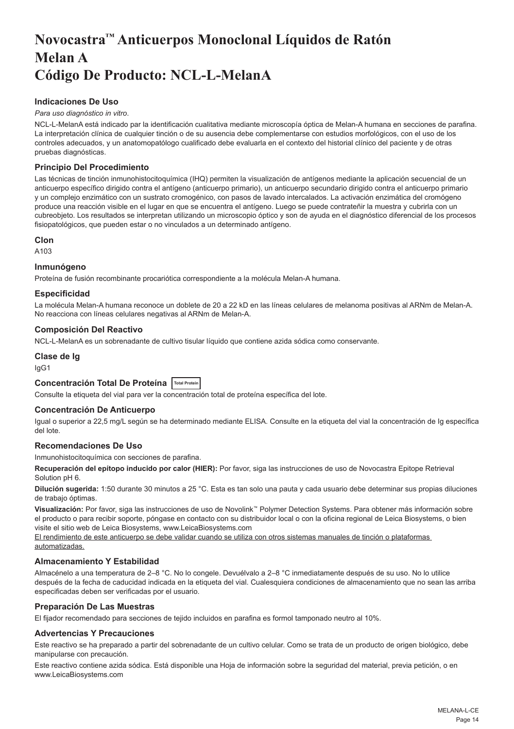# Novocastra™ Anticuerpos Monoclonal Líquidos de Ratón Melan A Código De Producto: NCL-L-MelanA

### Indicaciones De Uso

*Para uso diagnóstico in vitro*.

NCL-L-MelanA está indicado par la identificación cualitativa mediante microscopía óptica de Melan-A humana en secciones de parafina. La interpretación clínica de cualquier tinción o de su ausencia debe complementarse con estudios morfológicos, con el uso de los controles adecuados, y un anatomopatólogo cualificado debe evaluarla en el contexto del historial clínico del paciente y de otras pruebas diagnósticas.

### Principio Del Procedimiento

Las técnicas de tinción inmunohistocitoquímica (IHQ) permiten la visualización de antígenos mediante la aplicación secuencial de un anticuerpo específico dirigido contra el antígeno (anticuerpo primario), un anticuerpo secundario dirigido contra el anticuerpo primario y un complejo enzimático con un sustrato cromogénico, con pasos de lavado intercalados. La activación enzimática del cromógeno produce una reacción visible en el lugar en que se encuentra el antígeno. Luego se puede contrateñir la muestra y cubrirla con un cubreobjeto. Los resultados se interpretan utilizando un microscopio óptico y son de ayuda en el diagnóstico diferencial de los procesos fisiopatológicos, que pueden estar o no vinculados a un determinado antígeno.

### Clon

A103

### Inmunógeno

Proteína de fusión recombinante procariótica correspondiente a la molécula Melan-A humana.

### Especificidad

La molécula Melan-A humana reconoce un doblete de 20 a 22 kD en las líneas celulares de melanoma positivas al ARNm de Melan-A. No reacciona con líneas celulares negativas al ARNm de Melan-A.

### Composición Del Reactivo

NCL-L-MelanA es un sobrenadante de cultivo tisular líquido que contiene azida sódica como conservante.

### Clase de Ig

IgG1

### Concentración Total De Proteína Total Protein

Consulte la etiqueta del vial para ver la concentración total de proteína específica del lote.

### Concentración De Anticuerpo

Igual o superior a 22,5 mg/L según se ha determinado mediante ELISA. Consulte en la etiqueta del vial la concentración de Ig específica del lote.

### Recomendaciones De Uso

Inmunohistocitoquímica con secciones de parafina.

**Recuperación del epítopo inducido por calor (HIER):** Por favor, siga las instrucciones de uso de Novocastra Epitope Retrieval Solution pH 6.

**Dilución sugerida:** 1:50 durante 30 minutos a 25 °C. Esta es tan solo una pauta y cada usuario debe determinar sus propias diluciones de trabajo óptimas.

**Visualización:** Por favor, siga las instrucciones de uso de Novolink™ Polymer Detection Systems. Para obtener más información sobre el producto o para recibir soporte, póngase en contacto con su distribuidor local o con la oficina regional de Leica Biosystems, o bien visite el sitio web de Leica Biosystems, www.LeicaBiosystems.com

<u>El rendimiento de este anticuerpo se debe validar cuando se utiliza con otros sistemas manuales de tinción o plataformas automatizadas.</u>

### Almacenamiento Y Estabilidad

Almacénelo a una temperatura de 2–8 °C. No lo congele. Devuélvalo a 2–8 °C inmediatamente después de su uso. No lo utilice después de la fecha de caducidad indicada en la etiqueta del vial. Cualesquiera condiciones de almacenamiento que no sean las arriba especificadas deben ser verificadas por el usuario.

### Preparación De Las Muestras

El fijador recomendado para secciones de tejido incluidos en parafina es formol tamponado neutro al 10%.

### Advertencias Y Precauciones

Este reactivo se ha preparado a partir del sobrenadante de un cultivo celular. Como se trata de un producto de origen biológico, debe manipularse con precaución.

Este reactivo contiene azida sódica. Está disponible una Hoja de información sobre la seguridad del material, previa petición, o en www.LeicaBiosystems.com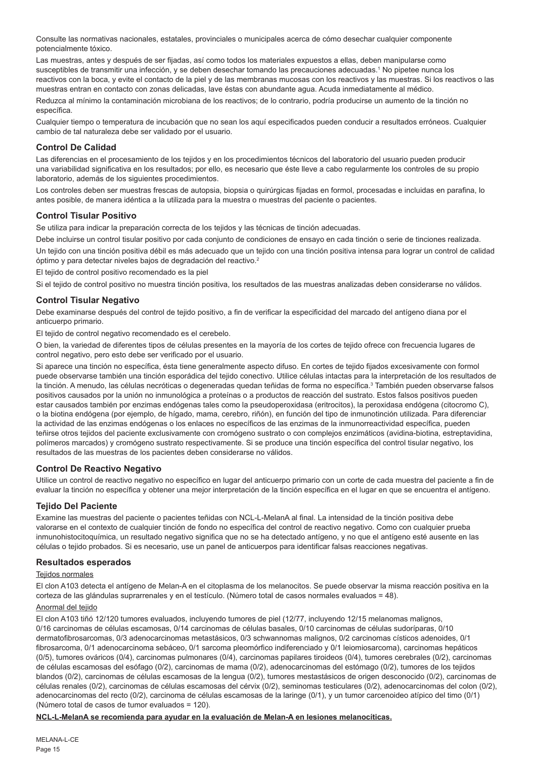Consulte las normativas nacionales, estatales, provinciales o municipales acerca de cómo desechar cualquier componente potencialmente tóxico.

Las muestras, antes y después de ser fijadas, así como todos los materiales expuestos a ellas, deben manipularse como susceptibles de transmitir una infección, y se deben desechar tomando las precauciones adecuadas.[1] No pipetee nunca los reactivos con la boca, y evite el contacto de la piel y de las membranas mucosas con los reactivos y las muestras. Si los reactivos o las muestras entran en contacto con zonas delicadas, lave éstas con abundante agua. Acuda inmediatamente al médico.

Reduzca al mínimo la contaminación microbiana de los reactivos; de lo contrario, podría producirse un aumento de la tinción no específica.

Cualquier tiempo o temperatura de incubación que no sean los aquí especificados pueden conducir a resultados erróneos. Cualquier cambio de tal naturaleza debe ser validado por el usuario.

## Control De Calidad

Las diferencias en el procesamiento de los tejidos y en los procedimientos técnicos del laboratorio del usuario pueden producir una variabilidad significativa en los resultados; por ello, es necesario que éste lleve a cabo regularmente los controles de su propio laboratorio, además de los siguientes procedimientos.

Los controles deben ser muestras frescas de autopsia, biopsia o quirúrgicas fijadas en formol, procesadas e incluidas en parafina, lo antes posible, de manera idéntica a la utilizada para la muestra o muestras del paciente o pacientes.

## Control Tisular Positivo

Se utiliza para indicar la preparación correcta de los tejidos y las técnicas de tinción adecuadas.

Debe incluirse un control tisular positivo por cada conjunto de condiciones de ensayo en cada tinción o serie de tinciones realizada.

Un tejido con una tinción positiva débil es más adecuado que un tejido con una tinción positiva intensa para lograr un control de calidad óptimo y para detectar niveles bajos de degradación del reactivo.[2]

El tejido de control positivo recomendado es la piel

Si el tejido de control positivo no muestra tinción positiva, los resultados de las muestras analizadas deben considerarse no válidos.

## Control Tisular Negativo

Debe examinarse después del control de tejido positivo, a fin de verificar la especificidad del marcado del antígeno diana por el anticuerpo primario.

El tejido de control negativo recomendado es el cerebelo.

O bien, la variedad de diferentes tipos de células presentes en la mayoría de los cortes de tejido ofrece con frecuencia lugares de control negativo, pero esto debe ser verificado por el usuario.

Si aparece una tinción no específica, ésta tiene generalmente aspecto difuso. En cortes de tejido fijados excesivamente con formol puede observarse también una tinción esporádica del tejido conectivo. Utilice células intactas para la interpretación de los resultados de la tinción. A menudo, las células necróticas o degeneradas quedan teñidas de forma no específica.[3] También pueden observarse falsos positivos causados por la unión no inmunológica a proteínas o a productos de reacción del sustrato. Estos falsos positivos pueden estar causados también por enzimas endógenas tales como la pseudoperoxidasa (eritrocitos), la peroxidasa endógena (citocromo C), o la biotina endógena (por ejemplo, de hígado, mama, cerebro, riñón), en función del tipo de inmunotinción utilizada. Para diferenciar la actividad de las enzimas endógenas o los enlaces no específicos de las enzimas de la inmunorreactividad específica, pueden teñirse otros tejidos del paciente exclusivamente con cromógeno sustrato o con complejos enzimáticos (avidina-biotina, estreptavidina, polímeros marcados) y cromógeno sustrato respectivamente. Si se produce una tinción específica del control tisular negativo, los resultados de las muestras de los pacientes deben considerarse no válidos.

## Control De Reactivo Negativo

Utilice un control de reactivo negativo no específico en lugar del anticuerpo primario con un corte de cada muestra del paciente a fin de evaluar la tinción no específica y obtener una mejor interpretación de la tinción específica en el lugar en que se encuentra el antígeno.

## Tejido Del Paciente

Examine las muestras del paciente o pacientes teñidas con NCL-L-MelanA al final. La intensidad de la tinción positiva debe valorarse en el contexto de cualquier tinción de fondo no específica del control de reactivo negativo. Como con cualquier prueba inmunohistocitoquímica, un resultado negativo significa que no se ha detectado antígeno, y no que el antígeno esté ausente en las células o tejido probados. Si es necesario, use un panel de anticuerpos para identificar falsas reacciones negativas.

## Resultados esperados

Tejidos normales

El clon A103 detecta el antígeno de Melan-A en el citoplasma de los melanocitos. Se puede observar la misma reacción positiva en la corteza de las glándulas suprarrenales y en el testículo. (Número total de casos normales evaluados = 48).

Anormal del tejido

El clon A103 tiñó 12/120 tumores evaluados, incluyendo tumores de piel (12/77, incluyendo 12/15 melanomas malignos, 0/16 carcinomas de células escamosas, 0/14 carcinomas de células basales, 0/10 carcinomas de células sudoríparas, 0/10 dermatofibrosarcomas, 0/3 adenocarcinomas metastásicos, 0/3 schwannomas malignos, 0/2 carcinomas císticos adenoides, 0/1 fibrosarcoma, 0/1 adenocarcinoma sebáceo, 0/1 sarcoma pleomórfico indiferenciado y 0/1 leiomiosarcoma), carcinomas hepáticos (0/5), tumores ováricos (0/4), carcinomas pulmonares (0/4), carcinomas papilares tiroideos (0/4), tumores cerebrales (0/2), carcinomas de células escamosas del esófago (0/2), carcinomas de mama (0/2), adenocarcinomas del estómago (0/2), tumores de los tejidos blandos (0/2), carcinomas de células escamosas de la lengua (0/2), tumores mestastásicos de origen desconocido (0/2), carcinomas de células renales (0/2), carcinomas de células escamosas del cérvix (0/2), seminomas testiculares (0/2), adenocarcinomas del colon (0/2), adenocarcinomas del recto (0/2), carcinoma de células escamosas de la laringe (0/1), y un tumor carcenoideo atípico del timo (0/1) (Número total de casos de tumor evaluados = 120).

**NCL-L-MelanA se recomienda para ayudar en la evaluación de Melan-A en lesiones melanocíticas.**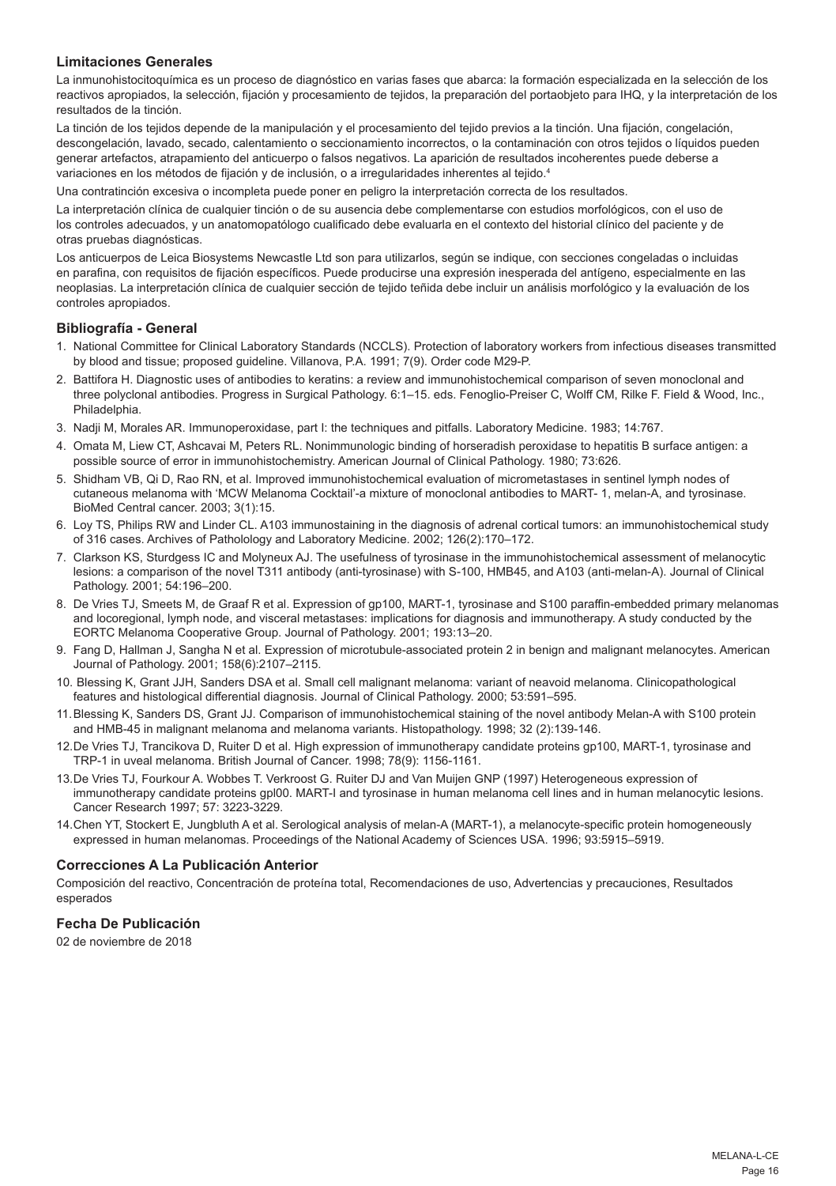### Limitaciones Generales

La inmunohistocitoquímica es un proceso de diagnóstico en varias fases que abarca: la formación especializada en la selección de los reactivos apropiados, la selección, fijación y procesamiento de tejidos, la preparación del portaobjeto para IHQ, y la interpretación de los resultados de la tinción.

La tinción de los tejidos depende de la manipulación y el procesamiento del tejido previos a la tinción. Una fijación, congelación, descongelación, lavado, secado, calentamiento o seccionamiento incorrectos, o la contaminación con otros tejidos o líquidos pueden generar artefactos, atrapamiento del anticuerpo o falsos negativos. La aparición de resultados incoherentes puede deberse a variaciones en los métodos de fijación y de inclusión, o a irregularidades inherentes al tejido.[4]

Una contratinción excesiva o incompleta puede poner en peligro la interpretación correcta de los resultados.

La interpretación clínica de cualquier tinción o de su ausencia debe complementarse con estudios morfológicos, con el uso de los controles adecuados, y un anatomopatólogo cualificado debe evaluarla en el contexto del historial clínico del paciente y de otras pruebas diagnósticas.

Los anticuerpos de Leica Biosystems Newcastle Ltd son para utilizarlos, según se indique, con secciones congeladas o incluidas en parafina, con requisitos de fijación específicos. Puede producirse una expresión inesperada del antígeno, especialmente en las neoplasias. La interpretación clínica de cualquier sección de tejido teñida debe incluir un análisis morfológico y la evaluación de los controles apropiados.

### Bibliografía - General

1. National Committee for Clinical Laboratory Standards (NCCLS). Protection of laboratory workers from infectious diseases transmitted by blood and tissue; proposed guideline. Villanova, P.A. 1991; 7(9). Order code M29-P.
2. Battifora H. Diagnostic uses of antibodies to keratins: a review and immunohistochemical comparison of seven monoclonal and three polyclonal antibodies. Progress in Surgical Pathology. 6:1–15. eds. Fenoglio-Preiser C, Wolff CM, Rilke F. Field & Wood, Inc., Philadelphia.
3. Nadji M, Morales AR. Immunoperoxidase, part I: the techniques and pitfalls. Laboratory Medicine. 1983; 14:767.
4. Omata M, Liew CT, Ashcavai M, Peters RL. Nonimmunologic binding of horseradish peroxidase to hepatitis B surface antigen: a possible source of error in immunohistochemistry. American Journal of Clinical Pathology. 1980; 73:626.
5. Shidham VB, Qi D, Rao RN, et al. Improved immunohistochemical evaluation of micrometastases in sentinel lymph nodes of cutaneous melanoma with 'MCW Melanoma Cocktail'-a mixture of monoclonal antibodies to MART- 1, melan-A, and tyrosinase. BioMed Central cancer. 2003; 3(1):15.
6. Loy TS, Philips RW and Linder CL. A103 immunostaining in the diagnosis of adrenal cortical tumors: an immunohistochemical study of 316 cases. Archives of Patholology and Laboratory Medicine. 2002; 126(2):170–172.
7. Clarkson KS, Sturdgess IC and Molyneux AJ. The usefulness of tyrosinase in the immunohistochemical assessment of melanocytic lesions: a comparison of the novel T311 antibody (anti-tyrosinase) with S-100, HMB45, and A103 (anti-melan-A). Journal of Clinical Pathology. 2001; 54:196–200.
8. De Vries TJ, Smeets M, de Graaf R et al. Expression of gp100, MART-1, tyrosinase and S100 paraffin-embedded primary melanomas and locoregional, lymph node, and visceral metastases: implications for diagnosis and immunotherapy. A study conducted by the EORTC Melanoma Cooperative Group. Journal of Pathology. 2001; 193:13–20.
9. Fang D, Hallman J, Sangha N et al. Expression of microtubule-associated protein 2 in benign and malignant melanocytes. American Journal of Pathology. 2001; 158(6):2107–2115.
10. Blessing K, Grant JJH, Sanders DSA et al. Small cell malignant melanoma: variant of neavoid melanoma. Clinicopathological features and histological differential diagnosis. Journal of Clinical Pathology. 2000; 53:591–595.
11. Blessing K, Sanders DS, Grant JJ. Comparison of immunohistochemical staining of the novel antibody Melan-A with S100 protein and HMB-45 in malignant melanoma and melanoma variants. Histopathology. 1998; 32 (2):139-146.
12. De Vries TJ, Trancikova D, Ruiter D et al. High expression of immunotherapy candidate proteins gp100, MART-1, tyrosinase and TRP-1 in uveal melanoma. British Journal of Cancer. 1998; 78(9): 1156-1161.
13. De Vries TJ, Fourkour A. Wobbes T. Verkroost G. Ruiter DJ and Van Muijen GNP (1997) Heterogeneous expression of immunotherapy candidate proteins gpl00. MART-l and tyrosinase in human melanoma cell lines and in human melanocytic lesions. Cancer Research 1997; 57: 3223-3229.
14. Chen YT, Stockert E, Jungbluth A et al. Serological analysis of melan-A (MART-1), a melanocyte-specific protein homogeneously expressed in human melanomas. Proceedings of the National Academy of Sciences USA. 1996; 93:5915–5919.

### Correcciones A La Publicación Anterior

Composición del reactivo, Concentración de proteína total, Recomendaciones de uso, Advertencias y precauciones, Resultados esperados

### Fecha De Publicación

02 de noviembre de 2018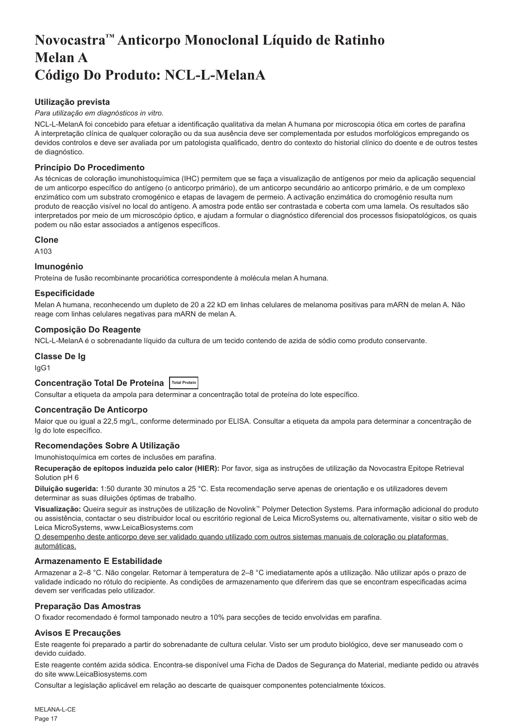# Novocastra™ Anticorpo Monoclonal Líquido de Ratinho Melan A Código Do Produto: NCL-L-MelanA

## Utilização prevista

*Para utilização em diagnósticos in vitro.*

NCL-L-MelanA foi concebido para efetuar a identificação qualitativa da melan A humana por microscopia ótica em cortes de parafina A interpretação clínica de qualquer coloração ou da sua ausência deve ser complementada por estudos morfológicos empregando os devidos controlos e deve ser avaliada por um patologista qualificado, dentro do contexto do historial clínico do doente e de outros testes de diagnóstico.

## Princípio Do Procedimento

As técnicas de coloração imunohistoquímica (IHC) permitem que se faça a visualização de antígenos por meio da aplicação sequencial de um anticorpo específico do antígeno (o anticorpo primário), de um anticorpo secundário ao anticorpo primário, e de um complexo enzimático com um substrato cromogénico e etapas de lavagem de permeio. A activação enzimática do cromogénio resulta num produto de reacção visível no local do antígeno. A amostra pode então ser contrastada e coberta com uma lamela. Os resultados são interpretados por meio de um microscópio óptico, e ajudam a formular o diagnóstico diferencial dos processos fisiopatológicos, os quais podem ou não estar associados a antígenos específicos.

## Clone

A103

## Imunogénio

Proteína de fusão recombinante procariótica correspondente à molécula melan A humana.

## Especificidade

Melan A humana, reconhecendo um dupleto de 20 a 22 kD em linhas celulares de melanoma positivas para mARN de melan A. Não reage com linhas celulares negativas para mARN de melan A.

## Composição Do Reagente

NCL-L-MelanA é o sobrenadante líquido da cultura de um tecido contendo de azida de sódio como produto conservante.

## Classe De Ig

IgG1

## Concentração Total De Proteína Total Protein

Consultar a etiqueta da ampola para determinar a concentração total de proteína do lote específico.

## Concentração De Anticorpo

Maior que ou igual a 22,5 mg/L, conforme determinado por ELISA. Consultar a etiqueta da ampola para determinar a concentração de Ig do lote específico.

## Recomendações Sobre A Utilização

Imunohistoquímica em cortes de inclusões em parafina.

**Recuperação de epítopos induzida pelo calor (HIER):** Por favor, siga as instruções de utilização da Novocastra Epitope Retrieval Solution pH 6

**Diluição sugerida:** 1:50 durante 30 minutos a 25 °C. Esta recomendação serve apenas de orientação e os utilizadores devem determinar as suas diluições óptimas de trabalho.

**Visualização:** Queira seguir as instruções de utilização de Novolink™ Polymer Detection Systems. Para informação adicional do produto ou assistência, contactar o seu distribuidor local ou escritório regional de Leica MicroSystems ou, alternativamente, visitar o sitio web de Leica MicroSystems, www.LeicaBiosystems.com

O desempenho deste anticorpo deve ser validado quando utilizado com outros sistemas manuais de coloração ou plataformas automáticas.

## Armazenamento E Estabilidade

Armazenar a 2–8 °C. Não congelar. Retornar à temperatura de 2–8 °C imediatamente após a utilização. Não utilizar após o prazo de validade indicado no rótulo do recipiente. As condições de armazenamento que diferirem das que se encontram especificadas acima devem ser verificadas pelo utilizador.

## Preparação Das Amostras

O fixador recomendado é formol tamponado neutro a 10% para secções de tecido envolvidas em parafina.

## Avisos E Precauções

Este reagente foi preparado a partir do sobrenadante de cultura celular. Visto ser um produto biológico, deve ser manuseado com o devido cuidado.

Este reagente contém azida sódica. Encontra-se disponível uma Ficha de Dados de Segurança do Material, mediante pedido ou através do site www.LeicaBiosystems.com

Consultar a legislação aplicável em relação ao descarte de quaisquer componentes potencialmente tóxicos.

MELANA-L-CE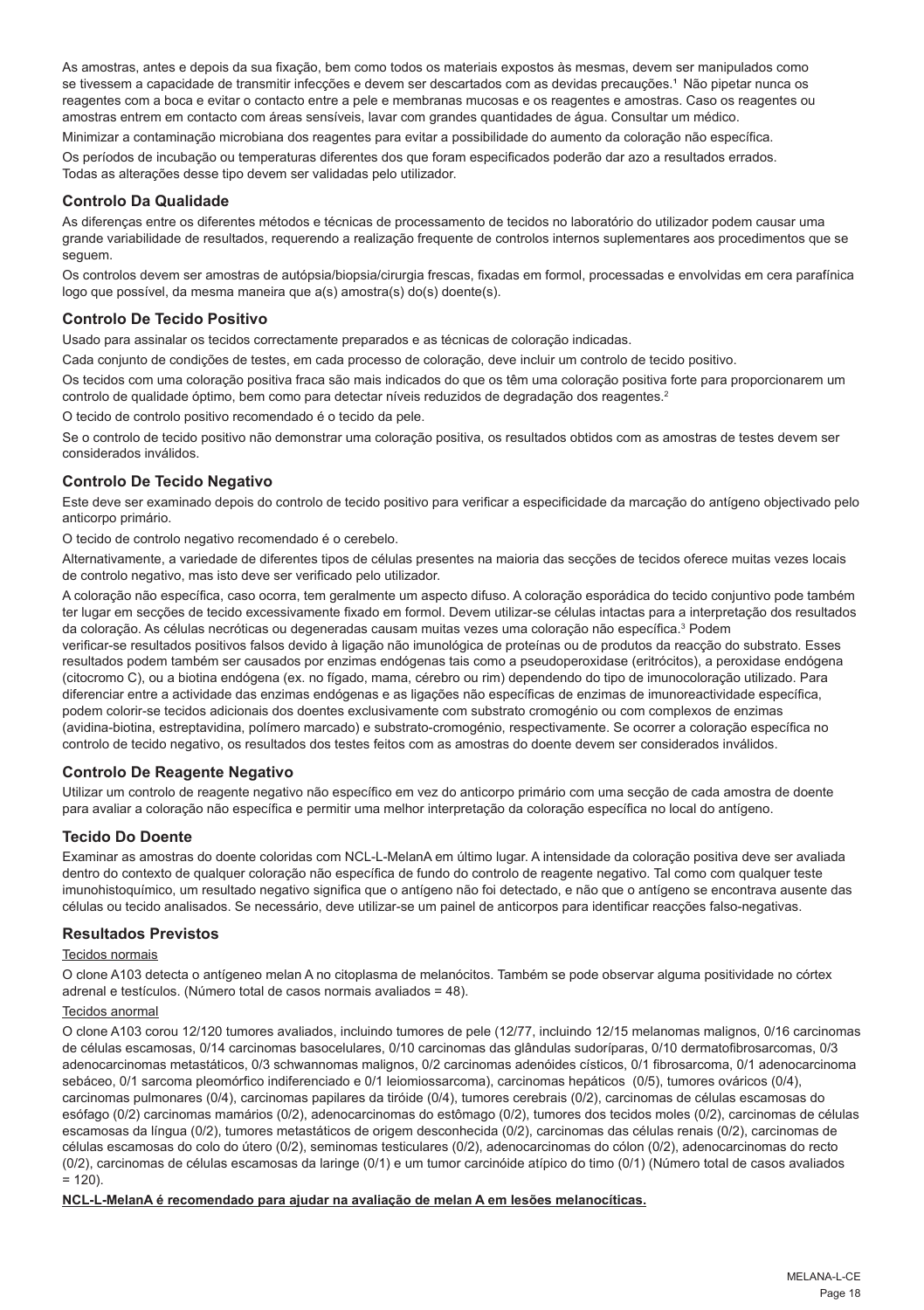As amostras, antes e depois da sua fixação, bem como todos os materiais expostos às mesmas, devem ser manipulados como se tivessem a capacidade de transmitir infecções e devem ser descartados com as devidas precauções.[1] Não pipetar nunca os reagentes com a boca e evitar o contacto entre a pele e membranas mucosas e os reagentes e amostras. Caso os reagentes ou amostras entrem em contacto com áreas sensíveis, lavar com grandes quantidades de água. Consultar um médico.

Minimizar a contaminação microbiana dos reagentes para evitar a possibilidade do aumento da coloração não específica.

Os períodos de incubação ou temperaturas diferentes dos que foram especificados poderão dar azo a resultados errados. Todas as alterações desse tipo devem ser validadas pelo utilizador.

## Controlo Da Qualidade

As diferenças entre os diferentes métodos e técnicas de processamento de tecidos no laboratório do utilizador podem causar uma grande variabilidade de resultados, requerendo a realização frequente de controlos internos suplementares aos procedimentos que se seguem.

Os controlos devem ser amostras de autópsia/biopsia/cirurgia frescas, fixadas em formol, processadas e envolvidas em cera parafínica logo que possível, da mesma maneira que a(s) amostra(s) do(s) doente(s).

## Controlo De Tecido Positivo

Usado para assinalar os tecidos correctamente preparados e as técnicas de coloração indicadas.

Cada conjunto de condições de testes, em cada processo de coloração, deve incluir um controlo de tecido positivo.

Os tecidos com uma coloração positiva fraca são mais indicados do que os têm uma coloração positiva forte para proporcionarem um controlo de qualidade óptimo, bem como para detectar níveis reduzidos de degradação dos reagentes.[2]

O tecido de controlo positivo recomendado é o tecido da pele.

Se o controlo de tecido positivo não demonstrar uma coloração positiva, os resultados obtidos com as amostras de testes devem ser considerados inválidos.

## Controlo De Tecido Negativo

Este deve ser examinado depois do controlo de tecido positivo para verificar a especificidade da marcação do antígeno objectivado pelo anticorpo primário.

O tecido de controlo negativo recomendado é o cerebelo.

Alternativamente, a variedade de diferentes tipos de células presentes na maioria das secções de tecidos oferece muitas vezes locais de controlo negativo, mas isto deve ser verificado pelo utilizador.

A coloração não específica, caso ocorra, tem geralmente um aspecto difuso. A coloração esporádica do tecido conjuntivo pode também ter lugar em secções de tecido excessivamente fixado em formol. Devem utilizar-se células intactas para a interpretação dos resultados da coloração. As células necróticas ou degeneradas causam muitas vezes uma coloração não específica.[3] Podem verificar-se resultados positivos falsos devido à ligação não imunológica de proteínas ou de produtos da reacção do substrato. Esses resultados podem também ser causados por enzimas endógenas tais como a pseudoperoxidase (eritrócitos), a peroxidase endógena (citocromo C), ou a biotina endógena (ex. no fígado, mama, cérebro ou rim) dependendo do tipo de imunocoloração utilizado. Para diferenciar entre a actividade das enzimas endógenas e as ligações não específicas de enzimas de imunoreactividade específica, podem colorir-se tecidos adicionais dos doentes exclusivamente com substrato cromogénio ou com complexos de enzimas (avidina-biotina, estreptavidina, polímero marcado) e substrato-cromogénio, respectivamente. Se ocorrer a coloração específica no controlo de tecido negativo, os resultados dos testes feitos com as amostras do doente devem ser considerados inválidos.

## Controlo De Reagente Negativo

Utilizar um controlo de reagente negativo não específico em vez do anticorpo primário com uma secção de cada amostra de doente para avaliar a coloração não específica e permitir uma melhor interpretação da coloração específica no local do antígeno.

## Tecido Do Doente

Examinar as amostras do doente coloridas com NCL-L-MelanA em último lugar. A intensidade da coloração positiva deve ser avaliada dentro do contexto de qualquer coloração não específica de fundo do controlo de reagente negativo. Tal como com qualquer teste imunohistoquímico, um resultado negativo significa que o antígeno não foi detectado, e não que o antígeno se encontrava ausente das células ou tecido analisados. Se necessário, deve utilizar-se um painel de anticorpos para identificar reacções falso-negativas.

## Resultados Previstos

Tecidos normais

O clone A103 detecta o antígeneo melan A no citoplasma de melanócitos. Também se pode observar alguma positividade no córtex adrenal e testículos. (Número total de casos normais avaliados = 48).

Tecidos anormal

O clone A103 corou 12/120 tumores avaliados, incluindo tumores de pele (12/77, incluindo 12/15 melanomas malignos, 0/16 carcinomas de células escamosas, 0/14 carcinomas basocelulares, 0/10 carcinomas das glândulas sudoríparas, 0/10 dermatofibrosarcomas, 0/3 adenocarcinomas metastáticos, 0/3 schwannomas malignos, 0/2 carcinomas adenóides císticos, 0/1 fibrosarcoma, 0/1 adenocarcinoma sebáceo, 0/1 sarcoma pleomórfico indiferenciado e 0/1 leiomiossarcoma), carcinomas hepáticos (0/5), tumores ováricos (0/4), carcinomas pulmonares (0/4), carcinomas papilares da tiróide (0/4), tumores cerebrais (0/2), carcinomas de células escamosas do esófago (0/2) carcinomas mamários (0/2), adenocarcinomas do estômago (0/2), tumores dos tecidos moles (0/2), carcinomas de células escamosas da língua (0/2), tumores metastáticos de origem desconhecida (0/2), carcinomas das células renais (0/2), carcinomas de células escamosas do colo do útero (0/2), seminomas testiculares (0/2), adenocarcinomas do cólon (0/2), adenocarcinomas do recto (0/2), carcinomas de células escamosas da laringe (0/1) e um tumor carcinóide atípico do timo (0/1) (Número total de casos avaliados = 120).

**NCL-L-MelanA é recomendado para ajudar na avaliação de melan A em lesões melanocíticas.**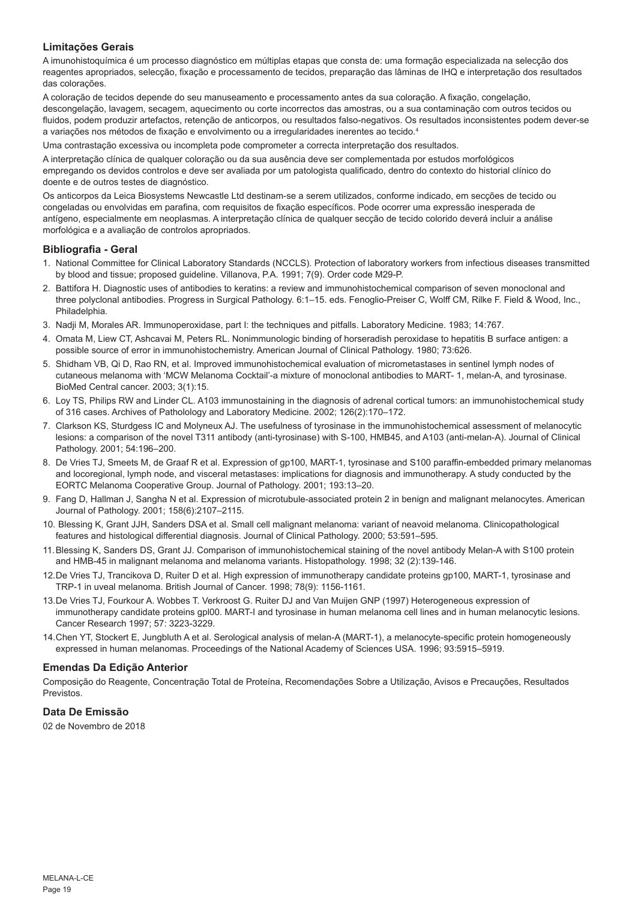## Limitações Gerais

A imunohistoquímica é um processo diagnóstico em múltiplas etapas que consta de: uma formação especializada na selecção dos reagentes apropriados, selecção, fixação e processamento de tecidos, preparação das lâminas de IHQ e interpretação dos resultados das colorações.

A coloração de tecidos depende do seu manuseamento e processamento antes da sua coloração. A fixação, congelação, descongelação, lavagem, secagem, aquecimento ou corte incorrectos das amostras, ou a sua contaminação com outros tecidos ou fluidos, podem produzir artefactos, retenção de anticorpos, ou resultados falso-negativos. Os resultados inconsistentes podem dever-se a variações nos métodos de fixação e envolvimento ou a irregularidades inerentes ao tecido.[4]

Uma contrastação excessiva ou incompleta pode comprometer a correcta interpretação dos resultados.

A interpretação clínica de qualquer coloração ou da sua ausência deve ser complementada por estudos morfológicos empregando os devidos controlos e deve ser avaliada por um patologista qualificado, dentro do contexto do historial clínico do doente e de outros testes de diagnóstico.

Os anticorpos da Leica Biosystems Newcastle Ltd destinam-se a serem utilizados, conforme indicado, em secções de tecido ou congeladas ou envolvidas em parafina, com requisitos de fixação específicos. Pode ocorrer uma expressão inesperada de antígeno, especialmente em neoplasmas. A interpretação clínica de qualquer secção de tecido colorido deverá incluir a análise morfológica e a avaliação de controlos apropriados.

## Bibliografia - Geral

1. National Committee for Clinical Laboratory Standards (NCCLS). Protection of laboratory workers from infectious diseases transmitted by blood and tissue; proposed guideline. Villanova, P.A. 1991; 7(9). Order code M29-P.
2. Battifora H. Diagnostic uses of antibodies to keratins: a review and immunohistochemical comparison of seven monoclonal and three polyclonal antibodies. Progress in Surgical Pathology. 6:1–15. eds. Fenoglio-Preiser C, Wolff CM, Rilke F. Field & Wood, Inc., Philadelphia.
3. Nadji M, Morales AR. Immunoperoxidase, part I: the techniques and pitfalls. Laboratory Medicine. 1983; 14:767.
4. Omata M, Liew CT, Ashcavai M, Peters RL. Nonimmunologic binding of horseradish peroxidase to hepatitis B surface antigen: a possible source of error in immunohistochemistry. American Journal of Clinical Pathology. 1980; 73:626.
5. Shidham VB, Qi D, Rao RN, et al. Improved immunohistochemical evaluation of micrometastases in sentinel lymph nodes of cutaneous melanoma with 'MCW Melanoma Cocktail'-a mixture of monoclonal antibodies to MART- 1, melan-A, and tyrosinase. BioMed Central cancer. 2003; 3(1):15.
6. Loy TS, Philips RW and Linder CL. A103 immunostaining in the diagnosis of adrenal cortical tumors: an immunohistochemical study of 316 cases. Archives of Patholology and Laboratory Medicine. 2002; 126(2):170–172.
7. Clarkson KS, Sturdgess IC and Molyneux AJ. The usefulness of tyrosinase in the immunohistochemical assessment of melanocytic lesions: a comparison of the novel T311 antibody (anti-tyrosinase) with S-100, HMB45, and A103 (anti-melan-A). Journal of Clinical Pathology. 2001; 54:196–200.
8. De Vries TJ, Smeets M, de Graaf R et al. Expression of gp100, MART-1, tyrosinase and S100 paraffin-embedded primary melanomas and locoregional, lymph node, and visceral metastases: implications for diagnosis and immunotherapy. A study conducted by the EORTC Melanoma Cooperative Group. Journal of Pathology. 2001; 193:13–20.
9. Fang D, Hallman J, Sangha N et al. Expression of microtubule-associated protein 2 in benign and malignant melanocytes. American Journal of Pathology. 2001; 158(6):2107–2115.
10. Blessing K, Grant JJH, Sanders DSA et al. Small cell malignant melanoma: variant of neavoid melanoma. Clinicopathological features and histological differential diagnosis. Journal of Clinical Pathology. 2000; 53:591–595.
11. Blessing K, Sanders DS, Grant JJ. Comparison of immunohistochemical staining of the novel antibody Melan-A with S100 protein and HMB-45 in malignant melanoma and melanoma variants. Histopathology. 1998; 32 (2):139-146.
12. De Vries TJ, Trancikova D, Ruiter D et al. High expression of immunotherapy candidate proteins gp100, MART-1, tyrosinase and TRP-1 in uveal melanoma. British Journal of Cancer. 1998; 78(9): 1156-1161.
13. De Vries TJ, Fourkour A. Wobbes T. Verkroost G. Ruiter DJ and Van Muijen GNP (1997) Heterogeneous expression of immunotherapy candidate proteins gpl00. MART-I and tyrosinase in human melanoma cell lines and in human melanocytic lesions. Cancer Research 1997; 57: 3223-3229.
14. Chen YT, Stockert E, Jungbluth A et al. Serological analysis of melan-A (MART-1), a melanocyte-specific protein homogeneously expressed in human melanomas. Proceedings of the National Academy of Sciences USA. 1996; 93:5915–5919.

## Emendas Da Edição Anterior

Composição do Reagente, Concentração Total de Proteína, Recomendações Sobre a Utilização, Avisos e Precauções, Resultados Previstos.

## Data De Emissão

02 de Novembro de 2018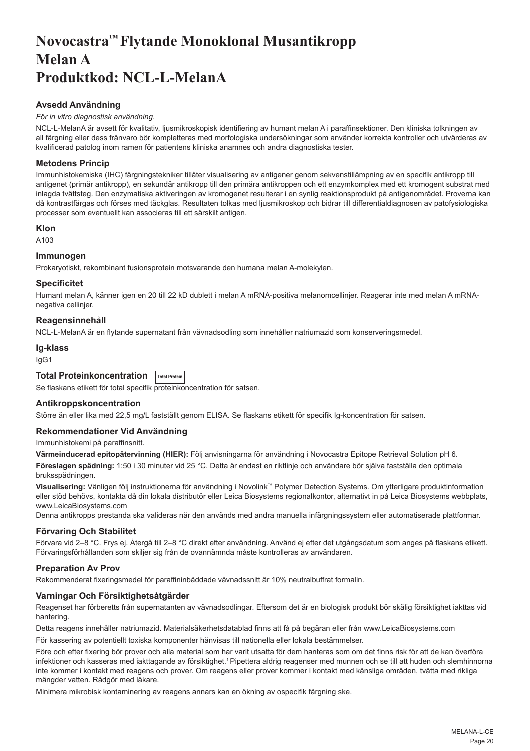# Novocastra™ Flytande Monoklonal Musantikropp Melan A Produktkod: NCL-L-MelanA

### Avsedd Användning

*För in vitro diagnostisk användning.*

NCL-L-MelanA är avsett för kvalitativ, ljusmikroskopisk identifiering av humant melan A i paraffinsektioner. Den kliniska tolkningen av all färgning eller dess frånvaro bör kompletteras med morfologiska undersökningar som använder korrekta kontroller och utvärderas av kvalificerad patolog inom ramen för patientens kliniska anamnes och andra diagnostiska tester.

### Metodens Princip

Immunhistokemiska (IHC) färgningstekniker tillåter visualisering av antigener genom sekvenstillämpning av en specifik antikropp till antigenet (primär antikropp), en sekundär antikropp till den primära antikroppen och ett enzymkomplex med ett kromogent substrat med inlagda tvättsteg. Den enzymatiska aktiveringen av kromogenet resulterar i en synlig reaktionsprodukt på antigenområdet. Proverna kan då kontrastfärgas och förses med täckglas. Resultaten tolkas med ljusmikroskop och bidrar till differentialdiagnosen av patofysiologiska processer som eventuellt kan associeras till ett särskilt antigen.

### Klon

A103

### Immunogen

Prokaryotiskt, rekombinant fusionsprotein motsvarande den humana melan A-molekylen.

### Specificitet

Humant melan A, känner igen en 20 till 22 kD dublett i melan A mRNA-positiva melanomcellinjer. Reagerar inte med melan A mRNA-negativa cellinjer.

### Reagensinnehåll

NCL-L-MelanA är en flytande supernatant från vävnadsodling som innehåller natriumazid som konserveringsmedel.

### Ig-klass

IgG1

### Total Proteinkoncentration Total Protein

Se flaskans etikett för total specifik proteinkoncentration för satsen.

### Antikroppskoncentration

Större än eller lika med 22,5 mg/L fastställt genom ELISA. Se flaskans etikett för specifik Ig-koncentration för satsen.

### Rekommendationer Vid Användning

Immunhistokemi på paraffinsnitt.

**Värmeinducerad epitopåtervinning (HIER):** Följ anvisningarna för användning i Novocastra Epitope Retrieval Solution pH 6.

**Föreslagen spädning:** 1:50 i 30 minuter vid 25 °C. Detta är endast en riktlinje och användare bör själva fastställa den optimala bruksspädningen.

**Visualisering:** Vänligen följ instruktionerna för användning i Novolink™ Polymer Detection Systems. Om ytterligare produktinformation eller stöd behövs, kontakta då din lokala distributör eller Leica Biosystems regionalkontor, alternativt in på Leica Biosystems webbplats, www.LeicaBiosystems.com

Denna antikropps prestanda ska valideras när den används med andra manuella infärgningssystem eller automatiserade plattformar.

### Förvaring Och Stabilitet

Förvara vid 2–8 °C. Frys ej. Återgå till 2–8 °C direkt efter användning. Använd ej efter det utgångsdatum som anges på flaskans etikett. Förvaringsförhållanden som skiljer sig från de ovannämnda måste kontrolleras av användaren.

### Preparation Av Prov

Rekommenderat fixeringsmedel för paraffininbäddade vävnadssnitt är 10% neutralbuffrat formalin.

### Varningar Och Försiktighetsåtgärder

Reagenset har förberetts från supernatanten av vävnadsodlingar. Eftersom det är en biologisk produkt bör skälig försiktighet iakttas vid hantering.

Detta reagens innehåller natriumazid. Materialsäkerhetsdatablad finns att få på begäran eller från www.LeicaBiosystems.com

För kassering av potentiellt toxiska komponenter hänvisas till nationella eller lokala bestämmelser.

Före och efter fixering bör prover och alla material som har varit utsatta för dem hanteras som om det finns risk för att de kan överföra infektioner och kasseras med iakttagande av försiktighet.[1] Pipettera aldrig reagenser med munnen och se till att huden och slemhinnorna inte kommer i kontakt med reagens och prover. Om reagens eller prover kommer i kontakt med känsliga områden, tvätta med rikliga mängder vatten. Rådgör med läkare.

Minimera mikrobisk kontaminering av reagens annars kan en ökning av ospecifik färgning ske.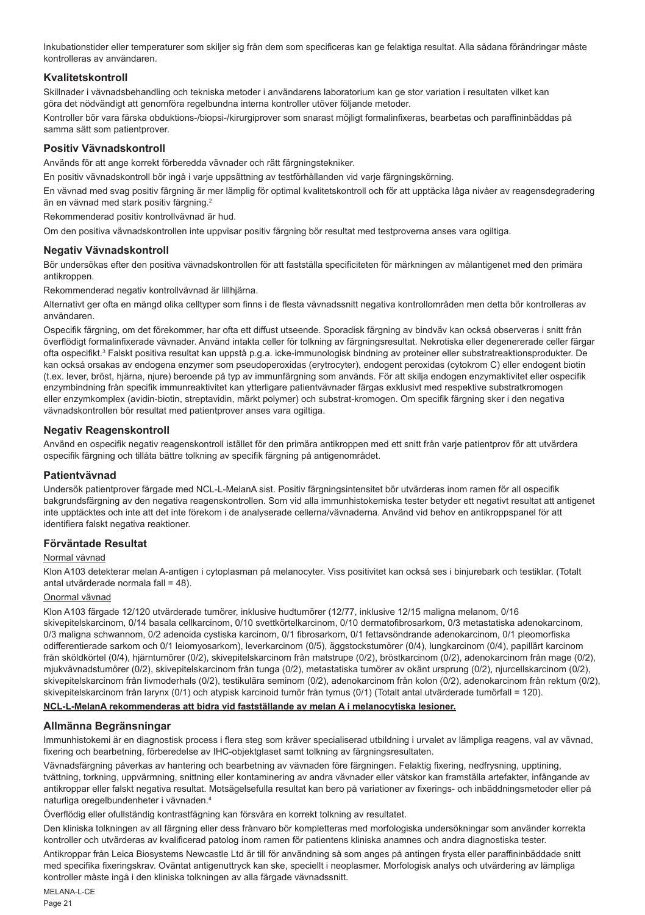Inkubationstider eller temperaturer som skiljer sig från dem som specificeras kan ge felaktiga resultat. Alla sådana förändringar måste kontrolleras av användaren.

## Kvalitetskontroll

Skillnader i vävnadsbehandling och tekniska metoder i användarens laboratorium kan ge stor variation i resultaten vilket kan göra det nödvändigt att genomföra regelbundna interna kontroller utöver följande metoder.

Kontroller bör vara färska obduktions-/biopsi-/kirurgiprover som snarast möjligt formalinfixeras, bearbetas och paraffininbäddas på samma sätt som patientprover.

## Positiv Vävnadskontroll

Används för att ange korrekt förberedda vävnader och rätt färgningstekniker.

En positiv vävnadskontroll bör ingå i varje uppsättning av testförhållanden vid varje färgningskörning.

En vävnad med svag positiv färgning är mer lämplig för optimal kvalitetskontroll och för att upptäcka låga nivåer av reagensdegradering än en vävnad med stark positiv färgning.[2]

Rekommenderad positiv kontrollvävnad är hud.

Om den positiva vävnadskontrollen inte uppvisar positiv färgning bör resultat med testproverna anses vara ogiltiga.

## Negativ Vävnadskontroll

Bör undersökas efter den positiva vävnadskontrollen för att fastställa specificiteten för märkningen av målantigenet med den primära antikroppen.

Rekommenderad negativ kontrollvävnad är lillhjärna.

Alternativt ger ofta en mängd olika celltyper som finns i de flesta vävnadssnitt negativa kontrollområden men detta bör kontrolleras av användaren.

Ospecifik färgning, om det förekommer, har ofta ett diffust utseende. Sporadisk färgning av bindväv kan också observeras i snitt från överflödigt formalinfixerade vävnader. Använd intakta celler för tolkning av färgningsresultat. Nekrotiska eller degenererade celler färgar ofta ospecifikt.[3] Falskt positiva resultat kan uppstå p.g.a. icke-immunologisk bindning av proteiner eller substratreaktionsprodukter. De kan också orsakas av endogena enzymer som pseudoperoxidas (erytrocyter), endogent peroxidas (cytokrom C) eller endogent biotin (t.ex. lever, bröst, hjärna, njure) beroende på typ av immunfärgning som används. För att skilja endogen enzymaktivitet eller ospecifik enzymbindning från specifik immunreaktivitet kan ytterligare patientvävnader färgas exklusivt med respektive substratkromogen eller enzymkomplex (avidin-biotin, streptavidin, märkt polymer) och substrat-kromogen. Om specifik färgning sker i den negativa vävnadskontrollen bör resultat med patientprover anses vara ogiltiga.

## Negativ Reagenskontroll

Använd en ospecifik negativ reagenskontroll istället för den primära antikroppen med ett snitt från varje patientprov för att utvärdera ospecifik färgning och tillåta bättre tolkning av specifik färgning på antigenområdet.

## Patientvävnad

Undersök patientprover färgade med NCL-L-MelanA sist. Positiv färgningsintensitet bör utvärderas inom ramen för all ospecifik bakgrundsfärgning av den negativa reagenskontrollen. Som vid alla immunhistokemiska tester betyder ett negativt resultat att antigenet inte upptäcktes och inte att det inte förekom i de analyserade cellerna/vävnaderna. Använd vid behov en antikroppspanel för att identifiera falskt negativa reaktioner.

## Förväntade Resultat

Normal vävnad

Klon A103 detekterar melan A-antigen i cytoplasman på melanocyter. Viss positivitet kan också ses i binjurebark och testiklar. (Totalt antal utvärderade normala fall = 48).

Onormal vävnad

Klon A103 färgade 12/120 utvärderade tumörer, inklusive hudtumörer (12/77, inklusive 12/15 maligna melanom, 0/16 skivepitelskarcinom, 0/14 basala cellkarcinom, 0/10 svettkörtelkarcinom, 0/10 dermatofibrosarkom, 0/3 metastatiska adenokarcinom, 0/3 maligna schwannom, 0/2 adenoida cystiska karcinom, 0/1 fibrosarkom, 0/1 fettavsöndrande adenokarcinom, 0/1 pleomorfiska odifferentierade sarkom och 0/1 leiomyosarkom), leverkarcinom (0/5), äggstockstumörer (0/4), lungkarcinom (0/4), papillärt karcinom från sköldkörtel (0/4), hjärntumörer (0/2), skivepitelskarcinom från matstrupe (0/2), bröstkarcinom (0/2), adenokarcinom från mage (0/2), mjukvävnadstumörer (0/2), skivepitelskarcinom från tunga (0/2), metastatiska tumörer av okänt ursprung (0/2), njurcellskarcinom (0/2), skivepitelskarcinom från livmoderhals (0/2), testikulära seminom (0/2), adenokarcinom från kolon (0/2), adenokarcinom från rektum (0/2), skivepitelskarcinom från larynx (0/1) och atypisk karcinoid tumör från tymus (0/1) (Totalt antal utvärderade tumörfall = 120).

**NCL-L-MelanA rekommenderas att bidra vid fastställande av melan A i melanocytiska lesioner.**

## Allmänna Begränsningar

Immunhistokemi är en diagnostisk process i flera steg som kräver specialiserad utbildning i urvalet av lämpliga reagens, val av vävnad, fixering och bearbetning, förberedelse av IHC-objektglaset samt tolkning av färgningsresultaten.

Vävnadsfärgning påverkas av hantering och bearbetning av vävnaden före färgningen. Felaktig fixering, nedfrysning, upptining, tvättning, torkning, uppvärmning, snittning eller kontaminering av andra vävnader eller vätskor kan framställa artefakter, infångande av antikroppar eller falskt negativa resultat. Motsägelsefulla resultat kan bero på variationer av fixerings- och inbäddningsmetoder eller på naturliga oregelbundenheter i vävnaden.[4]

Överflödig eller ofullständig kontrastfägning kan försvåra en korrekt tolkning av resultatet.

Den kliniska tolkningen av all färgning eller dess frånvaro bör kompletteras med morfologiska undersökningar som använder korrekta kontroller och utvärderas av kvalificerad patolog inom ramen för patientens kliniska anamnes och andra diagnostiska tester.

Antikroppar från Leica Biosystems Newcastle Ltd är till för användning så som anges på antingen frysta eller paraffininbäddade snitt med specifika fixeringskrav. Oväntat antigenuttryck kan ske, speciellt i neoplasmer. Morfologisk analys och utvärdering av lämpliga kontroller måste ingå i den kliniska tolkningen av alla färgade vävnadssnitt.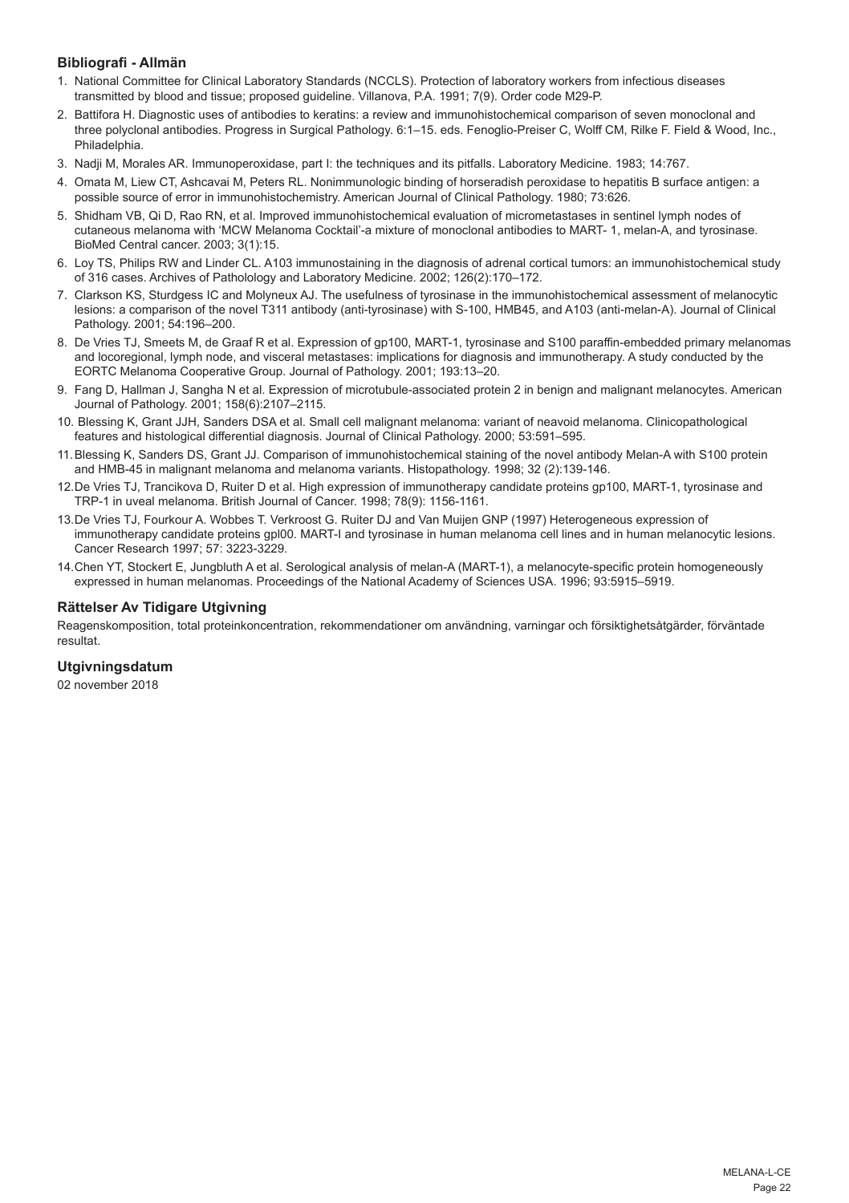## Bibliografi - Allmän

1. National Committee for Clinical Laboratory Standards (NCCLS). Protection of laboratory workers from infectious diseases transmitted by blood and tissue; proposed guideline. Villanova, P.A. 1991; 7(9). Order code M29-P.
2. Battifora H. Diagnostic uses of antibodies to keratins: a review and immunohistochemical comparison of seven monoclonal and three polyclonal antibodies. Progress in Surgical Pathology. 6:1–15. eds. Fenoglio-Preiser C, Wolff CM, Rilke F. Field & Wood, Inc., Philadelphia.
3. Nadji M, Morales AR. Immunoperoxidase, part I: the techniques and its pitfalls. Laboratory Medicine. 1983; 14:767.
4. Omata M, Liew CT, Ashcavai M, Peters RL. Nonimmunologic binding of horseradish peroxidase to hepatitis B surface antigen: a possible source of error in immunohistochemistry. American Journal of Clinical Pathology. 1980; 73:626.
5. Shidham VB, Qi D, Rao RN, et al. Improved immunohistochemical evaluation of micrometastases in sentinel lymph nodes of cutaneous melanoma with 'MCW Melanoma Cocktail'-a mixture of monoclonal antibodies to MART- 1, melan-A, and tyrosinase. BioMed Central cancer. 2003; 3(1):15.
6. Loy TS, Philips RW and Linder CL. A103 immunostaining in the diagnosis of adrenal cortical tumors: an immunohistochemical study of 316 cases. Archives of Patholology and Laboratory Medicine. 2002; 126(2):170–172.
7. Clarkson KS, Sturdgess IC and Molyneux AJ. The usefulness of tyrosinase in the immunohistochemical assessment of melanocytic lesions: a comparison of the novel T311 antibody (anti-tyrosinase) with S-100, HMB45, and A103 (anti-melan-A). Journal of Clinical Pathology. 2001; 54:196–200.
8. De Vries TJ, Smeets M, de Graaf R et al. Expression of gp100, MART-1, tyrosinase and S100 paraffin-embedded primary melanomas and locoregional, lymph node, and visceral metastases: implications for diagnosis and immunotherapy. A study conducted by the EORTC Melanoma Cooperative Group. Journal of Pathology. 2001; 193:13–20.
9. Fang D, Hallman J, Sangha N et al. Expression of microtubule-associated protein 2 in benign and malignant melanocytes. American Journal of Pathology. 2001; 158(6):2107–2115.
10. Blessing K, Grant JJH, Sanders DSA et al. Small cell malignant melanoma: variant of neavoid melanoma. Clinicopathological features and histological differential diagnosis. Journal of Clinical Pathology. 2000; 53:591–595.
11. Blessing K, Sanders DS, Grant JJ. Comparison of immunohistochemical staining of the novel antibody Melan-A with S100 protein and HMB-45 in malignant melanoma and melanoma variants. Histopathology. 1998; 32 (2):139-146.
12. De Vries TJ, Trancikova D, Ruiter D et al. High expression of immunotherapy candidate proteins gp100, MART-1, tyrosinase and TRP-1 in uveal melanoma. British Journal of Cancer. 1998; 78(9): 1156-1161.
13. De Vries TJ, Fourkour A. Wobbes T. Verkroost G. Ruiter DJ and Van Muijen GNP (1997) Heterogeneous expression of immunotherapy candidate proteins gpl00. MART-l and tyrosinase in human melanoma cell lines and in human melanocytic lesions. Cancer Research 1997; 57: 3223-3229.
14. Chen YT, Stockert E, Jungbluth A et al. Serological analysis of melan-A (MART-1), a melanocyte-specific protein homogeneously expressed in human melanomas. Proceedings of the National Academy of Sciences USA. 1996; 93:5915–5919.

## Rättelser Av Tidigare Utgivning

Reagenskomposition, total proteinkoncentration, rekommendationer om användning, varningar och försiktighetsåtgärder, förväntade resultat.

## Utgivningsdatum

02 november 2018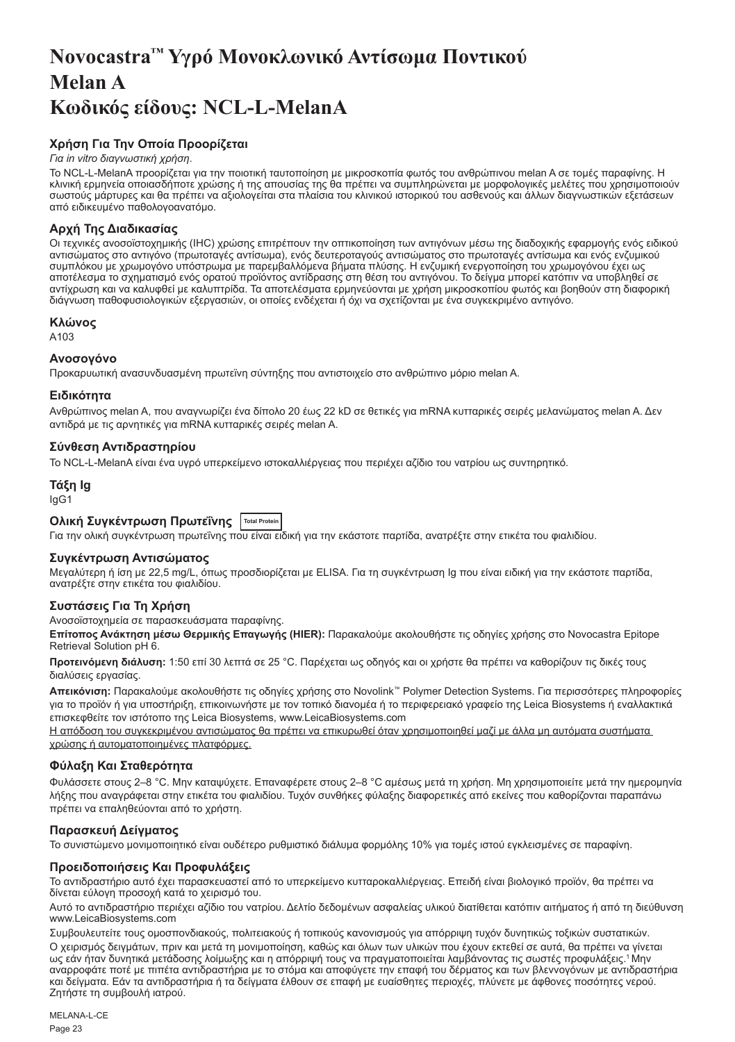# Novocastra™ Υγρό Μονοκλωνικό Αντίσωμα Ποντικού
# Melan A
# Κωδικός είδους: NCL-L-MelanA

### Χρήση Για Την Οποία Προορίζεται

*Για in vitro διαγνωστική χρήση.*

Το NCL-L-MelanA προορίζεται για την ποιοτική ταυτοποίηση με μικροσκοπία φωτός του ανθρώπινου melan A σε τομές παραφίνης. Η κλινική ερμηνεία οποιασδήποτε χρώσης ή της απουσίας της θα πρέπει να συμπληρώνεται με μορφολογικές μελέτες που χρησιμοποιούν σωστούς μάρτυρες και θα πρέπει να αξιολογείται στα πλαίσια του κλινικού ιστορικού του ασθενούς και άλλων διαγνωστικών εξετάσεων από ειδικευμένο παθολογοανατόμο.

### Αρχή Της Διαδικασίας

Οι τεχνικές ανοσοϊστοχημικής (IHC) χρώσης επιτρέπουν την οπτικοποίηση των αντιγόνων μέσω της διαδοχικής εφαρμογής ενός ειδικού αντισώματος στο αντιγόνο (πρωτοταγές αντίσωμα), ενός δευτεροταγούς αντισώματος στο πρωτοταγές αντίσωμα και ενός ενζυμικού συμπλόκου με χρωμογόνο υπόστρωμα με παρεμβαλλόμενα βήματα πλύσης. Η ενζυμική ενεργοποίηση του χρωμογόνου έχει ως αποτέλεσμα το σχηματισμό ενός ορατού προϊόντος αντίδρασης στη θέση του αντιγόνου. Το δείγμα μπορεί κατόπιν να υποβληθεί σε αντίχρωση και να καλυφθεί με καλυπτρίδα. Τα αποτελέσματα ερμηνεύονται με χρήση μικροσκοπίου φωτός και βοηθούν στη διαφορική διάγνωση παθοφυσιολογικών εξεργασιών, οι οποίες ενδέχεται ή όχι να σχετίζονται με ένα συγκεκριμένο αντιγόνο.

### Κλώνος

A103

### Ανοσογόνο

Προκαρυωτική ανασυνδυασμένη πρωτεΐνη σύντηξης που αντιστοιχείο στο ανθρώπινο μόριο melan A.

### Ειδικότητα

Ανθρώπινος melan A, που αναγνωρίζει ένα δίπολο 20 έως 22 kD σε θετικές για mRNA κυτταρικές σειρές μελανώματος melan A. Δεν αντιδρά με τις αρνητικές για mRNA κυτταρικές σειρές melan A.

### Σύνθεση Αντιδραστηρίου

Το NCL-L-MelanA είναι ένα υγρό υπερκείμενο ιστοκαλλιέργειας που περιέχει αζίδιο του νατρίου ως συντηρητικό.

### Τάξη Ig

IgG1

### Ολική Συγκέντρωση Πρωτεΐνης Total Protein

Για την ολική συγκέντρωση πρωτεΐνης που είναι ειδική για την εκάστοτε παρτίδα, ανατρέξτε στην ετικέτα του φιαλιδίου.

### Συγκέντρωση Αντισώματος

Μεγαλύτερη ή ίση με 22,5 mg/L, όπως προσδιορίζεται με ELISA. Για τη συγκέντρωση Ig που είναι ειδική για την εκάστοτε παρτίδα, ανατρέξτε στην ετικέτα του φιαλιδίου.

### Συστάσεις Για Τη Χρήση

Ανοσοϊστοχημεία σε παρασκευάσματα παραφίνης.

**Επίτοπος Ανάκτηση μέσω Θερμικής Επαγωγής (HIER):** Παρακαλούμε ακολουθήστε τις οδηγίες χρήσης στο Novocastra Epitope Retrieval Solution pH 6.

**Προτεινόμενη διάλυση:** 1:50 επί 30 λεπτά σε 25 °C. Παρέχεται ως οδηγός και οι χρήστε θα πρέπει να καθορίζουν τις δικές τους διαλύσεις εργασίας.

**Απεικόνιση:** Παρακαλούμε ακολουθήστε τις οδηγίες χρήσης στο Novolink™ Polymer Detection Systems. Για περισσότερες πληροφορίες για το προϊόν ή για υποστήριξη, επικοινωνήστε με τον τοπικό διανομέα ή το περιφερειακό γραφείο της Leica Biosystems ή εναλλακτικά επισκεφθείτε τον ιστότοπο της Leica Biosystems, www.LeicaBiosystems.com

<u>Η απόδοση του συγκεκριμένου αντισώματος θα πρέπει να επικυρωθεί όταν χρησιμοποιηθεί μαζί με άλλα μη αυτόματα συστήματα χρώσης ή αυτοματοποιημένες πλατφόρμες.</u>

### Φύλαξη Και Σταθερότητα

Φυλάσσετε στους 2–8 °C. Μην καταψύχετε. Επαναφέρετε στους 2–8 °C αμέσως μετά τη χρήση. Μη χρησιμοποιείτε μετά την ημερομηνία λήξης που αναγράφεται στην ετικέτα του φιαλιδίου. Τυχόν συνθήκες φύλαξης διαφορετικές από εκείνες που καθορίζονται παραπάνω πρέπει να επαληθεύονται από το χρήστη.

### Παρασκευή Δείγματος

Το συνιστώμενο μονιμοποιητικό είναι ουδέτερο ρυθμιστικό διάλυμα φορμόλης 10% για τομές ιστού εγκλεισμένες σε παραφίνη.

### Προειδοποιήσεις Και Προφυλάξεις

Το αντιδραστήριο αυτό έχει παρασκευαστεί από το υπερκείμενο κυτταροκαλλιέργειας. Επειδή είναι βιολογικό προϊόν, θα πρέπει να δίνεται εύλογη προσοχή κατά το χειρισμό του.

Αυτό το αντιδραστήριο περιέχει αζίδιο του νατρίου. Δελτίο δεδομένων ασφαλείας υλικού διατίθεται κατόπιν αιτήματος ή από τη διεύθυνση www.LeicaBiosystems.com

Συμβουλευτείτε τους ομοσπονδιακούς, πολιτειακούς ή τοπικούς κανονισμούς για απόρριψη τυχόν δυνητικώς τοξικών συστατικών.

Ο χειρισμός δειγμάτων, πριν και μετά τη μονιμοποίηση, καθώς και όλων των υλικών που έχουν εκτεθεί σε αυτά, θα πρέπει να γίνεται ως εάν ήταν δυνητικά μετάδοσης λοίμωξης και η απόρριψή τους να πραγματοποιείται λαμβάνοντας τις σωστές προφυλάξεις.[1] Μην αναρροφάτε ποτέ με πιπέτα αντιδραστήρια με το στόμα και αποφύγετε την επαφή του δέρματος και των βλεννογόνων με αντιδραστήρια και δείγματα. Εάν τα αντιδραστήρια ή τα δείγματα έλθουν σε επαφή με ευαίσθητες περιοχές, πλύνετε με άφθονες ποσότητες νερού. Ζητήστε τη συμβουλή ιατρού.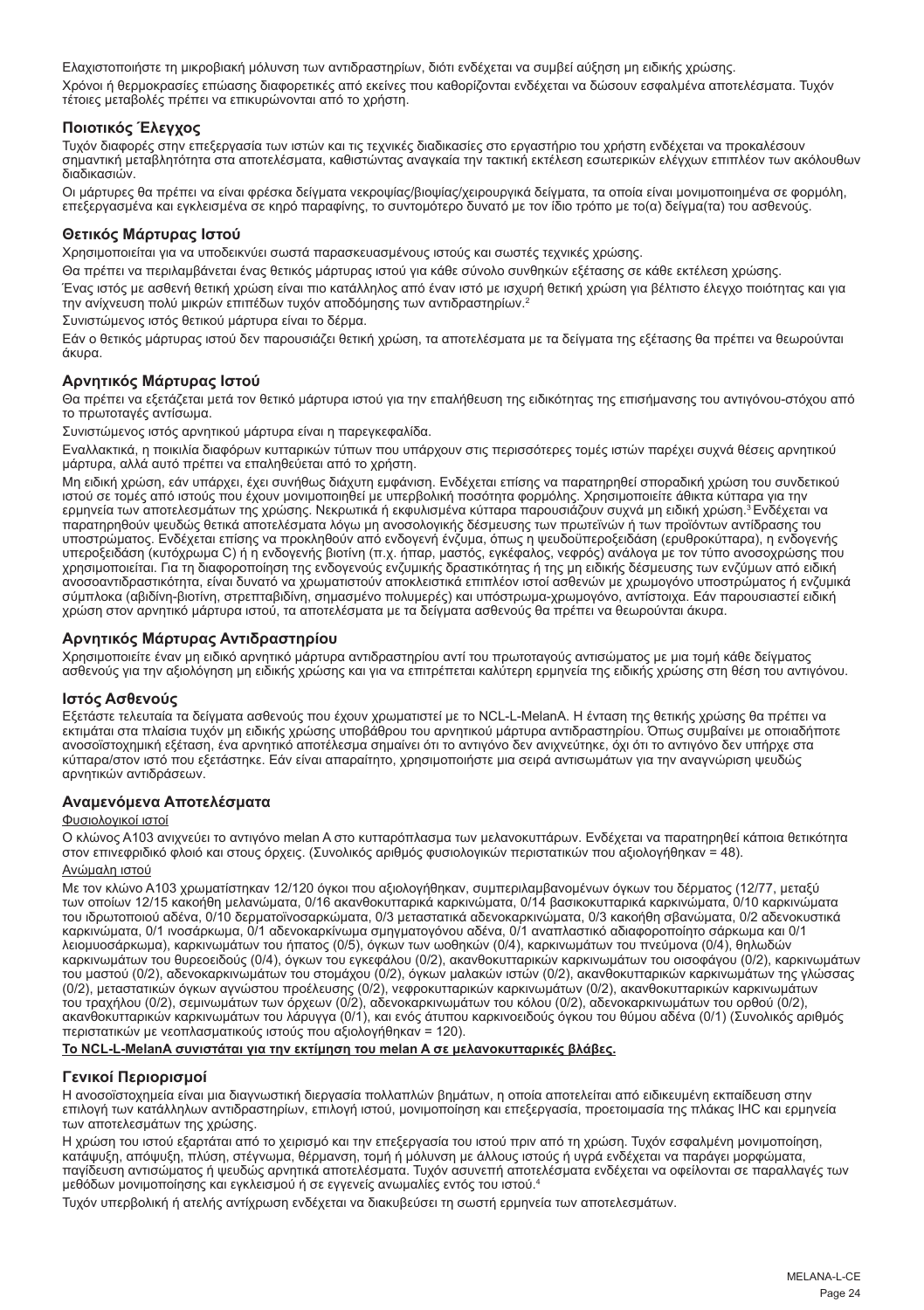Ελαχιστοποιήστε τη μικροβιακή μόλυνση των αντιδραστηρίων, διότι ενδέχεται να συμβεί αύξηση μη ειδικής χρώσης.

Χρόνοι ή θερμοκρασίες επώασης διαφορετικές από εκείνες που καθορίζονται ενδέχεται να δώσουν εσφαλμένα αποτελέσματα. Τυχόν τέτοιες μεταβολές πρέπει να επικυρώνονται από το χρήστη.

### Ποιοτικός Έλεγχος

Τυχόν διαφορές στην επεξεργασία των ιστών και τις τεχνικές διαδικασίες στο εργαστήριο του χρήστη ενδέχεται να προκαλέσουν σημαντική μεταβλητότητα στα αποτελέσματα, καθιστώντας αναγκαία την τακτική εκτέλεση εσωτερικών ελέγχων επιπλέον των ακόλουθων διαδικασιών.

Οι μάρτυρες θα πρέπει να είναι φρέσκα δείγματα νεκροψίας/βιοψίας/χειρουργικά δείγματα, τα οποία είναι μονιμοποιημένα σε φορμόλη, επεξεργασμένα και εγκλεισμένα σε κηρό παραφίνης, το συντομότερο δυνατό με τον ίδιο τρόπο με το(α) δείγμα(τα) του ασθενούς.

### Θετικός Μάρτυρας Ιστού

Χρησιμοποιείται για να υποδεικνύει σωστά παρασκευασμένους ιστούς και σωστές τεχνικές χρώσης.

Θα πρέπει να περιλαμβάνεται ένας θετικός μάρτυρας ιστού για κάθε σύνολο συνθηκών εξέτασης σε κάθε εκτέλεση χρώσης.

Ένας ιστός με ασθενή θετική χρώση είναι πιο κατάλληλος από έναν ιστό με ισχυρή θετική χρώση για βέλτιστο έλεγχο ποιότητας και για την ανίχνευση πολύ μικρών επιπέδων τυχόν αποδόμησης των αντιδραστηρίων.[2]

Συνιστώμενος ιστός θετικού μάρτυρα είναι το δέρμα.

Εάν ο θετικός μάρτυρας ιστού δεν παρουσιάζει θετική χρώση, τα αποτελέσματα με τα δείγματα της εξέτασης θα πρέπει να θεωρούνται άκυρα.

### Αρνητικός Μάρτυρας Ιστού

Θα πρέπει να εξετάζεται μετά τον θετικό μάρτυρα ιστού για την επαλήθευση της ειδικότητας της επισήμανσης του αντιγόνου-στόχου από το πρωτοταγές αντίσωμα.

Συνιστώμενος ιστός αρνητικού μάρτυρα είναι η παρεγκεφαλίδα.

Εναλλακτικά, η ποικιλία διαφόρων κυτταρικών τύπων που υπάρχουν στις περισσότερες τομές ιστών παρέχει συχνά θέσεις αρνητικού μάρτυρα, αλλά αυτό πρέπει να επαληθεύεται από το χρήστη.

Μη ειδική χρώση, εάν υπάρχει, έχει συνήθως διάχυτη εμφάνιση. Ενδέχεται επίσης να παρατηρηθεί σποραδική χρώση του συνδετικού ιστού σε τομές από ιστούς που έχουν μονιμοποιηθεί με υπερβολική ποσότητα φορμόλης. Χρησιμοποιείτε άθικτα κύτταρα για την ερμηνεία των αποτελεσμάτων της χρώσης. Νεκρωτικά ή εκφυλισμένα κύτταρα παρουσιάζουν συχνά μη ειδική χρώση.[3] Ενδέχεται να παρατηρηθούν ψευδώς θετικά αποτελέσματα λόγω μη ανοσολογικής δέσμευσης των πρωτεϊνών ή των προϊόντων αντίδρασης του υποστρώματος. Ενδέχεται επίσης να προκληθούν από ενδογενή ένζυμα, όπως η ψευδοϋπεροξειδάση (ερυθροκύτταρα), η ενδογενής υπεροξειδάση (κυτόχρωμα C) ή η ενδογενής βιοτίνη (π.χ. ήπαρ, μαστός, εγκέφαλος, νεφρός) ανάλογα με τον τύπο ανοσοχρώσης που χρησιμοποιείται. Για τη διαφοροποίηση της ενδογενούς ενζυμικής δραστικότητας ή της μη ειδικής δέσμευσης των ενζύμων από ειδική ανοσοαντιδραστικότητα, είναι δυνατό να χρωματιστούν αποκλειστικά επιπλέον ιστοί ασθενών με χρωμογόνο υποστρώματος ή ενζυμικά σύμπλοκα (αβιδίνη-βιοτίνη, στρεπταβιδίνη, σημασμένο πολυμερές) και υπόστρωμα-χρωμογόνο, αντίστοιχα. Εάν παρουσιαστεί ειδική χρώση στον αρνητικό μάρτυρα ιστού, τα αποτελέσματα με τα δείγματα ασθενούς θα πρέπει να θεωρούνται άκυρα.

### Αρνητικός Μάρτυρας Αντιδραστηρίου

Χρησιμοποιείτε έναν μη ειδικό αρνητικό μάρτυρα αντιδραστηρίου αντί του πρωτοταγούς αντισώματος με μια τομή κάθε δείγματος ασθενούς για την αξιολόγηση μη ειδικής χρώσης και για να επιτρέπεται καλύτερη ερμηνεία της ειδικής χρώσης στη θέση του αντιγόνου.

### Ιστός Ασθενούς

Εξετάστε τελευταία τα δείγματα ασθενούς που έχουν χρωματιστεί με το NCL-L-MelanA. Η ένταση της θετικής χρώσης θα πρέπει να εκτιμάται στα πλαίσια τυχόν μη ειδικής χρώσης υποβάθρου του αρνητικού μάρτυρα αντιδραστηρίου. Όπως συμβαίνει με οποιαδήποτε ανοσοϊστοχημική εξέταση, ένα αρνητικό αποτέλεσμα σημαίνει ότι το αντιγόνο δεν ανιχνεύτηκε, όχι ότι το αντιγόνο δεν υπήρχε στα κύτταρα/στον ιστό που εξετάστηκε. Εάν είναι απαραίτητο, χρησιμοποιήστε μια σειρά αντισωμάτων για την αναγνώριση ψευδώς αρνητικών αντιδράσεων.

### Αναμενόμενα Αποτελέσματα

Φυσιολογικοί ιστοί

Ο κλώνος A103 ανιχνεύει το αντιγόνο melan A στο κυτταρόπλασμα των μελανοκυττάρων. Ενδέχεται να παρατηρηθεί κάποια θετικότητα στον επινεφριδικό φλοιό και στους όρχεις. (Συνολικός αριθμός φυσιολογικών περιστατικών που αξιολογήθηκαν = 48).

Ανώμαλη ιστού

Με τον κλώνο A103 χρωματίστηκαν 12/120 όγκοι που αξιολογήθηκαν, συμπεριλαμβανομένων όγκων του δέρματος (12/77, μεταξύ των οποίων 12/15 κακοήθη μελανώματα, 0/16 ακανθοκυτταρικά καρκινώματα, 0/14 βασικοκυτταρικά καρκινώματα, 0/10 καρκινώματα του ιδρωτοποιού αδένα, 0/10 δερματοϊνοσαρκώματα, 0/3 μεταστατικά αδενοκαρκινώματα, 0/3 κακοήθη σβανώματα, 0/2 αδενοκυστικά καρκινώματα, 0/1 ινοσάρκωμα, 0/1 αδενοκαρκίνωμα σμηγματογόνου αδένα, 0/1 αναπλαστικό αδιαφοροποίητο σάρκωμα και 0/1 λειομυοσάρκωμα), καρκινωμάτων του ήπατος (0/5), όγκων των ωοθηκών (0/4), καρκινωμάτων του πνεύμονα (0/4), θηλωδών καρκινωμάτων του θυρεοειδούς (0/4), όγκων του εγκεφάλου (0/2), ακανθοκυτταρικών καρκινωμάτων του οισοφάγου (0/2), καρκινωμάτων του μαστού (0/2), αδενοκαρκινωμάτων του στομάχου (0/2), όγκων μαλακών ιστών (0/2), ακανθοκυτταρικών καρκινωμάτων της γλώσσας (0/2), μεταστατικών όγκων αγνώστου προέλευσης (0/2), νεφροκυτταρικών καρκινωμάτων (0/2), ακανθοκυτταρικών καρκινωμάτων του τραχήλου (0/2), σεμινωμάτων των όρχεων (0/2), αδενοκαρκινωμάτων του κόλου (0/2), αδενοκαρκινωμάτων του ορθού (0/2), ακανθοκυτταρικών καρκινωμάτων του λάρυγγα (0/1), και ενός άτυπου καρκινοειδούς όγκου του θύμου αδένα (0/1) (Συνολικός αριθμός περιστατικών με νεοπλασματικούς ιστούς που αξιολογήθηκαν = 120).

**Το NCL-L-MelanA συνιστάται για την εκτίμηση του melan A σε μελανοκυτταρικές βλάβες.**

### Γενικοί Περιορισμοί

Η ανοσοϊστοχημεία είναι μια διαγνωστική διεργασία πολλαπλών βημάτων, η οποία αποτελείται από ειδικευμένη εκπαίδευση στην επιλογή των κατάλληλων αντιδραστηρίων, επιλογή ιστού, μονιμοποίηση και επεξεργασία, προετοιμασία της πλάκας IHC και ερμηνεία των αποτελεσμάτων της χρώσης.

Η χρώση του ιστού εξαρτάται από το χειρισμό και την επεξεργασία του ιστού πριν από τη χρώση. Τυχόν εσφαλμένη μονιμοποίηση, κατάψυξη, απόψυξη, πλύση, στέγνωμα, θέρμανση, τομή ή μόλυνση με άλλους ιστούς ή υγρά ενδέχεται να παράγει μορφώματα, παγίδευση αντισώματος ή ψευδώς αρνητικά αποτελέσματα. Τυχόν ασυνεπή αποτελέσματα ενδέχεται να οφείλονται σε παραλλαγές των μεθόδων μονιμοποίησης και εγκλεισμού ή σε εγγενείς ανωμαλίες εντός του ιστού.[4]

Τυχόν υπερβολική ή ατελής αντίχρωση ενδέχεται να διακυβεύσει τη σωστή ερμηνεία των αποτελεσμάτων.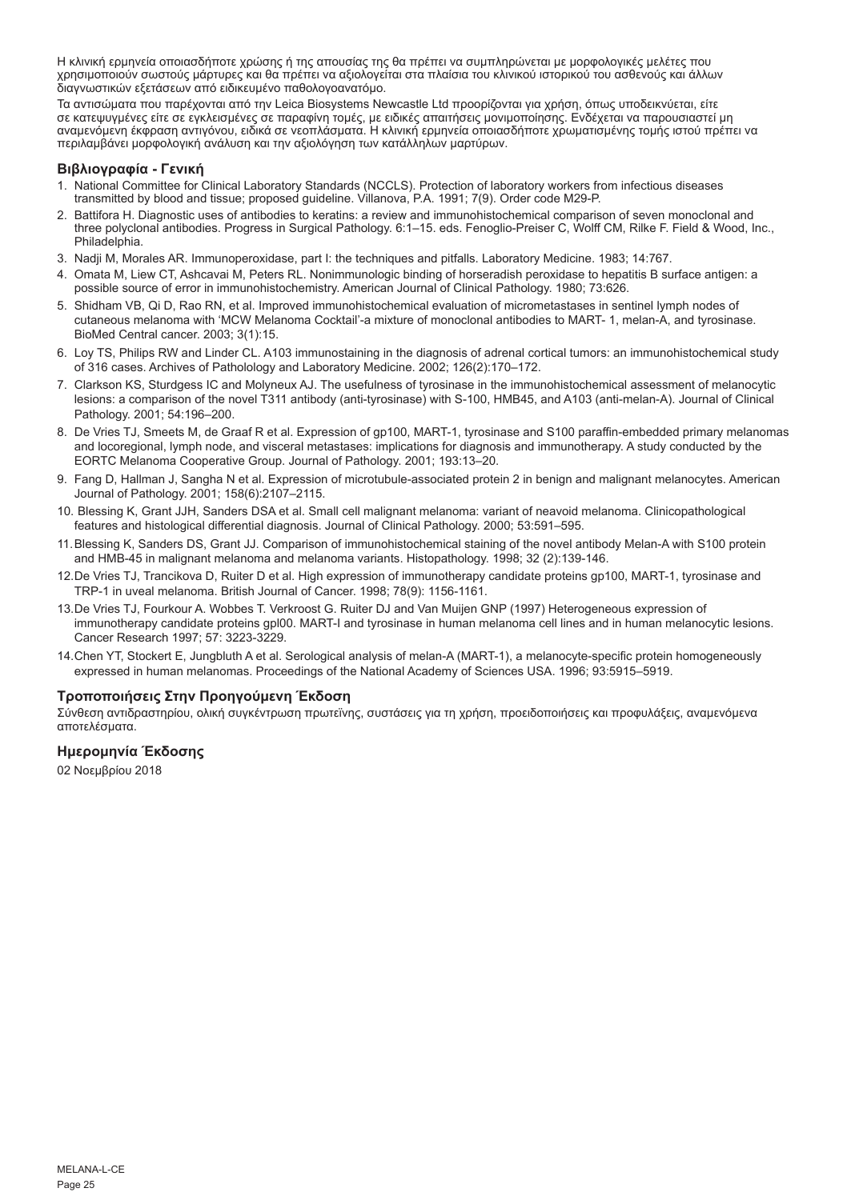Η κλινική ερμηνεία οποιασδήποτε χρώσης ή της απουσίας της θα πρέπει να συμπληρώνεται με μορφολογικές μελέτες που χρησιμοποιούν σωστούς μάρτυρες και θα πρέπει να αξιολογείται στα πλαίσια του κλινικού ιστορικού του ασθενούς και άλλων διαγνωστικών εξετάσεων από ειδικευμένο παθολογοανατόμο.

Τα αντισώματα που παρέχονται από την Leica Biosystems Newcastle Ltd προορίζονται για χρήση, όπως υποδεικνύεται, είτε σε κατεψυγμένες είτε σε εγκλεισμένες σε παραφίνη τομές, με ειδικές απαιτήσεις μονιμοποίησης. Ενδέχεται να παρουσιαστεί μη αναμενόμενη έκφραση αντιγόνου, ειδικά σε νεοπλάσματα. Η κλινική ερμηνεία οποιασδήποτε χρωματισμένης τομής ιστού πρέπει να περιλαμβάνει μορφολογική ανάλυση και την αξιολόγηση των κατάλληλων μαρτύρων.

## Βιβλιογραφία - Γενική

1. National Committee for Clinical Laboratory Standards (NCCLS). Protection of laboratory workers from infectious diseases transmitted by blood and tissue; proposed guideline. Villanova, P.A. 1991; 7(9). Order code M29-P.
2. Battifora H. Diagnostic uses of antibodies to keratins: a review and immunohistochemical comparison of seven monoclonal and three polyclonal antibodies. Progress in Surgical Pathology. 6:1–15. eds. Fenoglio-Preiser C, Wolff CM, Rilke F. Field & Wood, Inc., Philadelphia.
3. Nadji M, Morales AR. Immunoperoxidase, part I: the techniques and pitfalls. Laboratory Medicine. 1983; 14:767.
4. Omata M, Liew CT, Ashcavai M, Peters RL. Nonimmunologic binding of horseradish peroxidase to hepatitis B surface antigen: a possible source of error in immunohistochemistry. American Journal of Clinical Pathology. 1980; 73:626.
5. Shidham VB, Qi D, Rao RN, et al. Improved immunohistochemical evaluation of micrometastases in sentinel lymph nodes of cutaneous melanoma with 'MCW Melanoma Cocktail'-a mixture of monoclonal antibodies to MART- 1, melan-A, and tyrosinase. BioMed Central cancer. 2003; 3(1):15.
6. Loy TS, Philips RW and Linder CL. A103 immunostaining in the diagnosis of adrenal cortical tumors: an immunohistochemical study of 316 cases. Archives of Patholology and Laboratory Medicine. 2002; 126(2):170–172.
7. Clarkson KS, Sturdgess IC and Molyneux AJ. The usefulness of tyrosinase in the immunohistochemical assessment of melanocytic lesions: a comparison of the novel T311 antibody (anti-tyrosinase) with S-100, HMB45, and A103 (anti-melan-A). Journal of Clinical Pathology. 2001; 54:196–200.
8. De Vries TJ, Smeets M, de Graaf R et al. Expression of gp100, MART-1, tyrosinase and S100 paraffin-embedded primary melanomas and locoregional, lymph node, and visceral metastases: implications for diagnosis and immunotherapy. A study conducted by the EORTC Melanoma Cooperative Group. Journal of Pathology. 2001; 193:13–20.
9. Fang D, Hallman J, Sangha N et al. Expression of microtubule-associated protein 2 in benign and malignant melanocytes. American Journal of Pathology. 2001; 158(6):2107–2115.
10. Blessing K, Grant JJH, Sanders DSA et al. Small cell malignant melanoma: variant of neavoid melanoma. Clinicopathological features and histological differential diagnosis. Journal of Clinical Pathology. 2000; 53:591–595.
11. Blessing K, Sanders DS, Grant JJ. Comparison of immunohistochemical staining of the novel antibody Melan-A with S100 protein and HMB-45 in malignant melanoma and melanoma variants. Histopathology. 1998; 32 (2):139-146.
12. De Vries TJ, Trancikova D, Ruiter D et al. High expression of immunotherapy candidate proteins gp100, MART-1, tyrosinase and TRP-1 in uveal melanoma. British Journal of Cancer. 1998; 78(9): 1156-1161.
13. De Vries TJ, Fourkour A. Wobbes T. Verkroost G. Ruiter DJ and Van Muijen GNP (1997) Heterogeneous expression of immunotherapy candidate proteins gpl00. MART-l and tyrosinase in human melanoma cell lines and in human melanocytic lesions. Cancer Research 1997; 57: 3223-3229.
14. Chen YT, Stockert E, Jungbluth A et al. Serological analysis of melan-A (MART-1), a melanocyte-specific protein homogeneously expressed in human melanomas. Proceedings of the National Academy of Sciences USA. 1996; 93:5915–5919.

## Τροποποιήσεις Στην Προηγούμενη Έκδοση

Σύνθεση αντιδραστηρίου, ολική συγκέντρωση πρωτεΐνης, συστάσεις για τη χρήση, προειδοποιήσεις και προφυλάξεις, αναμενόμενα αποτελέσματα.

## Ημερομηνία Έκδοσης

02 Νοεμβρίου 2018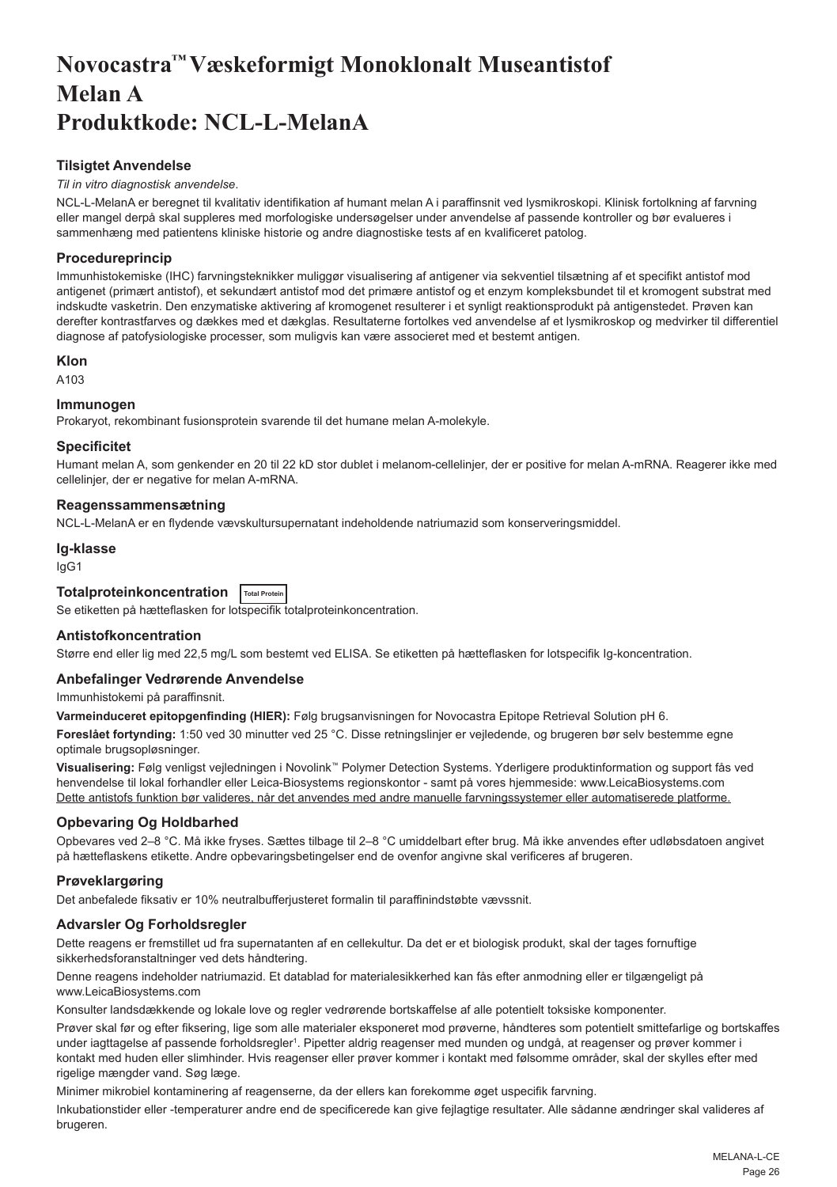# Novocastra™ Væskeformigt Monoklonalt Museantistof Melan A Produktkode: NCL-L-MelanA

## Tilsigtet Anvendelse

*Til in vitro diagnostisk anvendelse*.

NCL-L-MelanA er beregnet til kvalitativ identifikation af humant melan A i paraffinsnit ved lysmikroskopi. Klinisk fortolkning af farvning eller mangel derpå skal suppleres med morfologiske undersøgelser under anvendelse af passende kontroller og bør evalueres i sammenhæng med patientens kliniske historie og andre diagnostiske tests af en kvalificeret patolog.

## Procedureprincip

Immunhistokemiske (IHC) farvningsteknikker muliggør visualisering af antigener via sekventiel tilsætning af et specifikt antistof mod antigenet (primært antistof), et sekundært antistof mod det primære antistof og et enzym kompleksbundet til et kromogent substrat med indskudte vasketrin. Den enzymatiske aktivering af kromogenet resulterer i et synligt reaktionsprodukt på antigenstedet. Prøven kan derefter kontrastfarves og dækkes med et dækglas. Resultaterne fortolkes ved anvendelse af et lysmikroskop og medvirker til differentiel diagnose af patofysiologiske processer, som muligvis kan være associeret med et bestemt antigen.

## Klon

A103

## Immunogen

Prokaryot, rekombinant fusionsprotein svarende til det humane melan A-molekyle.

## Specificitet

Humant melan A, som genkender en 20 til 22 kD stor dublet i melanom-cellelinjer, der er positive for melan A-mRNA. Reagerer ikke med cellelinjer, der er negative for melan A-mRNA.

## Reagenssammensætning

NCL-L-MelanA er en flydende vævskultursupernatant indeholdende natriumazid som konserveringsmiddel.

## Ig-klasse

IgG1

## Totalproteinkoncentration

Se etiketten på hætteflasken for lotspecifik totalproteinkoncentration.

## Antistofkoncentration

Større end eller lig med 22,5 mg/L som bestemt ved ELISA. Se etiketten på hætteflasken for lotspecifik Ig-koncentration.

## Anbefalinger Vedrørende Anvendelse

Immunhistokemi på paraffinsnit.

**Varmeinduceret epitopgenfinding (HIER):** Følg brugsanvisningen for Novocastra Epitope Retrieval Solution pH 6.

**Foreslået fortynding:** 1:50 ved 30 minutter ved 25 °C. Disse retningslinjer er vejledende, og brugeren bør selv bestemme egne optimale brugsopløsninger.

**Visualisering:** Følg venligst vejledningen i Novolink™ Polymer Detection Systems. Yderligere produktinformation og support fås ved henvendelse til lokal forhandler eller Leica-Biosystems regionskontor - samt på vores hjemmeside: www.LeicaBiosystems.com
Dette antistofs funktion bør valideres, når det anvendes med andre manuelle farvningssystemer eller automatiserede platforme.

## Opbevaring Og Holdbarhed

Opbevares ved 2–8 °C. Må ikke fryses. Sættes tilbage til 2–8 °C umiddelbart efter brug. Må ikke anvendes efter udløbsdatoen angivet på hætteflaskens etikette. Andre opbevaringsbetingelser end de ovenfor angivne skal verificeres af brugeren.

## Prøveklargøring

Det anbefalede fiksativ er 10% neutralbufferjusteret formalin til paraffinindstøbte vævssnit.

## Advarsler Og Forholdsregler

Dette reagens er fremstillet ud fra supernatanten af en cellekultur. Da det er et biologisk produkt, skal der tages fornuftige sikkerhedsforanstaltninger ved dets håndtering.

Denne reagens indeholder natriumazid. Et datablad for materialesikkerhed kan fås efter anmodning eller er tilgængeligt på www.LeicaBiosystems.com

Konsulter landsdækkende og lokale love og regler vedrørende bortskaffelse af alle potentielt toksiske komponenter.

Prøver skal før og efter fiksering, lige som alle materialer eksponeret mod prøverne, håndteres som potentielt smittefarlige og bortskaffes under iagttagelse af passende forholdsregler[1]. Pipetter aldrig reagenser med munden og undgå, at reagenser og prøver kommer i kontakt med huden eller slimhinder. Hvis reagenser eller prøver kommer i kontakt med følsomme områder, skal der skylles efter med rigelige mængder vand. Søg læge.

Minimer mikrobiel kontaminering af reagenserne, da der ellers kan forekomme øget uspecifik farvning.

Inkubationstider eller -temperaturer andre end de specificerede kan give fejlagtige resultater. Alle sådanne ændringer skal valideres af brugeren.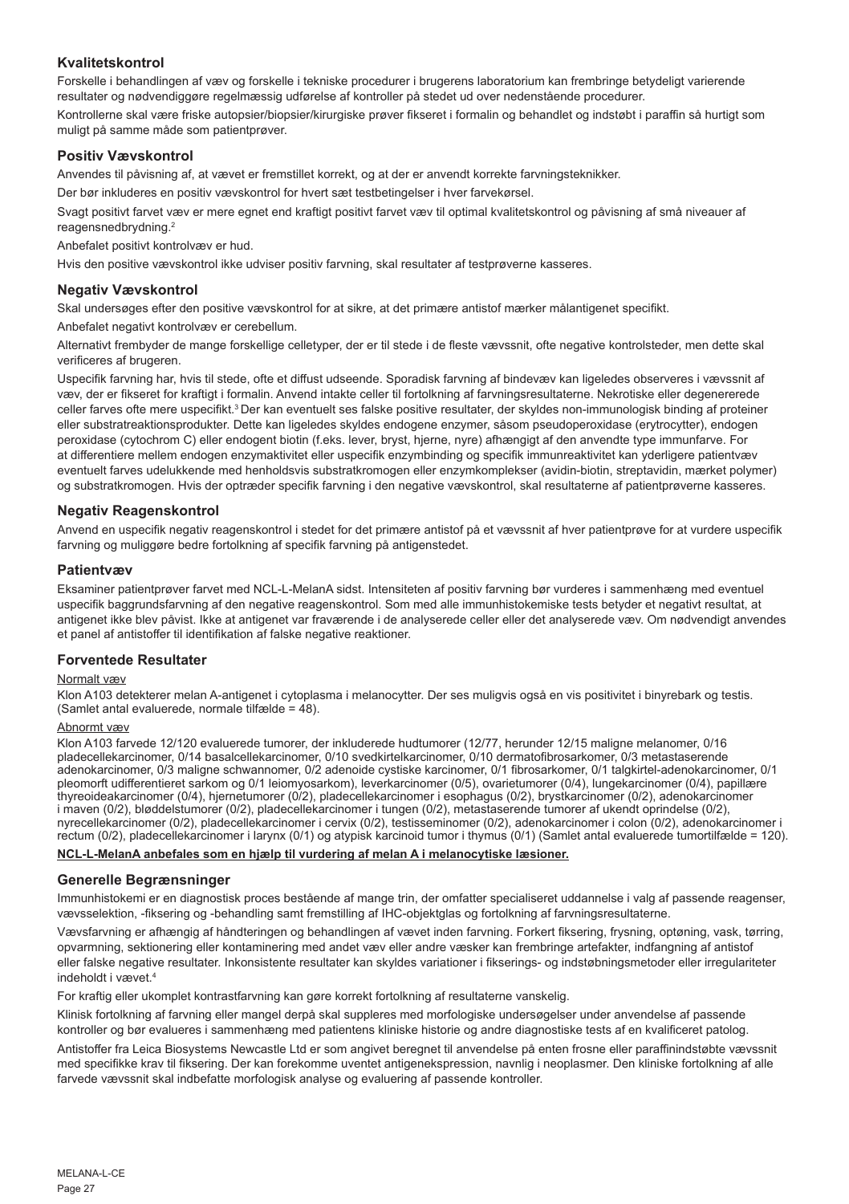## Kvalitetskontrol

Forskelle i behandlingen af væv og forskelle i tekniske procedurer i brugerens laboratorium kan frembringe betydeligt varierende resultater og nødvendiggøre regelmæssig udførelse af kontroller på stedet ud over nedenstående procedurer.

Kontrollerne skal være friske autopsier/biopsier/kirurgiske prøver fikseret i formalin og behandlet og indstøbt i paraffin så hurtigt som muligt på samme måde som patientprøver.

## Positiv Vævskontrol

Anvendes til påvisning af, at vævet er fremstillet korrekt, og at der er anvendt korrekte farvningsteknikker.

Der bør inkluderes en positiv vævskontrol for hvert sæt testbetingelser i hver farvekørsel.

Svagt positivt farvet væv er mere egnet end kraftigt positivt farvet væv til optimal kvalitetskontrol og påvisning af små niveauer af reagensnedbrydning.[2]

Anbefalet positivt kontrolvæv er hud.

Hvis den positive vævskontrol ikke udviser positiv farvning, skal resultater af testprøverne kasseres.

## Negativ Vævskontrol

Skal undersøges efter den positive vævskontrol for at sikre, at det primære antistof mærker målantigenet specifikt.

Anbefalet negativt kontrolvæv er cerebellum.

Alternativt frembyder de mange forskellige celletyper, der er til stede i de fleste vævssnit, ofte negative kontrolsteder, men dette skal verificeres af brugeren.

Uspecifik farvning har, hvis til stede, ofte et diffust udseende. Sporadisk farvning af bindevæv kan ligeledes observeres i vævssnit af væv, der er fikseret for kraftigt i formalin. Anvend intakte celler til fortolkning af farvningsresultaterne. Nekrotiske eller degenererede celler farves ofte mere uspecifikt.[3] Der kan eventuelt ses falske positive resultater, der skyldes non-immunologisk binding af proteiner eller substratreaktionsprodukter. Dette kan ligeledes skyldes endogene enzymer, såsom pseudoperoxidase (erytrocytter), endogen peroxidase (cytochrom C) eller endogent biotin (f.eks. lever, bryst, hjerne, nyre) afhængigt af den anvendte type immunfarve. For at differentiere mellem endogen enzymaktivitet eller uspecifik enzymbinding og specifik immunreaktivitet kan yderligere patientvæv eventuelt farves udelukkende med henholdsvis substratkromogen eller enzymkomplekser (avidin-biotin, streptavidin, mærket polymer) og substratkromogen. Hvis der optræder specifik farvning i den negative vævskontrol, skal resultaterne af patientprøverne kasseres.

## Negativ Reagenskontrol

Anvend en uspecifik negativ reagenskontrol i stedet for det primære antistof på et vævssnit af hver patientprøve for at vurdere uspecifik farvning og muliggøre bedre fortolkning af specifik farvning på antigenstedet.

## Patientvæv

Eksaminer patientprøver farvet med NCL-L-MelanA sidst. Intensiteten af positiv farvning bør vurderes i sammenhæng med eventuel uspecifik baggrundsfarvning af den negative reagenskontrol. Som med alle immunhistokemiske tests betyder et negativt resultat, at antigenet ikke blev påvist. Ikke at antigenet var fraværende i de analyserede celler eller det analyserede væv. Om nødvendigt anvendes et panel af antistoffer til identifikation af falske negative reaktioner.

## Forventede Resultater

Normalt væv

Klon A103 detekterer melan A-antigenet i cytoplasma i melanocytter. Der ses muligvis også en vis positivitet i binyrebark og testis. (Samlet antal evaluerede, normale tilfælde = 48).

Abnormt væv

Klon A103 farvede 12/120 evaluerede tumorer, der inkluderede hudtumorer (12/77, herunder 12/15 maligne melanomer, 0/16 pladecellekarcinomer, 0/14 basalcellekarcinomer, 0/10 svedkirtelkarcinomer, 0/10 dermatofibrosarkomer, 0/3 metastaserende adenokarcinomer, 0/3 maligne schwannomer, 0/2 adenoide cystiske karcinomer, 0/1 fibrosarkomer, 0/1 talgkirtel-adenokarcinomer, 0/1 pleomorft udifferentieret sarkom og 0/1 leiomyosarkom), leverkarcinomer (0/5), ovarietumorer (0/4), lungekarcinomer (0/4), papillære thyreoideakarcinomer (0/4), hjernetumorer (0/2), pladecellekarcinomer i esophagus (0/2), brystkarcinomer (0/2), adenokarcinomer i maven (0/2), bløddelstumorer (0/2), pladecellekarcinomer i tungen (0/2), metastaserende tumorer af ukendt oprindelse (0/2), nyrecellekarcinomer (0/2), pladecellekarcinomer i cervix (0/2), testisseminomer (0/2), adenokarcinomer i colon (0/2), adenokarcinomer i rectum (0/2), pladecellekarcinomer i larynx (0/1) og atypisk karcinoid tumor i thymus (0/1) (Samlet antal evaluerede tumortilfælde = 120).

**NCL-L-MelanA anbefales som en hjælp til vurdering af melan A i melanocytiske læsioner.**

## Generelle Begrænsninger

Immunhistokemi er en diagnostisk proces bestående af mange trin, der omfatter specialiseret uddannelse i valg af passende reagenser, vævsselektion, -fiksering og -behandling samt fremstilling af IHC-objektglas og fortolkning af farvningsresultaterne.

Vævsfarvning er afhængig af håndteringen og behandlingen af vævet inden farvning. Forkert fiksering, frysning, optøning, vask, tørring, opvarmning, sektionering eller kontaminering med andet væv eller andre væsker kan frembringe artefakter, indfangning af antistof eller falske negative resultater. Inkonsistente resultater kan skyldes variationer i fikserings- og indstøbningsmetoder eller irregulariteter indeholdt i vævet.[4]

For kraftig eller ukomplet kontrastfarvning kan gøre korrekt fortolkning af resultaterne vanskelig.

Klinisk fortolkning af farvning eller mangel derpå skal suppleres med morfologiske undersøgelser under anvendelse af passende kontroller og bør evalueres i sammenhæng med patientens kliniske historie og andre diagnostiske tests af en kvalificeret patolog.

Antistoffer fra Leica Biosystems Newcastle Ltd er som angivet beregnet til anvendelse på enten frosne eller paraffinindstøbte vævssnit med specifikke krav til fiksering. Der kan forekomme uventet antigenekspression, navnlig i neoplasmer. Den kliniske fortolkning af alle farvede vævssnit skal indbefatte morfologisk analyse og evaluering af passende kontroller.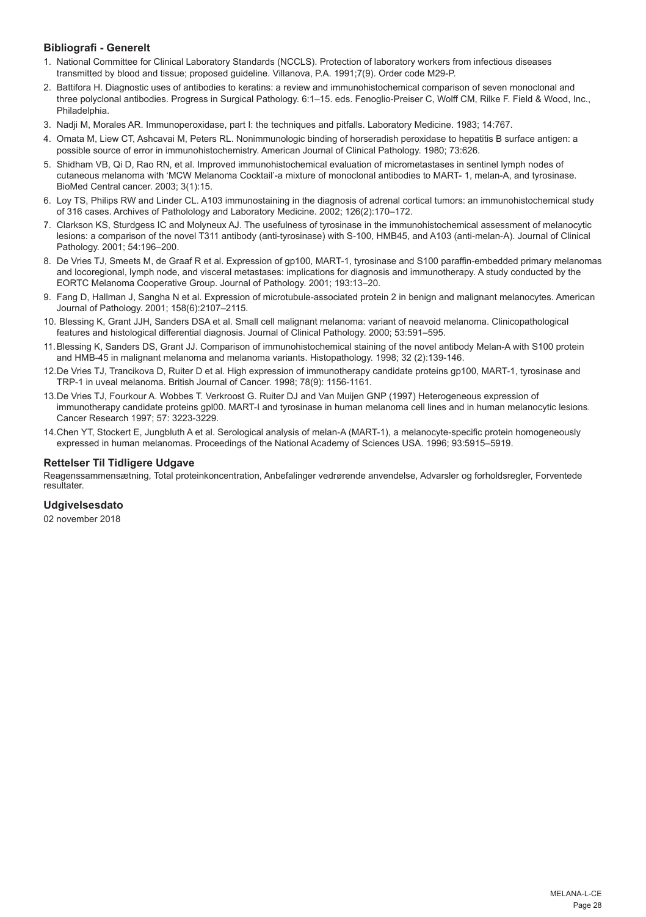## Bibliografi - Generelt

1. National Committee for Clinical Laboratory Standards (NCCLS). Protection of laboratory workers from infectious diseases transmitted by blood and tissue; proposed guideline. Villanova, P.A. 1991;7(9). Order code M29-P.
2. Battifora H. Diagnostic uses of antibodies to keratins: a review and immunohistochemical comparison of seven monoclonal and three polyclonal antibodies. Progress in Surgical Pathology. 6:1–15. eds. Fenoglio-Preiser C, Wolff CM, Rilke F. Field & Wood, Inc., Philadelphia.
3. Nadji M, Morales AR. Immunoperoxidase, part I: the techniques and pitfalls. Laboratory Medicine. 1983; 14:767.
4. Omata M, Liew CT, Ashcavai M, Peters RL. Nonimmunologic binding of horseradish peroxidase to hepatitis B surface antigen: a possible source of error in immunohistochemistry. American Journal of Clinical Pathology. 1980; 73:626.
5. Shidham VB, Qi D, Rao RN, et al. Improved immunohistochemical evaluation of micrometastases in sentinel lymph nodes of cutaneous melanoma with 'MCW Melanoma Cocktail'-a mixture of monoclonal antibodies to MART- 1, melan-A, and tyrosinase. BioMed Central cancer. 2003; 3(1):15.
6. Loy TS, Philips RW and Linder CL. A103 immunostaining in the diagnosis of adrenal cortical tumors: an immunohistochemical study of 316 cases. Archives of Patholology and Laboratory Medicine. 2002; 126(2):170–172.
7. Clarkson KS, Sturdgess IC and Molyneux AJ. The usefulness of tyrosinase in the immunohistochemical assessment of melanocytic lesions: a comparison of the novel T311 antibody (anti-tyrosinase) with S-100, HMB45, and A103 (anti-melan-A). Journal of Clinical Pathology. 2001; 54:196–200.
8. De Vries TJ, Smeets M, de Graaf R et al. Expression of gp100, MART-1, tyrosinase and S100 paraffin-embedded primary melanomas and locoregional, lymph node, and visceral metastases: implications for diagnosis and immunotherapy. A study conducted by the EORTC Melanoma Cooperative Group. Journal of Pathology. 2001; 193:13–20.
9. Fang D, Hallman J, Sangha N et al. Expression of microtubule-associated protein 2 in benign and malignant melanocytes. American Journal of Pathology. 2001; 158(6):2107–2115.
10. Blessing K, Grant JJH, Sanders DSA et al. Small cell malignant melanoma: variant of neavoid melanoma. Clinicopathological features and histological differential diagnosis. Journal of Clinical Pathology. 2000; 53:591–595.
11. Blessing K, Sanders DS, Grant JJ. Comparison of immunohistochemical staining of the novel antibody Melan-A with S100 protein and HMB-45 in malignant melanoma and melanoma variants. Histopathology. 1998; 32 (2):139-146.
12. De Vries TJ, Trancikova D, Ruiter D et al. High expression of immunotherapy candidate proteins gp100, MART-1, tyrosinase and TRP-1 in uveal melanoma. British Journal of Cancer. 1998; 78(9): 1156-1161.
13. De Vries TJ, Fourkour A. Wobbes T. Verkroost G. Ruiter DJ and Van Muijen GNP (1997) Heterogeneous expression of immunotherapy candidate proteins gpl00. MART-l and tyrosinase in human melanoma cell lines and in human melanocytic lesions. Cancer Research 1997; 57: 3223-3229.
14. Chen YT, Stockert E, Jungbluth A et al. Serological analysis of melan-A (MART-1), a melanocyte-specific protein homogeneously expressed in human melanomas. Proceedings of the National Academy of Sciences USA. 1996; 93:5915–5919.

## Rettelser Til Tidligere Udgave

Reagenssammensætning, Total proteinkoncentration, Anbefalinger vedrørende anvendelse, Advarsler og forholdsregler, Forventede resultater.

## Udgivelsesdato

02 november 2018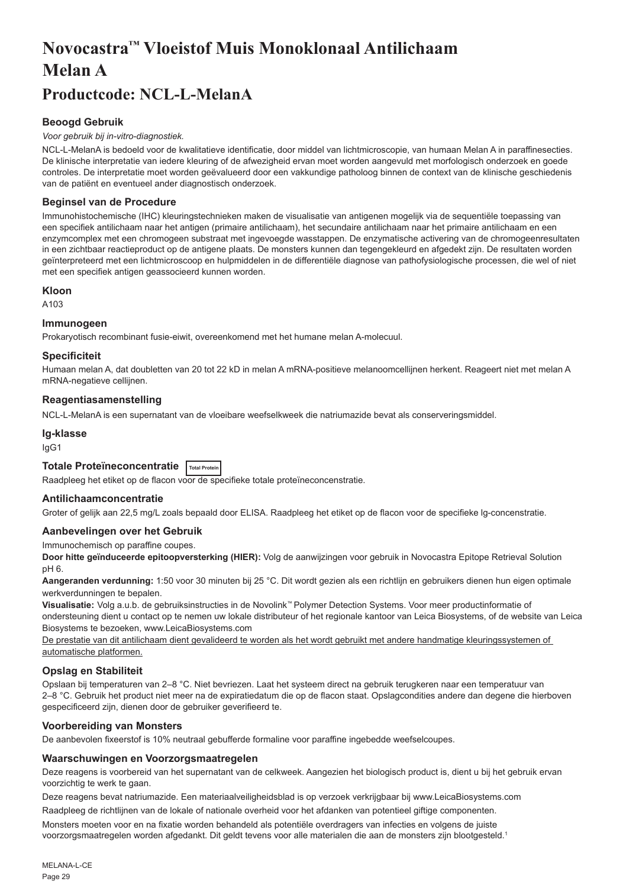# Novocastra™ Vloeistof Muis Monoklonaal Antilichaam Melan A

# Productcode: NCL-L-MelanA

### Beoogd Gebruik

*Voor gebruik bij in-vitro-diagnostiek.*

NCL-L-MelanA is bedoeld voor de kwalitatieve identificatie, door middel van lichtmicroscopie, van humaan Melan A in paraffinesecties. De klinische interpretatie van iedere kleuring of de afwezigheid ervan moet worden aangevuld met morfologisch onderzoek en goede controles. De interpretatie moet worden geëvalueerd door een vakkundige patholoog binnen de context van de klinische geschiedenis van de patiënt en eventueel ander diagnostisch onderzoek.

### Beginsel van de Procedure

Immunohistochemische (IHC) kleuringstechnieken maken de visualisatie van antigenen mogelijk via de sequentiële toepassing van een specifiek antilichaam naar het antigen (primaire antilichaam), het secundaire antilichaam naar het primaire antilichaam en een enzymcomplex met een chromogeen substraat met ingevoegde wasstappen. De enzymatische activering van de chromogeenresultaten in een zichtbaar reactieproduct op de antigene plaats. De monsters kunnen dan tegengekleurd en afgedekt zijn. De resultaten worden geïnterpreteerd met een lichtmicroscoop en hulpmiddelen in de differentiële diagnose van pathofysiologische processen, die wel of niet met een specifiek antigen geassocieerd kunnen worden.

### Kloon

A103

### Immunogeen

Prokaryotisch recombinant fusie-eiwit, overeenkomend met het humane melan A-molecuul.

### Specificiteit

Humaan melan A, dat doubletten van 20 tot 22 kD in melan A mRNA-positieve melanoomcellijnen herkent. Reageert niet met melan A mRNA-negatieve cellijnen.

### Reagentiasamenstelling

NCL-L-MelanA is een supernatant van de vloeibare weefselkweek die natriumazide bevat als conserveringsmiddel.

### Ig-klasse

IgG1

### Totale Proteïneconcentratie Total Protein

Raadpleeg het etiket op de flacon voor de specifieke totale proteïneconcentratie.

### Antilichaamconcentratie

Groter of gelijk aan 22,5 mg/L zoals bepaald door ELISA. Raadpleeg het etiket op de flacon voor de specifieke lg-concentratie.

### Aanbevelingen over het Gebruik

Immunochemisch op paraffine coupes.

**Door hitte geïnduceerde epitoopversterking (HIER):** Volg de aanwijzingen voor gebruik in Novocastra Epitope Retrieval Solution pH 6.

**Aangeranden verdunning:** 1:50 voor 30 minuten bij 25 °C. Dit wordt gezien als een richtlijn en gebruikers dienen hun eigen optimale werkverdunningen te bepalen.

**Visualisatie:** Volg a.u.b. de gebruiksinstructies in de Novolink™ Polymer Detection Systems. Voor meer productinformatie of ondersteuning dient u contact op te nemen uw lokale distributeur of het regionale kantoor van Leica Biosystems, of de website van Leica Biosystems te bezoeken, www.LeicaBiosystems.com

<u>De prestatie van dit antilichaam dient gevalideerd te worden als het wordt gebruikt met andere handmatige kleuringssystemen of automatische platformen.</u>

### Opslag en Stabiliteit

Opslaan bij temperaturen van 2–8 °C. Niet bevriezen. Laat het systeem direct na gebruik terugkeren naar een temperatuur van 2–8 °C. Gebruik het product niet meer na de expiratiedatum die op de flacon staat. Opslagcondities andere dan degene die hierboven gespecificeerd zijn, dienen door de gebruiker geverifieerd te.

### Voorbereiding van Monsters

De aanbevolen fixeerstof is 10% neutraal gebufferde formaline voor paraffine ingebedde weefselcoupes.

### Waarschuwingen en Voorzorgsmaatregelen

Deze reagens is voorbereid van het supernatant van de celkweek. Aangezien het biologisch product is, dient u bij het gebruik ervan voorzichtig te werk te gaan.

Deze reagens bevat natriumazide. Een materiaalveiligheidsblad is op verzoek verkrijgbaar bij www.LeicaBiosystems.com

Raadpleeg de richtlijnen van de lokale of nationale overheid voor het afdanken van potentieel giftige componenten.

Monsters moeten voor en na fixatie worden behandeld als potentiële overdragers van infecties en volgens de juiste voorzorgsmaatregelen worden afgedankt. Dit geldt tevens voor alle materialen die aan de monsters zijn blootgesteld.[1]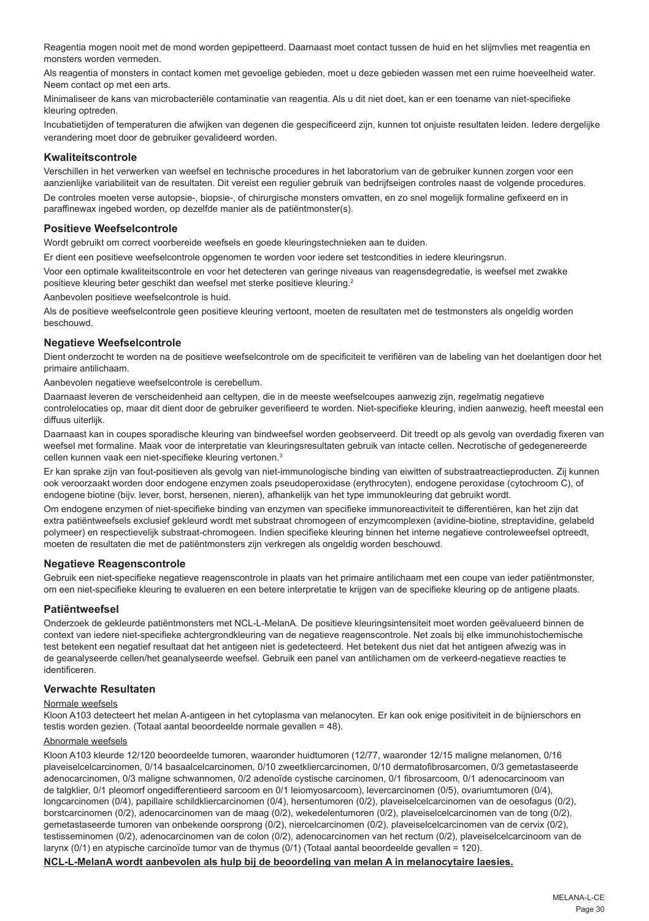Reagentia mogen nooit met de mond worden gepipetteerd. Daarnaast moet contact tussen de huid en het slijmvlies met reagentia en monsters worden vermeden.

Als reagentia of monsters in contact komen met gevoelige gebieden, moet u deze gebieden wassen met een ruime hoeveelheid water. Neem contact op met een arts.

Minimaliseer de kans van microbacteriële contaminatie van reagentia. Als u dit niet doet, kan er een toename van niet-specifieke kleuring optreden.

Incubatietijden of temperaturen die afwijken van degenen die gespecificeerd zijn, kunnen tot onjuiste resultaten leiden. Iedere dergelijke verandering moet door de gebruiker gevalideerd worden.

## Kwaliteitscontrole

Verschillen in het verwerken van weefsel en technische procedures in het laboratorium van de gebruiker kunnen zorgen voor een aanzienlijke variabiliteit van de resultaten. Dit vereist een regulier gebruik van bedrijfseigen controles naast de volgende procedures.

De controles moeten verse autopsie-, biopsie-, of chirurgische monsters omvatten, en zo snel mogelijk formaline gefixeerd en in paraffinewax ingebed worden, op dezelfde manier als de patiëntmonster(s).

## Positieve Weefselcontrole

Wordt gebruikt om correct voorbereide weefsels en goede kleuringstechnieken aan te duiden.

Er dient een positieve weefselcontrole opgenomen te worden voor iedere set testcondities in iedere kleuringsrun.

Voor een optimale kwaliteitscontrole en voor het detecteren van geringe niveaus van reagensdegradatie, is weefsel met zwakke positieve kleuring beter geschikt dan weefsel met sterke positieve kleuring.[2]

Aanbevolen positieve weefselcontrole is huid.

Als de positieve weefselcontrole geen positieve kleuring vertoont, moeten de resultaten met de testmonsters als ongeldig worden beschouwd.

## Negatieve Weefselcontrole

Dient onderzocht te worden na de positieve weefselcontrole om de specificiteit te verifiëren van de labeling van het doelantigen door het primaire antilichaam.

Aanbevolen negatieve weefselcontrole is cerebellum.

Daarnaast leveren de verscheidenheid aan celtypen, die in de meeste weefselcoupes aanwezig zijn, regelmatig negatieve controlelocaties op, maar dit dient door de gebruiker geverifieerd te worden. Niet-specifieke kleuring, indien aanwezig, heeft meestal een diffuus uiterlijk.

Daarnaast kan in coupes sporadische kleuring van bindweefsel worden geobserveerd. Dit treedt op als gevolg van overdadig fixeren van weefsel met formaline. Maak voor de interpretatie van kleuringsresultaten gebruik van intacte cellen. Necrotische of gedegenereerde cellen kunnen vaak een niet-specifieke kleuring vertonen.[3]

Er kan sprake zijn van fout-positieven als gevolg van niet-immunologische binding van eiwitten of substraatreactieproducten. Zij kunnen ook veroorzaakt worden door endogene enzymen zoals pseudoperoxidase (erythrocyten), endogene peroxidase (cytochroom C), of endogene biotine (bijv. lever, borst, hersenen, nieren), afhankelijk van het type immunokleuring dat gebruikt wordt.

Om endogene enzymen of niet-specifieke binding van enzymen van specifieke immunoreactiviteit te differentiëren, kan het zijn dat extra patiëntweefsels exclusief gekleurd wordt met substraat chromogeen of enzymcomplexen (avidine-biotine, streptavidine, gelabeld polymeer) en respectievelijk substraat-chromogeen. Indien specifieke kleuring binnen het interne negatieve controleweefsel optreedt, moeten de resultaten die met de patiëntmonsters zijn verkregen als ongeldig worden beschouwd.

## Negatieve Reagenscontrole

Gebruik een niet-specifieke negatieve reagenscontrole in plaats van het primaire antilichaam met een coupe van ieder patiëntmonster, om een niet-specifieke kleuring te evalueren en een betere interpretatie te krijgen van de specifieke kleuring op de antigene plaats.

## Patiëntweefsel

Onderzoek de gekleurde patiëntmonsters met NCL-L-MelanA. De positieve kleuringsintensiteit moet worden geëvalueerd binnen de context van iedere niet-specifieke achtergrondkleuring van de negatieve reagenscontrole. Net zoals bij elke immunohistochemische test betekent een negatief resultaat dat het antigeen niet is gedetecteerd. Het betekent dus niet dat het antigeen afwezig was in de geanalyseerde cellen/het geanalyseerde weefsel. Gebruik een panel van antilichamen om de verkeerd-negatieve reacties te identificeren.

## Verwachte Resultaten

Normale weefsels

Kloon A103 detecteert het melan A-antigeen in het cytoplasma van melanocyten. Er kan ook enige positiviteit in de bijnierschors en testis worden gezien. (Totaal aantal beoordeelde normale gevallen = 48).

Abnormale weefsels

Kloon A103 kleurde 12/120 beoordeelde tumoren, waaronder huidtumoren (12/77, waaronder 12/15 maligne melanomen, 0/16 plaveiselcelcarcinomen, 0/14 basaalcelcarcinomen, 0/10 zweetkliercarcinomen, 0/10 dermatofibrosarcomen, 0/3 gemetastaseerde adenocarcinomen, 0/3 maligne schwannomen, 0/2 adenoïde cystische carcinomen, 0/1 fibrosarcoom, 0/1 adenocarcinoom van de talgklier, 0/1 pleomorf ongedifferentieerd sarcoom en 0/1 leiomyosarcoom), levercarcinomen (0/5), ovariumtumoren (0/4), longcarcinomen (0/4), papillaire schildkliercarcinomen (0/4), hersentumoren (0/2), plaveiselcelcarcinomen van de oesofagus (0/2), borstcarcinomen (0/2), adenocarcinomen van de maag (0/2), wekedelentumoren (0/2), plaveiselcelcarcinomen van de tong (0/2), gemetastaseerde tumoren van onbekende oorsprong (0/2), niercelcarcinomen (0/2), plaveiselcelcarcinomen van de cervix (0/2), testisseminomen (0/2), adenocarcinomen van de colon (0/2), adenocarcinomen van het rectum (0/2), plaveiselcelcarcinoom van de larynx (0/1) en atypische carcinoïde tumor van de thymus (0/1) (Totaal aantal beoordeelde gevallen = 120).

**NCL-L-MelanA wordt aanbevolen als hulp bij de beoordeling van melan A in melanocytaire laesies.**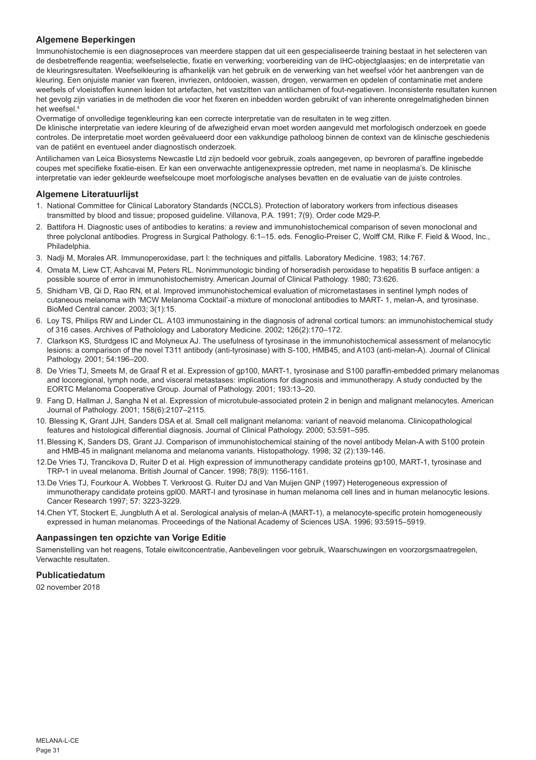## Algemene Beperkingen

Immunohistochemie is een diagnoseproces van meerdere stappen dat uit een gespecialiseerde training bestaat in het selecteren van de desbetreffende reagentia; weefselselectie, fixatie en verwerking; voorbereiding van de IHC-objectglaasjes; en de interpretatie van de kleuringsresultaten. Weefselkleuring is afhankelijk van het gebruik en de verwerking van het weefsel vóór het aanbrengen van de kleuring. Een onjuiste manier van fixeren, invriezen, ontdooien, wassen, drogen, verwarmen en opdelen of contaminatie met andere weefsels of vloeistoffen kunnen leiden tot artefacten, het vastzitten van antilichamen of fout-negatieven. Inconsistente resultaten kunnen het gevolg zijn variaties in de methoden die voor het fixeren en inbedden worden gebruikt of van inherente onregelmatigheden binnen het weefsel.[4]

Overmatige of onvolledige tegenkleuring kan een correcte interpretatie van de resultaten in te weg zitten.

De klinische interpretatie van iedere kleuring of de afwezigheid ervan moet worden aangevuld met morfologisch onderzoek en goede controles. De interpretatie moet worden geëvalueerd door een vakkundige patholoog binnen de context van de klinische geschiedenis van de patiënt en eventueel ander diagnostisch onderzoek.

Antilichamen van Leica Biosystems Newcastle Ltd zijn bedoeld voor gebruik, zoals aangegeven, op bevroren of paraffine ingebedde coupes met specifieke fixatie-eisen. Er kan een onverwachte antigenexpressie optreden, met name in neoplasma's. De klinische interpretatie van ieder gekleurde weefselcoupe moet morfologische analyses bevatten en de evaluatie van de juiste controles.

## Algemene Literatuurlijst

1. National Committee for Clinical Laboratory Standards (NCCLS). Protection of laboratory workers from infectious diseases transmitted by blood and tissue; proposed guideline. Villanova, P.A. 1991; 7(9). Order code M29-P.
2. Battifora H. Diagnostic uses of antibodies to keratins: a review and immunohistochemical comparison of seven monoclonal and three polyclonal antibodies. Progress in Surgical Pathology. 6:1–15. eds. Fenoglio-Preiser C, Wolff CM, Rilke F. Field & Wood, Inc., Philadelphia.
3. Nadji M, Morales AR. Immunoperoxidase, part I: the techniques and pitfalls. Laboratory Medicine. 1983; 14:767.
4. Omata M, Liew CT, Ashcavai M, Peters RL. Nonimmunologic binding of horseradish peroxidase to hepatitis B surface antigen: a possible source of error in immunohistochemistry. American Journal of Clinical Pathology. 1980; 73:626.
5. Shidham VB, Qi D, Rao RN, et al. Improved immunohistochemical evaluation of micrometastases in sentinel lymph nodes of cutaneous melanoma with 'MCW Melanoma Cocktail'-a mixture of monoclonal antibodies to MART- 1, melan-A, and tyrosinase. BioMed Central cancer. 2003; 3(1):15.
6. Loy TS, Philips RW and Linder CL. A103 immunostaining in the diagnosis of adrenal cortical tumors: an immunohistochemical study of 316 cases. Archives of Patholology and Laboratory Medicine. 2002; 126(2):170–172.
7. Clarkson KS, Sturdgess IC and Molyneux AJ. The usefulness of tyrosinase in the immunohistochemical assessment of melanocytic lesions: a comparison of the novel T311 antibody (anti-tyrosinase) with S-100, HMB45, and A103 (anti-melan-A). Journal of Clinical Pathology. 2001; 54:196–200.
8. De Vries TJ, Smeets M, de Graaf R et al. Expression of gp100, MART-1, tyrosinase and S100 paraffin-embedded primary melanomas and locoregional, lymph node, and visceral metastases: implications for diagnosis and immunotherapy. A study conducted by the EORTC Melanoma Cooperative Group. Journal of Pathology. 2001; 193:13–20.
9. Fang D, Hallman J, Sangha N et al. Expression of microtubule-associated protein 2 in benign and malignant melanocytes. American Journal of Pathology. 2001; 158(6):2107–2115.
10. Blessing K, Grant JJH, Sanders DSA et al. Small cell malignant melanoma: variant of neavoid melanoma. Clinicopathological features and histological differential diagnosis. Journal of Clinical Pathology. 2000; 53:591–595.
11. Blessing K, Sanders DS, Grant JJ. Comparison of immunohistochemical staining of the novel antibody Melan-A with S100 protein and HMB-45 in malignant melanoma and melanoma variants. Histopathology. 1998; 32 (2):139-146.
12. De Vries TJ, Trancikova D, Ruiter D et al. High expression of immunotherapy candidate proteins gp100, MART-1, tyrosinase and TRP-1 in uveal melanoma. British Journal of Cancer. 1998; 78(9): 1156-1161.
13. De Vries TJ, Fourkour A. Wobbes T. Verkroost G. Ruiter DJ and Van Muijen GNP (1997) Heterogeneous expression of immunotherapy candidate proteins gpl00. MART-l and tyrosinase in human melanoma cell lines and in human melanocytic lesions. Cancer Research 1997; 57: 3223-3229.
14. Chen YT, Stockert E, Jungbluth A et al. Serological analysis of melan-A (MART-1), a melanocyte-specific protein homogeneously expressed in human melanomas. Proceedings of the National Academy of Sciences USA. 1996; 93:5915–5919.

## Aanpassingen ten opzichte van Vorige Editie

Samenstelling van het reagens, Totale eiwitconcentratie, Aanbevelingen voor gebruik, Waarschuwingen en voorzorgsmaatregelen, Verwachte resultaten.

## Publicatiedatum

02 november 2018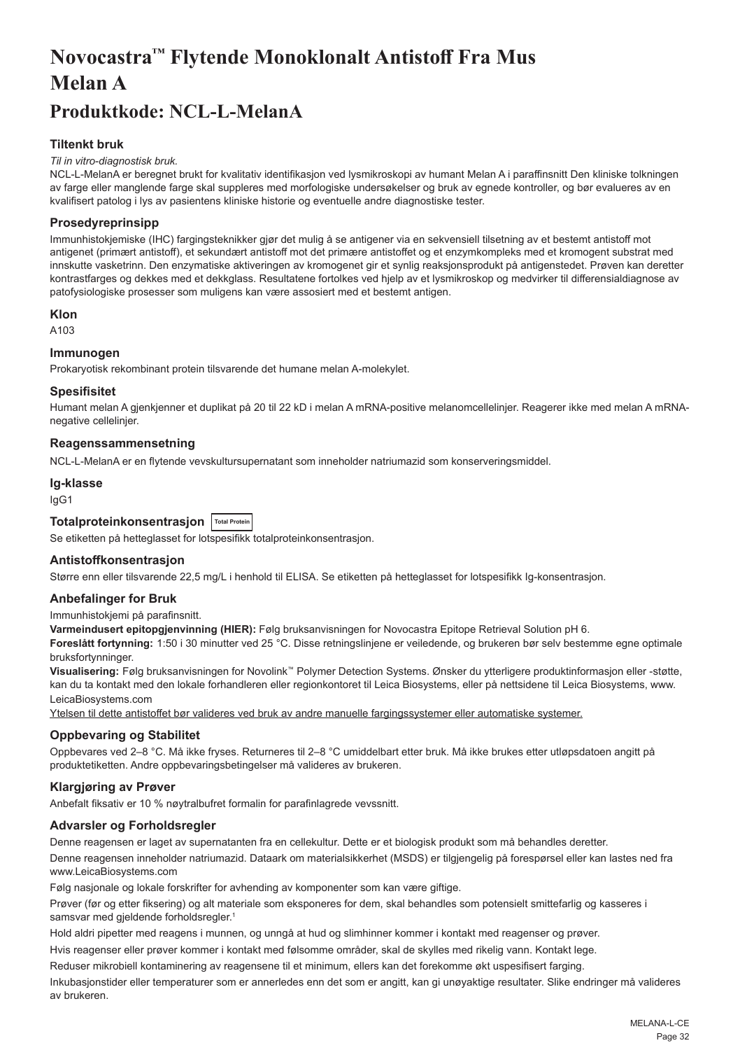# Novocastra™ Flytende Monoklonalt Antistoff Fra Mus Melan A

# Produktkode: NCL-L-MelanA

### Tiltenkt bruk

*Til in vitro-diagnostisk bruk.*

NCL-L-MelanA er beregnet brukt for kvalitativ identifikasjon ved lysmikroskopi av humant Melan A i paraffinsnitt Den kliniske tolkningen av farge eller manglende farge skal suppleres med morfologiske undersøkelser og bruk av egnede kontroller, og bør evalueres av en kvalifisert patolog i lys av pasientens kliniske historie og eventuelle andre diagnostiske tester.

### Prosedyreprinsipp

Immunhistokjemiske (IHC) fargingsteknikker gjør det mulig å se antigener via en sekvensiell tilsetning av et bestemt antistoff mot antigenet (primært antistoff), et sekundært antistoff mot det primære antistoffet og et enzymkompleks med et kromogent substrat med innskutte vasketrinn. Den enzymatiske aktiveringen av kromogenet gir et synlig reaksjonsprodukt på antigenstedet. Prøven kan deretter kontrastfarges og dekkes med et dekkglass. Resultatene fortolkes ved hjelp av et lysmikroskop og medvirker til differensialdiagnose av patofysiologiske prosesser som muligens kan være assosiert med et bestemt antigen.

### Klon

A103

### Immunogen

Prokaryotisk rekombinant protein tilsvarende det humane melan A-molekylet.

### Spesifisitet

Humant melan A gjenkjenner et duplikat på 20 til 22 kD i melan A mRNA-positive melanomcellelinjer. Reagerer ikke med melan A mRNA-negative cellelinjer.

### Reagenssammensetning

NCL-L-MelanA er en flytende vevskultursupernatant som inneholder natriumazid som konserveringsmiddel.

### Ig-klasse

IgG1

### Totalproteinkonsentrasjon Total Protein

Se etiketten på hetteglasset for lotspesifikk totalproteinkonsentrasjon.

### Antistoffkonsentrasjon

Større enn eller tilsvarende 22,5 mg/L i henhold til ELISA. Se etiketten på hetteglasset for lotspesifikk Ig-konsentrasjon.

### Anbefalinger for Bruk

Immunhistokjemi på parafinsnitt.

**Varmeindusert epitopgjenvinning (HIER):** Følg bruksanvisningen for Novocastra Epitope Retrieval Solution pH 6.

**Foreslått fortynning:** 1:50 i 30 minutter ved 25 °C. Disse retningslinjene er veiledende, og brukeren bør selv bestemme egne optimale bruksfortynninger.

**Visualisering:** Følg bruksanvisningen for Novolink™ Polymer Detection Systems. Ønsker du ytterligere produktinformasjon eller -støtte, kan du ta kontakt med den lokale forhandleren eller regionkontoret til Leica Biosystems, eller på nettsidene til Leica Biosystems, www.LeicaBiosystems.com

<u>Ytelsen til dette antistoffet bør valideres ved bruk av andre manuelle fargingssystemer eller automatiske systemer.</u>

### Oppbevaring og Stabilitet

Oppbevares ved 2–8 °C. Må ikke fryses. Returneres til 2–8 °C umiddelbart etter bruk. Må ikke brukes etter utløpsdatoen angitt på produktetiketten. Andre oppbevaringsbetingelser må valideres av brukeren.

### Klargjøring av Prøver

Anbefalt fiksativ er 10 % nøytralbufret formalin for parafinlagrede vevssnitt.

### Advarsler og Forholdsregler

Denne reagensen er laget av supernatanten fra en cellekultur. Dette er et biologisk produkt som må behandles deretter.

Denne reagensen inneholder natriumazid. Dataark om materialsikkerhet (MSDS) er tilgjengelig på forespørsel eller kan lastes ned fra www.LeicaBiosystems.com

Følg nasjonale og lokale forskrifter for avhending av komponenter som kan være giftige.

Prøver (før og etter fiksering) og alt materiale som eksponeres for dem, skal behandles som potensielt smittefarlig og kasseres i samsvar med gjeldende forholdsregler.[1]

Hold aldri pipetter med reagens i munnen, og unngå at hud og slimhinner kommer i kontakt med reagenser og prøver.

Hvis reagenser eller prøver kommer i kontakt med følsomme områder, skal de skylles med rikelig vann. Kontakt lege.

Reduser mikrobiell kontaminering av reagensene til et minimum, ellers kan det forekomme økt uspesifisert farging.

Inkubasjonstider eller temperaturer som er annerledes enn det som er angitt, kan gi unøyaktige resultater. Slike endringer må valideres av brukeren.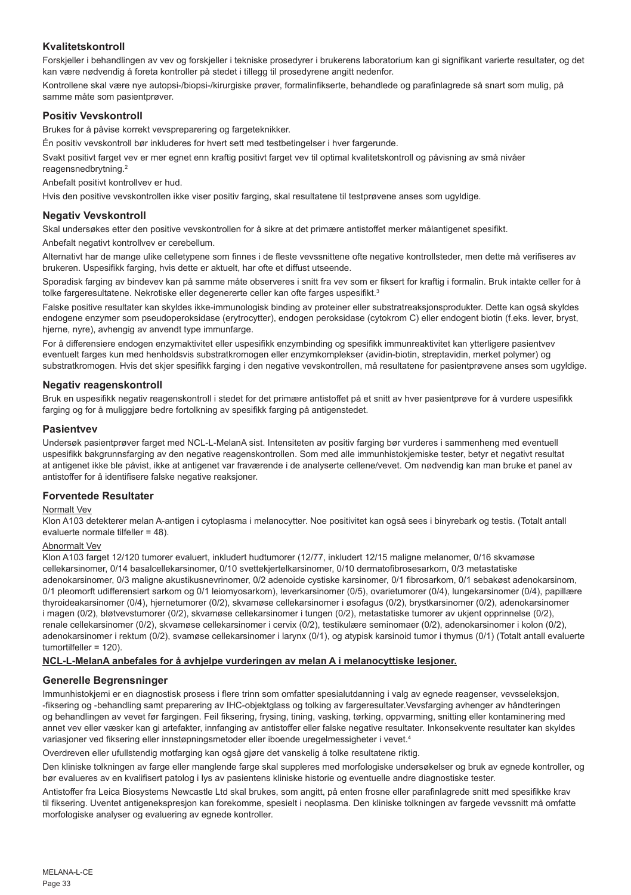## Kvalitetskontroll

Forskjeller i behandlingen av vev og forskjeller i tekniske prosedyrer i brukerens laboratorium kan gi signifikant varierte resultater, og det kan være nødvendig å foreta kontroller på stedet i tillegg til prosedyrene angitt nedenfor.

Kontrollene skal være nye autopsi-/biopsi-/kirurgiske prøver, formalinfikserte, behandlede og parafinlagrede så snart som mulig, på samme måte som pasientprøver.

## Positiv Vevskontroll

Brukes for å påvise korrekt vevspreparering og fargeteknikker.

Én positiv vevskontroll bør inkluderes for hvert sett med testbetingelser i hver fargerunde.

Svakt positivt farget vev er mer egnet enn kraftig positivt farget vev til optimal kvalitetskontroll og påvisning av små nivåer reagensnedbrytning.[2]

Anbefalt positivt kontrollvev er hud.

Hvis den positive vevskontrollen ikke viser positiv farging, skal resultatene til testprøvene anses som ugyldige.

## Negativ Vevskontroll

Skal undersøkes etter den positive vevskontrollen for å sikre at det primære antistoffet merker målantigenet spesifikt.

Anbefalt negativt kontrollvev er cerebellum.

Alternativt har de mange ulike celletypene som finnes i de fleste vevssnittene ofte negative kontrollsteder, men dette må verifiseres av brukeren. Uspesifikk farging, hvis dette er aktuelt, har ofte et diffust utseende.

Sporadisk farging av bindevev kan på samme måte observeres i snitt fra vev som er fiksert for kraftig i formalin. Bruk intakte celler for å tolke fargeresultatene. Nekrotiske eller degenererte celler kan ofte farges uspesifikt.[3]

Falske positive resultater kan skyldes ikke-immunologisk binding av proteiner eller substratreaksjonsprodukter. Dette kan også skyldes endogene enzymer som pseudoperoksidase (erytrocytter), endogen peroksidase (cytokrom C) eller endogent biotin (f.eks. lever, bryst, hjerne, nyre), avhengig av anvendt type immunfarge.

For å differensiere endogen enzymaktivitet eller uspesifikk enzymbinding og spesifikk immunreaktivitet kan ytterligere pasientvev eventuelt farges kun med henholdsvis substratkromogen eller enzymkomplekser (avidin-biotin, streptavidin, merket polymer) og substratkromogen. Hvis det skjer spesifikk farging i den negative vevskontrollen, må resultatene for pasientprøvene anses som ugyldige.

## Negativ reagenskontroll

Bruk en uspesifikk negativ reagenskontroll i stedet for det primære antistoffet på et snitt av hver pasientprøve for å vurdere uspesifikk farging og for å muliggjøre bedre fortolkning av spesifikk farging på antigenstedet.

## Pasientvev

Undersøk pasientprøver farget med NCL-L-MelanA sist. Intensiteten av positiv farging bør vurderes i sammenheng med eventuell uspesifikk bakgrunnsfarging av den negative reagenskontrollen. Som med alle immunhistokjemiske tester, betyr et negativt resultat at antigenet ikke ble påvist, ikke at antigenet var fraværende i de analyserte cellene/vevet. Om nødvendig kan man bruke et panel av antistoffer for å identifisere falske negative reaksjoner.

## Forventede Resultater

Normalt Vev

Klon A103 detekterer melan A-antigen i cytoplasma i melanocytter. Noe positivitet kan også sees i binyrebark og testis. (Totalt antall evaluerte normale tilfeller = 48).

Abnormalt Vev

Klon A103 farget 12/120 tumorer evaluert, inkludert hudtumorer (12/77, inkludert 12/15 maligne melanomer, 0/16 skvamøse cellekarsinomer, 0/14 basalcellekarsinomer, 0/10 svettekjertelkarsinomer, 0/10 dermatofibrosesarkom, 0/3 metastatiske adenokarsinomer, 0/3 maligne akustikusnevrinomer, 0/2 adenoide cystiske karsinomer, 0/1 fibrosarkom, 0/1 sebakøst adenokarsinom, 0/1 pleomorft udifferensiert sarkom og 0/1 leiomyosarkom), leverkarsinomer (0/5), ovarietumorer (0/4), lungekarsinomer (0/4), papillære thyroideakarsinomer (0/4), hjernetumorer (0/2), skvamøse cellekarsinomer i øsofagus (0/2), brystkarsinomer (0/2), adenokarsinomer i magen (0/2), bløtvevstumorer (0/2), skvamøse cellekarsinomer i tungen (0/2), metastatiske tumorer av ukjent opprinnelse (0/2), renale cellekarsinomer (0/2), skvamøse cellekarsinomer i cervix (0/2), testikulære seminomaer (0/2), adenokarsinomer i kolon (0/2), adenokarsinomer i rektum (0/2), svamøse cellekarsinomer i larynx (0/1), og atypisk karsinoid tumor i thymus (0/1) (Totalt antall evaluerte tumortilfeller = 120).

**NCL-L-MelanA anbefales for å avhjelpe vurderingen av melan A i melanocyttiske lesjoner.**

## Generelle Begrensninger

Immunhistokjemi er en diagnostisk prosess i flere trinn som omfatter spesialutdanning i valg av egnede reagenser, vevsseleksjon, -fiksering og -behandling samt preparering av IHC-objektglass og tolking av fargeresultater.Vevsfarging avhenger av håndteringen og behandlingen av vevet før fargingen. Feil fiksering, frysing, tining, vasking, tørking, oppvarming, snitting eller kontaminering med annet vev eller væsker kan gi artefakter, innfanging av antistoffer eller falske negative resultater. Inkonsekvente resultater kan skyldes variasjoner ved fiksering eller innstøpningsmetoder eller iboende uregelmessigheter i vevet.[4]

Overdreven eller ufullstendig motfarging kan også gjøre det vanskelig å tolke resultatene riktig.

Den kliniske tolkningen av farge eller manglende farge skal suppleres med morfologiske undersøkelser og bruk av egnede kontroller, og bør evalueres av en kvalifisert patolog i lys av pasientens kliniske historie og eventuelle andre diagnostiske tester.

Antistoffer fra Leica Biosystems Newcastle Ltd skal brukes, som angitt, på enten frosne eller parafinlagrede snitt med spesifikke krav til fiksering. Uventet antigenekspresjon kan forekomme, spesielt i neoplasma. Den kliniske tolkningen av fargede vevssnitt må omfatte morfologiske analyser og evaluering av egnede kontroller.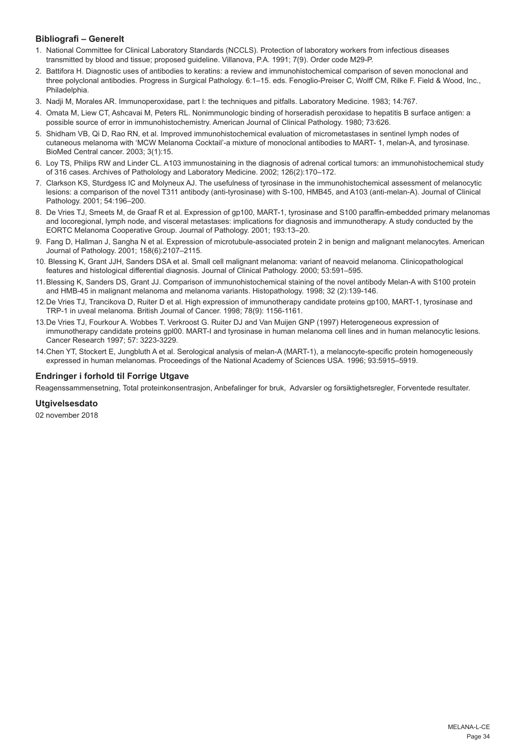### Bibliografi – Generelt

1. National Committee for Clinical Laboratory Standards (NCCLS). Protection of laboratory workers from infectious diseases transmitted by blood and tissue; proposed guideline. Villanova, P.A. 1991; 7(9). Order code M29-P.
2. Battifora H. Diagnostic uses of antibodies to keratins: a review and immunohistochemical comparison of seven monoclonal and three polyclonal antibodies. Progress in Surgical Pathology. 6:1–15. eds. Fenoglio-Preiser C, Wolff CM, Rilke F. Field & Wood, Inc., Philadelphia.
3. Nadji M, Morales AR. Immunoperoxidase, part I: the techniques and pitfalls. Laboratory Medicine. 1983; 14:767.
4. Omata M, Liew CT, Ashcavai M, Peters RL. Nonimmunologic binding of horseradish peroxidase to hepatitis B surface antigen: a possible source of error in immunohistochemistry. American Journal of Clinical Pathology. 1980; 73:626.
5. Shidham VB, Qi D, Rao RN, et al. Improved immunohistochemical evaluation of micrometastases in sentinel lymph nodes of cutaneous melanoma with 'MCW Melanoma Cocktail'-a mixture of monoclonal antibodies to MART- 1, melan-A, and tyrosinase. BioMed Central cancer. 2003; 3(1):15.
6. Loy TS, Philips RW and Linder CL. A103 immunostaining in the diagnosis of adrenal cortical tumors: an immunohistochemical study of 316 cases. Archives of Patholology and Laboratory Medicine. 2002; 126(2):170–172.
7. Clarkson KS, Sturdgess IC and Molyneux AJ. The usefulness of tyrosinase in the immunohistochemical assessment of melanocytic lesions: a comparison of the novel T311 antibody (anti-tyrosinase) with S-100, HMB45, and A103 (anti-melan-A). Journal of Clinical Pathology. 2001; 54:196–200.
8. De Vries TJ, Smeets M, de Graaf R et al. Expression of gp100, MART-1, tyrosinase and S100 paraffin-embedded primary melanomas and locoregional, lymph node, and visceral metastases: implications for diagnosis and immunotherapy. A study conducted by the EORTC Melanoma Cooperative Group. Journal of Pathology. 2001; 193:13–20.
9. Fang D, Hallman J, Sangha N et al. Expression of microtubule-associated protein 2 in benign and malignant melanocytes. American Journal of Pathology. 2001; 158(6):2107–2115.
10. Blessing K, Grant JJH, Sanders DSA et al. Small cell malignant melanoma: variant of neavoid melanoma. Clinicopathological features and histological differential diagnosis. Journal of Clinical Pathology. 2000; 53:591–595.
11. Blessing K, Sanders DS, Grant JJ. Comparison of immunohistochemical staining of the novel antibody Melan-A with S100 protein and HMB-45 in malignant melanoma and melanoma variants. Histopathology. 1998; 32 (2):139-146.
12. De Vries TJ, Trancikova D, Ruiter D et al. High expression of immunotherapy candidate proteins gp100, MART-1, tyrosinase and TRP-1 in uveal melanoma. British Journal of Cancer. 1998; 78(9): 1156-1161.
13. De Vries TJ, Fourkour A. Wobbes T. Verkroost G. Ruiter DJ and Van Muijen GNP (1997) Heterogeneous expression of immunotherapy candidate proteins gpl00. MART-l and tyrosinase in human melanoma cell lines and in human melanocytic lesions. Cancer Research 1997; 57: 3223-3229.
14. Chen YT, Stockert E, Jungbluth A et al. Serological analysis of melan-A (MART-1), a melanocyte-specific protein homogeneously expressed in human melanomas. Proceedings of the National Academy of Sciences USA. 1996; 93:5915–5919.

### Endringer i forhold til Forrige Utgave

Reagenssammensetning, Total proteinkonsentrasjon, Anbefalinger for bruk, Advarsler og forsiktighetsregler, Forventede resultater.

### Utgivelsesdato

02 november 2018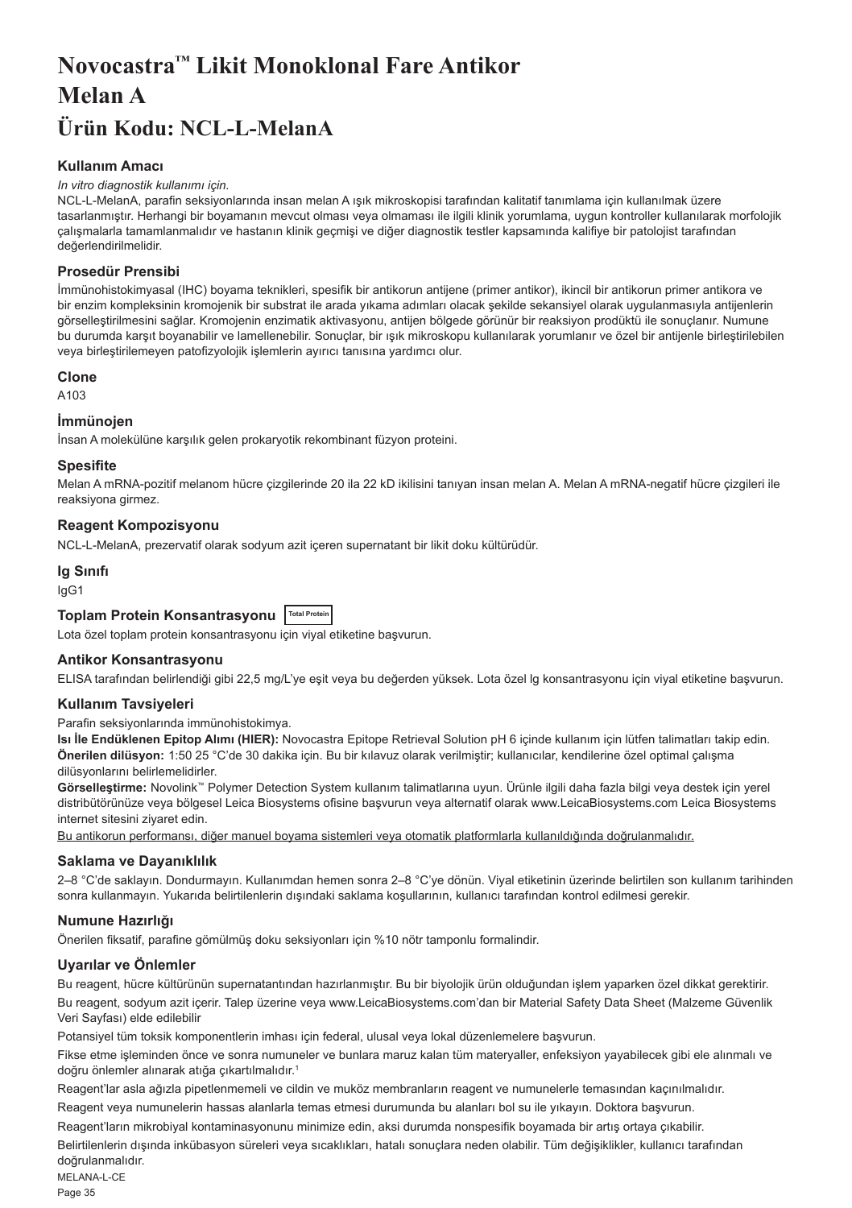# Novocastra™ Likit Monoklonal Fare Antikor Melan A

## Ürün Kodu: NCL-L-MelanA

### Kullanım Amacı

*In vitro diagnostik kullanımı için.*

NCL-L-MelanA, parafin seksiyonlarında insan melan A ışık mikroskopisi tarafından kalitatif tanımlama için kullanılmak üzere tasarlanmıştır. Herhangi bir boyamanın mevcut olması veya olmaması ile ilgili klinik yorumlama, uygun kontroller kullanılarak morfolojik çalışmalarla tamamlanmalıdır ve hastanın klinik geçmişi ve diğer diagnostik testler kapsamında kalifiye bir patolojist tarafından değerlendirilmelidir.

### Prosedür Prensibi

İmmünohistokimyasal (IHC) boyama teknikleri, spesifik bir antikorun antijene (primer antikor), ikincil bir antikorun primer antikora ve bir enzim kompleksinin kromojenik bir substrat ile arada yıkama adımları olacak şekilde sekansiyel olarak uygulanmasıyla antijenlerin görselleştirilmesini sağlar. Kromojenin enzimatik aktivasyonu, antijen bölgede görünür bir reaksiyon prodüktü ile sonuçlanır. Numune bu durumda karşıt boyanabilir ve lamellenebilir. Sonuçlar, bir ışık mikroskopu kullanılarak yorumlanır ve özel bir antijenle birleştirilebilen veya birleştirilemeyen patofizyolojik işlemlerin ayırıcı tanısına yardımcı olur.

### Clone

A103

### İmmünojen

İnsan A molekülüne karşılık gelen prokaryotik rekombinant füzyon proteini.

### Spesifite

Melan A mRNA-pozitif melanom hücre çizgilerinde 20 ila 22 kD ikilisini tanıyan insan melan A. Melan A mRNA-negatif hücre çizgileri ile reaksiyona girmez.

### Reagent Kompozisyonu

NCL-L-MelanA, prezervatif olarak sodyum azit içeren supernatant bir likit doku kültürüdür.

### Ig Sınıfı

IgG1

### Toplam Protein Konsantrasyonu Total Protein

Lota özel toplam protein konsantrasyonu için viyal etiketine başvurun.

### Antikor Konsantrasyonu

ELISA tarafından belirlendiği gibi 22,5 mg/L'ye eşit veya bu değerden yüksek. Lota özel lg konsantrasyonu için viyal etiketine başvurun.

### Kullanım Tavsiyeleri

Parafin seksiyonlarında immünohistokimya.

**Isı İle Endüklenen Epitop Alımı (HIER):** Novocastra Epitope Retrieval Solution pH 6 içinde kullanım için lütfen talimatları takip edin.

**Önerilen dilüsyon:** 1:50 25 °C'de 30 dakika için. Bu bir kılavuz olarak verilmiştir; kullanıcılar, kendilerine özel optimal çalışma dilüsyonlarını belirlemelidirler.

**Görselleştirme:** Novolink™ Polymer Detection System kullanım talimatlarına uyun. Ürünle ilgili daha fazla bilgi veya destek için yerel distribütörünüze veya bölgesel Leica Biosystems ofisine başvurun veya alternatif olarak www.LeicaBiosystems.com Leica Biosystems internet sitesini ziyaret edin.

Bu antikorun performansı, diğer manuel boyama sistemleri veya otomatik platformlarla kullanıldığında doğrulanmalıdır.

### Saklama ve Dayanıklılık

2–8 °C'de saklayın. Dondurmayın. Kullanımdan hemen sonra 2–8 °C'ye dönün. Viyal etiketinin üzerinde belirtilen son kullanım tarihinden sonra kullanmayın. Yukarıda belirtilenlerin dışındaki saklama koşullarının, kullanıcı tarafından kontrol edilmesi gerekir.

### Numune Hazırlığı

Önerilen fiksatif, parafine gömülmüş doku seksiyonları için %10 nötr tamponlu formalindir.

### Uyarılar ve Önlemler

Bu reagent, hücre kültürünün supernatantından hazırlanmıştır. Bu bir biyolojik ürün olduğundan işlem yaparken özel dikkat gerektirir.

Bu reagent, sodyum azit içerir. Talep üzerine veya www.LeicaBiosystems.com'dan bir Material Safety Data Sheet (Malzeme Güvenlik Veri Sayfası) elde edilebilir

Potansiyel tüm toksik komponentlerin imhası için federal, ulusal veya lokal düzenlemelere başvurun.

Fikse etme işleminden önce ve sonra numuneler ve bunlara maruz kalan tüm materyaller, enfeksiyon yayabilecek gibi ele alınmalı ve doğru önlemler alınarak atığa çıkartılmalıdır.[1]

Reagent'lar asla ağızla pipetlenmemeli ve cildin ve muköz membranların reagent ve numunelerle temasından kaçınılmalıdır.

Reagent veya numunelerin hassas alanlarla temas etmesi durumunda bu alanları bol su ile yıkayın. Doktora başvurun.

Reagent'ların mikrobiyal kontaminasyonunu minimize edin, aksi durumda nonspesifik boyamada bir artış ortaya çıkabilir.

Belirtilenlerin dışında inkübasyon süreleri veya sıcaklıkları, hatalı sonuçlara neden olabilir. Tüm değişiklikler, kullanıcı tarafından doğrulanmalıdır.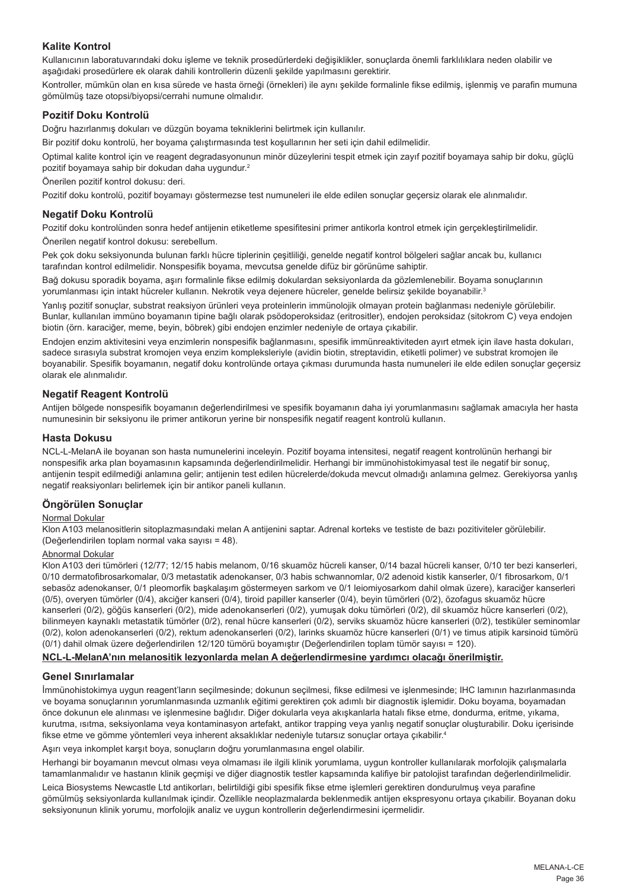## Kalite Kontrol

Kullanıcının laboratuvarındaki doku işleme ve teknik prosedürlerdeki değişiklikler, sonuçlarda önemli farklılıklara neden olabilir ve aşağıdaki prosedürlere ek olarak dahili kontrollerin düzenli şekilde yapılmasını gerektirir.

Kontroller, mümkün olan en kısa sürede ve hasta örneği (örnekleri) ile aynı şekilde formalinle fikse edilmiş, işlenmiş ve parafin mumuna gömülmüş taze otopsi/biyopsi/cerrahi numune olmalıdır.

## Pozitif Doku Kontrolü

Doğru hazırlanmış dokuları ve düzgün boyama tekniklerini belirtmek için kullanılır.

Bir pozitif doku kontrolü, her boyama çalıştırmasında test koşullarının her seti için dahil edilmelidir.

Optimal kalite kontrol için ve reagent degradasyonunun minör düzeylerini tespit etmek için zayıf pozitif boyamaya sahip bir doku, güçlü pozitif boyamaya sahip bir dokudan daha uygundur.[2]

Önerilen pozitif kontrol dokusu: deri.

Pozitif doku kontrolü, pozitif boyamayı göstermezse test numuneleri ile elde edilen sonuçlar geçersiz olarak ele alınmalıdır.

## Negatif Doku Kontrolü

Pozitif doku kontrolünden sonra hedef antijenin etiketleme spesifitesini primer antikorla kontrol etmek için gerçekleştirilmelidir.

Önerilen negatif kontrol dokusu: serebellum.

Pek çok doku seksiyonunda bulunan farklı hücre tiplerinin çeşitliliği, genelde negatif kontrol bölgeleri sağlar ancak bu, kullanıcı tarafından kontrol edilmelidir. Nonspesifik boyama, mevcutsa genelde difüz bir görünüme sahiptir.

Bağ dokusu sporadik boyama, aşırı formalinle fikse edilmiş dokulardan seksiyonlarda da gözlemlenebilir. Boyama sonuçlarının yorumlanması için intakt hücreler kullanın. Nekrotik veya dejenere hücreler, genelde belirsiz şekilde boyanabilir.[3]

Yanlış pozitif sonuçlar, substrat reaksiyon ürünleri veya proteinlerin immünolojik olmayan protein bağlanması nedeniyle görülebilir. Bunlar, kullanılan immüno boyamanın tipine bağlı olarak psödoperoksidaz (eritrositler), endojen peroksidaz (sitokrom C) veya endojen biotin (örn. karaciğer, meme, beyin, böbrek) gibi endojen enzimler nedeniyle de ortaya çıkabilir.

Endojen enzim aktivitesini veya enzimlerin nonspesifik bağlanmasını, spesifik immünreaktiviteden ayırt etmek için ilave hasta dokuları, sadece sırasıyla substrat kromojen veya enzim kompleksleriyle (avidin biotin, streptavidin, etiketli polimer) ve substrat kromojen ile boyanabilir. Spesifik boyamanın, negatif doku kontrolünde ortaya çıkması durumunda hasta numuneleri ile elde edilen sonuçlar geçersiz olarak ele alınmalıdır.

## Negatif Reagent Kontrolü

Antijen bölgede nonspesifik boyamanın değerlendirilmesi ve spesifik boyamanın daha iyi yorumlanmasını sağlamak amacıyla her hasta numunesinin bir seksiyonu ile primer antikorun yerine bir nonspesifik negatif reagent kontrolü kullanın.

## Hasta Dokusu

NCL-L-MelanA ile boyanan son hasta numunelerini inceleyin. Pozitif boyama intensitesi, negatif reagent kontrolünün herhangi bir nonspesifik arka plan boyamasının kapsamında değerlendirilmelidir. Herhangi bir immünohistokimyasal test ile negatif bir sonuç, antijenin tespit edilmediği anlamına gelir; antijenin test edilen hücrelerde/dokuda mevcut olmadığı anlamına gelmez. Gerekiyorsa yanlış negatif reaksiyonları belirlemek için bir antikor paneli kullanın.

## Öngörülen Sonuçlar

Normal Dokular

Klon A103 melanositlerin sitoplazmasındaki melan A antijenini saptar. Adrenal korteks ve testiste de bazı pozitiviteler görülebilir. (Değerlendirilen toplam normal vaka sayısı = 48).

Abnormal Dokular

Klon A103 deri tümörleri (12/77; 12/15 habis melanom, 0/16 skuamöz hücreli kanser, 0/14 bazal hücreli kanser, 0/10 ter bezi kanserleri, 0/10 dermatofibrosarkomalar, 0/3 metastatik adenokanser, 0/3 habis schwannomlar, 0/2 adenoid kistik kanserler, 0/1 fibrosarkom, 0/1 sebasöz adenokanser, 0/1 pleomorfik başkalaşım göstermeyen sarkom ve 0/1 leiomiyosarkom dahil olmak üzere), karaciğer kanserleri (0/5), overyen tümörler (0/4), akciğer kanseri (0/4), tiroid papiller kanserler (0/4), beyin tümörleri (0/2), özofagus skuamöz hücre kanserleri (0/2), göğüs kanserleri (0/2), mide adenokanserleri (0/2), yumuşak doku tümörleri (0/2), dil skuamöz hücre kanserleri (0/2), bilinmeyen kaynaklı metastatik tümörler (0/2), renal hücre kanserleri (0/2), serviks skuamöz hücre kanserleri (0/2), testiküler seminomlar (0/2), kolon adenokanserleri (0/2), rektum adenokanserleri (0/2), larinks skuamöz hücre kanserleri (0/1) ve timus atipik karsinoid tümörü (0/1) dahil olmak üzere değerlendirilen 12/120 tümörü boyamıştır (Değerlendirilen toplam tümör sayısı = 120).

**NCL-L-MelanA'nın melanositik lezyonlarda melan A değerlendirmesine yardımcı olacağı önerilmiştir.**

## Genel Sınırlamalar

İmmünohistokimya uygun reagent'ların seçilmesinde; dokunun seçilmesi, fikse edilmesi ve işlenmesinde; IHC lamının hazırlanmasında ve boyama sonuçlarının yorumlanmasında uzmanlık eğitimi gerektiren çok adımlı bir diagnostik işlemidir. Doku boyama, boyamadan önce dokunun ele alınması ve işlenmesine bağlıdır. Diğer dokularla veya akışkanlarla hatalı fikse etme, dondurma, eritme, yıkama, kurutma, ısıtma, seksiyonlama veya kontaminasyon artefakt, antikor trapping veya yanlış negatif sonuçlar oluşturabilir. Doku içerisinde fikse etme ve gömme yöntemleri veya inherent aksaklıklar nedeniyle tutarsız sonuçlar ortaya çıkabilir.[4]

Aşırı veya inkomplet karşıt boya, sonuçların doğru yorumlanmasına engel olabilir.

Herhangi bir boyamanın mevcut olması veya olmaması ile ilgili klinik yorumlama, uygun kontroller kullanılarak morfolojik çalışmalarla tamamlanmalıdır ve hastanın klinik geçmişi ve diğer diagnostik testler kapsamında kalifiye bir patolojist tarafından değerlendirilmelidir.

Leica Biosystems Newcastle Ltd antikorları, belirtildiği gibi spesifik fikse etme işlemleri gerektiren dondurulmuş veya parafine gömülmüş seksiyonlarda kullanılmak içindir. Özellikle neoplazmalarda beklenmedik antijen ekspresyonu ortaya çıkabilir. Boyanan doku seksiyonunun klinik yorumu, morfolojik analiz ve uygun kontrollerin değerlendirmesini içermelidir.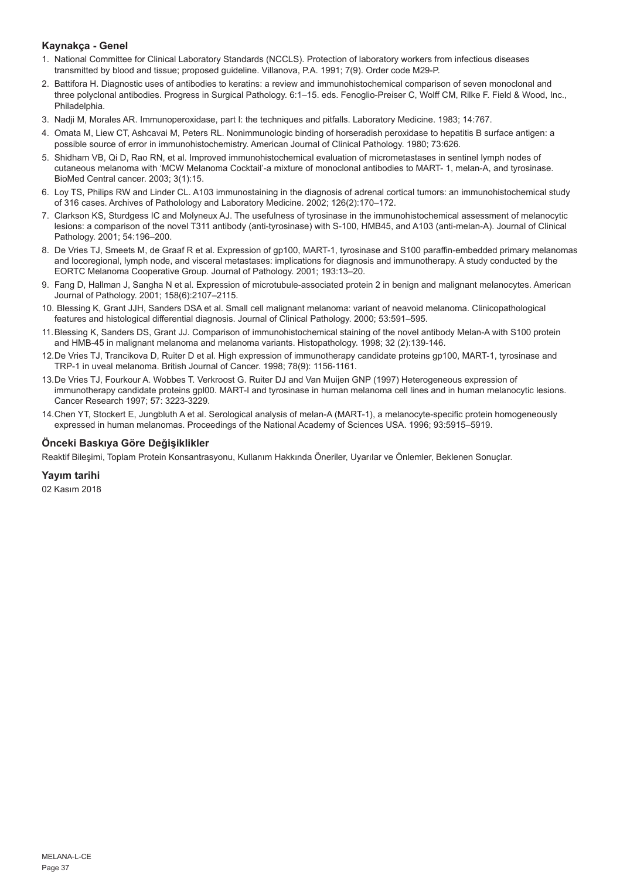### Kaynakça - Genel

1. National Committee for Clinical Laboratory Standards (NCCLS). Protection of laboratory workers from infectious diseases transmitted by blood and tissue; proposed guideline. Villanova, P.A. 1991; 7(9). Order code M29-P.
2. Battifora H. Diagnostic uses of antibodies to keratins: a review and immunohistochemical comparison of seven monoclonal and three polyclonal antibodies. Progress in Surgical Pathology. 6:1–15. eds. Fenoglio-Preiser C, Wolff CM, Rilke F. Field & Wood, Inc., Philadelphia.
3. Nadji M, Morales AR. Immunoperoxidase, part I: the techniques and pitfalls. Laboratory Medicine. 1983; 14:767.
4. Omata M, Liew CT, Ashcavai M, Peters RL. Nonimmunologic binding of horseradish peroxidase to hepatitis B surface antigen: a possible source of error in immunohistochemistry. American Journal of Clinical Pathology. 1980; 73:626.
5. Shidham VB, Qi D, Rao RN, et al. Improved immunohistochemical evaluation of micrometastases in sentinel lymph nodes of cutaneous melanoma with 'MCW Melanoma Cocktail'-a mixture of monoclonal antibodies to MART- 1, melan-A, and tyrosinase. BioMed Central cancer. 2003; 3(1):15.
6. Loy TS, Philips RW and Linder CL. A103 immunostaining in the diagnosis of adrenal cortical tumors: an immunohistochemical study of 316 cases. Archives of Patholology and Laboratory Medicine. 2002; 126(2):170–172.
7. Clarkson KS, Sturdgess IC and Molyneux AJ. The usefulness of tyrosinase in the immunohistochemical assessment of melanocytic lesions: a comparison of the novel T311 antibody (anti-tyrosinase) with S-100, HMB45, and A103 (anti-melan-A). Journal of Clinical Pathology. 2001; 54:196–200.
8. De Vries TJ, Smeets M, de Graaf R et al. Expression of gp100, MART-1, tyrosinase and S100 paraffin-embedded primary melanomas and locoregional, lymph node, and visceral metastases: implications for diagnosis and immunotherapy. A study conducted by the EORTC Melanoma Cooperative Group. Journal of Pathology. 2001; 193:13–20.
9. Fang D, Hallman J, Sangha N et al. Expression of microtubule-associated protein 2 in benign and malignant melanocytes. American Journal of Pathology. 2001; 158(6):2107–2115.
10. Blessing K, Grant JJH, Sanders DSA et al. Small cell malignant melanoma: variant of neavoid melanoma. Clinicopathological features and histological differential diagnosis. Journal of Clinical Pathology. 2000; 53:591–595.
11. Blessing K, Sanders DS, Grant JJ. Comparison of immunohistochemical staining of the novel antibody Melan-A with S100 protein and HMB-45 in malignant melanoma and melanoma variants. Histopathology. 1998; 32 (2):139-146.
12. De Vries TJ, Trancikova D, Ruiter D et al. High expression of immunotherapy candidate proteins gp100, MART-1, tyrosinase and TRP-1 in uveal melanoma. British Journal of Cancer. 1998; 78(9): 1156-1161.
13. De Vries TJ, Fourkour A. Wobbes T. Verkroost G. Ruiter DJ and Van Muijen GNP (1997) Heterogeneous expression of immunotherapy candidate proteins gpl00. MART-I and tyrosinase in human melanoma cell lines and in human melanocytic lesions. Cancer Research 1997; 57: 3223-3229.
14. Chen YT, Stockert E, Jungbluth A et al. Serological analysis of melan-A (MART-1), a melanocyte-specific protein homogeneously expressed in human melanomas. Proceedings of the National Academy of Sciences USA. 1996; 93:5915–5919.

### Önceki Baskıya Göre Değişiklikler

Reaktif Bileşimi, Toplam Protein Konsantrasyonu, Kullanım Hakkında Öneriler, Uyarılar ve Önlemler, Beklenen Sonuçlar.

### Yayım tarihi

02 Kasım 2018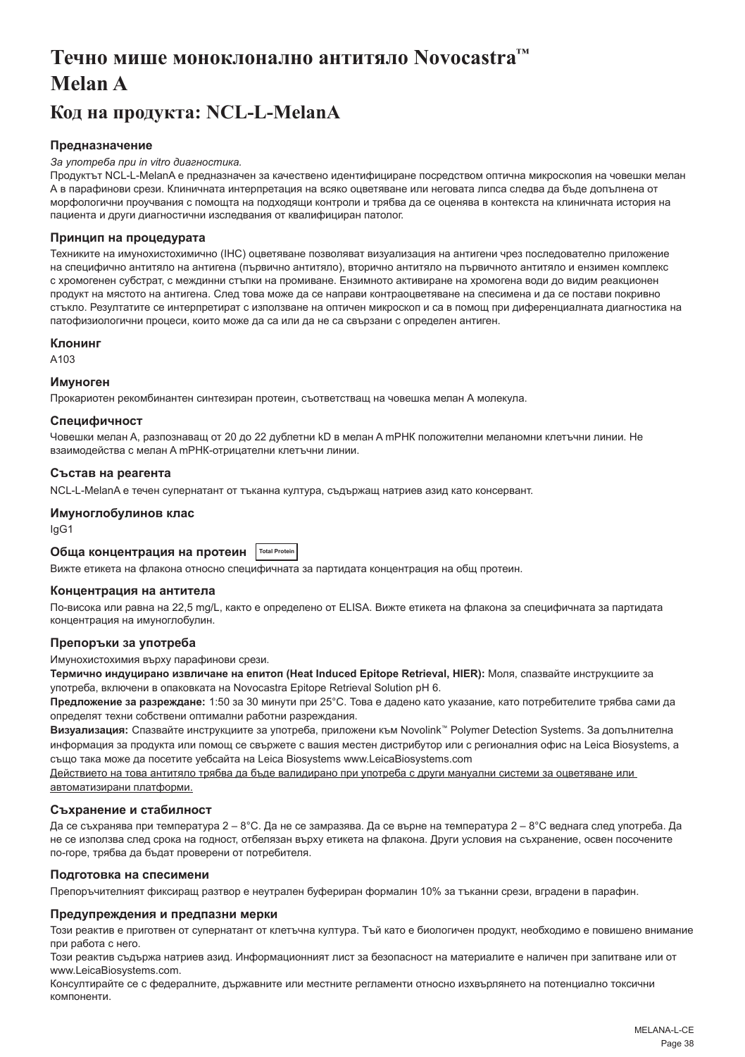# Течно мише моноклонално антитяло Novocastra™ Melan A

# Код на продукта: NCL-L-MelanA

### Предназначение

*За употреба при in vitro диагностика.*

Продуктът NCL-L-MelanA е предназначен за качествено идентифициране посредством оптична микроскопия на човешки мелан А в парафинови срези. Клиничната интерпретация на всяко оцветяване или неговата липса следва да бъде допълнена от морфологични проучвания с помощта на подходящи контроли и трябва да се оценява в контекста на клиничната история на пациента и други диагностични изследвания от квалифициран патолог.

### Принцип на процедурата

Техниките на имунохистохимично (IHC) оцветяване позволяват визуализация на антигени чрез последователно приложение на специфично антитяло на антигена (първично антитяло), вторично антитяло на първичното антитяло и ензимен комплекс с хромогенен субстрат, с междинни стъпки на промиване. Ензимното активиране на хромогена води до видим реакционен продукт на мястото на антигена. След това може да се направи контраоцветяване на спесимена и да се постави покривно стъкло. Резултатите се интерпретират с използване на оптичен микроскоп и са в помощ при диференциалната диагностика на патофизиологични процеси, които може да са или да не са свързани с определен антиген.

### Клонинг

A103

### Имуноген

Прокариотен рекомбинантен синтезиран протеин, съответстващ на човешка мелан А молекула.

### Специфичност

Човешки мелан А, разпознаващ от 20 до 22 дублетни kD в мелан А mPHK положителни меланомни клетъчни линии. Не взаимодейства с мелан А mPHK-отрицателни клетъчни линии.

### Състав на реагента

NCL-L-MelanA е течен супернатант от тъканна култура, съдържащ натриев азид като консервант.

### Имуноглобулинов клас

IgG1

### Обща концентрация на протеин Total Protein

Вижте етикета на флакона относно специфичната за партидата концентрация на общ протеин.

### Концентрация на антитела

По-висока или равна на 22,5 mg/L, както е определено от ELISA. Вижте етикета на флакона за специфичната за партидата концентрация на имуноглобулин.

### Препоръки за употреба

Имунохистохимия върху парафинови срези.

**Термично индуцирано извличане на епитоп (Heat Induced Epitope Retrieval, HIER):** Моля, спазвайте инструкциите за употреба, включени в опаковката на Novocastra Epitope Retrieval Solution pH 6.

**Предложение за разреждане:** 1:50 за 30 минути при 25°C. Това е дадено като указание, като потребителите трябва сами да определят техни собствени оптимални работни разреждания.

**Визуализация:** Спазвайте инструкциите за употреба, приложени към Novolink™ Polymer Detection Systems. За допълнителна информация за продукта или помощ се свържете с вашия местен дистрибутор или с регионалния офис на Leica Biosystems, а също така може да посетите уебсайта на Leica Biosystems www.LeicaBiosystems.com

Действието на това антитяло трябва да бъде валидирано при употреба с други мануални системи за оцветяване или автоматизирани платформи.

### Съхранение и стабилност

Да се съхранява при температура 2 – 8°C. Да не се замразява. Да се върне на температура 2 – 8°C веднага след употреба. Да не се използва след срока на годност, отбелязан върху етикета на флакона. Други условия на съхранение, освен посочените по-горе, трябва да бъдат проверени от потребителя.

### Подготовка на спесимени

Препоръчителният фиксиращ разтвор е неутрален буфериран формалин 10% за тъканни срези, вградени в парафин.

### Предупреждения и предпазни мерки

Този реактив е приготвен от супернатант от клетъчна култура. Тъй като е биологичен продукт, необходимо е повишено внимание при работа с него.

Този реактив съдържа натриев азид. Информационният лист за безопасност на материалите е наличен при запитване или от www.LeicaBiosystems.com.

Консултирайте се с федералните, държавните или местните регламенти относно изхвърлянето на потенциално токсични компоненти.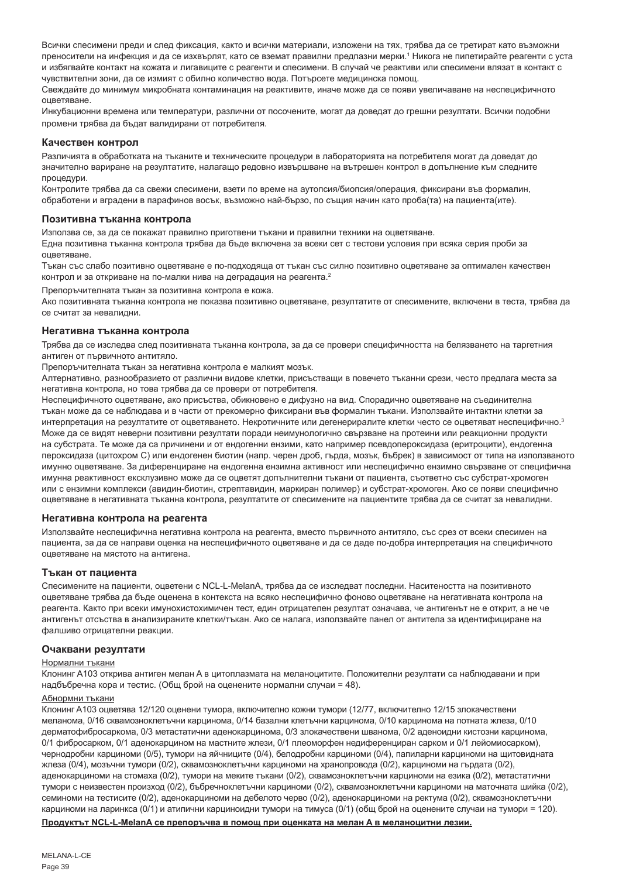Всички спесимени преди и след фиксация, както и всички материали, изложени на тях, трябва да се третират като възможни преносители на инфекция и да се изхвърлят, като се вземат правилни предпазни мерки.[1] Никога не пипетирайте реагенти с уста и избягвайте контакт на кожата и лигавиците с реагенти и спесимени. В случай че реактиви или спесимени влязат в контакт с чувствителни зони, да се измият с обилно количество вода. Потърсете медицинска помощ.

Свеждайте до минимум микробната контаминация на реактивите, иначе може да се появи увеличаване на неспецифичното оцветяване.

Инкубационни времена или температури, различни от посочените, могат да доведат до грешни резултати. Всички подобни промени трябва да бъдат валидирани от потребителя.

### Качествен контрол

Различията в обработката на тъканите и техническите процедури в лабораторията на потребителя могат да доведат до значително вариране на резултатите, налагащо редовно извършване на вътрешен контрол в допълнение към следните процедури.

Контролите трябва да са свежи спесимени, взети по време на аутопсия/биопсия/операция, фиксирани във формалин, обработени и вградени в парафинов восък, възможно най-бързо, по същия начин като проба(та) на пациента(ите).

### Позитивна тъканна контрола

Използва се, за да се покажат правилно приготвени тъкани и правилни техники на оцветяване.

Една позитивна тъканна контрола трябва да бъде включена за всеки сет с тестови условия при всяка серия проби за оцветяване.

Тъкан със слабо позитивно оцветяване е по-подходяща от тъкан със силно позитивно оцветяване за оптимален качествен контрол и за откриване на по-малки нива на деградация на реагента.[2]

Препоръчителната тъкан за позитивна контрола е кожа.

Ако позитивната тъканна контрола не показва позитивно оцветяване, резултатите от спесимените, включени в теста, трябва да се считат за невалидни.

### Негативна тъканна контрола

Трябва да се изследва след позитивната тъканна контрола, за да се провери специфичността на белязването на таргетния антиген от първичното антитяло.

Препоръчителната тъкан за негативна контрола е малкият мозък.

Алтернативно, разнообразието от различни видове клетки, присъстващи в повечето тъканни срези, често предлага места за негативна контрола, но това трябва да се провери от потребителя.

Неспецифичното оцветяване, ако присъства, обикновено е дифузно на вид. Спорадично оцветяване на съединителна тъкан може да се наблюдава и в части от прекомерно фиксирани във формалин тъкани. Използвайте интактни клетки за интерпретация на резултатите от оцветяването. Некротичните или дегенериралите клетки често се оцветяват неспецифично.[3] Може да се видят неверни позитивни резултати поради неимунологично свързване на протеини или реакционни продукти на субстрата. Те може да са причинени и от ендогенни ензими, като например псевдопероксидаза (еритроцити), ендогенна пероксидаза (цитохром C) или ендогенен биотин (напр. черен дроб, гърда, мозък, бъбрек) в зависимост от типа на използваното имунно оцветяване. За диференциране на ендогенна ензимна активност или неспецифично ензимно свързване от специфична имунна реактивност ексклузивно може да се оцветят допълнителни тъкани от пациента, съответно със субстрат-хромоген или с ензимни комплекси (авидин-биотин, стрептавидин, маркиран полимер) и субстрат-хромоген. Ако се появи специфично оцветяване в негативната тъканна контрола, резултатите от спесимените на пациентите трябва да се считат за невалидни.

### Негативна контрола на реагента

Използвайте неспецифична негативна контрола на реагента, вместо първичното антитяло, със срез от всеки спесимен на пациента, за да се направи оценка на неспецифичното оцветяване и да се даде по-добра интерпретация на специфичното оцветяване на мястото на антигена.

### Тъкан от пациента

Спесимените на пациенти, оцветени с NCL-L-MelanA, трябва да се изследват последни. Наситеността на позитивното оцветяване трябва да бъде оценена в контекста на всяко неспецифично фоново оцветяване на негативната контрола на реагента. Както при всеки имунохистохимичен тест, един отрицателен резултат означава, че антигенът не е открит, а не че антигенът отсъства в анализираните клетки/тъкан. Ако се налага, използвайте панел от антитела за идентифициране на фалшиво отрицателни реакции.

### Очаквани резултати

#### Нормални тъкани

Клонинг A103 открива антиген мелан A в цитоплазмата на меланоцитите. Положителни резултати са наблюдавани и при надбъбречна кора и тестис. (Общ брой на оценените нормални случаи = 48).

#### Абнормни тъкани

Клонинг A103 оцветява 12/120 оценени тумора, включително кожни тумори (12/77, включително 12/15 злокачествени меланома, 0/16 сквамозноклетъчни карцинома, 0/14 базални клетъчни карцинома, 0/10 карцинома на потната жлеза, 0/10 дерматофибросаркома, 0/3 метастатични аденокарцинома, 0/3 злокачествени шванома, 0/2 аденоидни кистозни карцинома, 0/1 фибросарком, 0/1 аденокарцином на мастните жлези, 0/1 плеоморфен недиференциран сарком и 0/1 лейомиосарком), чернодробни карциноми (0/5), тумори на яйчниците (0/4), белодробни карциноми (0/4), папиларни карциноми на щитовидната жлеза (0/4), мозъчни тумори (0/2), сквамозноклетъчни карциноми на хранопровода (0/2), карциноми на гърдата (0/2), аденокарциноми на стомаха (0/2), тумори на меките тъкани (0/2), сквамозноклетъчни карциноми на езика (0/2), метастатични тумори с неизвестен произход (0/2), бъбречноклетъчни карциноми (0/2), сквамозноклетъчни карциноми на маточната шийка (0/2), семиноми на тестисите (0/2), аденокарциноми на дебелото черво (0/2), аденокарциноми на ректума (0/2), сквамозноклетъчни карциноми на ларинкса (0/1) и атипични карциноидни тумори на тимуса (0/1) (общ брой на оценените случаи на тумори = 120).

**Продуктът NCL-L-MelanA се препоръчва в помощ при оценката на мелан А в меланоцитни лезии.**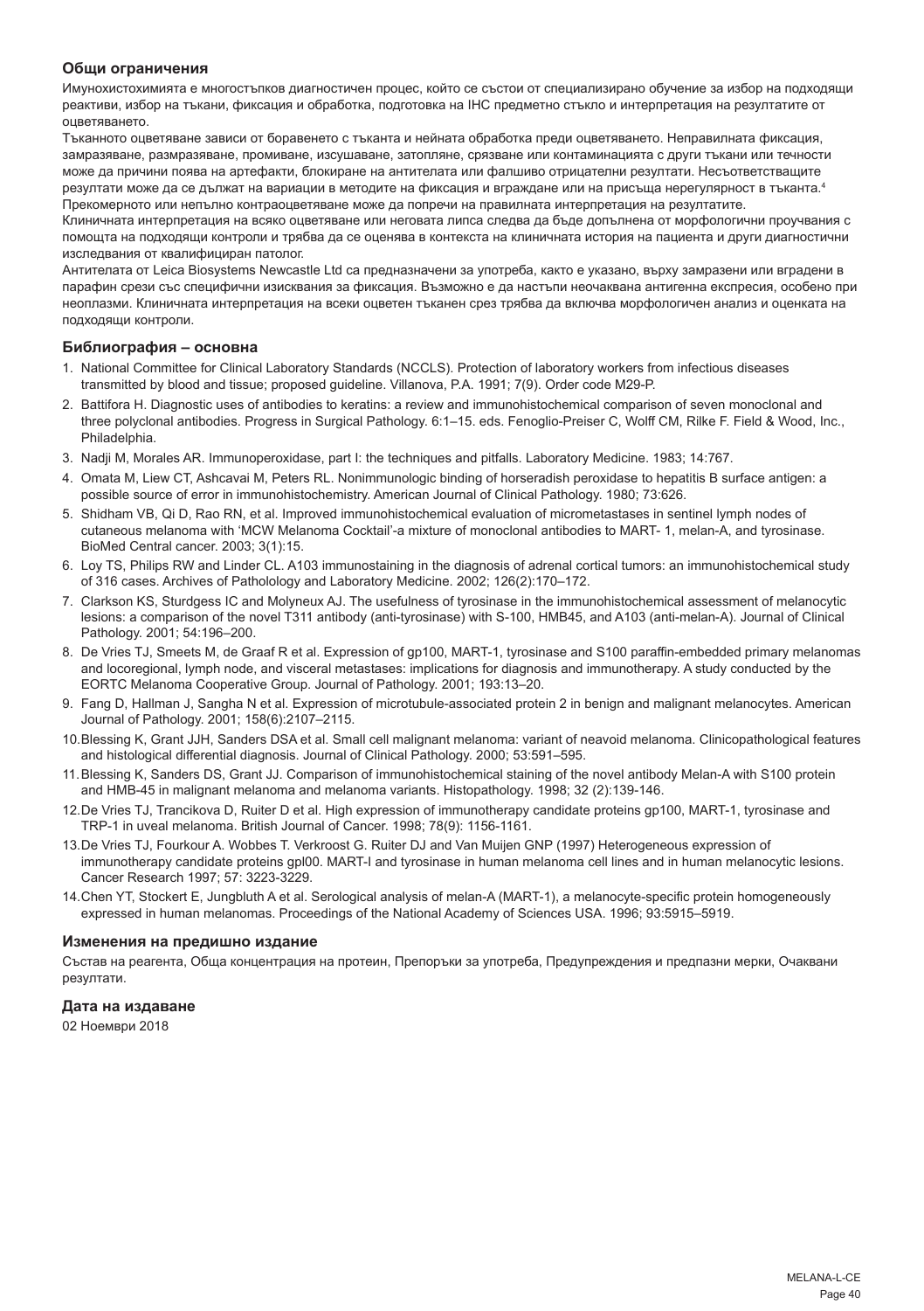### Общи ограничения

Имунохистохимията е многостъпков диагностичен процес, който се състои от специализирано обучение за избор на подходящи реактиви, избор на тъкани, фиксация и обработка, подготовка на IHC предметно стъкло и интерпретация на резултатите от оцветяването.

Тъканното оцветяване зависи от боравенето с тъканта и нейната обработка преди оцветяването. Неправилната фиксация, замразяване, размразяване, промиване, изсушаване, затопляне, срязване или контаминацията с други тъкани или течности може да причини поява на артефакти, блокиране на антителата или фалшиво отрицателни резултати. Несъответстващите резултати може да се дължат на вариации в методите на фиксация и вграждане или на присъща нерегулярност в тъканта.[4]

Прекомерното или непълно контраоцветяване може да попречи на правилната интерпретация на резултатите.

Клиничната интерпретация на всяко оцветяване или неговата липса следва да бъде допълнена от морфологични проучвания с помощта на подходящи контроли и трябва да се оценява в контекста на клиничната история на пациента и други диагностични изследвания от квалифициран патолог.

Антителата от Leica Biosystems Newcastle Ltd са предназначени за употреба, както е указано, върху замразени или вградени в парафин срези със специфични изисквания за фиксация. Възможно е да настъпи неочаквана антигенна експресия, особено при неоплазми. Клиничната интерпретация на всеки оцветен тъканен срез трябва да включва морфологичен анализ и оценката на подходящи контроли.

### Библиография – основна

1. National Committee for Clinical Laboratory Standards (NCCLS). Protection of laboratory workers from infectious diseases transmitted by blood and tissue; proposed guideline. Villanova, P.A. 1991; 7(9). Order code M29-P.
2. Battifora H. Diagnostic uses of antibodies to keratins: a review and immunohistochemical comparison of seven monoclonal and three polyclonal antibodies. Progress in Surgical Pathology. 6:1–15. eds. Fenoglio-Preiser C, Wolff CM, Rilke F. Field & Wood, Inc., Philadelphia.
3. Nadji M, Morales AR. Immunoperoxidase, part I: the techniques and pitfalls. Laboratory Medicine. 1983; 14:767.
4. Omata M, Liew CT, Ashcavai M, Peters RL. Nonimmunologic binding of horseradish peroxidase to hepatitis B surface antigen: a possible source of error in immunohistochemistry. American Journal of Clinical Pathology. 1980; 73:626.
5. Shidham VB, Qi D, Rao RN, et al. Improved immunohistochemical evaluation of micrometastases in sentinel lymph nodes of cutaneous melanoma with 'MCW Melanoma Cocktail'-a mixture of monoclonal antibodies to MART- 1, melan-A, and tyrosinase. BioMed Central cancer. 2003; 3(1):15.
6. Loy TS, Philips RW and Linder CL. A103 immunostaining in the diagnosis of adrenal cortical tumors: an immunohistochemical study of 316 cases. Archives of Patholology and Laboratory Medicine. 2002; 126(2):170–172.
7. Clarkson KS, Sturdgess IC and Molyneux AJ. The usefulness of tyrosinase in the immunohistochemical assessment of melanocytic lesions: a comparison of the novel T311 antibody (anti-tyrosinase) with S-100, HMB45, and A103 (anti-melan-A). Journal of Clinical Pathology. 2001; 54:196–200.
8. De Vries TJ, Smeets M, de Graaf R et al. Expression of gp100, MART-1, tyrosinase and S100 paraffin-embedded primary melanomas and locoregional, lymph node, and visceral metastases: implications for diagnosis and immunotherapy. A study conducted by the EORTC Melanoma Cooperative Group. Journal of Pathology. 2001; 193:13–20.
9. Fang D, Hallman J, Sangha N et al. Expression of microtubule-associated protein 2 in benign and malignant melanocytes. American Journal of Pathology. 2001; 158(6):2107–2115.
10. Blessing K, Grant JJH, Sanders DSA et al. Small cell malignant melanoma: variant of neavoid melanoma. Clinicopathological features and histological differential diagnosis. Journal of Clinical Pathology. 2000; 53:591–595.
11. Blessing K, Sanders DS, Grant JJ. Comparison of immunohistochemical staining of the novel antibody Melan-A with S100 protein and HMB-45 in malignant melanoma and melanoma variants. Histopathology. 1998; 32 (2):139-146.
12. De Vries TJ, Trancikova D, Ruiter D et al. High expression of immunotherapy candidate proteins gp100, MART-1, tyrosinase and TRP-1 in uveal melanoma. British Journal of Cancer. 1998; 78(9): 1156-1161.
13. De Vries TJ, Fourkour A. Wobbes T. Verkroost G. Ruiter DJ and Van Muijen GNP (1997) Heterogeneous expression of immunotherapy candidate proteins gpl00. MART-I and tyrosinase in human melanoma cell lines and in human melanocytic lesions. Cancer Research 1997; 57: 3223-3229.
14. Chen YT, Stockert E, Jungbluth A et al. Serological analysis of melan-A (MART-1), a melanocyte-specific protein homogeneously expressed in human melanomas. Proceedings of the National Academy of Sciences USA. 1996; 93:5915–5919.

### Изменения на предишно издание

Състав на реагента, Обща концентрация на протеин, Препоръки за употреба, Предупреждения и предпазни мерки, Очаквани резултати.

### Дата на издаване

02 Ноември 2018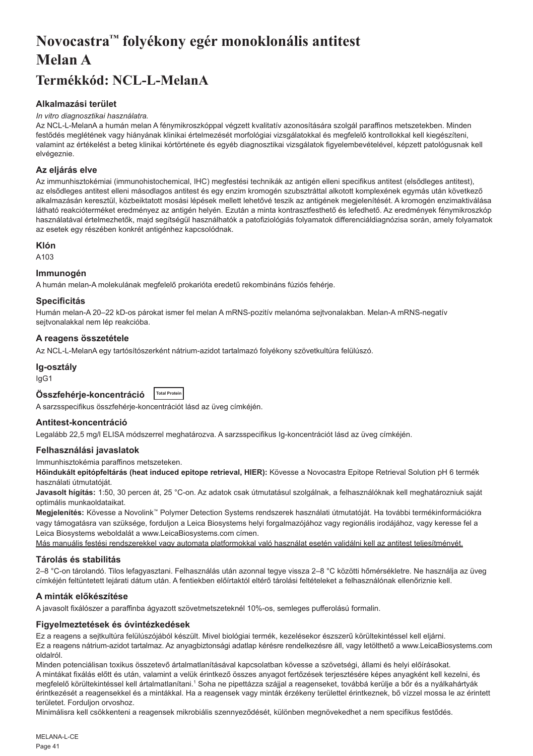# Novocastra™ folyékony egér monoklonális antitest Melan A

## Termékkód: NCL-L-MelanA

### Alkalmazási terület

*In vitro diagnosztikai használatra.*

Az NCL-L-MelanA a humán melan A fénymikroszkóppal végzett kvalitatív azonosítására szolgál paraffinos metszetekben. Minden festődés meglétének vagy hiányának klinikai értelmezését morfológiai vizsgálatokkal és megfelelő kontrollokkal kell kiegészíteni, valamint az értékelést a beteg klinikai kórtörténete és egyéb diagnosztikai vizsgálatok figyelembevételével, képzett patológusnak kell elvégeznie.

### Az eljárás elve

Az immunhisztokémiai (immunohistochemical, IHC) megfestési technikák az antigén elleni specifikus antitest (elsődleges antitest), az elsődleges antitest elleni másodlagos antitest és egy enzim kromogén szubsztráttal alkotott komplexének egymás után következő alkalmazásán keresztül, közbeiktatott mosási lépések mellett lehetővé teszik az antigének megjelenítését. A kromogén enzimaktiválása látható reakcióterméket eredményez az antigén helyén. Ezután a minta kontrasztfesthető és lefedhető. Az eredmények fénymikroszkóp használatával értelmezhetők, majd segítségül használhatók a patofiziológiás folyamatok differenciáldiagnózisa során, amely folyamatok az esetek egy részében konkrét antigénhez kapcsolódnak.

### Klón

A103

### Immunogén

A humán melan-A molekulának megfelelő prokarióta eredetű rekombináns fúziós fehérje.

### Specificitás

Humán melan-A 20–22 kD-os párokat ismer fel melan A mRNS-pozitív melanóma sejtvonalakban. Melan-A mRNS-negatív sejtvonalakkal nem lép reakcióba.

### A reagens összetétele

Az NCL-L-MelanA egy tartósítószerként nátrium-azidot tartalmazó folyékony szövetkultúra felülúszó.

### Ig-osztály

IgG1

### Összfehérje-koncentráció Total Protein

A sarzsspecifikus összfehérje-koncentrációt lásd az üveg címkéjén.

### Antitest-koncentráció

Legalább 22,5 mg/l ELISA módszerrel meghatározva. A sarzsspecifikus Ig-koncentrációt lásd az üveg címkéjén.

### Felhasználási javaslatok

Immunhisztokémia paraffinos metszeteken.

**Hőindukált epitópfeltárás (heat induced epitope retrieval, HIER):** Kövesse a Novocastra Epitope Retrieval Solution pH 6 termék használati útmutatóját.

**Javasolt hígítás:** 1:50, 30 percen át, 25 °C-on. Az adatok csak útmutatásul szolgálnak, a felhasználóknak kell meghatározniuk saját optimális munkaoldataikat.

**Megjelenítés:** Kövesse a Novolink™ Polymer Detection Systems rendszerek használati útmutatóját. Ha további termékinformációkra vagy támogatásra van szüksége, forduljon a Leica Biosystems helyi forgalmazójához vagy regionális irodájához, vagy keresse fel a Leica Biosystems weboldalát a www.LeicaBiosystems.com címen.

<u>Más manuális festési rendszerekkel vagy automata platformokkal való használat esetén validálni kell az antitest teljesítményét.</u>

### Tárolás és stabilitás

2–8 °C-on tárolandó. Tilos lefagyasztani. Felhasználás után azonnal tegye vissza 2–8 °C közötti hőmérsékletre. Ne használja az üveg címkéjén feltüntetett lejárati dátum után. A fentiekben előírtaktól eltérő tárolási feltételeket a felhasználónak ellenőriznie kell.

### A minták előkészítése

A javasolt fixálószer a paraffinba ágyazott szövetmetszeteknél 10%-os, semleges pufferolású formalin.

### Figyelmeztetések és óvintézkedések

Ez a reagens a sejtkultúra felülúszójából készült. Mivel biológiai termék, kezelésekor észszerű körültekintéssel kell eljárni.

Ez a reagens nátrium-azidot tartalmaz. Az anyagbiztonsági adatlap kérésre rendelkezésre áll, vagy letölthető a www.LeicaBiosystems.com oldalról.

Minden potenciálisan toxikus összetevő ártalmatlanításával kapcsolatban kövesse a szövetségi, állami és helyi előírásokat.

A mintákat fixálás előtt és után, valamint a velük érintkező összes anyagot fertőzések terjesztésére képes anyagként kell kezelni, és megfelelő körültekintéssel kell ártalmatlanítani.[1] Soha ne pipettázza szájjal a reagenseket, továbbá kerülje a bőr és a nyálkahártyák érintkezését a reagensekkel és a mintákkal. Ha a reagensek vagy minták érzékeny területtel érintkeznek, bő vízzel mossa le az érintett területet. Forduljon orvoshoz.

Minimálisra kell csökkenteni a reagensek mikrobiális szennyeződését, különben megnövekedhet a nem specifikus festődés.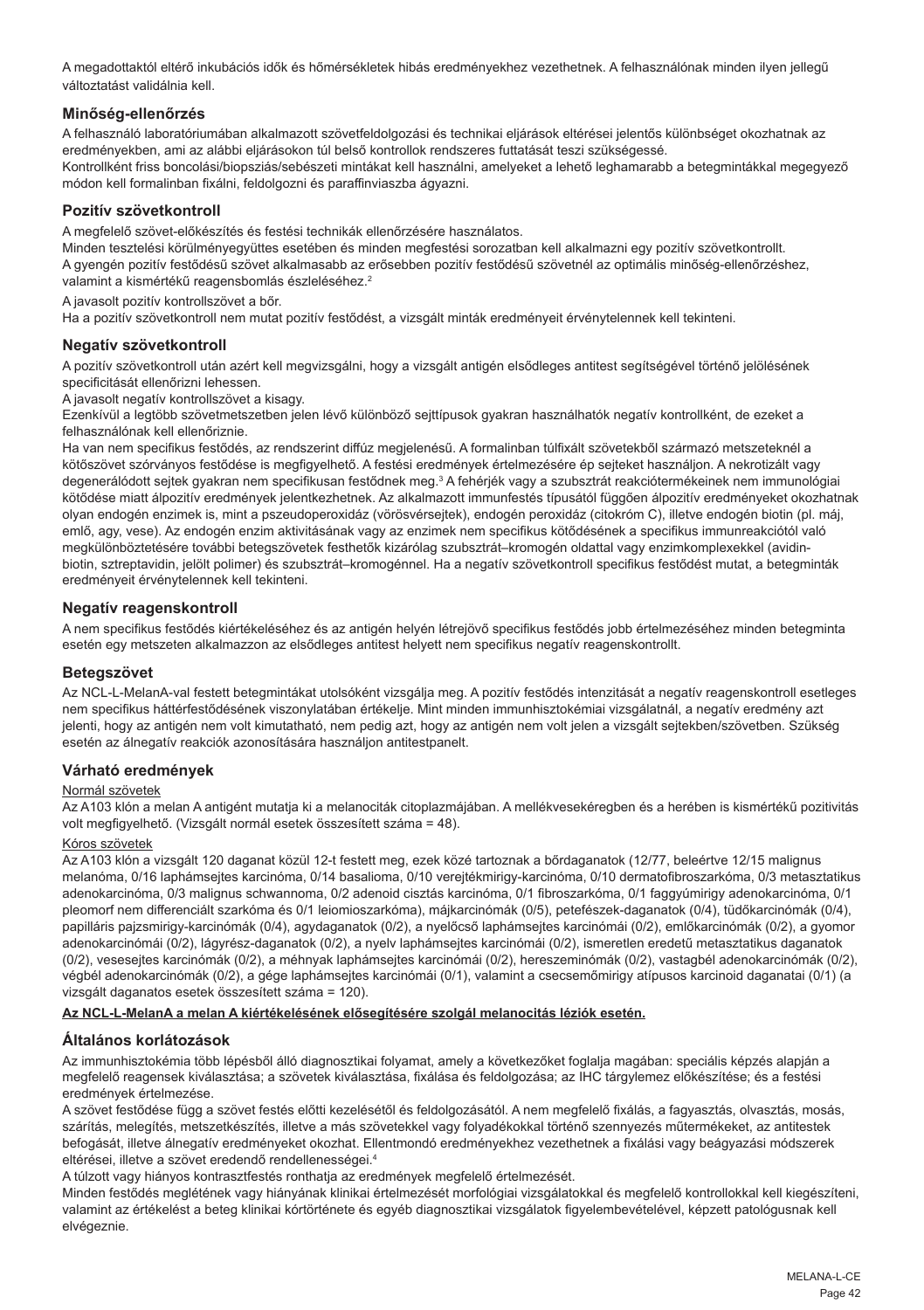A megadottaktól eltérő inkubációs idők és hőmérsékletek hibás eredményekhez vezethetnek. A felhasználónak minden ilyen jellegű változtatást validálnia kell.

## Minőség-ellenőrzés

A felhasználó laboratóriumában alkalmazott szövetfeldolgozási és technikai eljárások eltérései jelentős különbséget okozhatnak az eredményekben, ami az alábbi eljárásokon túl belső kontrollok rendszeres futtatását teszi szükségessé.
Kontrollként friss boncolási/biopsziás/sebészeti mintákat kell használni, amelyeket a lehető leghamarabb a betegmintákkal megegyező módon kell formalinban fixálni, feldolgozni és paraffinviaszba ágyazni.

## Pozitív szövetkontroll

A megfelelő szövet-előkészítés és festési technikák ellenőrzésére használatos.
Minden tesztelési körülményegyüttes esetében és minden megfestési sorozatban kell alkalmazni egy pozitív szövetkontrollt.
A gyengén pozitív festődésű szövet alkalmasabb az erősebben pozitív festődésű szövetnél az optimális minőség-ellenőrzéshez, valamint a kismértékű reagensbomlás észleléséhez.[2]

A javasolt pozitív kontrollszövet a bőr.
Ha a pozitív szövetkontroll nem mutat pozitív festődést, a vizsgált minták eredményeit érvénytelennek kell tekinteni.

## Negatív szövetkontroll

A pozitív szövetkontroll után azért kell megvizsgálni, hogy a vizsgált antigén elsődleges antitest segítségével történő jelölésének specificitását ellenőrizni lehessen.
A javasolt negatív kontrollszövet a kisagy.
Ezenkívül a legtöbb szövetmetszetben jelen lévő különböző sejttípusok gyakran használhatók negatív kontrollként, de ezeket a felhasználónak kell ellenőriznie.
Ha van nem specifikus festődés, az rendszerint diffúz megjelenésű. A formalinban túlfixált szövetekből származó metszeteknél a kötőszövet szórványos festődése is megfigyelhető. A festési eredmények értelmezésére ép sejteket használjon. A nekrotizált vagy degenerálódott sejtek gyakran nem specifikusan festődnek meg.[3] A fehérjék vagy a szubsztrát reakciótermékeinek nem immunológiai kötődése miatt álpozitív eredmények jelentkezhetnek. Az alkalmazott immunfestés típusától függően álpozitív eredményeket okozhatnak olyan endogén enzimek is, mint a pszeudoperoxidáz (vörösvérsejtek), endogén peroxidáz (citokróm C), illetve endogén biotin (pl. máj, emlő, agy, vese). Az endogén enzim aktivitásának vagy az enzimek nem specifikus kötődésének a specifikus immunreakciótól való megkülönböztetésére további betegszövetek festhetők kizárólag szubsztrát–kromogén oldattal vagy enzimkomplexekkel (avidin-biotin, sztreptavidin, jelölt polimer) és szubsztrát–kromogénnel. Ha a negatív szövetkontroll specifikus festődést mutat, a betegminták eredményeit érvénytelennek kell tekinteni.

## Negatív reagenskontroll

A nem specifikus festődés kiértékeléséhez és az antigén helyén létrejövő specifikus festődés jobb értelmezéséhez minden betegminta esetén egy metszeten alkalmazzon az elsődleges antitest helyett nem specifikus negatív reagenskontrollt.

## Betegszövet

Az NCL-L-MelanA-val festett betegmintákat utolsóként vizsgálja meg. A pozitív festődés intenzitását a negatív reagenskontroll esetleges nem specifikus háttérfestődésének viszonylatában értékelje. Mint minden immunhisztokémiai vizsgálatnál, a negatív eredmény azt jelenti, hogy az antigén nem volt kimutatható, nem pedig azt, hogy az antigén nem volt jelen a vizsgált sejtekben/szövetben. Szükség esetén az álnegatív reakciók azonosítására használjon antitestpanelt.

## Várható eredmények

Normál szövetek

Az A103 klón a melan A antigént mutatja ki a melanociták citoplazmájában. A mellékvesekéregben és a herében is kismértékű pozitivitás volt megfigyelhető. (Vizsgált normál esetek összesített száma = 48).

Kóros szövetek

Az A103 klón a vizsgált 120 daganat közül 12-t festett meg, ezek közé tartoznak a bőrdaganatok (12/77, beleértve 12/15 malignus melanóma, 0/16 laphámsejtes karcinóma, 0/14 basalioma, 0/10 verejtékmirigy-karcinóma, 0/10 dermatofibroszarkóma, 0/3 metasztatikus adenokarcinóma, 0/3 malignus schwannoma, 0/2 adenoid cisztás karcinóma, 0/1 fibroszarkóma, 0/1 faggyúmirigy adenokarcinóma, 0/1 pleomorf nem differenciált szarkóma és 0/1 leiomioszarkóma), májkarcinómák (0/5), petefészek-daganatok (0/4), tüdőkarcinómák (0/4), papilláris pajzsmirigy-karcinómák (0/4), agydaganatok (0/2), a nyelőcső laphámsejtes karcinómái (0/2), emlőkarcinómák (0/2), a gyomor adenokarcinómái (0/2), lágyrész-daganatok (0/2), a nyelv laphámsejtes karcinómái (0/2), ismeretlen eredetű metasztatikus daganatok (0/2), vesesejtes karcinómák (0/2), a méhnyak laphámsejtes karcinómái (0/2), hereszeminómák (0/2), vastagbél adenokarcinómák (0/2), végbél adenokarcinómák (0/2), a gége laphámsejtes karcinómái (0/1), valamint a csecsemőmirigy atípusos karcinoid daganatai (0/1) (a vizsgált daganatos esetek összesített száma = 120).

**Az NCL-L-MelanA a melan A kiértékelésének elősegítésére szolgál melanocitás léziók esetén.**

## Általános korlátozások

Az immunhisztokémia több lépésből álló diagnosztikai folyamat, amely a következőket foglalja magában: speciális képzés alapján a megfelelő reagensek kiválasztása; a szövetek kiválasztása, fixálása és feldolgozása; az IHC tárgylemez előkészítése; és a festési eredmények értelmezése.
A szövet festődése függ a szövet festés előtti kezelésétől és feldolgozásától. A nem megfelelő fixálás, a fagyasztás, olvasztás, mosás, szárítás, melegítés, metszetkészítés, illetve a más szövetekkel vagy folyadékokkal történő szennyezés műtermékeket, az antitestek befogását, illetve álnegatív eredményeket okozhat. Ellentmondó eredményekhez vezethetnek a fixálási vagy beágyazási módszerek eltérései, illetve a szövet eredendő rendellenességei.[4]
A túlzott vagy hiányos kontrasztfestés ronthatja az eredmények megfelelő értelmezését.
Minden festődés meglétének vagy hiányának klinikai értelmezését morfológiai vizsgálatokkal és megfelelő kontrollokkal kell kiegészíteni, valamint az értékelést a beteg klinikai kórtörténete és egyéb diagnosztikai vizsgálatok figyelembevételével, képzett patológusnak kell elvégeznie.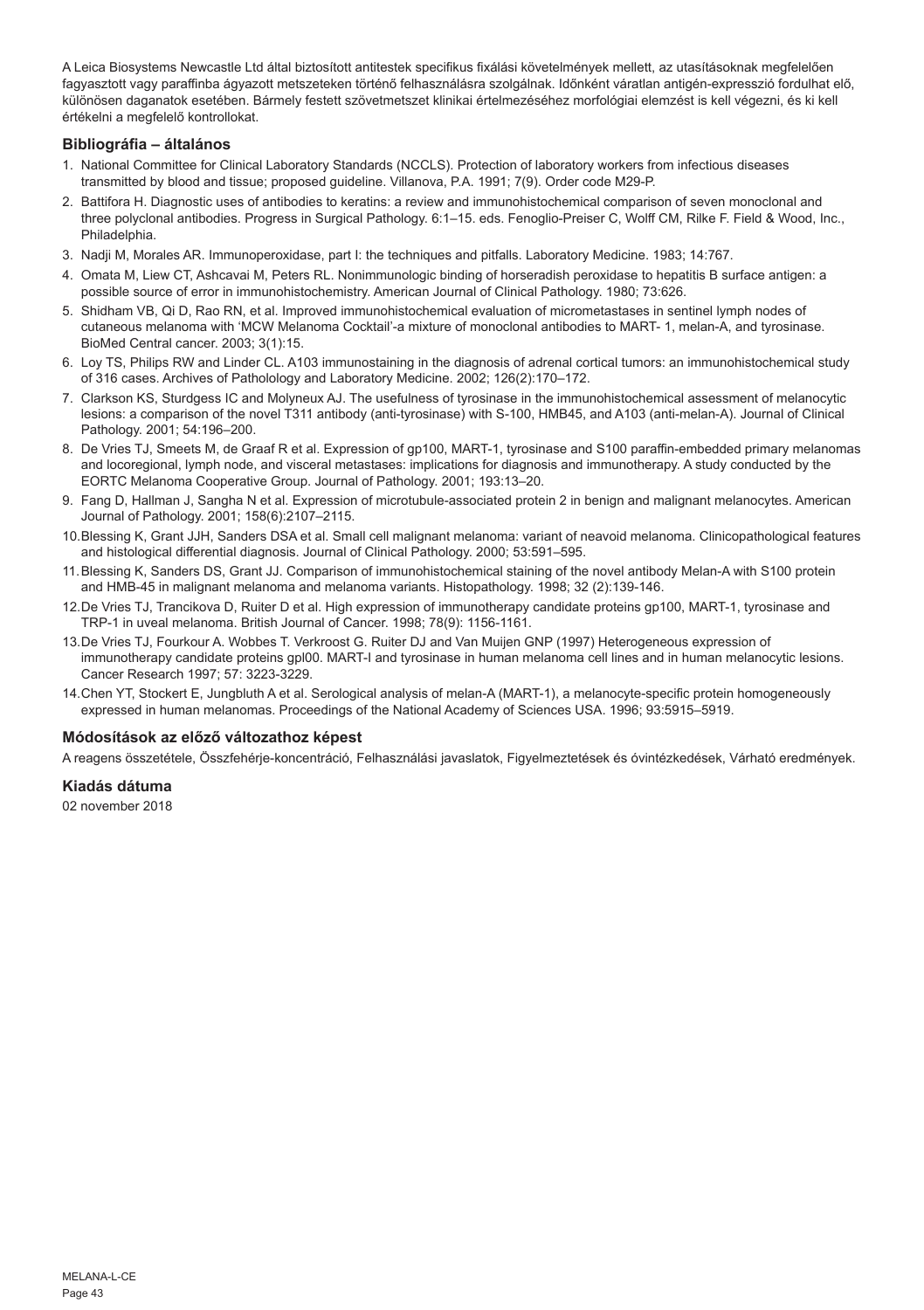A Leica Biosystems Newcastle Ltd által biztosított antitestek specifikus fixálási követelmények mellett, az utasításoknak megfelelően fagyasztott vagy paraffinba ágyazott metszeteken történő felhasználásra szolgálnak. Időnként váratlan antigén-expresszió fordulhat elő, különösen daganatok esetében. Bármely festett szövetmetszet klinikai értelmezéséhez morfológiai elemzést is kell végezni, és ki kell értékelni a megfelelő kontrollokat.

### Bibliográfia – általános

1. National Committee for Clinical Laboratory Standards (NCCLS). Protection of laboratory workers from infectious diseases transmitted by blood and tissue; proposed guideline. Villanova, P.A. 1991; 7(9). Order code M29-P.
2. Battifora H. Diagnostic uses of antibodies to keratins: a review and immunohistochemical comparison of seven monoclonal and three polyclonal antibodies. Progress in Surgical Pathology. 6:1–15. eds. Fenoglio-Preiser C, Wolff CM, Rilke F. Field & Wood, Inc., Philadelphia.
3. Nadji M, Morales AR. Immunoperoxidase, part I: the techniques and pitfalls. Laboratory Medicine. 1983; 14:767.
4. Omata M, Liew CT, Ashcavai M, Peters RL. Nonimmunologic binding of horseradish peroxidase to hepatitis B surface antigen: a possible source of error in immunohistochemistry. American Journal of Clinical Pathology. 1980; 73:626.
5. Shidham VB, Qi D, Rao RN, et al. Improved immunohistochemical evaluation of micrometastases in sentinel lymph nodes of cutaneous melanoma with 'MCW Melanoma Cocktail'-a mixture of monoclonal antibodies to MART- 1, melan-A, and tyrosinase. BioMed Central cancer. 2003; 3(1):15.
6. Loy TS, Philips RW and Linder CL. A103 immunostaining in the diagnosis of adrenal cortical tumors: an immunohistochemical study of 316 cases. Archives of Patholology and Laboratory Medicine. 2002; 126(2):170–172.
7. Clarkson KS, Sturdgess IC and Molyneux AJ. The usefulness of tyrosinase in the immunohistochemical assessment of melanocytic lesions: a comparison of the novel T311 antibody (anti-tyrosinase) with S-100, HMB45, and A103 (anti-melan-A). Journal of Clinical Pathology. 2001; 54:196–200.
8. De Vries TJ, Smeets M, de Graaf R et al. Expression of gp100, MART-1, tyrosinase and S100 paraffin-embedded primary melanomas and locoregional, lymph node, and visceral metastases: implications for diagnosis and immunotherapy. A study conducted by the EORTC Melanoma Cooperative Group. Journal of Pathology. 2001; 193:13–20.
9. Fang D, Hallman J, Sangha N et al. Expression of microtubule-associated protein 2 in benign and malignant melanocytes. American Journal of Pathology. 2001; 158(6):2107–2115.
10. Blessing K, Grant JJH, Sanders DSA et al. Small cell malignant melanoma: variant of neavoid melanoma. Clinicopathological features and histological differential diagnosis. Journal of Clinical Pathology. 2000; 53:591–595.
11. Blessing K, Sanders DS, Grant JJ. Comparison of immunohistochemical staining of the novel antibody Melan-A with S100 protein and HMB-45 in malignant melanoma and melanoma variants. Histopathology. 1998; 32 (2):139-146.
12. De Vries TJ, Trancikova D, Ruiter D et al. High expression of immunotherapy candidate proteins gp100, MART-1, tyrosinase and TRP-1 in uveal melanoma. British Journal of Cancer. 1998; 78(9): 1156-1161.
13. De Vries TJ, Fourkour A. Wobbes T. Verkroost G. Ruiter DJ and Van Muijen GNP (1997) Heterogeneous expression of immunotherapy candidate proteins gpl00. MART-l and tyrosinase in human melanoma cell lines and in human melanocytic lesions. Cancer Research 1997; 57: 3223-3229.
14. Chen YT, Stockert E, Jungbluth A et al. Serological analysis of melan-A (MART-1), a melanocyte-specific protein homogeneously expressed in human melanomas. Proceedings of the National Academy of Sciences USA. 1996; 93:5915–5919.

### Módosítások az előző változathoz képest

A reagens összetétele, Összfehérje-koncentráció, Felhasználási javaslatok, Figyelmeztetések és óvintézkedések, Várható eredmények.

### Kiadás dátuma

02 november 2018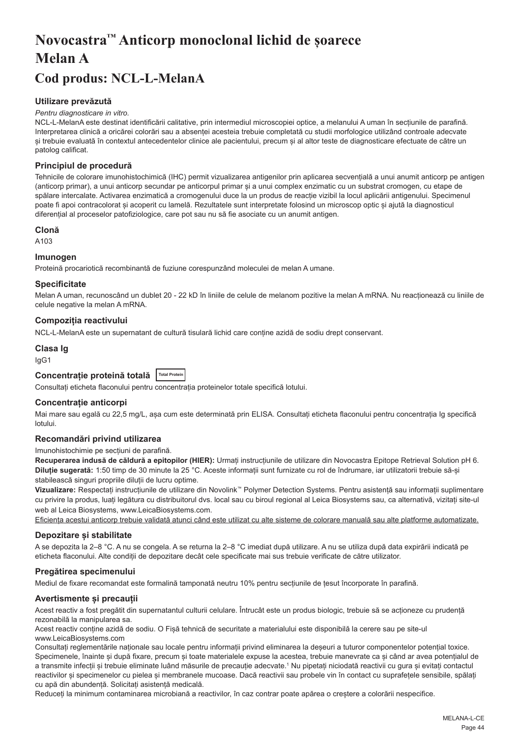# Novocastra™ Anticorp monoclonal lichid de șoarece Melan A

## Cod produs: NCL-L-MelanA

### Utilizare prevăzută

*Pentru diagnosticare in vitro.*

NCL-L-MelanA este destinat identificării calitative, prin intermediul microscopiei optice, a melanului A uman în secțiunile de parafină. Interpretarea clinică a oricărei colorări sau a absenței acesteia trebuie completată cu studii morfologice utilizând controale adecvate și trebuie evaluată în contextul antecedentelor clinice ale pacientului, precum și al altor teste de diagnosticare efectuate de către un patolog calificat.

### Principiul de procedură

Tehnicile de colorare imunohistochimică (IHC) permit vizualizarea antigenilor prin aplicarea secvențială a unui anumit anticorp pe antigen (anticorp primar), a unui anticorp secundar pe anticorpul primar și a unui complex enzimatic cu un substrat cromogen, cu etape de spălare intercalate. Activarea enzimatică a cromogenului duce la un produs de reacție vizibil la locul aplicării antigenului. Specimenul poate fi apoi contracolorat și acoperit cu lamelă. Rezultatele sunt interpretate folosind un microscop optic și ajută la diagnosticul diferențial al proceselor patofiziologice, care pot sau nu să fie asociate cu un anumit antigen.

### Clonă

A103

### Imunogen

Proteină procariotică recombinantă de fuziune corespunzând moleculei de melan A umane.

### Specificitate

Melan A uman, recunoscând un dublet 20 - 22 kD în liniile de celule de melanom pozitive la melan A mRNA. Nu reacționează cu liniile de celule negative la melan A mRNA.

### Compoziția reactivului

NCL-L-MelanA este un supernatant de cultură tisulară lichid care conține azidă de sodiu drept conservant.

### Clasa Ig

IgG1

### Concentrație proteină totală Total Protein

Consultați eticheta flaconului pentru concentrația proteinelor totale specifică lotului.

### Concentrație anticorpi

Mai mare sau egală cu 22,5 mg/L, așa cum este determinată prin ELISA. Consultați eticheta flaconului pentru concentrația Ig specifică lotului.

### Recomandări privind utilizarea

Imunohistochimie pe secțiuni de parafină.

**Recuperarea indusă de căldură a epitopilor (HIER):** Urmați instrucțiunile de utilizare din Novocastra Epitope Retrieval Solution pH 6.

**Diluție sugerată:** 1:50 timp de 30 minute la 25 °C. Aceste informații sunt furnizate cu rol de îndrumare, iar utilizatorii trebuie să-și stabilească singuri propriile diluții de lucru optime.

**Vizualizare:** Respectați instrucțiunile de utilizare din Novolink™ Polymer Detection Systems. Pentru asistență sau informații suplimentare cu privire la produs, luați legătura cu distribuitorul dvs. local sau cu biroul regional al Leica Biosystems sau, ca alternativă, vizitați site-ul web al Leica Biosystems, www.LeicaBiosystems.com.

Eficiența acestui anticorp trebuie validată atunci când este utilizat cu alte sisteme de colorare manuală sau alte platforme automatizate.

### Depozitare și stabilitate

A se depozita la 2–8 °C. A nu se congela. A se returna la 2–8 °C imediat după utilizare. A nu se utiliza după data expirării indicată pe eticheta flaconului. Alte condiții de depozitare decât cele specificate mai sus trebuie verificate de către utilizator.

### Pregătirea specimenului

Mediul de fixare recomandat este formalină tamponată neutru 10% pentru secțiunile de țesut încorporate în parafină.

### Avertismente și precauții

Acest reactiv a fost pregătit din supernatantul culturii celulare. Întrucât este un produs biologic, trebuie să se acționeze cu prudență rezonabilă la manipularea sa.

Acest reactiv conține azidă de sodiu. O Fișă tehnică de securitate a materialului este disponibilă la cerere sau pe site-ul www.LeicaBiosystems.com

Consultați reglementările naționale sau locale pentru informații privind eliminarea la deșeuri a tuturor componentelor potențial toxice.

Specimenele, înainte și după fixare, precum și toate materialele expuse la acestea, trebuie manevrate ca și când ar avea potențialul de a transmite infecții și trebuie eliminate luând măsurile de precauție adecvate.[1] Nu pipetați niciodată reactivii cu gura și evitați contactul reactivilor și specimenelor cu pielea și membranele mucoase. Dacă reactivii sau probele vin în contact cu suprafețele sensibile, spălați cu apă din abundență. Solicitați asistență medicală.

Reduceți la minimum contaminarea microbiană a reactivilor, în caz contrar poate apărea o creștere a colorării nespecifice.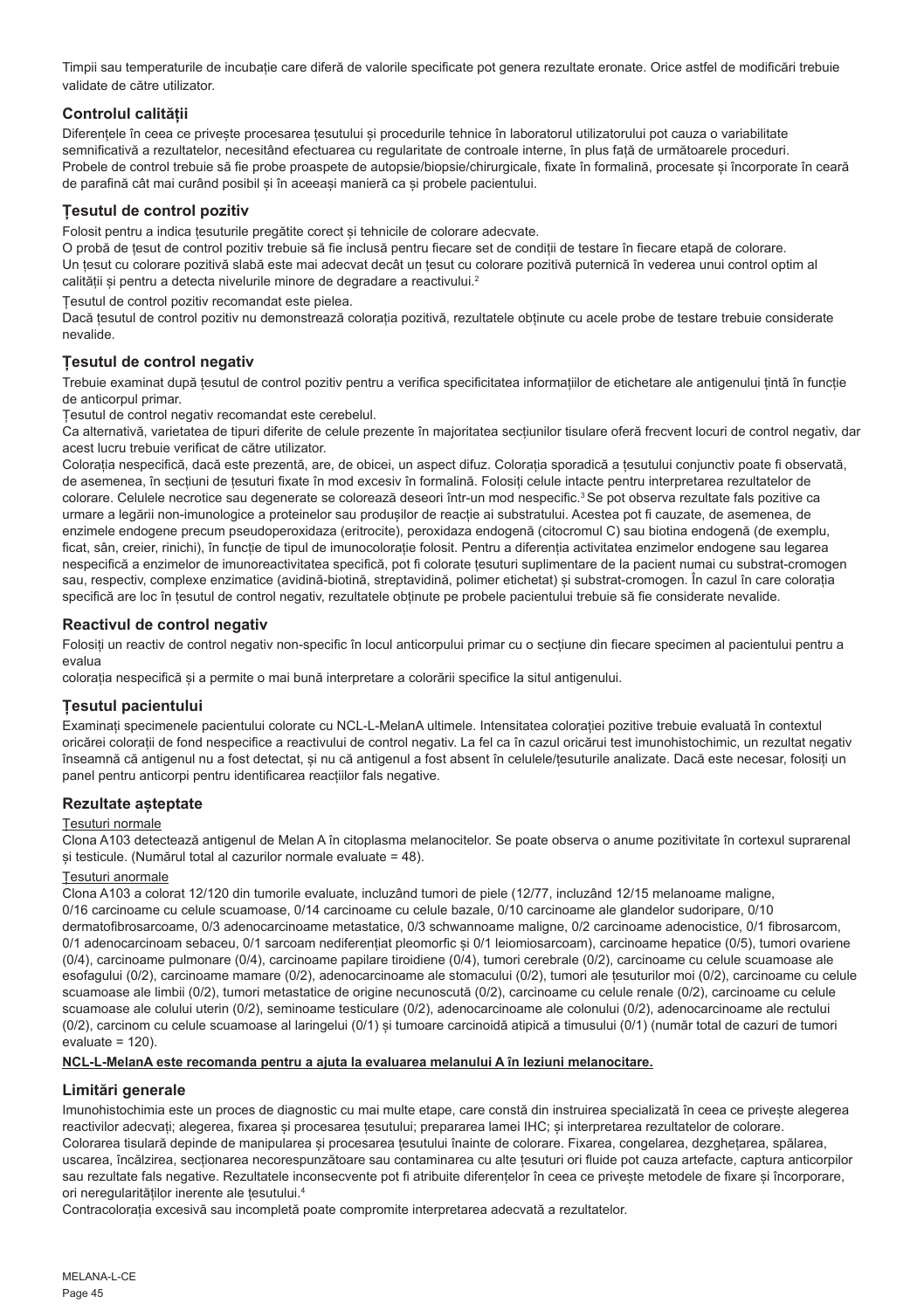Timpii sau temperaturile de incubație care diferă de valorile specificate pot genera rezultate eronate. Orice astfel de modificări trebuie validate de către utilizator.

## Controlul calității

Diferențele în ceea ce privește procesarea țesutului și procedurile tehnice în laboratorul utilizatorului pot cauza o variabilitate semnificativă a rezultatelor, necesitând efectuarea cu regularitate de controale interne, în plus față de următoarele proceduri.
Probele de control trebuie să fie probe proaspete de autopsie/biopsie/chirurgicale, fixate în formalină, procesate și încorporate în ceară de parafină cât mai curând posibil și în aceeași manieră ca și probele pacientului.

## Țesutul de control pozitiv

Folosit pentru a indica țesuturile pregătite corect și tehnicile de colorare adecvate.
O probă de țesut de control pozitiv trebuie să fie inclusă pentru fiecare set de condiții de testare în fiecare etapă de colorare.
Un țesut cu colorare pozitivă slabă este mai adecvat decât un țesut cu colorare pozitivă puternică în vederea unui control optim al calității și pentru a detecta nivelurile minore de degradare a reactivului.[2]
Țesutul de control pozitiv recomandat este pielea.
Dacă țesutul de control pozitiv nu demonstrează colorația pozitivă, rezultatele obținute cu acele probe de testare trebuie considerate nevalide.

## Țesutul de control negativ

Trebuie examinat după țesutul de control pozitiv pentru a verifica specificitatea informațiilor de etichetare ale antigenului țintă în funcție de anticorpul primar.
Țesutul de control negativ recomandat este cerebelul.
Ca alternativă, varietatea de tipuri diferite de celule prezente în majoritatea secțiunilor tisulare oferă frecvent locuri de control negativ, dar acest lucru trebuie verificat de către utilizator.
Colorația nespecifică, dacă este prezentă, are, de obicei, un aspect difuz. Colorația sporadică a țesutului conjunctiv poate fi observată, de asemenea, în secțiuni de țesuturi fixate în mod excesiv în formalină. Folosiți celule intacte pentru interpretarea rezultatelor de colorare. Celulele necrotice sau degenerate se colorează deseori într-un mod nespecific.[3] Se pot observa rezultate fals pozitive ca urmare a legării non-imunologice a proteinelor sau produșilor de reacție ai substratului. Acestea pot fi cauzate, de asemenea, de enzimele endogene precum pseudoperoxidaza (eritrocite), peroxidaza endogenă (citocromul C) sau biotina endogenă (de exemplu, ficat, sân, creier, rinichi), în funcție de tipul de imunocolorație folosit. Pentru a diferenția activitatea enzimelor endogene sau legarea nespecifică a enzimelor de imunoreactivitatea specifică, pot fi colorate țesuturi suplimentare de la pacient numai cu substrat-cromogen sau, respectiv, complexe enzimatice (avidină-biotină, streptavidină, polimer etichetat) și substrat-cromogen. În cazul în care colorația specifică are loc în țesutul de control negativ, rezultatele obținute pe probele pacientului trebuie să fie considerate nevalide.

## Reactivul de control negativ

Folosiți un reactiv de control negativ non-specific în locul anticorpului primar cu o secțiune din fiecare specimen al pacientului pentru a evalua
colorația nespecifică și a permite o mai bună interpretare a colorării specifice la situl antigenului.

## Țesutul pacientului

Examinați specimenele pacientului colorate cu NCL-L-MelanA ultimele. Intensitatea colorației pozitive trebuie evaluată în contextul oricărei colorații de fond nespecifice a reactivului de control negativ. La fel ca în cazul oricărui test imunohistochimic, un rezultat negativ înseamnă că antigenul nu a fost detectat, și nu că antigenul a fost absent în celulele/țesuturile analizate. Dacă este necesar, folosiți un panel pentru anticorpi pentru identificarea reacțiilor fals negative.

## Rezultate așteptate

Țesuturi normale

Clona A103 detectează antigenul de Melan A în citoplasma melanocitelor. Se poate observa o anume pozitivitate în cortexul suprarenal și testicule. (Numărul total al cazurilor normale evaluate = 48).

Țesuturi anormale

Clona A103 a colorat 12/120 din tumorile evaluate, incluzând tumori de piele (12/77, incluzând 12/15 melanoame maligne, 0/16 carcinoame cu celule scuamoase, 0/14 carcinoame cu celule bazale, 0/10 carcinoame ale glandelor sudoripare, 0/10 dermatofibrosarcoame, 0/3 adenocarcinoame metastatice, 0/3 schwannoame maligne, 0/2 carcinoame adenocistice, 0/1 fibrosarcom, 0/1 adenocarcinoam sebaceu, 0/1 sarcoam nediferențiat pleomorfic și 0/1 leiomiosarcoam), carcinoame hepatice (0/5), tumori ovariene (0/4), carcinoame pulmonare (0/4), carcinoame papilare tiroidiene (0/4), tumori cerebrale (0/2), carcinoame cu celule scuamoase ale esofagului (0/2), carcinoame mamare (0/2), adenocarcinoame ale stomacului (0/2), tumori ale țesuturilor moi (0/2), carcinoame cu celule scuamoase ale limbii (0/2), tumori metastatice de origine necunoscută (0/2), carcinoame cu celule renale (0/2), carcinoame cu celule scuamoase ale colului uterin (0/2), seminoame testiculare (0/2), adenocarcinoame ale colonului (0/2), adenocarcinoame ale rectului (0/2), carcinom cu celule scuamoase al laringelui (0/1) și tumoare carcinoidă atipică a timusului (0/1) (număr total de cazuri de tumori evaluate = 120).

**NCL-L-MelanA este recomanda pentru a ajuta la evaluarea melanului A în leziuni melanocitare.**

## Limitări generale

Imunohistochimia este un proces de diagnostic cu mai multe etape, care constă din instruirea specializată în ceea ce privește alegerea reactivilor adecvați; alegerea, fixarea și procesarea țesutului; prepararea lamei IHC; și interpretarea rezultatelor de colorare.
Colorarea tisulară depinde de manipularea și procesarea țesutului înainte de colorare. Fixarea, congelarea, dezghețarea, spălarea, uscarea, încălzirea, secționarea necorespunzătoare sau contaminarea cu alte țesuturi ori fluide pot cauza artefacte, captura anticorpilor sau rezultate fals negative. Rezultatele inconsecvente pot fi atribuite diferențelor în ceea ce privește metodele de fixare și încorporare, ori neregularităților inerente ale țesutului.[4]
Contracolorația excesivă sau incompletă poate compromite interpretarea adecvată a rezultatelor.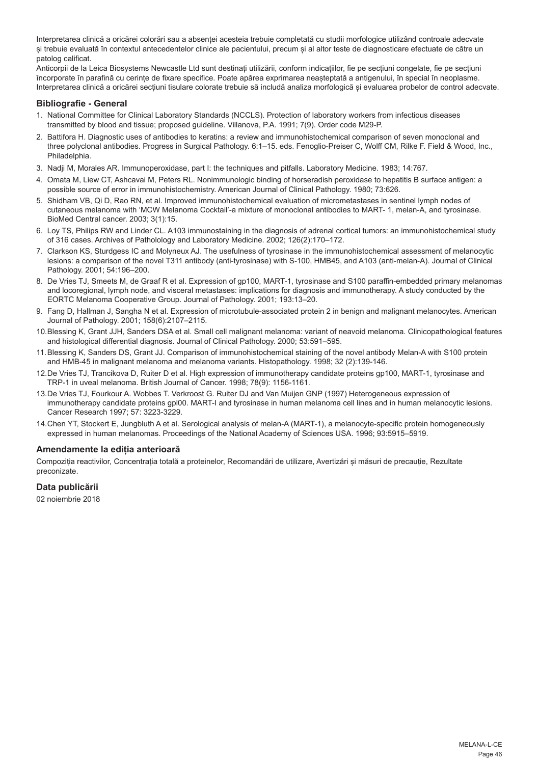Interpretarea clinică a oricărei colorări sau a absenței acesteia trebuie completată cu studii morfologice utilizând controale adecvate și trebuie evaluată în contextul antecedentelor clinice ale pacientului, precum și al altor teste de diagnosticare efectuate de către un patolog calificat.

Anticorpii de la Leica Biosystems Newcastle Ltd sunt destinați utilizării, conform indicațiilor, fie pe secțiuni congelate, fie pe secțiuni încorporate în parafină cu cerințe de fixare specifice. Poate apărea exprimarea neașteptată a antigenului, în special în neoplasme. Interpretarea clinică a oricărei secțiuni tisulare colorate trebuie să includă analiza morfologică și evaluarea probelor de control adecvate.

## Bibliografie - General

1. National Committee for Clinical Laboratory Standards (NCCLS). Protection of laboratory workers from infectious diseases transmitted by blood and tissue; proposed guideline. Villanova, P.A. 1991; 7(9). Order code M29-P.
2. Battifora H. Diagnostic uses of antibodies to keratins: a review and immunohistochemical comparison of seven monoclonal and three polyclonal antibodies. Progress in Surgical Pathology. 6:1–15. eds. Fenoglio-Preiser C, Wolff CM, Rilke F. Field & Wood, Inc., Philadelphia.
3. Nadji M, Morales AR. Immunoperoxidase, part I: the techniques and pitfalls. Laboratory Medicine. 1983; 14:767.
4. Omata M, Liew CT, Ashcavai M, Peters RL. Nonimmunologic binding of horseradish peroxidase to hepatitis B surface antigen: a possible source of error in immunohistochemistry. American Journal of Clinical Pathology. 1980; 73:626.
5. Shidham VB, Qi D, Rao RN, et al. Improved immunohistochemical evaluation of micrometastases in sentinel lymph nodes of cutaneous melanoma with 'MCW Melanoma Cocktail'-a mixture of monoclonal antibodies to MART- 1, melan-A, and tyrosinase. BioMed Central cancer. 2003; 3(1):15.
6. Loy TS, Philips RW and Linder CL. A103 immunostaining in the diagnosis of adrenal cortical tumors: an immunohistochemical study of 316 cases. Archives of Patholology and Laboratory Medicine. 2002; 126(2):170–172.
7. Clarkson KS, Sturdgess IC and Molyneux AJ. The usefulness of tyrosinase in the immunohistochemical assessment of melanocytic lesions: a comparison of the novel T311 antibody (anti-tyrosinase) with S-100, HMB45, and A103 (anti-melan-A). Journal of Clinical Pathology. 2001; 54:196–200.
8. De Vries TJ, Smeets M, de Graaf R et al. Expression of gp100, MART-1, tyrosinase and S100 paraffin-embedded primary melanomas and locoregional, lymph node, and visceral metastases: implications for diagnosis and immunotherapy. A study conducted by the EORTC Melanoma Cooperative Group. Journal of Pathology. 2001; 193:13–20.
9. Fang D, Hallman J, Sangha N et al. Expression of microtubule-associated protein 2 in benign and malignant melanocytes. American Journal of Pathology. 2001; 158(6):2107–2115.
10. Blessing K, Grant JJH, Sanders DSA et al. Small cell malignant melanoma: variant of neavoid melanoma. Clinicopathological features and histological differential diagnosis. Journal of Clinical Pathology. 2000; 53:591–595.
11. Blessing K, Sanders DS, Grant JJ. Comparison of immunohistochemical staining of the novel antibody Melan-A with S100 protein and HMB-45 in malignant melanoma and melanoma variants. Histopathology. 1998; 32 (2):139-146.
12. De Vries TJ, Trancikova D, Ruiter D et al. High expression of immunotherapy candidate proteins gp100, MART-1, tyrosinase and TRP-1 in uveal melanoma. British Journal of Cancer. 1998; 78(9): 1156-1161.
13. De Vries TJ, Fourkour A. Wobbes T. Verkroost G. Ruiter DJ and Van Muijen GNP (1997) Heterogeneous expression of immunotherapy candidate proteins gpl00. MART-I and tyrosinase in human melanoma cell lines and in human melanocytic lesions. Cancer Research 1997; 57: 3223-3229.
14. Chen YT, Stockert E, Jungbluth A et al. Serological analysis of melan-A (MART-1), a melanocyte-specific protein homogeneously expressed in human melanomas. Proceedings of the National Academy of Sciences USA. 1996; 93:5915–5919.

## Amendamente la ediția anterioară

Compoziția reactivilor, Concentrația totală a proteinelor, Recomandări de utilizare, Avertizări și măsuri de precauție, Rezultate preconizate.

## Data publicării

02 noiembrie 2018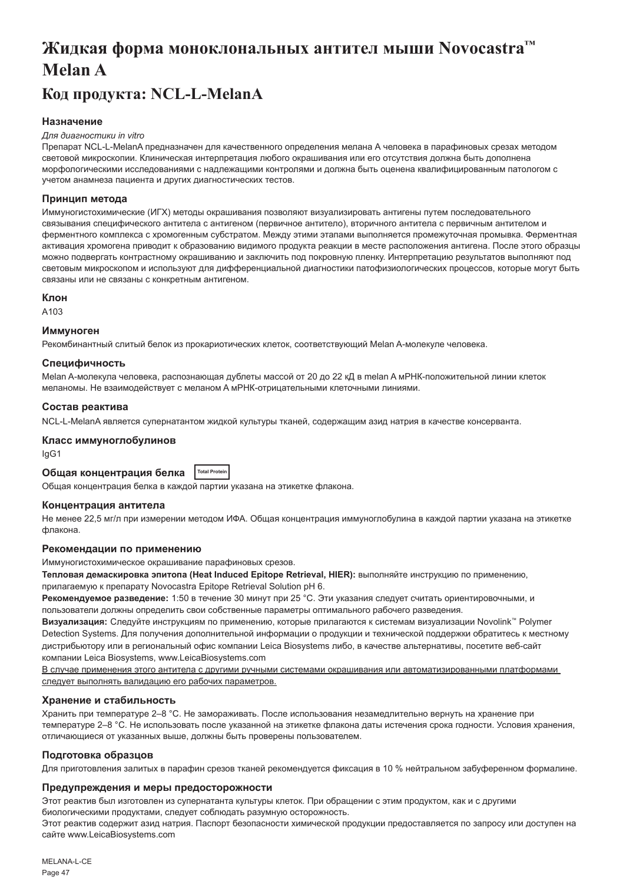# Жидкая форма моноклональных антител мыши Novocastra™ Melan A

## Код продукта: NCL-L-MelanA

### Назначение

*Для диагностики in vitro*

Препарат NCL-L-MelanA предназначен для качественного определения мелана А человека в парафиновых срезах методом световой микроскопии. Клиническая интерпретация любого окрашивания или его отсутствия должна быть дополнена морфологическими исследованиями с надлежащими контролями и должна быть оценена квалифицированным патологом с учетом анамнеза пациента и других диагностических тестов.

### Принцип метода

Иммуногистохимические (ИГХ) методы окрашивания позволяют визуализировать антигены путем последовательного связывания специфического антитела с антигеном (первичное антитело), вторичного антитела с первичным антителом и ферментного комплекса с хромогенным субстратом. Между этими этапами выполняется промежуточная промывка. Ферментная активация хромогена приводит к образованию видимого продукта реакции в месте расположения антигена. После этого образцы можно подвергать контрастному окрашиванию и заключить под покровную пленку. Интерпретацию результатов выполняют под световым микроскопом и используют для дифференциальной диагностики патофизиологических процессов, которые могут быть связаны или не связаны с конкретным антигеном.

### Клон

A103

### Иммуноген

Рекомбинантный слитый белок из прокариотических клеток, соответствующий Melan A-молекуле человека.

### Специфичность

Melan A-молекула человека, распознающая дублеты массой от 20 до 22 кД в melan A мРНК-положительной линии клеток меланомы. Не взаимодействует с меланом А мРНК-отрицательными клеточными линиями.

### Состав реактива

NCL-L-MelanA является супернатантом жидкой культуры тканей, содержащим азид натрия в качестве консерванта.

### Класс иммуноглобулинов

IgG1

### Общая концентрация белка Total Protein

Общая концентрация белка в каждой партии указана на этикетке флакона.

### Концентрация антитела

Не менее 22,5 мг/л при измерении методом ИФА. Общая концентрация иммуноглобулина в каждой партии указана на этикетке флакона.

### Рекомендации по применению

Иммуногистохимическое окрашивание парафиновых срезов.

**Тепловая демаскировка эпитопа (Heat Induced Epitope Retrieval, HIER):** выполняйте инструкцию по применению, прилагаемую к препарату Novocastra Epitope Retrieval Solution pH 6.

**Рекомендуемое разведение:** 1:50 в течение 30 минут при 25 °C. Эти указания следует считать ориентировочными, и пользователи должны определить свои собственные параметры оптимального рабочего разведения.

**Визуализация:** Следуйте инструкциям по применению, которые прилагаются к системам визуализации Novolink™ Polymer Detection Systems. Для получения дополнительной информации о продукции и технической поддержки обратитесь к местному дистрибьютору или в региональный офис компании Leica Biosystems либо, в качестве альтернативы, посетите веб-сайт компании Leica Biosystems, www.LeicaBiosystems.com

<u>В случае применения этого антитела с другими ручными системами окрашивания или автоматизированными платформами следует выполнять валидацию его рабочих параметров.</u>

### Хранение и стабильность

Хранить при температуре 2–8 °C. Не замораживать. После использования незамедлительно вернуть на хранение при температуре 2–8 °C. Не использовать после указанной на этикетке флакона даты истечения срока годности. Условия хранения, отличающиеся от указанных выше, должны быть проверены пользователем.

### Подготовка образцов

Для приготовления залитых в парафин срезов тканей рекомендуется фиксация в 10 % нейтральном забуференном формалине.

### Предупреждения и меры предосторожности

Этот реактив был изготовлен из супернатанта культуры клеток. При обращении с этим продуктом, как и с другими биологическими продуктами, следует соблюдать разумную осторожность.

Этот реактив содержит азид натрия. Паспорт безопасности химической продукции предоставляется по запросу или доступен на сайте www.LeicaBiosystems.com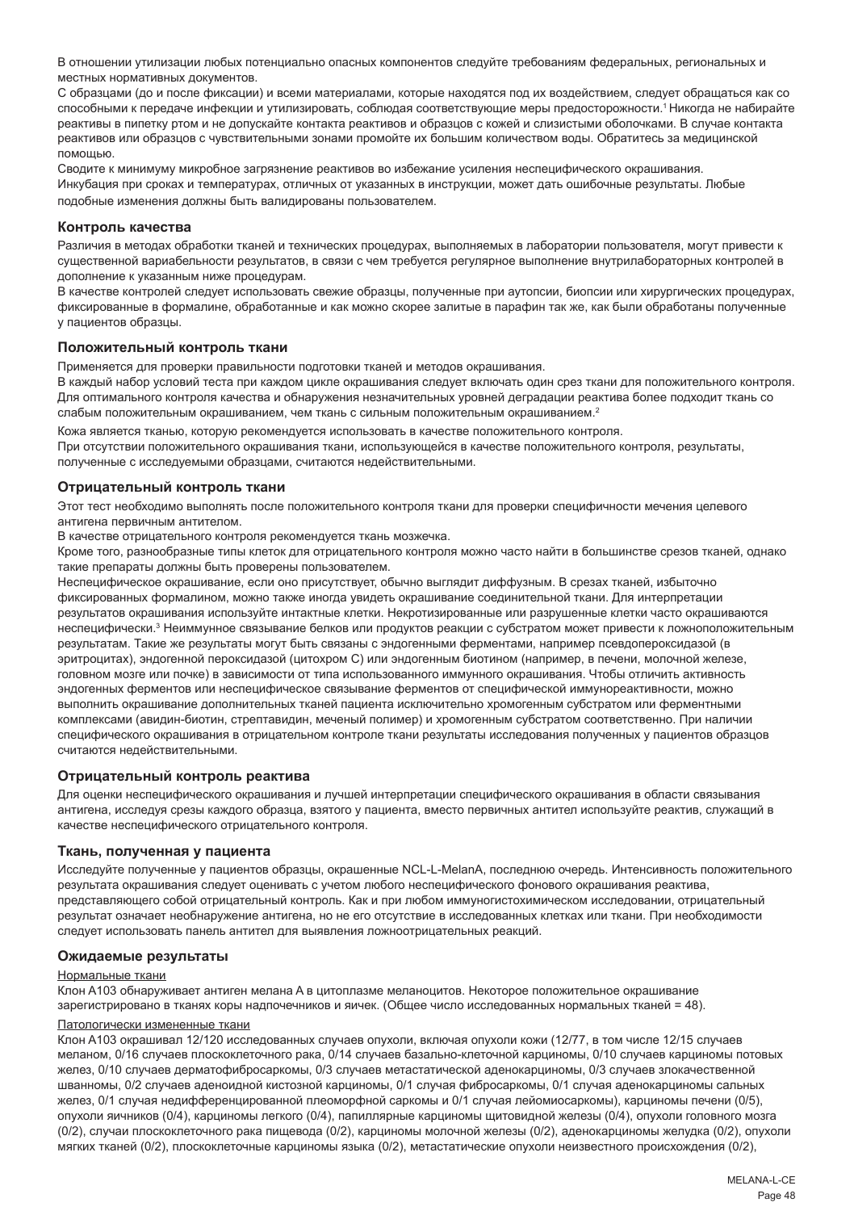В отношении утилизации любых потенциально опасных компонентов следуйте требованиям федеральных, региональных и местных нормативных документов.

С образцами (до и после фиксации) и всеми материалами, которые находятся под их воздействием, следует обращаться как со способными к передаче инфекции и утилизировать, соблюдая соответствующие меры предосторожности.[1] Никогда не набирайте реактивы в пипетку ртом и не допускайте контакта реактивов и образцов с кожей и слизистыми оболочками. В случае контакта реактивов или образцов с чувствительными зонами промойте их большим количеством воды. Обратитесь за медицинской помощью.

Сводите к минимуму микробное загрязнение реактивов во избежание усиления неспецифического окрашивания.

Инкубация при сроках и температурах, отличных от указанных в инструкции, может дать ошибочные результаты. Любые подобные изменения должны быть валидированы пользователем.

## Контроль качества

Различия в методах обработки тканей и технических процедурах, выполняемых в лаборатории пользователя, могут привести к существенной вариабельности результатов, в связи с чем требуется регулярное выполнение внутрилабораторных контролей в дополнение к указанным ниже процедурам.

В качестве контролей следует использовать свежие образцы, полученные при аутопсии, биопсии или хирургических процедурах, фиксированные в формалине, обработанные и как можно скорее залитые в парафин так же, как были обработаны полученные у пациентов образцы.

## Положительный контроль ткани

Применяется для проверки правильности подготовки тканей и методов окрашивания.

В каждый набор условий теста при каждом цикле окрашивания следует включать один срез ткани для положительного контроля. Для оптимального контроля качества и обнаружения незначительных уровней деградации реактива более подходит ткань со слабым положительным окрашиванием, чем ткань с сильным положительным окрашиванием.[2]

Кожа является тканью, которую рекомендуется использовать в качестве положительного контроля.

При отсутствии положительного окрашивания ткани, использующейся в качестве положительного контроля, результаты, полученные с исследуемыми образцами, считаются недействительными.

## Отрицательный контроль ткани

Этот тест необходимо выполнять после положительного контроля ткани для проверки специфичности мечения целевого антигена первичным антителом.

В качестве отрицательного контроля рекомендуется ткань мозжечка.

Кроме того, разнообразные типы клеток для отрицательного контроля можно часто найти в большинстве срезов тканей, однако такие препараты должны быть проверены пользователем.

Неспецифическое окрашивание, если оно присутствует, обычно выглядит диффузным. В срезах тканей, избыточно фиксированных формалином, можно также иногда увидеть окрашивание соединительной ткани. Для интерпретации результатов окрашивания используйте интактные клетки. Некротизированные или разрушенные клетки часто окрашиваются неспецифически.[3] Неиммунное связывание белков или продуктов реакции с субстратом может привести к ложноположительным результатам. Такие же результаты могут быть связаны с эндогенными ферментами, например псевдопероксидазой (в эритроцитах), эндогенной пероксидазой (цитохром C) или эндогенным биотином (например, в печени, молочной железе, головном мозге или почке) в зависимости от типа использованного иммунного окрашивания. Чтобы отличить активность эндогенных ферментов или неспецифическое связывание ферментов от специфической иммунореактивности, можно выполнить окрашивание дополнительных тканей пациента исключительно хромогенным субстратом или ферментными комплексами (авидин-биотин, стрептавидин, меченый полимер) и хромогенным субстратом соответственно. При наличии специфического окрашивания в отрицательном контроле ткани результаты исследования полученных у пациентов образцов считаются недействительными.

## Отрицательный контроль реактива

Для оценки неспецифического окрашивания и лучшей интерпретации специфического окрашивания в области связывания антигена, исследуя срезы каждого образца, взятого у пациента, вместо первичных антител используйте реактив, служащий в качестве неспецифического отрицательного контроля.

## Ткань, полученная у пациента

Исследуйте полученные у пациентов образцы, окрашенные NCL-L-MelanA, последнюю очередь. Интенсивность положительного результата окрашивания следует оценивать с учетом любого неспецифического фонового окрашивания реактива, представляющего собой отрицательный контроль. Как и при любом иммуногистохимическом исследовании, отрицательный результат означает необнаружение антигена, но не его отсутствие в исследованных клетках или ткани. При необходимости следует использовать панель антител для выявления ложноотрицательных реакций.

## Ожидаемые результаты

Нормальные ткани

Клон A103 обнаруживает антиген мелана А в цитоплазме меланоцитов. Некоторое положительное окрашивание зарегистрировано в тканях коры надпочечников и яичек. (Общее число исследованных нормальных тканей = 48).

Патологически измененные ткани

Клон A103 окрашивал 12/120 исследованных случаев опухоли, включая опухоли кожи (12/77, в том числе 12/15 случаев меланом, 0/16 случаев плоскоклеточного рака, 0/14 случаев базально-клеточной карциномы, 0/10 случаев карциномы потовых желез, 0/10 случаев дерматофибросаркомы, 0/3 случаев метастатической аденокарциномы, 0/3 случаев злокачественной шванномы, 0/2 случаев аденоидной кистозной карциномы, 0/1 случая фибросаркомы, 0/1 случая аденокарциномы сальных желез, 0/1 случая недифференцированной плеоморфной саркомы и 0/1 случая лейомиосаркомы), карциномы печени (0/5), опухоли яичников (0/4), карциномы легкого (0/4), папиллярные карциномы щитовидной железы (0/4), опухоли головного мозга (0/2), случаи плоскоклеточного рака пищевода (0/2), карциномы молочной железы (0/2), аденокарциномы желудка (0/2), опухоли мягких тканей (0/2), плоскоклеточные карциномы языка (0/2), метастатические опухоли неизвестного происхождения (0/2),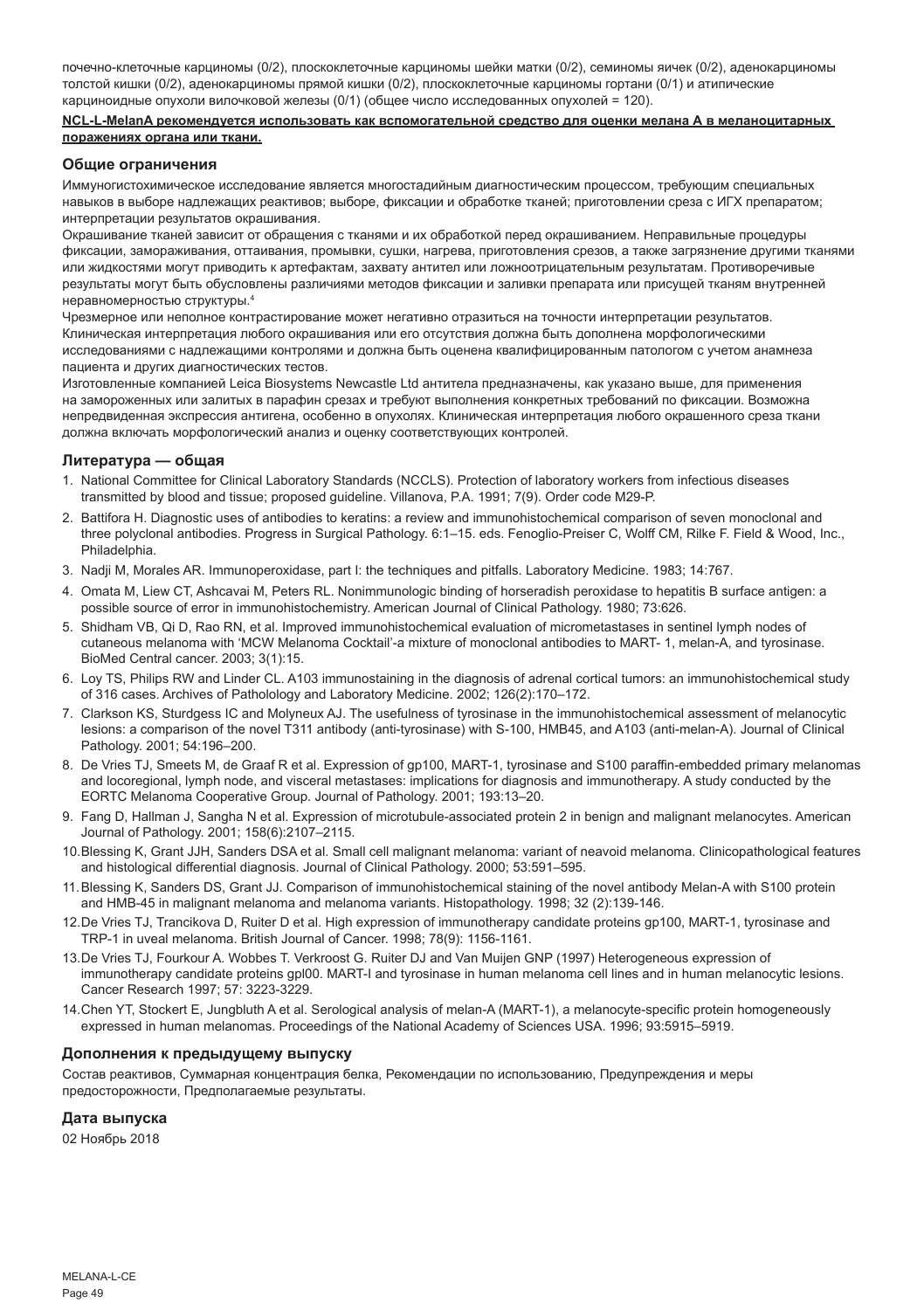почечно-клеточные карциномы (0/2), плоскоклеточные карциномы шейки матки (0/2), семиномы яичек (0/2), аденокарциномы толстой кишки (0/2), аденокарциномы прямой кишки (0/2), плоскоклеточные карциномы гортани (0/1) и атипические карциноидные опухоли вилочковой железы (0/1) (общее число исследованных опухолей = 120).

**NCL-L-MelanA рекомендуется использовать как вспомогательной средство для оценки мелана А в меланоцитарных поражениях органа или ткани.**

## Общие ограничения

Иммуногистохимическое исследование является многостадийным диагностическим процессом, требующим специальных навыков в выборе надлежащих реактивов; выборе, фиксации и обработке тканей; приготовлении среза с ИГХ препаратом; интерпретации результатов окрашивания.

Окрашивание тканей зависит от обращения с тканями и их обработкой перед окрашиванием. Неправильные процедуры фиксации, замораживания, оттаивания, промывки, сушки, нагрева, приготовления срезов, а также загрязнение другими тканями или жидкостями могут приводить к артефактам, захвату антител или ложноотрицательным результатам. Противоречивые результаты могут быть обусловлены различиями методов фиксации и заливки препарата или присущей тканям внутренней неравномерностью структуры.[4]

Чрезмерное или неполное контрастирование может негативно отразиться на точности интерпретации результатов. Клиническая интерпретация любого окрашивания или его отсутствия должна быть дополнена морфологическими исследованиями с надлежащими контролями и должна быть оценена квалифицированным патологом с учетом анамнеза пациента и других диагностических тестов.

Изготовленные компанией Leica Biosystems Newcastle Ltd антитела предназначены, как указано выше, для применения на замороженных или залитых в парафин срезах и требуют выполнения конкретных требований по фиксации. Возможна непредвиденная экспрессия антигена, особенно в опухолях. Клиническая интерпретация любого окрашенного среза ткани должна включать морфологический анализ и оценку соответствующих контролей.

## Литература — общая

1. National Committee for Clinical Laboratory Standards (NCCLS). Protection of laboratory workers from infectious diseases transmitted by blood and tissue; proposed guideline. Villanova, P.A. 1991; 7(9). Order code M29-P.
2. Battifora H. Diagnostic uses of antibodies to keratins: a review and immunohistochemical comparison of seven monoclonal and three polyclonal antibodies. Progress in Surgical Pathology. 6:1–15. eds. Fenoglio-Preiser C, Wolff CM, Rilke F. Field & Wood, Inc., Philadelphia.
3. Nadji M, Morales AR. Immunoperoxidase, part I: the techniques and pitfalls. Laboratory Medicine. 1983; 14:767.
4. Omata M, Liew CT, Ashcavai M, Peters RL. Nonimmunologic binding of horseradish peroxidase to hepatitis B surface antigen: a possible source of error in immunohistochemistry. American Journal of Clinical Pathology. 1980; 73:626.
5. Shidham VB, Qi D, Rao RN, et al. Improved immunohistochemical evaluation of micrometastases in sentinel lymph nodes of cutaneous melanoma with 'MCW Melanoma Cocktail'-a mixture of monoclonal antibodies to MART- 1, melan-A, and tyrosinase. BioMed Central cancer. 2003; 3(1):15.
6. Loy TS, Philips RW and Linder CL. A103 immunostaining in the diagnosis of adrenal cortical tumors: an immunohistochemical study of 316 cases. Archives of Patholology and Laboratory Medicine. 2002; 126(2):170–172.
7. Clarkson KS, Sturdgess IC and Molyneux AJ. The usefulness of tyrosinase in the immunohistochemical assessment of melanocytic lesions: a comparison of the novel T311 antibody (anti-tyrosinase) with S-100, HMB45, and A103 (anti-melan-A). Journal of Clinical Pathology. 2001; 54:196–200.
8. De Vries TJ, Smeets M, de Graaf R et al. Expression of gp100, MART-1, tyrosinase and S100 paraffin-embedded primary melanomas and locoregional, lymph node, and visceral metastases: implications for diagnosis and immunotherapy. A study conducted by the EORTC Melanoma Cooperative Group. Journal of Pathology. 2001; 193:13–20.
9. Fang D, Hallman J, Sangha N et al. Expression of microtubule-associated protein 2 in benign and malignant melanocytes. American Journal of Pathology. 2001; 158(6):2107–2115.
10. Blessing K, Grant JJH, Sanders DSA et al. Small cell malignant melanoma: variant of neavoid melanoma. Clinicopathological features and histological differential diagnosis. Journal of Clinical Pathology. 2000; 53:591–595.
11. Blessing K, Sanders DS, Grant JJ. Comparison of immunohistochemical staining of the novel antibody Melan-A with S100 protein and HMB-45 in malignant melanoma and melanoma variants. Histopathology. 1998; 32 (2):139-146.
12. De Vries TJ, Trancikova D, Ruiter D et al. High expression of immunotherapy candidate proteins gp100, MART-1, tyrosinase and TRP-1 in uveal melanoma. British Journal of Cancer. 1998; 78(9): 1156-1161.
13. De Vries TJ, Fourkour A. Wobbes T. Verkroost G. Ruiter DJ and Van Muijen GNP (1997) Heterogeneous expression of immunotherapy candidate proteins gpl00. MART-l and tyrosinase in human melanoma cell lines and in human melanocytic lesions. Cancer Research 1997; 57: 3223-3229.
14. Chen YT, Stockert E, Jungbluth A et al. Serological analysis of melan-A (MART-1), a melanocyte-specific protein homogeneously expressed in human melanomas. Proceedings of the National Academy of Sciences USA. 1996; 93:5915–5919.

## Дополнения к предыдущему выпуску

Состав реактивов, Суммарная концентрация белка, Рекомендации по использованию, Предупреждения и меры предосторожности, Предполагаемые результаты.

## Дата выпуска

02 Ноябрь 2018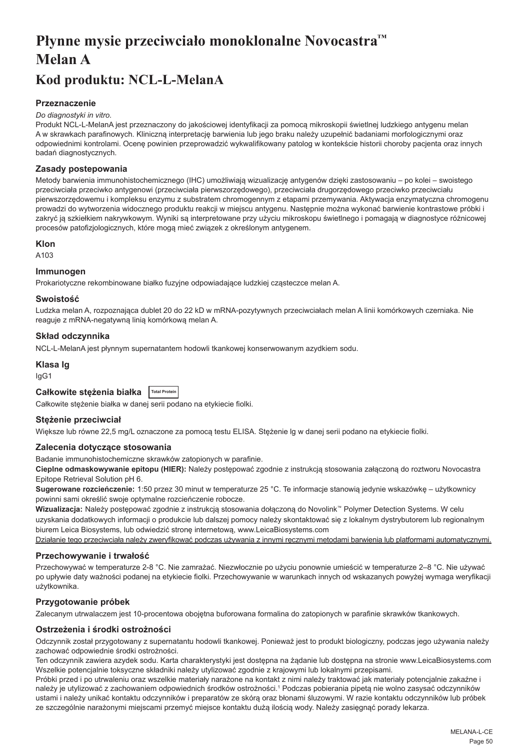# Płynne mysie przeciwciało monoklonalne Novocastra™ Melan A

# Kod produktu: NCL-L-MelanA

### Przeznaczenie

*Do diagnostyki in vitro.*

Produkt NCL-L-MelanA jest przeznaczony do jakościowej identyfikacji za pomocą mikroskopii świetlnej ludzkiego antygenu melan A w skrawkach parafinowych. Kliniczną interpretację barwienia lub jego braku należy uzupełnić badaniami morfologicznymi oraz odpowiednimi kontrolami. Ocenę powinien przeprowadzić wykwalifikowany patolog w kontekście historii choroby pacjenta oraz innych badań diagnostycznych.

### Zasady postepowania

Metody barwienia immunohistochemicznego (IHC) umożliwiają wizualizację antygenów dzięki zastosowaniu – po kolei – swoistego przeciwciała przeciwko antygenowi (przeciwciała pierwszorzędowego), przeciwciała drugorzędowego przeciwko przeciwciału pierwszorzędowemu i kompleksu enzymu z substratem chromogennym z etapami przemywania. Aktywacja enzymatyczna chromogenu prowadzi do wytworzenia widocznego produktu reakcji w miejscu antygenu. Następnie można wykonać barwienie kontrastowe próbki i zakryć ją szkiełkiem nakrywkowym. Wyniki są interpretowane przy użyciu mikroskopu świetlnego i pomagają w diagnostyce różnicowej procesów patofizjologicznych, które mogą mieć związek z określonym antygenem.

### Klon

A103

### Immunogen

Prokariotyczne rekombinowane białko fuzyjne odpowiadające ludzkiej cząsteczce melan A.

### Swoistość

Ludzka melan A, rozpoznająca dublet 20 do 22 kD w mRNA-pozytywnych przeciwciałach melan A linii komórkowych czerniaka. Nie reaguje z mRNA-negatywną linią komórkową melan A.

### Skład odczynnika

NCL-L-MelanA jest płynnym supernatantem hodowli tkankowej konserwowanym azydkiem sodu.

### Klasa Ig

IgG1

### Całkowite stężenia białka Total Protein

Całkowite stężenie białka w danej serii podano na etykiecie fiolki.

### Stężenie przeciwciał

Większe lub równe 22,5 mg/L oznaczone za pomocą testu ELISA. Stężenie lg w danej serii podano na etykiecie fiolki.

### Zalecenia dotyczące stosowania

Badanie immunohistochemiczne skrawków zatopionych w parafinie.

**Cieplne odmaskowywanie epitopu (HIER):** Należy postępować zgodnie z instrukcją stosowania załączoną do roztworu Novocastra Epitope Retrieval Solution pH 6.

**Sugerowane rozcieńczenie:** 1:50 przez 30 minut w temperaturze 25 °C. Te informacje stanowią jedynie wskazówkę – użytkownicy powinni sami określić swoje optymalne rozcieńczenie robocze.

**Wizualizacja:** Należy postępować zgodnie z instrukcją stosowania dołączoną do Novolink™ Polymer Detection Systems. W celu uzyskania dodatkowych informacji o produkcie lub dalszej pomocy należy skontaktować się z lokalnym dystrybutorem lub regionalnym biurem Leica Biosystems, lub odwiedzić stronę internetową, www.LeicaBiosystems.com

Działanie tego przeciwciała należy zweryfikować podczas używania z innymi ręcznymi metodami barwienia lub platformami automatycznymi.

### Przechowywanie i trwałość

Przechowywać w temperaturze 2-8 °C. Nie zamrażać. Niezwłocznie po użyciu ponownie umieścić w temperaturze 2–8 °C. Nie używać po upływie daty ważności podanej na etykiecie fiolki. Przechowywanie w warunkach innych od wskazanych powyżej wymaga weryfikacji użytkownika.

### Przygotowanie próbek

Zalecanym utrwalaczem jest 10-procentowa obojętna buforowana formalina do zatopionych w parafinie skrawków tkankowych.

### Ostrzeżenia i środki ostrożności

Odczynnik został przygotowany z supernatantu hodowli tkankowej. Ponieważ jest to produkt biologiczny, podczas jego używania należy zachować odpowiednie środki ostrożności.

Ten odczynnik zawiera azydek sodu. Karta charakterystyki jest dostępna na żądanie lub dostępna na stronie www.LeicaBiosystems.com Wszelkie potencjalnie toksyczne składniki należy utylizować zgodnie z krajowymi lub lokalnymi przepisami.

Próbki przed i po utrwaleniu oraz wszelkie materiały narażone na kontakt z nimi należy traktować jak materiały potencjalnie zakaźne i należy je utylizować z zachowaniem odpowiednich środków ostrożności.[1] Podczas pobierania pipetą nie wolno zasysać odczynników ustami i należy unikać kontaktu odczynników i preparatów ze skórą oraz błonami śluzowymi. W razie kontaktu odczynników lub próbek ze szczególnie narażonymi miejscami przemyć miejsce kontaktu dużą ilością wody. Należy zasięgnąć porady lekarza.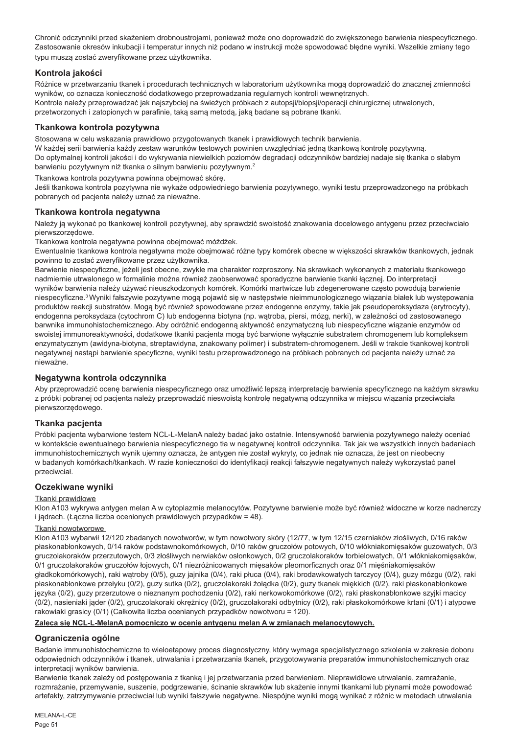Chronić odczynniki przed skażeniem drobnoustrojami, ponieważ może ono doprowadzić do zwiększonego barwienia niespecyficznego. Zastosowanie okresów inkubacji i temperatur innych niż podano w instrukcji może spowodować błędne wyniki. Wszelkie zmiany tego typu muszą zostać zweryfikowane przez użytkownika.

## Kontrola jakości

Różnice w przetwarzaniu tkanek i procedurach technicznych w laboratorium użytkownika mogą doprowadzić do znacznej zmienności wyników, co oznacza konieczność dodatkowego przeprowadzania regularnych kontroli wewnętrznych.
Kontrole należy przeprowadzać jak najszybciej na świeżych próbkach z autopsji/biopsji/operacji chirurgicznej utrwalonych, przetworzonych i zatopionych w parafinie, taką samą metodą, jaką badane są pobrane tkanki.

## Tkankowa kontrola pozytywna

Stosowana w celu wskazania prawidłowo przygotowanych tkanek i prawidłowych technik barwienia.
W każdej serii barwienia każdy zestaw warunków testowych powinien uwzględniać jedną tkankową kontrolę pozytywną.
Do optymalnej kontroli jakości i do wykrywania niewielkich poziomów degradacji odczynników bardziej nadaje się tkanka o słabym barwieniu pozytywnym niż tkanka o silnym barwieniu pozytywnym.[2]

Tkankowa kontrola pozytywna powinna obejmować skórę.
Jeśli tkankowa kontrola pozytywna nie wykaże odpowiedniego barwienia pozytywnego, wyniki testu przeprowadzonego na próbkach pobranych od pacjenta należy uznać za nieważne.

## Tkankowa kontrola negatywna

Należy ją wykonać po tkankowej kontroli pozytywnej, aby sprawdzić swoistość znakowania docelowego antygenu przez przeciwciało pierwszorzędowe.
Tkankowa kontrola negatywna powinna obejmować móżdżek.
Ewentualnie tkankowa kontrola negatywna może obejmować różne typy komórek obecne w większości skrawków tkankowych, jednak powinno to zostać zweryfikowane przez użytkownika.
Barwienie niespecyficzne, jeżeli jest obecne, zwykle ma charakter rozproszony. Na skrawkach wykonanych z materiału tkankowego nadmiernie utrwalonego w formalinie można również zaobserwować sporadyczne barwienie tkanki łącznej. Do interpretacji wyników barwienia należy używać nieuszkodzonych komórek. Komórki martwicze lub zdegenerowane często powodują barwienie niespecyficzne.[3] Wyniki fałszywie pozytywne mogą pojawić się w następstwie nieimmunologicznego wiązania białek lub występowania produktów reakcji substratów. Mogą być również spowodowane przez endogenne enzymy, takie jak pseudoperoksydaza (erytrocyty), endogenna peroksydaza (cytochrom C) lub endogenna biotyna (np. wątroba, piersi, mózg, nerki), w zależności od zastosowanego barwnika immunohistochemicznego. Aby odróżnić endogenną aktywność enzymatyczną lub niespecyficzne wiązanie enzymów od swoistej immunoreaktywności, dodatkowe tkanki pacjenta mogą być barwione wyłącznie substratem chromogenem lub kompleksem enzymatycznym (awidyna-biotyna, streptawidyna, znakowany polimer) i substratem-chromogenem. Jeśli w trakcie tkankowej kontroli negatywnej nastąpi barwienie specyficzne, wyniki testu przeprowadzonego na próbkach pobranych od pacjenta należy uznać za nieważne.

## Negatywna kontrola odczynnika

Aby przeprowadzić ocenę barwienia niespecyficznego oraz umożliwić lepszą interpretację barwienia specyficznego na każdym skrawku z próbki pobranej od pacjenta należy przeprowadzić nieswoistą kontrolę negatywną odczynnika w miejscu wiązania przeciwciała pierwszorzędowego.

## Tkanka pacjenta

Próbki pacjenta wybarwione testem NCL-L-MelanA należy badać jako ostatnie. Intensywność barwienia pozytywnego należy oceniać w kontekście ewentualnego barwienia niespecyficznego tła w negatywnej kontroli odczynnika. Tak jak we wszystkich innych badaniach immunohistochemicznych wynik ujemny oznacza, że antygen nie został wykryty, co jednak nie oznacza, że jest on nieobecny w badanych komórkach/tkankach. W razie konieczności do identyfikacji reakcji fałszywie negatywnych należy wykorzystać panel przeciwciał.

## Oczekiwane wyniki

Tkanki prawidłowe

Klon A103 wykrywa antygen melan A w cytoplazmie melanocytów. Pozytywne barwienie może być również widoczne w korze nadnerczy i jądrach. (Łączna liczba ocenionych prawidłowych przypadków = 48).

Tkanki nowotworowe

Klon A103 wybarwił 12/120 zbadanych nowotworów, w tym nowotwory skóry (12/77, w tym 12/15 czerniaków złośliwych, 0/16 raków płaskonabłonkowych, 0/14 raków podstawnokomórkowych, 0/10 raków gruczołów potowych, 0/10 włókniakomięsaków guzowatych, 0/3 gruczolakoraków przerzutowych, 0/3 złośliwych nerwiaków osłonkowych, 0/2 gruczolakoraków torbielowatych, 0/1 włókniakomięsaków, 0/1 gruczolakoraków gruczołów łojowych, 0/1 niezróżnicowanych mięsaków pleomorficznych oraz 0/1 mięśniakomięsaków gładkokomórkowych), raki wątroby (0/5), guzy jajnika (0/4), raki płuca (0/4), raki brodawkowatych tarczycy (0/4), guzy mózgu (0/2), raki płaskonabłonkowe przełyku (0/2), guzy sutka (0/2), gruczolakoraki żołądka (0/2), guzy tkanek miękkich (0/2), raki płaskonabłonkowe języka (0/2), guzy przerzutowe o nieznanym pochodzeniu (0/2), raki nerkowokomórkowe (0/2), raki płaskonabłonkowe szyjki macicy (0/2), nasieniaki jąder (0/2), gruczolakoraki okrężnicy (0/2), gruczolakoraki odbytnicy (0/2), raki płaskokomórkowe krtani (0/1) i atypowe rakowiaki grasicy (0/1) (Całkowita liczba ocenianych przypadków nowotworu = 120).

**Zaleca się NCL-L-MelanA pomocniczo w ocenie antygenu melan A w zmianach melanocytowych.**

## Ograniczenia ogólne

Badanie immunohistochemiczne to wieloetapowy proces diagnostyczny, który wymaga specjalistycznego szkolenia w zakresie doboru odpowiednich odczynników i tkanek, utrwalania i przetwarzania tkanek, przygotowywania preparatów immunohistochemicznych oraz interpretacji wyników barwienia.
Barwienie tkanek zależy od postępowania z tkanką i jej przetwarzania przed barwieniem. Nieprawidłowe utrwalanie, zamrażanie, rozmrażanie, przemywanie, suszenie, podgrzewanie, ścinanie skrawków lub skażenie innymi tkankami lub płynami może powodować artefakty, zatrzymywanie przeciwciał lub wyniki fałszywie negatywne. Niespójne wyniki mogą wynikać z różnic w metodach utrwalania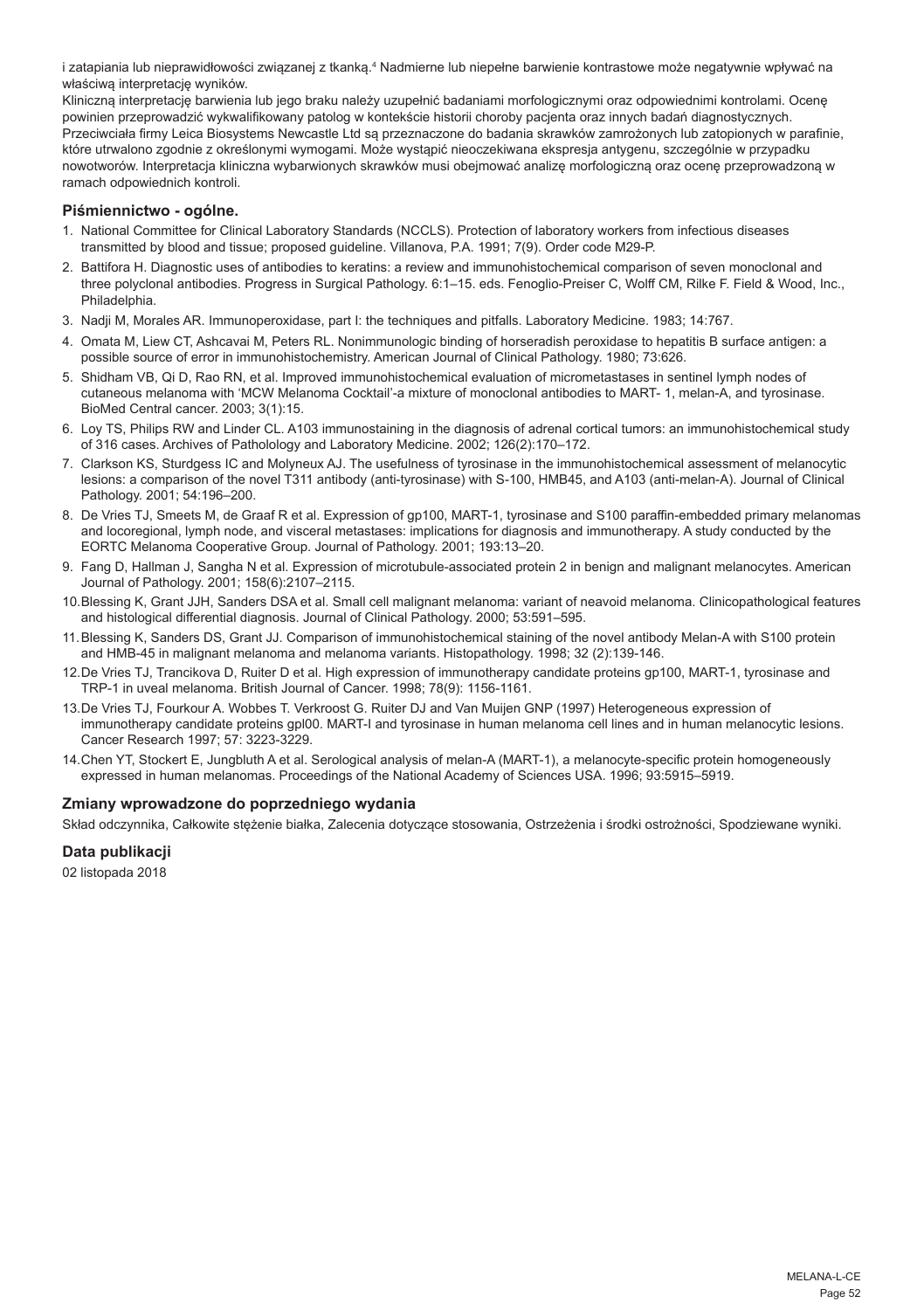i zatapiania lub nieprawidłowości związanej z tkanką.[4] Nadmierne lub niepełne barwienie kontrastowe może negatywnie wpływać na właściwą interpretację wyników.

Kliniczną interpretację barwienia lub jego braku należy uzupełnić badaniami morfologicznymi oraz odpowiednimi kontrolami. Ocenę powinien przeprowadzić wykwalifikowany patolog w kontekście historii choroby pacjenta oraz innych badań diagnostycznych. Przeciwciała firmy Leica Biosystems Newcastle Ltd są przeznaczone do badania skrawków zamrożonych lub zatopionych w parafinie, które utrwalono zgodnie z określonymi wymogami. Może wystąpić nieoczekiwana ekspresja antygenu, szczególnie w przypadku nowotworów. Interpretacja kliniczna wybarwionych skrawków musi obejmować analizę morfologiczną oraz ocenę przeprowadzoną w ramach odpowiednich kontroli.

## Piśmiennictwo - ogólne.

1. National Committee for Clinical Laboratory Standards (NCCLS). Protection of laboratory workers from infectious diseases transmitted by blood and tissue; proposed guideline. Villanova, P.A. 1991; 7(9). Order code M29-P.
2. Battifora H. Diagnostic uses of antibodies to keratins: a review and immunohistochemical comparison of seven monoclonal and three polyclonal antibodies. Progress in Surgical Pathology. 6:1–15. eds. Fenoglio-Preiser C, Wolff CM, Rilke F. Field & Wood, Inc., Philadelphia.
3. Nadji M, Morales AR. Immunoperoxidase, part I: the techniques and pitfalls. Laboratory Medicine. 1983; 14:767.
4. Omata M, Liew CT, Ashcavai M, Peters RL. Nonimmunologic binding of horseradish peroxidase to hepatitis B surface antigen: a possible source of error in immunohistochemistry. American Journal of Clinical Pathology. 1980; 73:626.
5. Shidham VB, Qi D, Rao RN, et al. Improved immunohistochemical evaluation of micrometastases in sentinel lymph nodes of cutaneous melanoma with 'MCW Melanoma Cocktail'-a mixture of monoclonal antibodies to MART- 1, melan-A, and tyrosinase. BioMed Central cancer. 2003; 3(1):15.
6. Loy TS, Philips RW and Linder CL. A103 immunostaining in the diagnosis of adrenal cortical tumors: an immunohistochemical study of 316 cases. Archives of Patholology and Laboratory Medicine. 2002; 126(2):170–172.
7. Clarkson KS, Sturdgess IC and Molyneux AJ. The usefulness of tyrosinase in the immunohistochemical assessment of melanocytic lesions: a comparison of the novel T311 antibody (anti-tyrosinase) with S-100, HMB45, and A103 (anti-melan-A). Journal of Clinical Pathology. 2001; 54:196–200.
8. De Vries TJ, Smeets M, de Graaf R et al. Expression of gp100, MART-1, tyrosinase and S100 paraffin-embedded primary melanomas and locoregional, lymph node, and visceral metastases: implications for diagnosis and immunotherapy. A study conducted by the EORTC Melanoma Cooperative Group. Journal of Pathology. 2001; 193:13–20.
9. Fang D, Hallman J, Sangha N et al. Expression of microtubule-associated protein 2 in benign and malignant melanocytes. American Journal of Pathology. 2001; 158(6):2107–2115.
10. Blessing K, Grant JJH, Sanders DSA et al. Small cell malignant melanoma: variant of neavoid melanoma. Clinicopathological features and histological differential diagnosis. Journal of Clinical Pathology. 2000; 53:591–595.
11. Blessing K, Sanders DS, Grant JJ. Comparison of immunohistochemical staining of the novel antibody Melan-A with S100 protein and HMB-45 in malignant melanoma and melanoma variants. Histopathology. 1998; 32 (2):139-146.
12. De Vries TJ, Trancikova D, Ruiter D et al. High expression of immunotherapy candidate proteins gp100, MART-1, tyrosinase and TRP-1 in uveal melanoma. British Journal of Cancer. 1998; 78(9): 1156-1161.
13. De Vries TJ, Fourkour A. Wobbes T. Verkroost G. Ruiter DJ and Van Muijen GNP (1997) Heterogeneous expression of immunotherapy candidate proteins gpl00. MART-I and tyrosinase in human melanoma cell lines and in human melanocytic lesions. Cancer Research 1997; 57: 3223-3229.
14. Chen YT, Stockert E, Jungbluth A et al. Serological analysis of melan-A (MART-1), a melanocyte-specific protein homogeneously expressed in human melanomas. Proceedings of the National Academy of Sciences USA. 1996; 93:5915–5919.

## Zmiany wprowadzone do poprzedniego wydania

Skład odczynnika, Całkowite stężenie białka, Zalecenia dotyczące stosowania, Ostrzeżenia i środki ostrożności, Spodziewane wyniki.

## Data publikacji

02 listopada 2018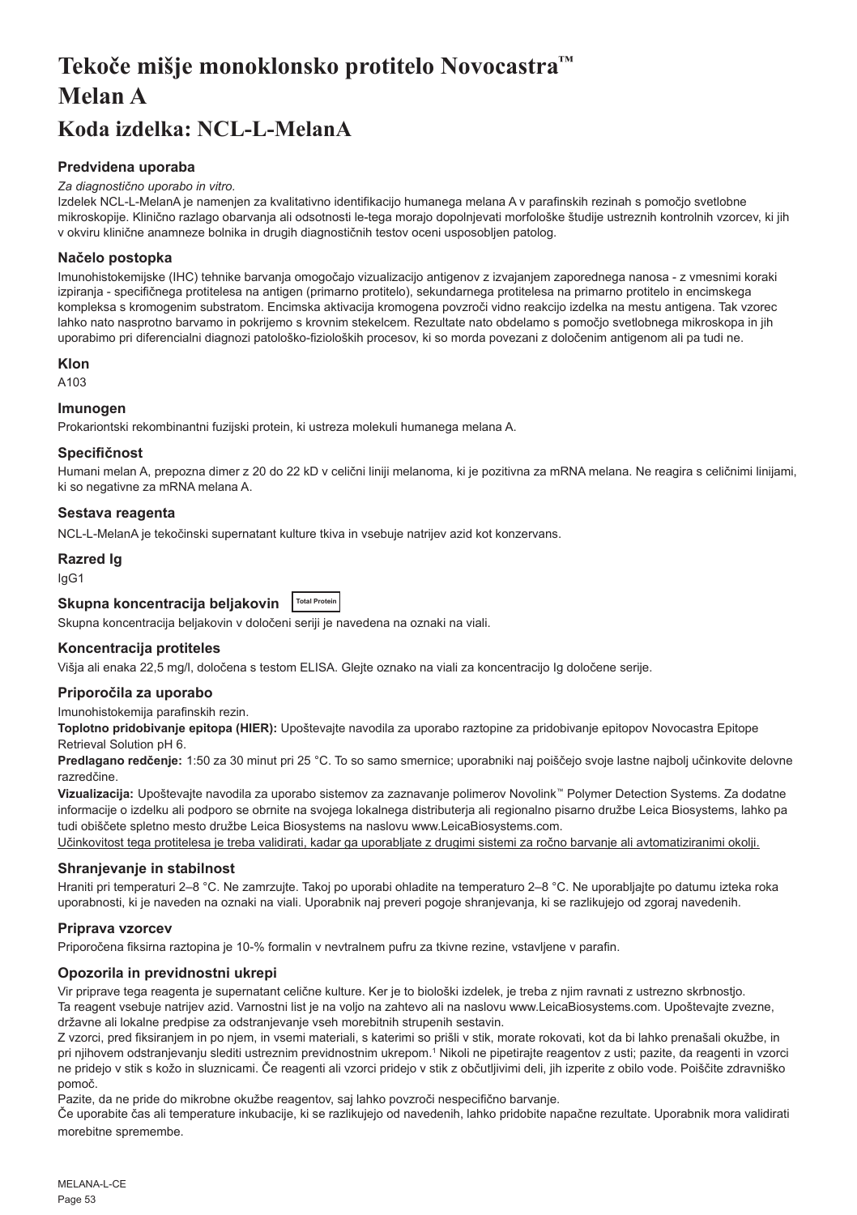# Tekoče mišje monoklonsko protitelo Novocastra™ Melan A

## Koda izdelka: NCL-L-MelanA

### Predvidena uporaba

*Za diagnostično uporabo in vitro.*

Izdelek NCL-L-MelanA je namenjen za kvalitativno identifikacijo humanega melana A v parafinskih rezinah s pomočjo svetlobne mikroskopije. Klinično razlago obarvanja ali odsotnosti le-tega morajo dopolnjevati morfološke študije ustreznih kontrolnih vzorcev, ki jih v okviru klinične anamneze bolnika in drugih diagnostičnih testov oceni usposobljen patolog.

### Načelo postopka

Imunohistokemijske (IHC) tehnike barvanja omogočajo vizualizacijo antigenov z izvajanjem zaporednega nanosa - z vmesnimi koraki izpiranja - specifičnega protitelesa na antigen (primarno protitelo), sekundarnega protitelesa na primarno protitelo in encimskega kompleksa s kromogenim substratom. Encimska aktivacija kromogena povzroči vidno reakcijo izdelka na mestu antigena. Tak vzorec lahko nato nasprotno barvamo in pokrijemo s krovnim stekelcem. Rezultate nato obdelamo s pomočjo svetlobnega mikroskopa in jih uporabimo pri diferencialni diagnozi patološko-fizioloških procesov, ki so morda povezani z določenim antigenom ali pa tudi ne.

### Klon

A103

### Imunogen

Prokariontski rekombinantni fuzijski protein, ki ustreza molekuli humanega melana A.

### Specifičnost

Humani melan A, prepozna dimer z 20 do 22 kD v celični liniji melanoma, ki je pozitivna za mRNA melana. Ne reagira s celičnimi linijami, ki so negativne za mRNA melana A.

### Sestava reagenta

NCL-L-MelanA je tekočinski supernatant kulture tkiva in vsebuje natrijev azid kot konzervans.

### Razred Ig

IgG1

### Skupna koncentracija beljakovin Total Protein

Skupna koncentracija beljakovin v določeni seriji je navedena na oznaki na viali.

### Koncentracija protiteles

Višja ali enaka 22,5 mg/l, določena s testom ELISA. Glejte oznako na viali za koncentracijo Ig določene serije.

### Priporočila za uporabo

Imunohistokemija parafinskih rezin.

**Toplotno pridobivanje epitopa (HIER):** Upoštevajte navodila za uporabo raztopine za pridobivanje epitopov Novocastra Epitope Retrieval Solution pH 6.

**Predlagano redčenje:** 1:50 za 30 minut pri 25 °C. To so samo smernice; uporabniki naj poiščejo svoje lastne najbolj učinkovite delovne razredčine.

**Vizualizacija:** Upoštevajte navodila za uporabo sistemov za zaznavanje polimerov Novolink™ Polymer Detection Systems. Za dodatne informacije o izdelku ali podporo se obrnite na svojega lokalnega distributerja ali regionalno pisarno družbe Leica Biosystems, lahko pa tudi obiščete spletno mesto družbe Leica Biosystems na naslovu www.LeicaBiosystems.com.

<u>Učinkovitost tega protitelesa je treba validirati, kadar ga uporabljate z drugimi sistemi za ročno barvanje ali avtomatiziranimi okolji.</u>

### Shranjevanje in stabilnost

Hraniti pri temperaturi 2–8 °C. Ne zamrzujte. Takoj po uporabi ohladite na temperaturo 2–8 °C. Ne uporabljajte po datumu izteka roka uporabnosti, ki je naveden na oznaki na viali. Uporabnik naj preveri pogoje shranjevanja, ki se razlikujejo od zgoraj navedenih.

### Priprava vzorcev

Priporočena fiksirna raztopina je 10-% formalin v nevtralnem pufru za tkivne rezine, vstavljene v parafin.

### Opozorila in previdnostni ukrepi

Vir priprave tega reagenta je supernatant celične kulture. Ker je to biološki izdelek, je treba z njim ravnati z ustrezno skrbnostjo.

Ta reagent vsebuje natrijev azid. Varnostni list je na voljo na zahtevo ali na naslovu www.LeicaBiosystems.com. Upoštevajte zvezne, državne ali lokalne predpise za odstranjevanje vseh morebitnih strupenih sestavin.

Z vzorci, pred fiksiranjem in po njem, in vsemi materiali, s katerimi so prišli v stik, morate rokovati, kot da bi lahko prenašali okužbe, in pri njihovem odstranjevanju slediti ustreznim previdnostnim ukrepom.[1] Nikoli ne pipetirajte reagentov z usti; pazite, da reagenti in vzorci ne pridejo v stik s kožo in sluznicami. Če reagenti ali vzorci pridejo v stik z občutljivimi deli, jih izperite z obilo vode. Poiščite zdravniško pomoč.

Pazite, da ne pride do mikrobne okužbe reagentov, saj lahko povzroči nespecifično barvanje.

Če uporabite čas ali temperature inkubacije, ki se razlikujejo od navedenih, lahko pridobite napačne rezultate. Uporabnik mora validirati morebitne spremembe.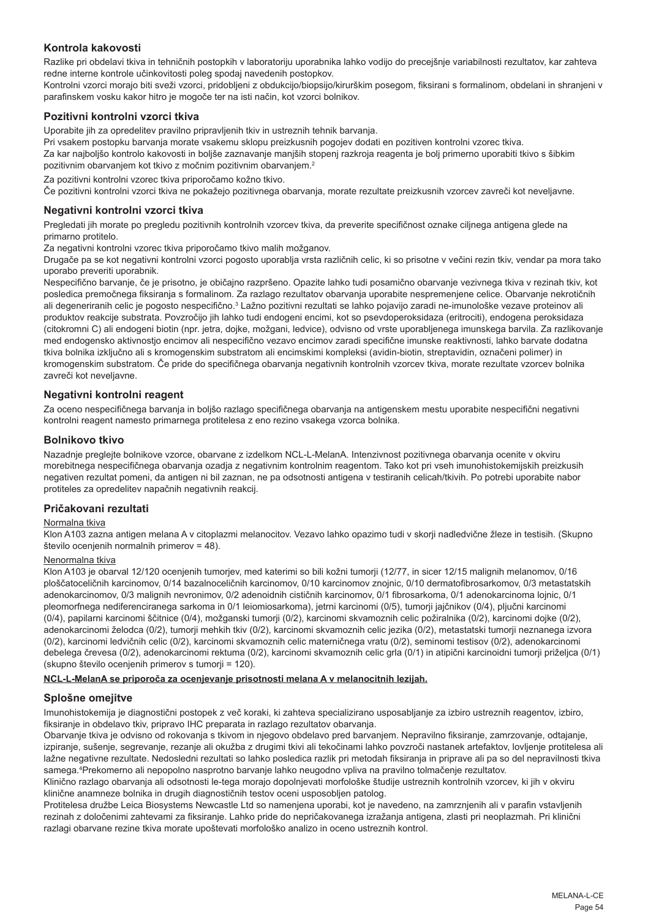## Kontrola kakovosti

Razlike pri obdelavi tkiva in tehničnih postopkih v laboratoriju uporabnika lahko vodijo do precejšnje variabilnosti rezultatov, kar zahteva redne interne kontrole učinkovitosti poleg spodaj navedenih postopkov.

Kontrolni vzorci morajo biti sveži vzorci, pridobljeni z obdukcijo/biopsijo/kirurškim posegom, fiksirani s formalinom, obdelani in shranjeni v parafinskem vosku kakor hitro je mogoče ter na isti način, kot vzorci bolnikov.

## Pozitivni kontrolni vzorci tkiva

Uporabite jih za opredelitev pravilno pripravljenih tkiv in ustreznih tehnik barvanja.

Pri vsakem postopku barvanja morate vsakemu sklopu preizkusnih pogojev dodati en pozitiven kontrolni vzorec tkiva.

Za kar najboljšo kontrolo kakovosti in boljše zaznavanje manjših stopenj razkroja reagenta je bolj primerno uporabiti tkivo s šibkim pozitivnim obarvanjem kot tkivo z močnim pozitivnim obarvanjem.[2]

Za pozitivni kontrolni vzorec tkiva priporočamo kožno tkivo.

Če pozitivni kontrolni vzorci tkiva ne pokažejo pozitivnega obarvanja, morate rezultate preizkusnih vzorcev zavreči kot neveljavne.

## Negativni kontrolni vzorci tkiva

Pregledati jih morate po pregledu pozitivnih kontrolnih vzorcev tkiva, da preverite specifičnost oznake ciljnega antigena glede na primarno protitelo.

Za negativni kontrolni vzorec tkiva priporočamo tkivo malih možganov.

Drugače pa se kot negativni kontrolni vzorci pogosto uporablja vrsta različnih celic, ki so prisotne v večini rezin tkiv, vendar pa mora tako uporabo preveriti uporabnik.

Nespecifično barvanje, če je prisotno, je običajno razpršeno. Opazite lahko tudi posamično obarvanje vezivnega tkiva v rezinah tkiv, kot posledica premočnega fiksiranja s formalinom. Za razlago rezultatov obarvanja uporabite nespremenjene celice. Obarvanje nekrotičnih ali degeneriranih celic je pogosto nespecifično.[3] Lažno pozitivni rezultati se lahko pojavijo zaradi ne-imunološke vezave proteinov ali produktov reakcije substrata. Povzročijo jih lahko tudi endogeni encimi, kot so psevdoperoksidaza (eritrociti), endogena peroksidaza (citokromni C) ali endogeni biotin (npr. jetra, dojke, možgani, ledvice), odvisno od vrste uporabljenega imunskega barvila. Za razlikovanje med endogensko aktivnostjo encimov ali nespecifično vezavo encimov zaradi specifične imunske reaktivnosti, lahko barvate dodatna tkiva bolnika izključno ali s kromogenskim substratom ali encimskimi kompleksi (avidin-biotin, streptavidin, označeni polimer) in kromogenskim substratom. Če pride do specifičnega obarvanja negativnih kontrolnih vzorcev tkiva, morate rezultate vzorcev bolnika zavreči kot neveljavne.

## Negativni kontrolni reagent

Za oceno nespecifičnega barvanja in boljšo razlago specifičnega obarvanja na antigenskem mestu uporabite nespecifični negativni kontrolni reagent namesto primarnega protitelesa z eno rezino vsakega vzorca bolnika.

## Bolnikovo tkivo

Nazadnje preglejte bolnikove vzorce, obarvane z izdelkom NCL-L-MelanA. Intenzivnost pozitivnega obarvanja ocenite v okviru morebitnega nespecifičnega obarvanja ozadja z negativnim kontrolnim reagentom. Tako kot pri vseh imunohistokemijskih preizkusih negativen rezultat pomeni, da antigen ni bil zaznan, ne pa odsotnosti antigena v testiranih celicah/tkivih. Po potrebi uporabite nabor protiteles za opredelitev napačnih negativnih reakcij.

## Pričakovani rezultati

Normalna tkiva

Klon A103 zazna antigen melana A v citoplazmi melanocitov. Vezavo lahko opazimo tudi v skorji nadledvične žleze in testisih. (Skupno število ocenjenih normalnih primerov = 48).

Nenormalna tkiva

Klon A103 je obarval 12/120 ocenjenih tumorjev, med katerimi so bili kožni tumorji (12/77, in sicer 12/15 malignih melanomov, 0/16 ploščatoceličnih karcinomov, 0/14 bazalnoceličnih karcinomov, 0/10 karcinomov znojnic, 0/10 dermatofibrosarkomov, 0/3 metastatskih adenokarcinomov, 0/3 malignih nevronimov, 0/2 adenoidnih cističnih karcinomov, 0/1 fibrosarkoma, 0/1 adenokarcinoma lojnic, 0/1 pleomorfnega nediferenciranega sarkoma in 0/1 leiomiosarkoma), jetrni karcinomi (0/5), tumorji jajčnikov (0/4), pljučni karcinomi (0/4), papilarni karcinomi ščitnice (0/4), možganski tumorji (0/2), karcinomi skvamoznih celic požiralnika (0/2), karcinomi dojke (0/2), adenokarcinomi želodca (0/2), tumorji mehkih tkiv (0/2), karcinomi skvamoznih celic jezika (0/2), metastatski tumorji neznanega izvora (0/2), karcinomi ledvičnih celic (0/2), karcinomi skvamoznih celic materničnega vratu (0/2), seminomi testisov (0/2), adenokarcinomi debelega črevesa (0/2), adenokarcinomi rektuma (0/2), karcinomi skvamoznih celic grla (0/1) in atipični karcinoidni tumorji priželjca (0/1) (skupno število ocenjenih primerov s tumorji = 120).

**NCL-L-MelanA se priporoča za ocenjevanje prisotnosti melana A v melanocitnih lezijah.**

## Splošne omejitve

Imunohistokemija je diagnostični postopek z več koraki, ki zahteva specializirano usposabljanje za izbiro ustreznih reagentov, izbiro, fiksiranje in obdelavo tkiv, pripravo IHC preparata in razlago rezultatov obarvanja.

Obarvanje tkiva je odvisno od rokovanja s tkivom in njegovo obdelavo pred barvanjem. Nepravilno fiksiranje, zamrzovanje, odtajanje, izpiranje, sušenje, segrevanje, rezanje ali okužba z drugimi tkivi ali tekočinami lahko povzroči nastanek artefaktov, lovljenje protiteles ali lažne negativne rezultate. Nedosledni rezultati so lahko posledica razlik pri metodah fiksiranja in priprave ali pa so del nepravilnosti tkiva samega.[4] Prekomerno ali nepopolno nasprotno barvanje lahko neugodno vpliva na pravilno tolmačenje rezultatov.

Klinično razlago obarvanja ali odsotnosti le-tega morajo dopolnjevati morfološke študije ustreznih kontrolnih vzorcev, ki jih v okviru klinične anamneze bolnika in drugih diagnostičnih testov oceni usposobljen patolog.

Protitelesa družbe Leica Biosystems Newcastle Ltd so namenjena uporabi, kot je navedeno, na zamrznjenih ali v parafin vstavljenih rezinah z določenimi zahtevami za fiksiranje. Lahko pride do nepričakovanega izražanja antigena, zlasti pri neoplazmah. Pri klinični razlagi obarvane rezine tkiva morate upoštevati morfološko analizo in oceno ustreznih kontrol.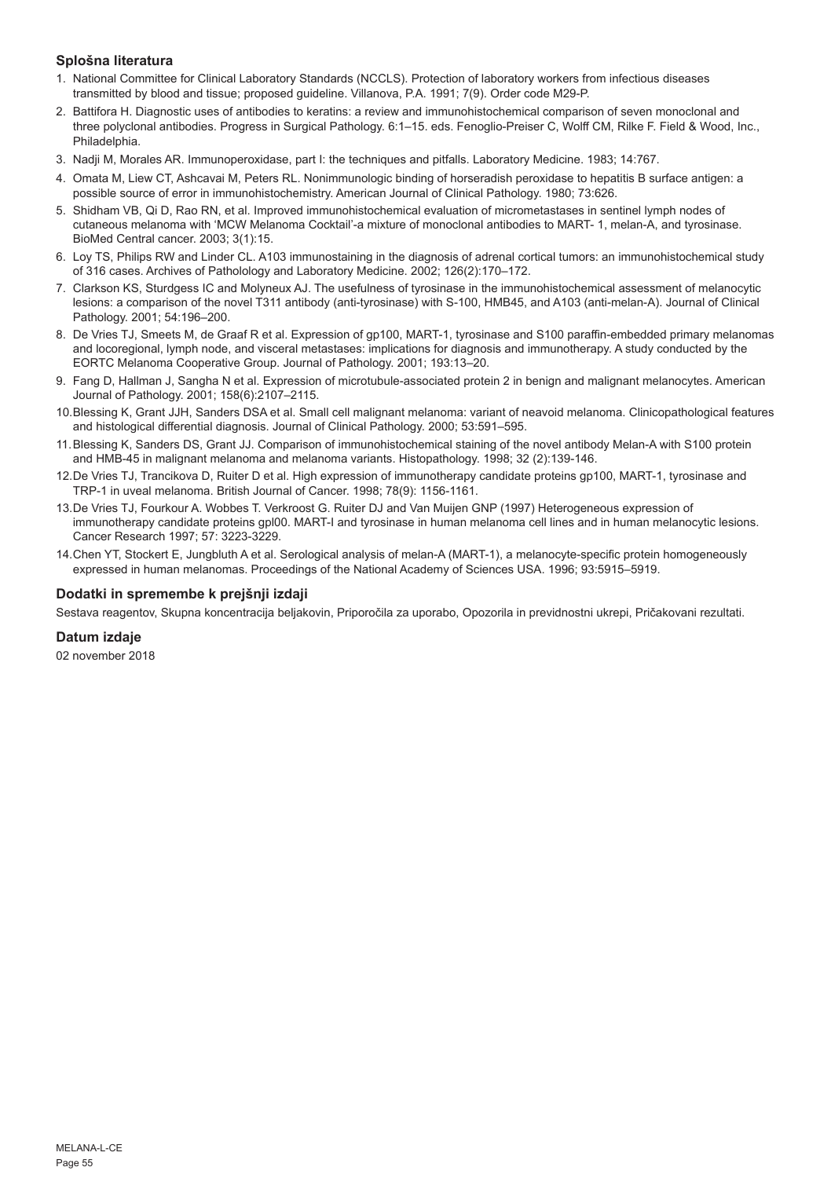## Splošna literatura

1. National Committee for Clinical Laboratory Standards (NCCLS). Protection of laboratory workers from infectious diseases transmitted by blood and tissue; proposed guideline. Villanova, P.A. 1991; 7(9). Order code M29-P.
2. Battifora H. Diagnostic uses of antibodies to keratins: a review and immunohistochemical comparison of seven monoclonal and three polyclonal antibodies. Progress in Surgical Pathology. 6:1–15. eds. Fenoglio-Preiser C, Wolff CM, Rilke F. Field & Wood, Inc., Philadelphia.
3. Nadji M, Morales AR. Immunoperoxidase, part I: the techniques and pitfalls. Laboratory Medicine. 1983; 14:767.
4. Omata M, Liew CT, Ashcavai M, Peters RL. Nonimmunologic binding of horseradish peroxidase to hepatitis B surface antigen: a possible source of error in immunohistochemistry. American Journal of Clinical Pathology. 1980; 73:626.
5. Shidham VB, Qi D, Rao RN, et al. Improved immunohistochemical evaluation of micrometastases in sentinel lymph nodes of cutaneous melanoma with 'MCW Melanoma Cocktail'-a mixture of monoclonal antibodies to MART- 1, melan-A, and tyrosinase. BioMed Central cancer. 2003; 3(1):15.
6. Loy TS, Philips RW and Linder CL. A103 immunostaining in the diagnosis of adrenal cortical tumors: an immunohistochemical study of 316 cases. Archives of Patholology and Laboratory Medicine. 2002; 126(2):170–172.
7. Clarkson KS, Sturdgess IC and Molyneux AJ. The usefulness of tyrosinase in the immunohistochemical assessment of melanocytic lesions: a comparison of the novel T311 antibody (anti-tyrosinase) with S-100, HMB45, and A103 (anti-melan-A). Journal of Clinical Pathology. 2001; 54:196–200.
8. De Vries TJ, Smeets M, de Graaf R et al. Expression of gp100, MART-1, tyrosinase and S100 paraffin-embedded primary melanomas and locoregional, lymph node, and visceral metastases: implications for diagnosis and immunotherapy. A study conducted by the EORTC Melanoma Cooperative Group. Journal of Pathology. 2001; 193:13–20.
9. Fang D, Hallman J, Sangha N et al. Expression of microtubule-associated protein 2 in benign and malignant melanocytes. American Journal of Pathology. 2001; 158(6):2107–2115.
10. Blessing K, Grant JJH, Sanders DSA et al. Small cell malignant melanoma: variant of neavoid melanoma. Clinicopathological features and histological differential diagnosis. Journal of Clinical Pathology. 2000; 53:591–595.
11. Blessing K, Sanders DS, Grant JJ. Comparison of immunohistochemical staining of the novel antibody Melan-A with S100 protein and HMB-45 in malignant melanoma and melanoma variants. Histopathology. 1998; 32 (2):139-146.
12. De Vries TJ, Trancikova D, Ruiter D et al. High expression of immunotherapy candidate proteins gp100, MART-1, tyrosinase and TRP-1 in uveal melanoma. British Journal of Cancer. 1998; 78(9): 1156-1161.
13. De Vries TJ, Fourkour A. Wobbes T. Verkroost G. Ruiter DJ and Van Muijen GNP (1997) Heterogeneous expression of immunotherapy candidate proteins gpl00. MART-l and tyrosinase in human melanoma cell lines and in human melanocytic lesions. Cancer Research 1997; 57: 3223-3229.
14. Chen YT, Stockert E, Jungbluth A et al. Serological analysis of melan-A (MART-1), a melanocyte-specific protein homogeneously expressed in human melanomas. Proceedings of the National Academy of Sciences USA. 1996; 93:5915–5919.

## Dodatki in spremembe k prejšnji izdaji

Sestava reagentov, Skupna koncentracija beljakovin, Priporočila za uporabo, Opozorila in previdnostni ukrepi, Pričakovani rezultati.

## Datum izdaje

02 november 2018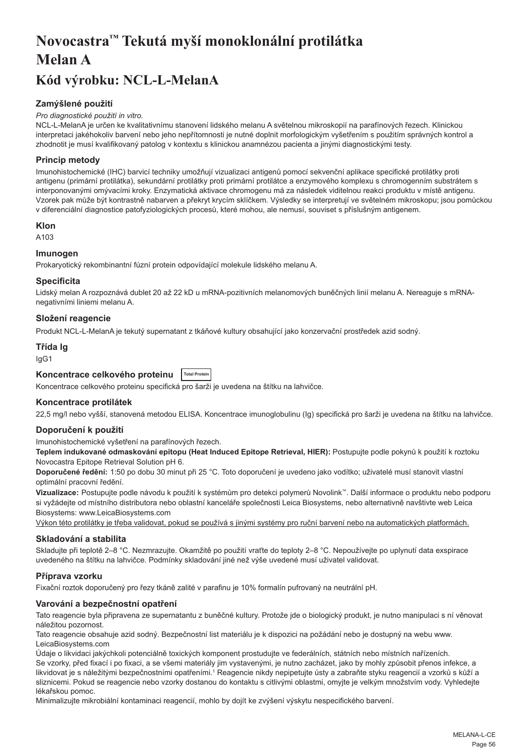# Novocastra™ Tekutá myší monoklonální protilátka Melan A

# Kód výrobku: NCL-L-MelanA

### Zamýšlené použití

*Pro diagnostické použití in vitro.*

NCL-L-MelanA je určen ke kvalitativnímu stanovení lidského melanu A světelnou mikroskopií na parafínových řezech. Klinickou interpretaci jakéhokoliv barvení nebo jeho nepřítomnosti je nutné doplnit morfologickým vyšetřením s použitím správných kontrol a zhodnotit je musí kvalifikovaný patolog v kontextu s klinickou anamnézou pacienta a jinými diagnostickými testy.

### Princip metody

Imunohistochemické (IHC) barvicí techniky umožňují vizualizaci antigenů pomocí sekvenční aplikace specifické protilátky proti antigenu (primární protilátka), sekundární protilátky proti primární protilátce a enzymového komplexu s chromogenním substrátem s interponovanými omývacími kroky. Enzymatická aktivace chromogenu má za následek viditelnou reakci produktu v místě antigenu. Vzorek pak může být kontrastně nabarven a překryt krycím sklíčkem. Výsledky se interpretují ve světelném mikroskopu; jsou pomůckou v diferenciální diagnostice patofyziologických procesů, které mohou, ale nemusí, souviset s příslušným antigenem.

### Klon

A103

### Imunogen

Prokaryotický rekombinantní fúzní protein odpovídající molekule lidského melanu A.

### Specificita

Lidský melan A rozpoznává dublet 20 až 22 kD u mRNA-pozitivních melanomových buněčných linií melanu A. Nereaguje s mRNA-negativními liniemi melanu A.

### Složení reagencie

Produkt NCL-L-MelanA je tekutý supernatant z tkáňové kultury obsahující jako konzervační prostředek azid sodný.

### Třída Ig

IgG1

### Koncentrace celkového proteinu Total Protein

Koncentrace celkového proteinu specifická pro šarži je uvedena na štítku na lahvičce.

### Koncentrace protilátek

22,5 mg/l nebo vyšší, stanovená metodou ELISA. Koncentrace imunoglobulinu (Ig) specifická pro šarži je uvedena na štítku na lahvičce.

### Doporučení k použití

Imunohistochemické vyšetření na parafínových řezech.

**Teplem indukované odmaskování epitopu (Heat Induced Epitope Retrieval, HIER):** Postupujte podle pokynů k použití k roztoku Novocastra Epitope Retrieval Solution pH 6.

**Doporučené ředění:** 1:50 po dobu 30 minut při 25 °C. Toto doporučení je uvedeno jako vodítko; uživatelé musí stanovit vlastní optimální pracovní ředění.

**Vizualizace:** Postupujte podle návodu k použití k systémům pro detekci polymerů Novolink™. Další informace o produktu nebo podporu si vyžádejte od místního distributora nebo oblastní kanceláře společnosti Leica Biosystems, nebo alternativně navštivte web Leica Biosystems: www.LeicaBiosystems.com

Výkon této protilátky je třeba validovat, pokud se používá s jinými systémy pro ruční barvení nebo na automatických platformách.

### Skladování a stabilita

Skladujte při teplotě 2–8 °C. Nezmrazujte. Okamžitě po použití vraťte do teploty 2–8 °C. Nepoužívejte po uplynutí data exspirace uvedeného na štítku na lahvičce. Podmínky skladování jiné než výše uvedené musí uživatel validovat.

### Příprava vzorku

Fixační roztok doporučený pro řezy tkáně zalité v parafinu je 10% formalín pufrovaný na neutrální pH.

### Varování a bezpečnostní opatření

Tato reagencie byla připravena ze supernatantu z buněčné kultury. Protože jde o biologický produkt, je nutno manipulaci s ní věnovat náležitou pozornost.

Tato reagencie obsahuje azid sodný. Bezpečnostní list materiálu je k dispozici na požádání nebo je dostupný na webu www.LeicaBiosystems.com

Údaje o likvidaci jakýchkoli potenciálně toxických komponent prostudujte ve federálních, státních nebo místních nařízeních.

Se vzorky, před fixací i po fixaci, a se všemi materiály jim vystavenými, je nutno zacházet, jako by mohly způsobit přenos infekce, a likvidovat je s náležitými bezpečnostními opatřeními.[1] Reagencie nikdy nepipetujte ústy a zabraňte styku reagencií a vzorků s kůží a sliznicemi. Pokud se reagencie nebo vzorky dostanou do kontaktu s citlivými oblastmi, omyjte je velkým množstvím vody. Vyhledejte lékařskou pomoc.

Minimalizujte mikrobiální kontaminaci reagencií, mohlo by dojít ke zvýšení výskytu nespecifického barvení.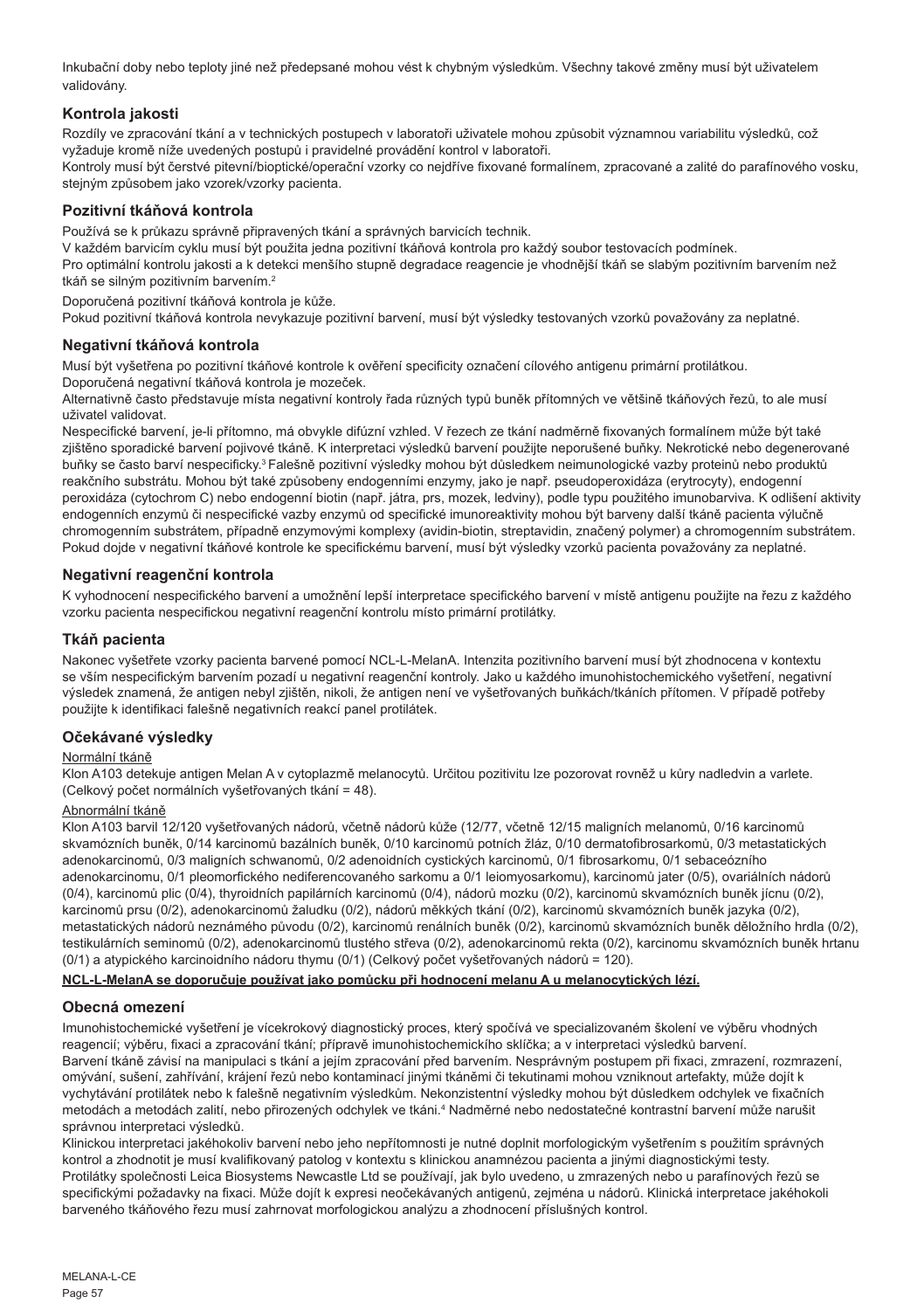Inkubační doby nebo teploty jiné než předepsané mohou vést k chybným výsledkům. Všechny takové změny musí být uživatelem validovány.

## Kontrola jakosti

Rozdíly ve zpracování tkání a v technických postupech v laboratoři uživatele mohou způsobit významnou variabilitu výsledků, což vyžaduje kromě níže uvedených postupů i pravidelné provádění kontrol v laboratoři.

Kontroly musí být čerstvé pitevní/bioptické/operační vzorky co nejdříve fixované formalínem, zpracované a zalité do parafínového vosku, stejným způsobem jako vzorek/vzorky pacienta.

## Pozitivní tkáňová kontrola

Používá se k průkazu správně připravených tkání a správných barvicích technik.

V každém barvicím cyklu musí být použita jedna pozitivní tkáňová kontrola pro každý soubor testovacích podmínek.

Pro optimální kontrolu jakosti a k detekci menšího stupně degradace reagencie je vhodnější tkáň se slabým pozitivním barvením než tkáň se silným pozitivním barvením.[2]

Doporučená pozitivní tkáňová kontrola je kůže.

Pokud pozitivní tkáňová kontrola nevykazuje pozitivní barvení, musí být výsledky testovaných vzorků považovány za neplatné.

## Negativní tkáňová kontrola

Musí být vyšetřena po pozitivní tkáňové kontrole k ověření specificity označení cílového antigenu primární protilátkou.

Doporučená negativní tkáňová kontrola je mozeček.

Alternativně často představuje místa negativní kontroly řada různých typů buněk přítomných ve většině tkáňových řezů, to ale musí uživatel validovat.

Nespecifické barvení, je-li přítomno, má obvykle difúzní vzhled. V řezech ze tkání nadměrně fixovaných formalínem může být také zjištěno sporadické barvení pojivové tkáně. K interpretaci výsledků barvení použijte neporušené buňky. Nekrotické nebo degenerované buňky se často barví nespecificky.[3] Falešně pozitivní výsledky mohou být důsledkem neimunologické vazby proteinů nebo produktů reakčního substrátu. Mohou být také způsobeny endogenními enzymy, jako je např. pseudoperoxidáza (erytrocyty), endogenní peroxidáza (cytochrom C) nebo endogenní biotin (např. játra, prs, mozek, ledviny), podle typu použitého imunobarviva. K odlišení aktivity endogenních enzymů či nespecifické vazby enzymů od specifické imunoreaktivity mohou být barveny další tkáně pacienta výlučně chromogenním substrátem, případně enzymovými komplexy (avidin-biotin, streptavidin, značený polymer) a chromogenním substrátem. Pokud dojde v negativní tkáňové kontrole ke specifickému barvení, musí být výsledky vzorků pacienta považovány za neplatné.

## Negativní reagenční kontrola

K vyhodnocení nespecifického barvení a umožnění lepší interpretace specifického barvení v místě antigenu použijte na řezu z každého vzorku pacienta nespecifickou negativní reagenční kontrolu místo primární protilátky.

## Tkáň pacienta

Nakonec vyšetřete vzorky pacienta barvené pomocí NCL-L-MelanA. Intenzita pozitivního barvení musí být zhodnocena v kontextu se vším nespecifickým barvením pozadí u negativní reagenční kontroly. Jako u každého imunohistochemického vyšetření, negativní výsledek znamená, že antigen nebyl zjištěn, nikoli, že antigen není ve vyšetřovaných buňkách/tkáních přítomen. V případě potřeby použijte k identifikaci falešně negativních reakcí panel protilátek.

## Očekávané výsledky

Normální tkáně

Klon A103 detekuje antigen Melan A v cytoplazmě melanocytů. Určitou pozitivitu lze pozorovat rovněž u kůry nadledvin a varlete. (Celkový počet normálních vyšetřovaných tkání = 48).

Abnormální tkáně

Klon A103 barvil 12/120 vyšetřovaných nádorů, včetně nádorů kůže (12/77, včetně 12/15 maligních melanomů, 0/16 karcinomů skvamózních buněk, 0/14 karcinomů bazálních buněk, 0/10 karcinomů potních žláz, 0/10 dermatofibrosarkomů, 0/3 metastatických adenokarcinomů, 0/3 maligních schwanomů, 0/2 adenoidních cystických karcinomů, 0/1 fibrosarkomu, 0/1 sebaceózního adenokarcinomu, 0/1 pleomorfického nediferencovaného sarkomu a 0/1 leiomyosarkomu), karcinomů jater (0/5), ovariálních nádorů (0/4), karcinomů plic (0/4), thyroidních papilárních karcinomů (0/4), nádorů mozku (0/2), karcinomů skvamózních buněk jícnu (0/2), karcinomů prsu (0/2), adenokarcinomů žaludku (0/2), nádorů měkkých tkání (0/2), karcinomů skvamózních buněk jazyka (0/2), metastatických nádorů neznámého původu (0/2), karcinomů renálních buněk (0/2), karcinomů skvamózních buněk děložního hrdla (0/2), testikulárních seminomů (0/2), adenokarcinomů tlustého střeva (0/2), adenokarcinomů rekta (0/2), karcinomu skvamózních buněk hrtanu (0/1) a atypického karcinoidního nádoru thymu (0/1) (Celkový počet vyšetřovaných nádorů = 120).

**NCL-L-MelanA se doporučuje používat jako pomůcku při hodnocení melanu A u melanocytických lézí.**

## Obecná omezení

Imunohistochemické vyšetření je vícekrokový diagnostický proces, který spočívá ve specializovaném školení ve výběru vhodných reagencií; výběru, fixaci a zpracování tkání; přípravě imunohistochemickího sklíčka; a v interpretaci výsledků barvení.

Barvení tkáně závisí na manipulaci s tkání a jejím zpracování před barvením. Nesprávným postupem při fixaci, zmrazení, rozmrazení, omývání, sušení, zahřívání, krájení řezů nebo kontaminací jinými tkáněmi či tekutinami mohou vzniknout artefakty, může dojít k vychytávání protilátek nebo k falešně negativním výsledkům. Nekonzistentní výsledky mohou být důsledkem odchylek ve fixačních metodách a metodách zalití, nebo přirozených odchylek ve tkáni.[4] Nadměrné nebo nedostatečné kontrastní barvení může narušit správnou interpretaci výsledků.

Klinickou interpretaci jakéhokoliv barvení nebo jeho nepřítomnosti je nutné doplnit morfologickým vyšetřením s použitím správných kontrol a zhodnotit je musí kvalifikovaný patolog v kontextu s klinickou anamnézou pacienta a jinými diagnostickými testy.

Protilátky společnosti Leica Biosystems Newcastle Ltd se používají, jak bylo uvedeno, u zmrazených nebo u parafínových řezů se specifickými požadavky na fixaci. Může dojít k expresi neočekávaných antigenů, zejména u nádorů. Klinická interpretace jakéhokoli barveného tkáňového řezu musí zahrnovat morfologickou analýzu a zhodnocení příslušných kontrol.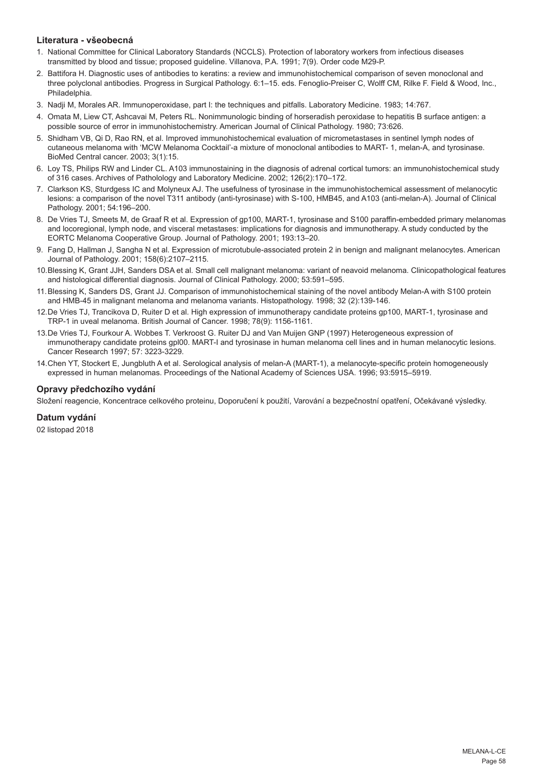## Literatura - všeobecná

1. National Committee for Clinical Laboratory Standards (NCCLS). Protection of laboratory workers from infectious diseases transmitted by blood and tissue; proposed guideline. Villanova, P.A. 1991; 7(9). Order code M29-P.
2. Battifora H. Diagnostic uses of antibodies to keratins: a review and immunohistochemical comparison of seven monoclonal and three polyclonal antibodies. Progress in Surgical Pathology. 6:1–15. eds. Fenoglio-Preiser C, Wolff CM, Rilke F. Field & Wood, Inc., Philadelphia.
3. Nadji M, Morales AR. Immunoperoxidase, part I: the techniques and pitfalls. Laboratory Medicine. 1983; 14:767.
4. Omata M, Liew CT, Ashcavai M, Peters RL. Nonimmunologic binding of horseradish peroxidase to hepatitis B surface antigen: a possible source of error in immunohistochemistry. American Journal of Clinical Pathology. 1980; 73:626.
5. Shidham VB, Qi D, Rao RN, et al. Improved immunohistochemical evaluation of micrometastases in sentinel lymph nodes of cutaneous melanoma with 'MCW Melanoma Cocktail'-a mixture of monoclonal antibodies to MART- 1, melan-A, and tyrosinase. BioMed Central cancer. 2003; 3(1):15.
6. Loy TS, Philips RW and Linder CL. A103 immunostaining in the diagnosis of adrenal cortical tumors: an immunohistochemical study of 316 cases. Archives of Patholology and Laboratory Medicine. 2002; 126(2):170–172.
7. Clarkson KS, Sturdgess IC and Molyneux AJ. The usefulness of tyrosinase in the immunohistochemical assessment of melanocytic lesions: a comparison of the novel T311 antibody (anti-tyrosinase) with S-100, HMB45, and A103 (anti-melan-A). Journal of Clinical Pathology. 2001; 54:196–200.
8. De Vries TJ, Smeets M, de Graaf R et al. Expression of gp100, MART-1, tyrosinase and S100 paraffin-embedded primary melanomas and locoregional, lymph node, and visceral metastases: implications for diagnosis and immunotherapy. A study conducted by the EORTC Melanoma Cooperative Group. Journal of Pathology. 2001; 193:13–20.
9. Fang D, Hallman J, Sangha N et al. Expression of microtubule-associated protein 2 in benign and malignant melanocytes. American Journal of Pathology. 2001; 158(6):2107–2115.
10. Blessing K, Grant JJH, Sanders DSA et al. Small cell malignant melanoma: variant of neavoid melanoma. Clinicopathological features and histological differential diagnosis. Journal of Clinical Pathology. 2000; 53:591–595.
11. Blessing K, Sanders DS, Grant JJ. Comparison of immunohistochemical staining of the novel antibody Melan-A with S100 protein and HMB-45 in malignant melanoma and melanoma variants. Histopathology. 1998; 32 (2):139-146.
12. De Vries TJ, Trancikova D, Ruiter D et al. High expression of immunotherapy candidate proteins gp100, MART-1, tyrosinase and TRP-1 in uveal melanoma. British Journal of Cancer. 1998; 78(9): 1156-1161.
13. De Vries TJ, Fourkour A. Wobbes T. Verkroost G. Ruiter DJ and Van Muijen GNP (1997) Heterogeneous expression of immunotherapy candidate proteins gpl00. MART-l and tyrosinase in human melanoma cell lines and in human melanocytic lesions. Cancer Research 1997; 57: 3223-3229.
14. Chen YT, Stockert E, Jungbluth A et al. Serological analysis of melan-A (MART-1), a melanocyte-specific protein homogeneously expressed in human melanomas. Proceedings of the National Academy of Sciences USA. 1996; 93:5915–5919.

## Opravy předchozího vydání

Složení reagencie, Koncentrace celkového proteinu, Doporučení k použití, Varování a bezpečnostní opatření, Očekávané výsledky.

## Datum vydání

02 listopad 2018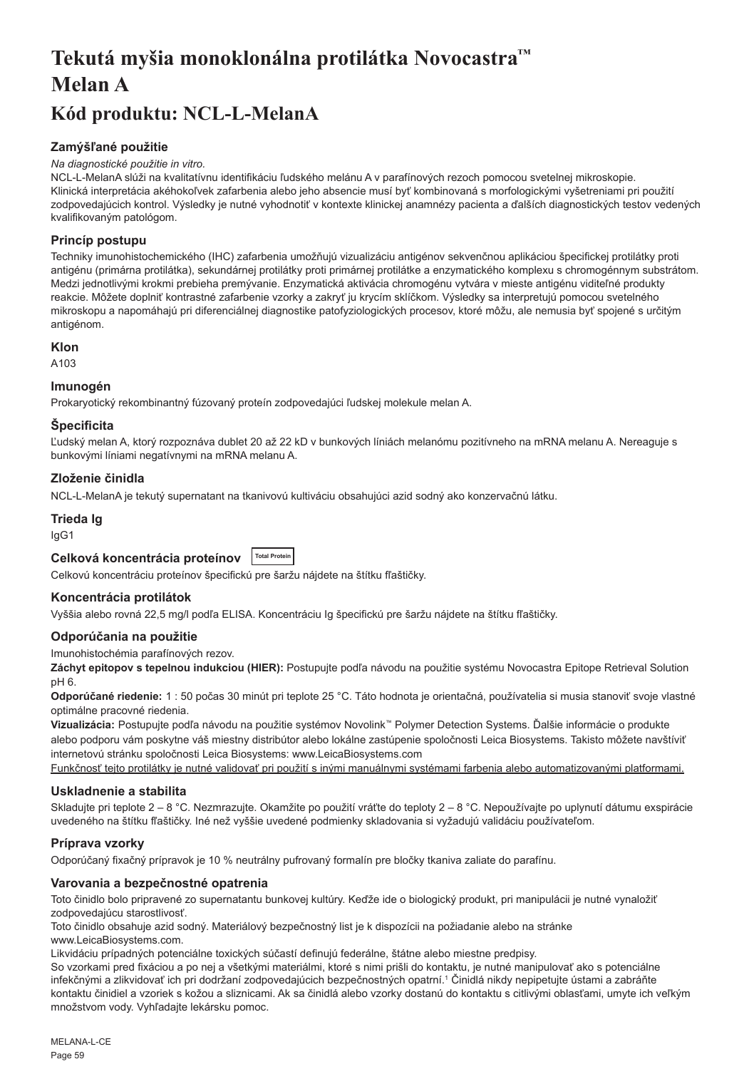# Tekutá myšia monoklonálna protilátka Novocastra™ Melan A

# Kód produktu: NCL-L-MelanA

### Zamýšľané použitie

*Na diagnostické použitie in vitro.*

NCL-L-MelanA slúži na kvalitatívnu identifikáciu ľudského melánu A v parafínových rezoch pomocou svetelnej mikroskopie. Klinická interpretácia akéhokoľvek zafarbenia alebo jeho absencie musí byť kombinovaná s morfologickými vyšetreniami pri použití zodpovedajúcich kontrol. Výsledky je nutné vyhodnotiť v kontexte klinickej anamnézy pacienta a ďalších diagnostických testov vedených kvalifikovaným patológom.

### Princíp postupu

Techniky imunohistochemického (IHC) zafarbenia umožňujú vizualizáciu antigénov sekvenčnou aplikáciou špecifickej protilátky proti antigénu (primárna protilátka), sekundárnej protilátky proti primárnej protilátke a enzymatického komplexu s chromogénnym substrátom. Medzi jednotlivými krokmi prebieha premývanie. Enzymatická aktivácia chromogénu vytvára v mieste antigénu viditeľné produkty reakcie. Môžete doplniť kontrastné zafarbenie vzorky a zakryť ju krycím sklíčkom. Výsledky sa interpretujú pomocou svetelného mikroskopu a napomáhajú pri diferenciálnej diagnostike patofyziologických procesov, ktoré môžu, ale nemusia byť spojené s určitým antigénom.

### Klon

A103

### Imunogén

Prokaryotický rekombinantný fúzovaný proteín zodpovedajúci ľudskej molekule melan A.

### Špecificita

Ľudský melan A, ktorý rozpoznáva dublet 20 až 22 kD v bunkových líniách melanómu pozitívneho na mRNA melanu A. Nereaguje s bunkovými líniami negatívnymi na mRNA melanu A.

### Zloženie činidla

NCL-L-MelanA je tekutý supernatant na tkanivovú kultiváciu obsahujúci azid sodný ako konzervačnú látku.

### Trieda Ig

IgG1

### Celková koncentrácia proteínov Total Protein

Celkovú koncentráciu proteínov špecifickú pre šaržu nájdete na štítku fľaštičky.

### Koncentrácia protilátok

Vyššia alebo rovná 22,5 mg/l podľa ELISA. Koncentráciu Ig špecifickú pre šaržu nájdete na štítku fľaštičky.

### Odporúčania na použitie

Imunohistochémia parafínových rezov.

**Záchyt epitopov s tepelnou indukciou (HIER):** Postupujte podľa návodu na použitie systému Novocastra Epitope Retrieval Solution pH 6.

**Odporúčané riedenie:** 1 : 50 počas 30 minút pri teplote 25 °C. Táto hodnota je orientačná, používatelia si musia stanoviť svoje vlastné optimálne pracovné riedenia.

**Vizualizácia:** Postupujte podľa návodu na použitie systémov Novolink™ Polymer Detection Systems. Ďalšie informácie o produkte alebo podporu vám poskytne váš miestny distribútor alebo lokálne zastúpenie spoločnosti Leica Biosystems. Takisto môžete navštíviť internetovú stránku spoločnosti Leica Biosystems: www.LeicaBiosystems.com

<u>Funkčnosť tejto protilátky je nutné validovať pri použití s inými manuálnymi systémami farbenia alebo automatizovanými platformami.</u>

### Uskladnenie a stabilita

Skladujte pri teplote 2 – 8 °C. Nezmrazujte. Okamžite po použití vráťte do teploty 2 – 8 °C. Nepoužívajte po uplynutí dátumu exspirácie uvedeného na štítku fľaštičky. Iné než vyššie uvedené podmienky skladovania si vyžadujú validáciu používateľom.

### Príprava vzorky

Odporúčaný fixačný prípravok je 10 % neutrálny pufrovaný formalín pre bločky tkaniva zaliate do parafínu.

### Varovania a bezpečnostné opatrenia

Toto činidlo bolo pripravené zo supernatantu bunkovej kultúry. Keďže ide o biologický produkt, pri manipulácii je nutné vynaložiť zodpovedajúcu starostlivosť.

Toto činidlo obsahuje azid sodný. Materiálový bezpečnostný list je k dispozícii na požiadanie alebo na stránke www.LeicaBiosystems.com.

Likvidáciu prípadných potenciálne toxických súčastí definujú federálne, štátne alebo miestne predpisy.

So vzorkami pred fixáciou a po nej a všetkými materiálmi, ktoré s nimi prišli do kontaktu, je nutné manipulovať ako s potenciálne infekčnými a zlikvidovať ich pri dodržaní zodpovedajúcich bezpečnostných opatrní.[1] Činidlá nikdy nepipetujte ústami a zabráňte kontaktu činidiel a vzoriek s kožou a sliznicami. Ak sa činidlá alebo vzorky dostanú do kontaktu s citlivými oblasťami, umyte ich veľkým množstvom vody. Vyhľadajte lekársku pomoc.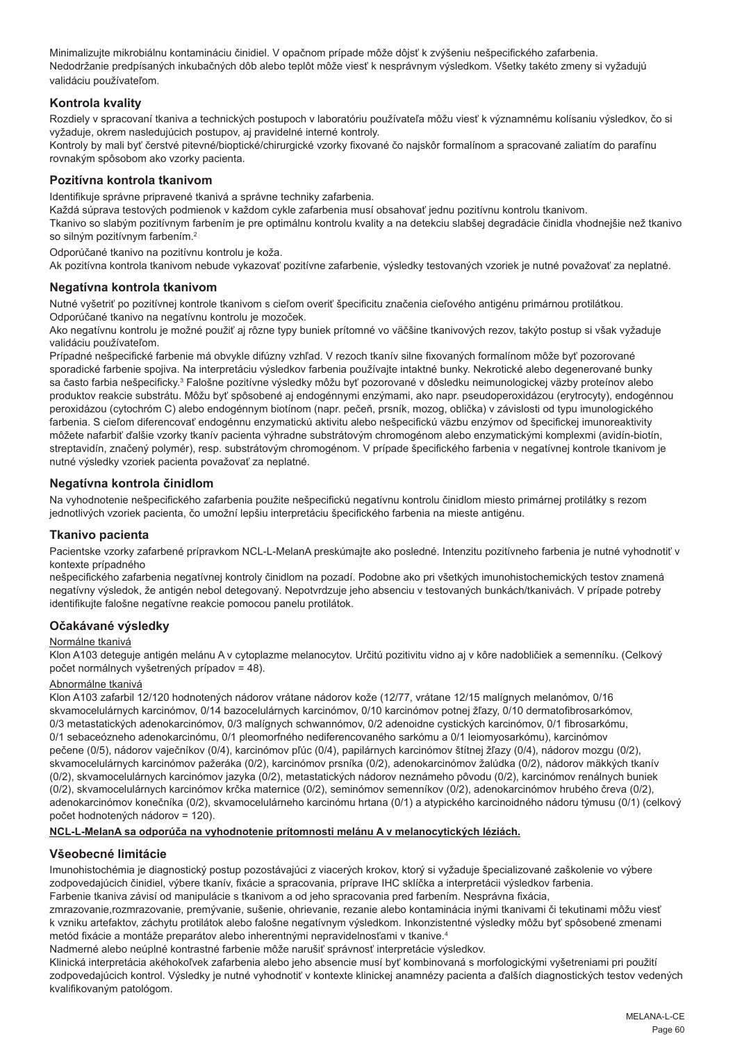Minimalizujte mikrobiálnu kontamináciu činidiel. V opačnom prípade môže dôjsť k zvýšeniu nešpecifického zafarbenia.
Nedodržanie predpísaných inkubačných dôb alebo teplôt môže viesť k nesprávnym výsledkom. Všetky takéto zmeny si vyžadujú validáciu používateľom.

## Kontrola kvality

Rozdiely v spracovaní tkaniva a technických postupoch v laboratóriu používateľa môžu viesť k významnému kolísaniu výsledkov, čo si vyžaduje, okrem nasledujúcich postupov, aj pravidelné interné kontroly.
Kontroly by mali byť čerstvé pitevné/bioptické/chirurgické vzorky fixované čo najskôr formalínom a spracované zaliatím do parafínu rovnakým spôsobom ako vzorky pacienta.

## Pozitívna kontrola tkanivom

Identifikuje správne pripravené tkanivá a správne techniky zafarbenia.
Každá súprava testových podmienok v každom cykle zafarbenia musí obsahovať jednu pozitívnu kontrolu tkanivom.
Tkanivo so slabým pozitívnym farbením je pre optimálnu kontrolu kvality a na detekciu slabšej degradácie činidla vhodnejšie než tkanivo so silným pozitívnym farbením.[2]

Odporúčané tkanivo na pozitívnu kontrolu je koža.
Ak pozitívna kontrola tkanivom nebude vykazovať pozitívne zafarbenie, výsledky testovaných vzoriek je nutné považovať za neplatné.

## Negatívna kontrola tkanivom

Nutné vyšetriť po pozitívnej kontrole tkanivom s cieľom overiť špecificitu značenia cieľového antigénu primárnou protilátkou.
Odporúčané tkanivo na negatívnu kontrolu je mozoček.
Ako negatívnu kontrolu je možné použiť aj rôzne typy buniek prítomné vo väčšine tkanivových rezov, takýto postup si však vyžaduje validáciu používateľom.
Prípadné nešpecifické farbenie má obvykle difúzny vzhľad. V rezoch tkanív silne fixovaných formalínom môže byť pozorované sporadické farbenie spojiva. Na interpretáciu výsledkov farbenia používajte intaktné bunky. Nekrotické alebo degenerované bunky sa často farbia nešpecificky.[3] Falošne pozitívne výsledky môžu byť pozorované v dôsledku neimunologickej väzby proteínov alebo produktov reakcie substrátu. Môžu byť spôsobené aj endogénnymi enzýmami, ako napr. pseudoperoxidázou (erytrocyty), endogénnou peroxidázou (cytochróm C) alebo endogénnym biotínom (napr. pečeň, prsník, mozog, oblička) v závislosti od typu imunologického farbenia. S cieľom diferencovať endogénnu enzymatickú aktivitu alebo nešpecifickú väzbu enzýmov od špecifickej imunoreaktivity môžete nafarbiť ďalšie vzorky tkanív pacienta výhradne substrátovým chromogénom alebo enzymatickými komplexmi (avidín-biotín, streptavidín, značený polymér), resp. substrátovým chromogénom. V prípade špecifického farbenia v negatívnej kontrole tkanivom je nutné výsledky vzoriek pacienta považovať za neplatné.

## Negatívna kontrola činidlom

Na vyhodnotenie nešpecifického zafarbenia použite nešpecifickú negatívnu kontrolu činidlom miesto primárnej protilátky s rezom jednotlivých vzoriek pacienta, čo umožní lepšiu interpretáciu špecifického farbenia na mieste antigénu.

## Tkanivo pacienta

Pacientske vzorky zafarbené prípravkom NCL-L-MelanA preskúmajte ako posledné. Intenzitu pozitívneho farbenia je nutné vyhodnotiť v kontexte prípadného
nešpecifického zafarbenia negatívnej kontroly činidlom na pozadí. Podobne ako pri všetkých imunohistochemických testov znamená negatívny výsledok, že antigén nebol detegovaný. Nepotvrdzuje jeho absenciu v testovaných bunkách/tkanivách. V prípade potreby identifikujte falošne negatívne reakcie pomocou panelu protilátok.

## Očakávané výsledky

Normálne tkanivá

Klon A103 deteguje antigén melánu A v cytoplazme melanocytov. Určitú pozitivitu vidno aj v kôre nadobličiek a semenníku. (Celkový počet normálnych vyšetrených prípadov = 48).

Abnormálne tkanivá

Klon A103 zafarbil 12/120 hodnotených nádorov vrátane nádorov kože (12/77, vrátane 12/15 malígnych melanómov, 0/16 skvamocelulárnych karcinómov, 0/14 bazocelulárnych karcinómov, 0/10 karcinómov potnej žľazy, 0/10 dermatofibrosarkómov, 0/3 metastatických adenokarcinómov, 0/3 malígnych schwannómov, 0/2 adenoidne cystických karcinómov, 0/1 fibrosarkómu, 0/1 sebaceózneho adenokarcinómu, 0/1 pleomorfného nediferencovaného sarkómu a 0/1 leiomyosarkómu), karcinómov pečene (0/5), nádorov vaječníkov (0/4), karcinómov pľúc (0/4), papilárnych karcinómov štítnej žľazy (0/4), nádorov mozgu (0/2), skvamocelulárnych karcinómov pažeráka (0/2), karcinómov prsníka (0/2), adenokarcinómov žalúdka (0/2), nádorov mäkkých tkanív (0/2), skvamocelulárnych karcinómov jazyka (0/2), metastatických nádorov neznámeho pôvodu (0/2), karcinómov renálnych buniek (0/2), skvamocelulárnych karcinómov krčka maternice (0/2), seminómov semenníkov (0/2), adenokarcinómov hrubého čreva (0/2), adenokarcinómov konečníka (0/2), skvamocelulárneho karcinómu hrtana (0/1) a atypického karcinoidného nádoru týmusu (0/1) (celkový počet hodnotených nádorov = 120).

**NCL-L-MelanA sa odporúča na vyhodnotenie prítomnosti melánu A v melanocytických léziách.**

## Všeobecné limitácie

Imunohistochémia je diagnostický postup pozostávajúci z viacerých krokov, ktorý si vyžaduje špecializované zaškolenie vo výbere zodpovedajúcich činidiel, výbere tkanív, fixácie a spracovania, príprave IHC sklíčka a interpretácii výsledkov farbenia.
Farbenie tkaniva závisí od manipulácie s tkanivom a od jeho spracovania pred farbením. Nesprávna fixácia, zmrazovanie,rozmrazovanie, premývanie, sušenie, ohrievanie, rezanie alebo kontaminácia inými tkanivami či tekutinami môžu viesť k vzniku artefaktov, záchytu protilátok alebo falošne negatívnym výsledkom. Inkonzistentné výsledky môžu byť spôsobené zmenami metód fixácie a montáže preparátov alebo inherentnými nepravidelnosťami v tkanive.[4]
Nadmerné alebo neúplné kontrastné farbenie môže narušiť správnosť interpretácie výsledkov.
Klinická interpretácia akéhokoľvek zafarbenia alebo jeho absencie musí byť kombinovaná s morfologickými vyšetreniami pri použití zodpovedajúcich kontrol. Výsledky je nutné vyhodnotiť v kontexte klinickej anamnézy pacienta a ďalších diagnostických testov vedených kvalifikovaným patológom.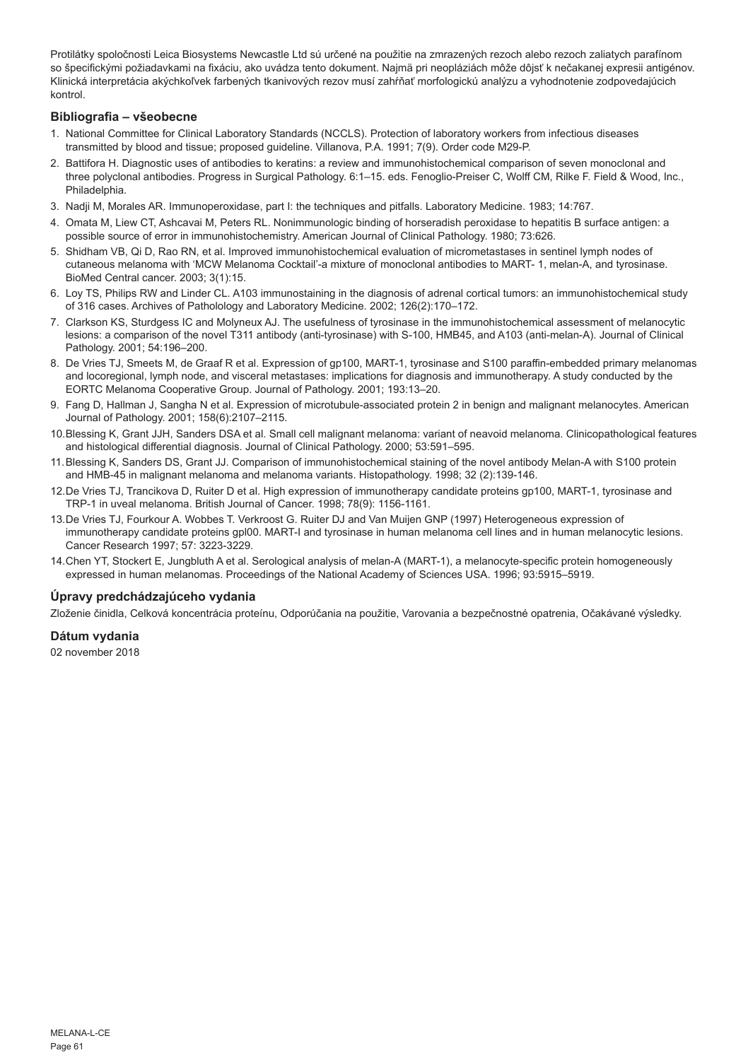Protilátky spoločnosti Leica Biosystems Newcastle Ltd sú určené na použitie na zmrazených rezoch alebo rezoch zaliatych parafínom so špecifickými požiadavkami na fixáciu, ako uvádza tento dokument. Najmä pri neopláziách môže dôjsť k nečakanej expresii antigénov. Klinická interpretácia akýchkoľvek farbených tkanivových rezov musí zahŕňať morfologickú analýzu a vyhodnotenie zodpovedajúcich kontrol.

## Bibliografia – všeobecne

1. National Committee for Clinical Laboratory Standards (NCCLS). Protection of laboratory workers from infectious diseases transmitted by blood and tissue; proposed guideline. Villanova, P.A. 1991; 7(9). Order code M29-P.
2. Battifora H. Diagnostic uses of antibodies to keratins: a review and immunohistochemical comparison of seven monoclonal and three polyclonal antibodies. Progress in Surgical Pathology. 6:1–15. eds. Fenoglio-Preiser C, Wolff CM, Rilke F. Field & Wood, Inc., Philadelphia.
3. Nadji M, Morales AR. Immunoperoxidase, part I: the techniques and pitfalls. Laboratory Medicine. 1983; 14:767.
4. Omata M, Liew CT, Ashcavai M, Peters RL. Nonimmunologic binding of horseradish peroxidase to hepatitis B surface antigen: a possible source of error in immunohistochemistry. American Journal of Clinical Pathology. 1980; 73:626.
5. Shidham VB, Qi D, Rao RN, et al. Improved immunohistochemical evaluation of micrometastases in sentinel lymph nodes of cutaneous melanoma with 'MCW Melanoma Cocktail'-a mixture of monoclonal antibodies to MART- 1, melan-A, and tyrosinase. BioMed Central cancer. 2003; 3(1):15.
6. Loy TS, Philips RW and Linder CL. A103 immunostaining in the diagnosis of adrenal cortical tumors: an immunohistochemical study of 316 cases. Archives of Patholology and Laboratory Medicine. 2002; 126(2):170–172.
7. Clarkson KS, Sturdgess IC and Molyneux AJ. The usefulness of tyrosinase in the immunohistochemical assessment of melanocytic lesions: a comparison of the novel T311 antibody (anti-tyrosinase) with S-100, HMB45, and A103 (anti-melan-A). Journal of Clinical Pathology. 2001; 54:196–200.
8. De Vries TJ, Smeets M, de Graaf R et al. Expression of gp100, MART-1, tyrosinase and S100 paraffin-embedded primary melanomas and locoregional, lymph node, and visceral metastases: implications for diagnosis and immunotherapy. A study conducted by the EORTC Melanoma Cooperative Group. Journal of Pathology. 2001; 193:13–20.
9. Fang D, Hallman J, Sangha N et al. Expression of microtubule-associated protein 2 in benign and malignant melanocytes. American Journal of Pathology. 2001; 158(6):2107–2115.
10. Blessing K, Grant JJH, Sanders DSA et al. Small cell malignant melanoma: variant of neavoid melanoma. Clinicopathological features and histological differential diagnosis. Journal of Clinical Pathology. 2000; 53:591–595.
11. Blessing K, Sanders DS, Grant JJ. Comparison of immunohistochemical staining of the novel antibody Melan-A with S100 protein and HMB-45 in malignant melanoma and melanoma variants. Histopathology. 1998; 32 (2):139-146.
12. De Vries TJ, Trancikova D, Ruiter D et al. High expression of immunotherapy candidate proteins gp100, MART-1, tyrosinase and TRP-1 in uveal melanoma. British Journal of Cancer. 1998; 78(9): 1156-1161.
13. De Vries TJ, Fourkour A. Wobbes T. Verkroost G. Ruiter DJ and Van Muijen GNP (1997) Heterogeneous expression of immunotherapy candidate proteins gpl00. MART-l and tyrosinase in human melanoma cell lines and in human melanocytic lesions. Cancer Research 1997; 57: 3223-3229.
14. Chen YT, Stockert E, Jungbluth A et al. Serological analysis of melan-A (MART-1), a melanocyte-specific protein homogeneously expressed in human melanomas. Proceedings of the National Academy of Sciences USA. 1996; 93:5915–5919.

## Úpravy predchádzajúceho vydania

Zloženie činidla, Celková koncentrácia proteínu, Odporúčania na použitie, Varovania a bezpečnostné opatrenia, Očakávané výsledky.

## Dátum vydania

02 november 2018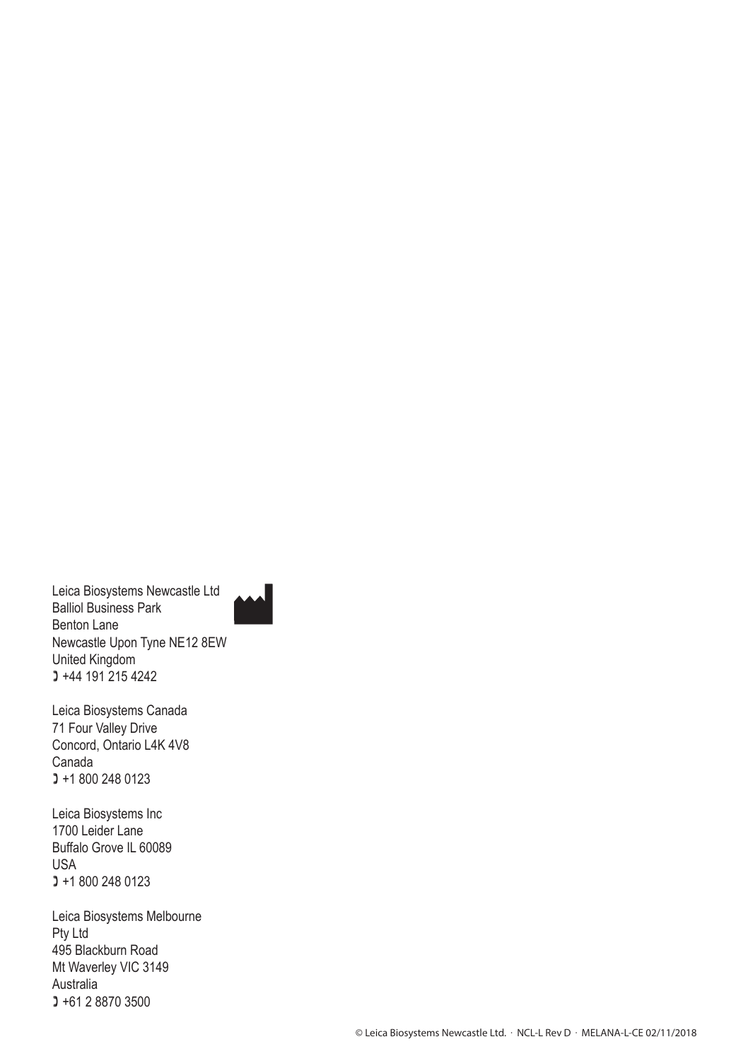Leica Biosystems Newcastle Ltd
Balliol Business Park
Benton Lane
Newcastle Upon Tyne NE12 8EW
United Kingdom
+44 191 215 4242

Leica Biosystems Canada
71 Four Valley Drive
Concord, Ontario L4K 4V8
Canada
+1 800 248 0123

Leica Biosystems Inc
1700 Leider Lane
Buffalo Grove IL 60089
USA
+1 800 248 0123

Leica Biosystems Melbourne
Pty Ltd
495 Blackburn Road
Mt Waverley VIC 3149
Australia
+61 2 8870 3500

© Leica Biosystems Newcastle Ltd. · NCL-L Rev D · MELANA-L-CE 02/11/2018